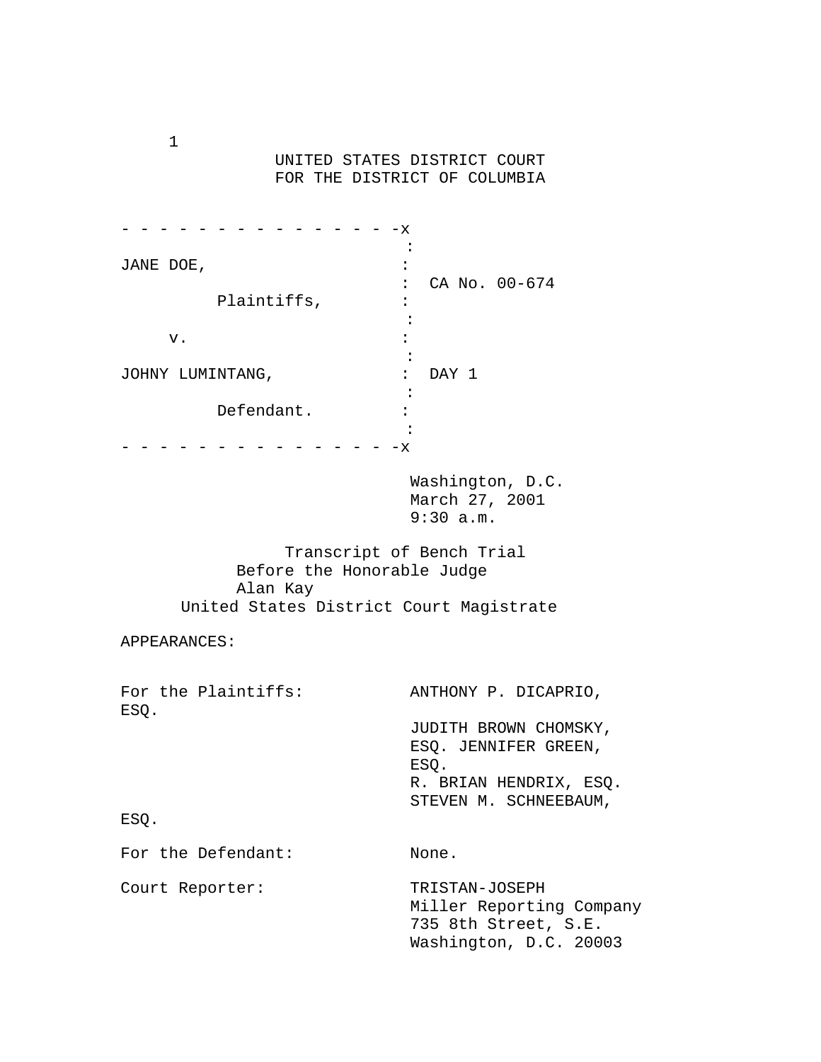UNITED STATES DISTRICT COURT
FOR THE DISTRICT OF COLUMBIA

```
- - - - - - - - - - - - - - -x
                             :
JANE DOE,                    :
                             :  CA No. 00-674
          Plaintiffs,        :
                             :
     v.                      :
                             :
JOHNY LUMINTANG,             :  DAY 1
                             :
          Defendant.         :
                             :
- - - - - - - - - - - - - - -x
```

Washington, D.C.
March 27, 2001
9:30 a.m.

Transcript of Bench Trial
Before the Honorable Judge
Alan Kay
United States District Court Magistrate

APPEARANCES:

For the Plaintiffs: ANTHONY P. DICAPRIO, ESQ.
JUDITH BROWN CHOMSKY, ESQ.
JENNIFER GREEN, ESQ.
R. BRIAN HENDRIX, ESQ.
STEVEN M. SCHNEEBAUM, ESQ.

For the Defendant: None.

Court Reporter: TRISTAN-JOSEPH
Miller Reporting Company
735 8th Street, S.E.
Washington, D.C. 20003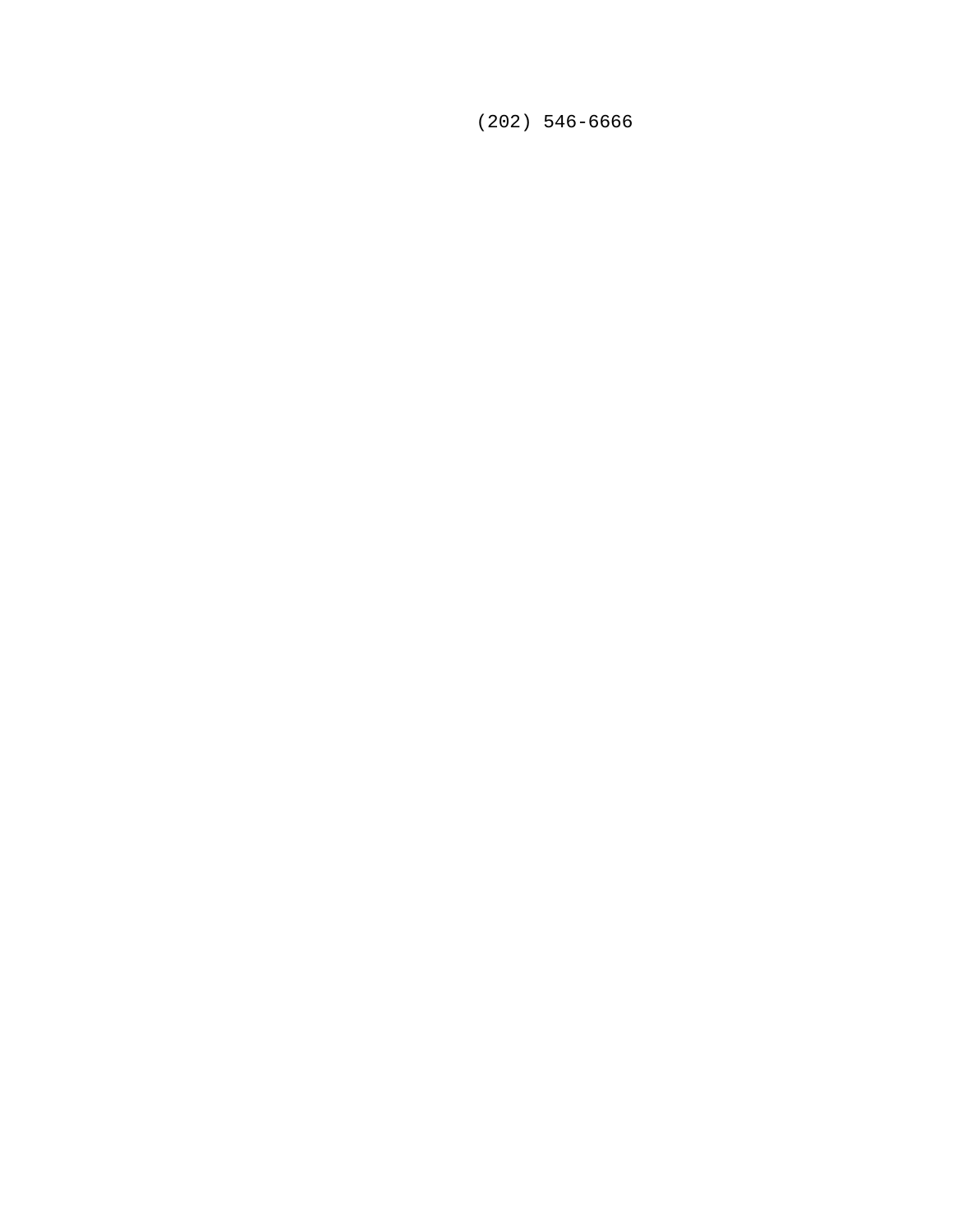(202) 546-6666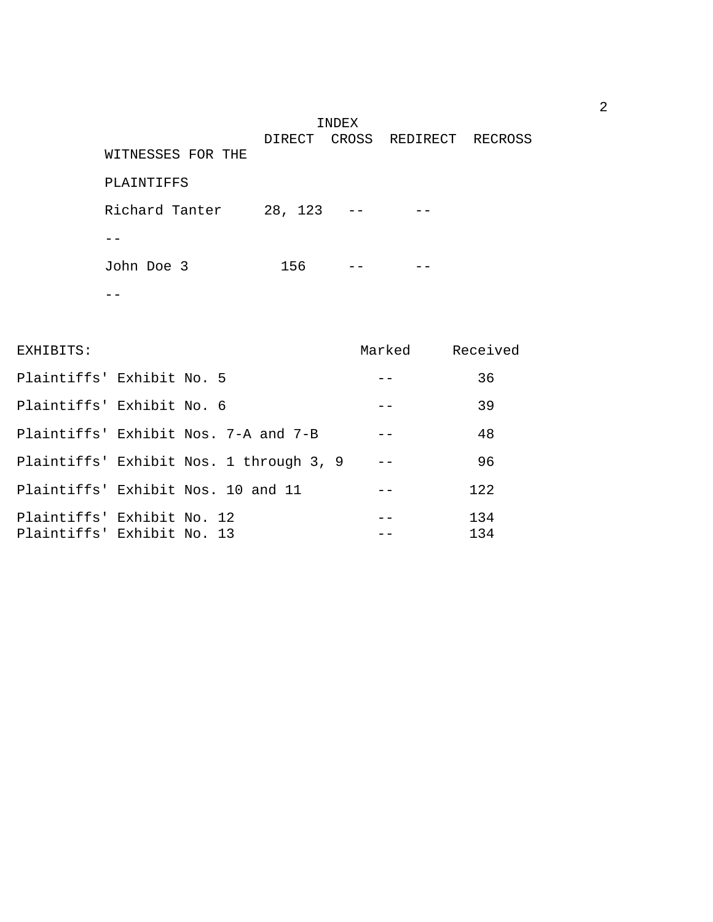# INDEX

| WITNESSES FOR THE PLAINTIFFS | DIRECT | CROSS | REDIRECT | RECROSS |
|---|---|---|---|---|
| Richard Tanter | 28, 123 | -- | -- | -- |
| John Doe 3 | 156 | -- | -- | -- |

| EXHIBITS: | Marked | Received |
|---|---|---|
| Plaintiffs' Exhibit No. 5 | -- | 36 |
| Plaintiffs' Exhibit No. 6 | -- | 39 |
| Plaintiffs' Exhibit Nos. 7-A and 7-B | -- | 48 |
| Plaintiffs' Exhibit Nos. 1 through 3, 9 | -- | 96 |
| Plaintiffs' Exhibit Nos. 10 and 11 | -- | 122 |
| Plaintiffs' Exhibit No. 12 | -- | 134 |
| Plaintiffs' Exhibit No. 13 | -- | 134 |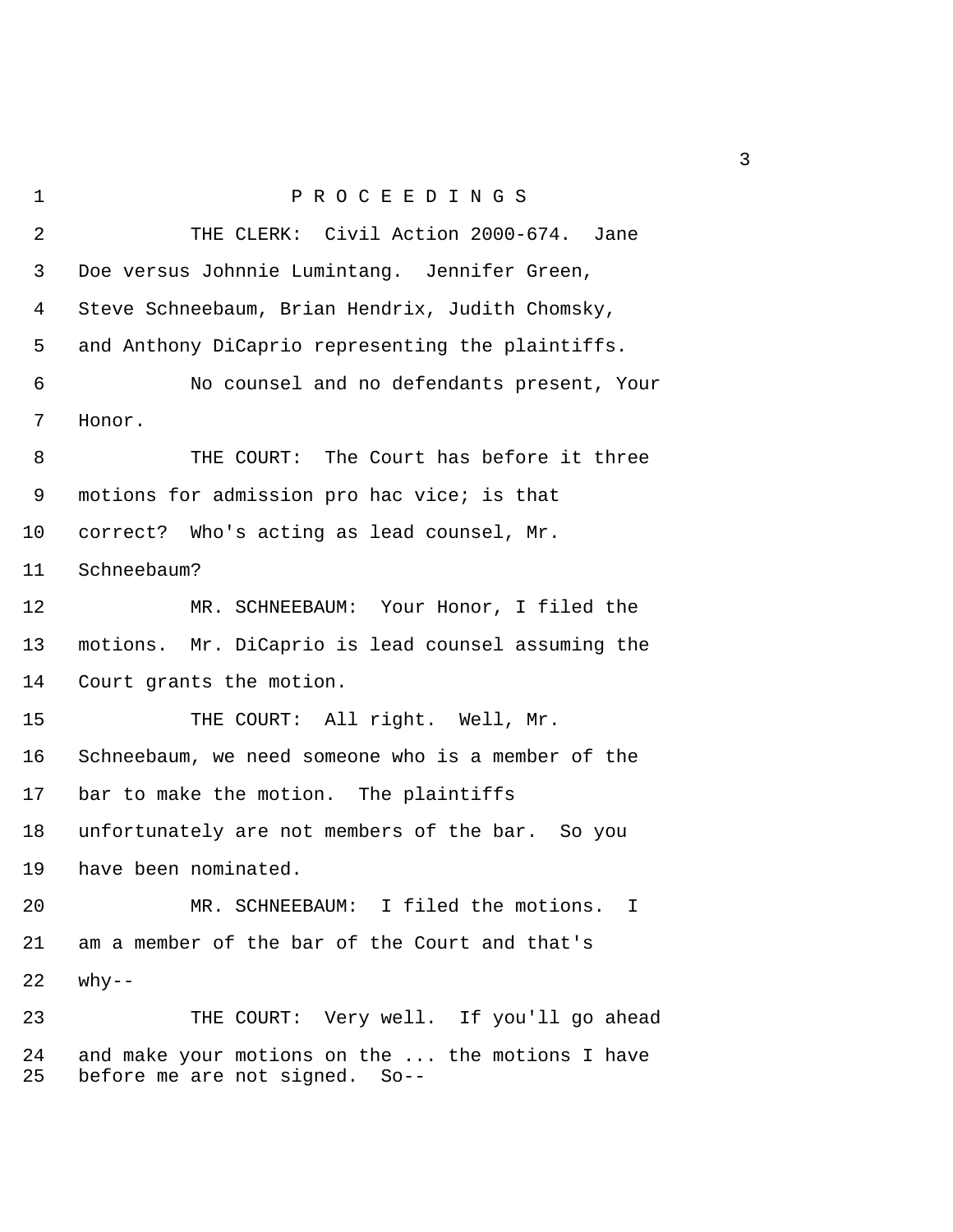# P R O C E E D I N G S

THE CLERK: Civil Action 2000-674. Jane Doe versus Johnnie Lumintang. Jennifer Green, Steve Schneebaum, Brian Hendrix, Judith Chomsky, and Anthony DiCaprio representing the plaintiffs.

No counsel and no defendants present, Your Honor.

THE COURT: The Court has before it three motions for admission pro hac vice; is that correct? Who's acting as lead counsel, Mr. Schneebaum?

MR. SCHNEEBAUM: Your Honor, I filed the motions. Mr. DiCaprio is lead counsel assuming the Court grants the motion.

THE COURT: All right. Well, Mr. Schneebaum, we need someone who is a member of the bar to make the motion. The plaintiffs unfortunately are not members of the bar. So you have been nominated.

MR. SCHNEEBAUM: I filed the motions. I am a member of the bar of the Court and that's why--

THE COURT: Very well. If you'll go ahead and make your motions on the ... the motions I have before me are not signed. So--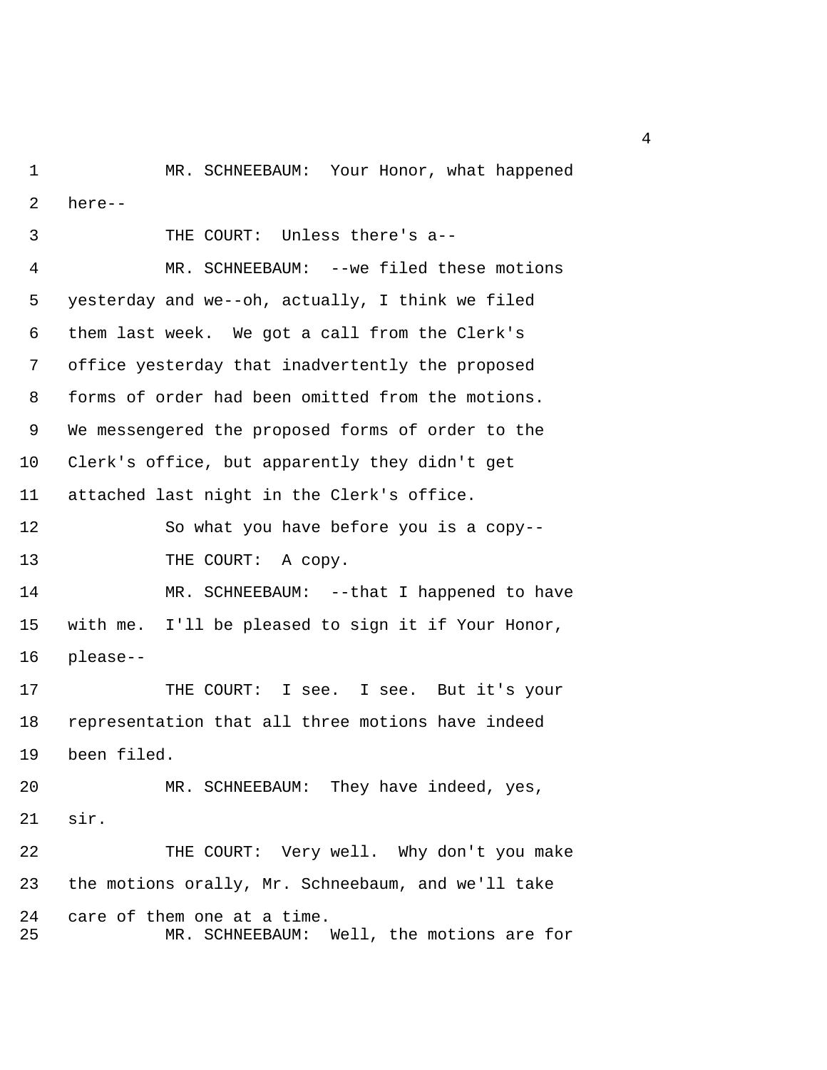MR. SCHNEEBAUM: Your Honor, what happened here--

THE COURT: Unless there's a--

MR. SCHNEEBAUM: --we filed these motions yesterday and we--oh, actually, I think we filed them last week. We got a call from the Clerk's office yesterday that inadvertently the proposed forms of order had been omitted from the motions. We messengered the proposed forms of order to the Clerk's office, but apparently they didn't get attached last night in the Clerk's office.

So what you have before you is a copy--

THE COURT: A copy.

MR. SCHNEEBAUM: --that I happened to have with me. I'll be pleased to sign it if Your Honor, please--

THE COURT: I see. I see. But it's your representation that all three motions have indeed been filed.

MR. SCHNEEBAUM: They have indeed, yes, sir.

THE COURT: Very well. Why don't you make the motions orally, Mr. Schneebaum, and we'll take care of them one at a time.

MR. SCHNEEBAUM: Well, the motions are for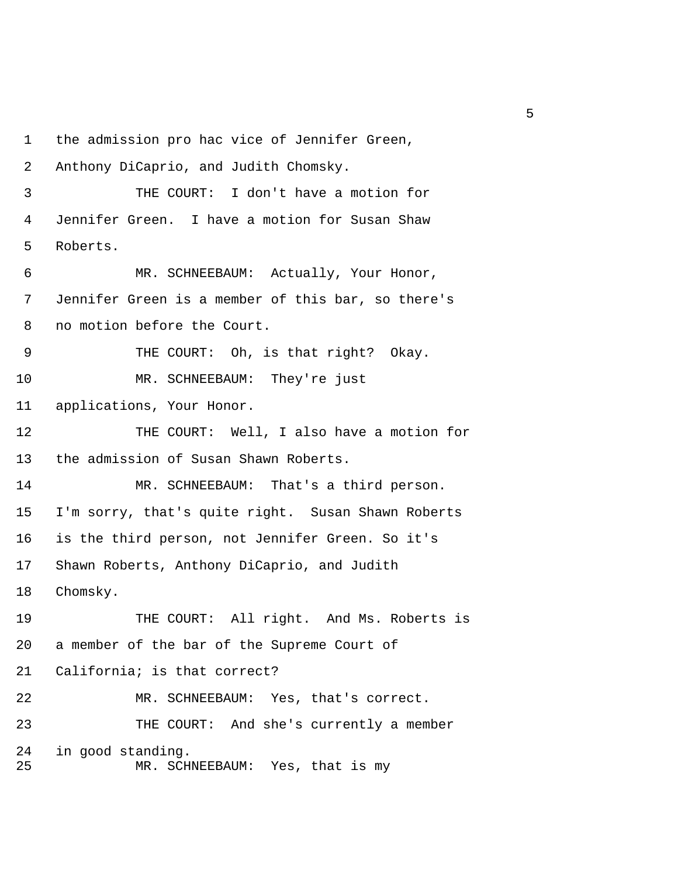1 the admission pro hac vice of Jennifer Green,
2 Anthony DiCaprio, and Judith Chomsky.
3 THE COURT: I don't have a motion for
4 Jennifer Green. I have a motion for Susan Shaw
5 Roberts.
6 MR. SCHNEEBAUM: Actually, Your Honor,
7 Jennifer Green is a member of this bar, so there's
8 no motion before the Court.
9 THE COURT: Oh, is that right? Okay.
10 MR. SCHNEEBAUM: They're just
11 applications, Your Honor.
12 THE COURT: Well, I also have a motion for
13 the admission of Susan Shawn Roberts.
14 MR. SCHNEEBAUM: That's a third person.
15 I'm sorry, that's quite right. Susan Shawn Roberts
16 is the third person, not Jennifer Green. So it's
17 Shawn Roberts, Anthony DiCaprio, and Judith
18 Chomsky.
19 THE COURT: All right. And Ms. Roberts is
20 a member of the bar of the Supreme Court of
21 California; is that correct?
22 MR. SCHNEEBAUM: Yes, that's correct.
23 THE COURT: And she's currently a member
24 in good standing.
25 MR. SCHNEEBAUM: Yes, that is my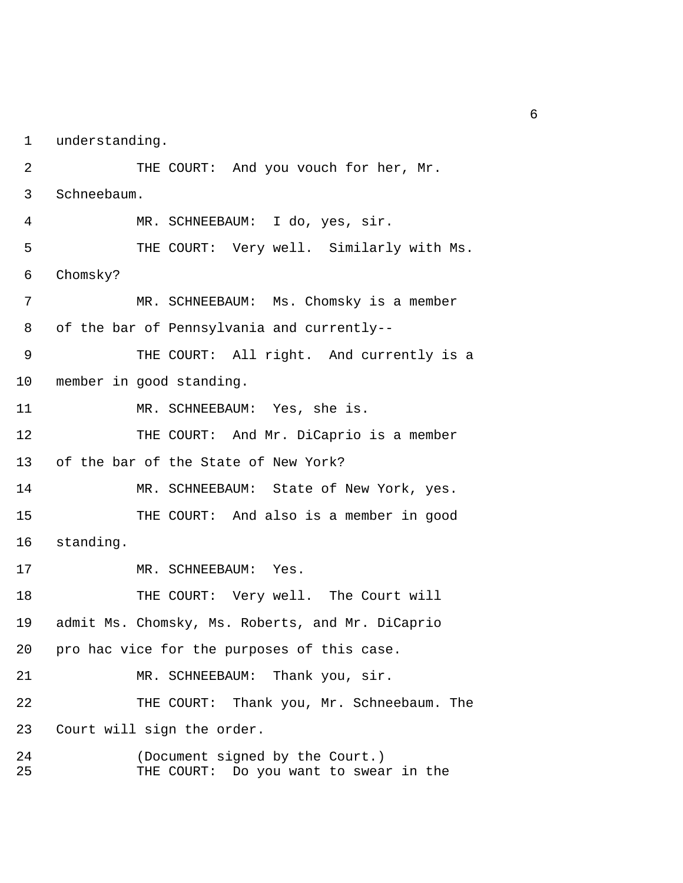1 understanding.

2 THE COURT: And you vouch for her, Mr.

3 Schneebaum.

4 MR. SCHNEEBAUM: I do, yes, sir.

5 THE COURT: Very well. Similarly with Ms.

6 Chomsky?

7 MR. SCHNEEBAUM: Ms. Chomsky is a member

8 of the bar of Pennsylvania and currently--

9 THE COURT: All right. And currently is a

10 member in good standing.

11 MR. SCHNEEBAUM: Yes, she is.

12 THE COURT: And Mr. DiCaprio is a member

13 of the bar of the State of New York?

14 MR. SCHNEEBAUM: State of New York, yes.

15 THE COURT: And also is a member in good

16 standing.

17 MR. SCHNEEBAUM: Yes.

18 THE COURT: Very well. The Court will

19 admit Ms. Chomsky, Ms. Roberts, and Mr. DiCaprio

20 pro hac vice for the purposes of this case.

21 MR. SCHNEEBAUM: Thank you, sir.

22 THE COURT: Thank you, Mr. Schneebaum. The

23 Court will sign the order.

24 (Document signed by the Court.)

25 THE COURT: Do you want to swear in the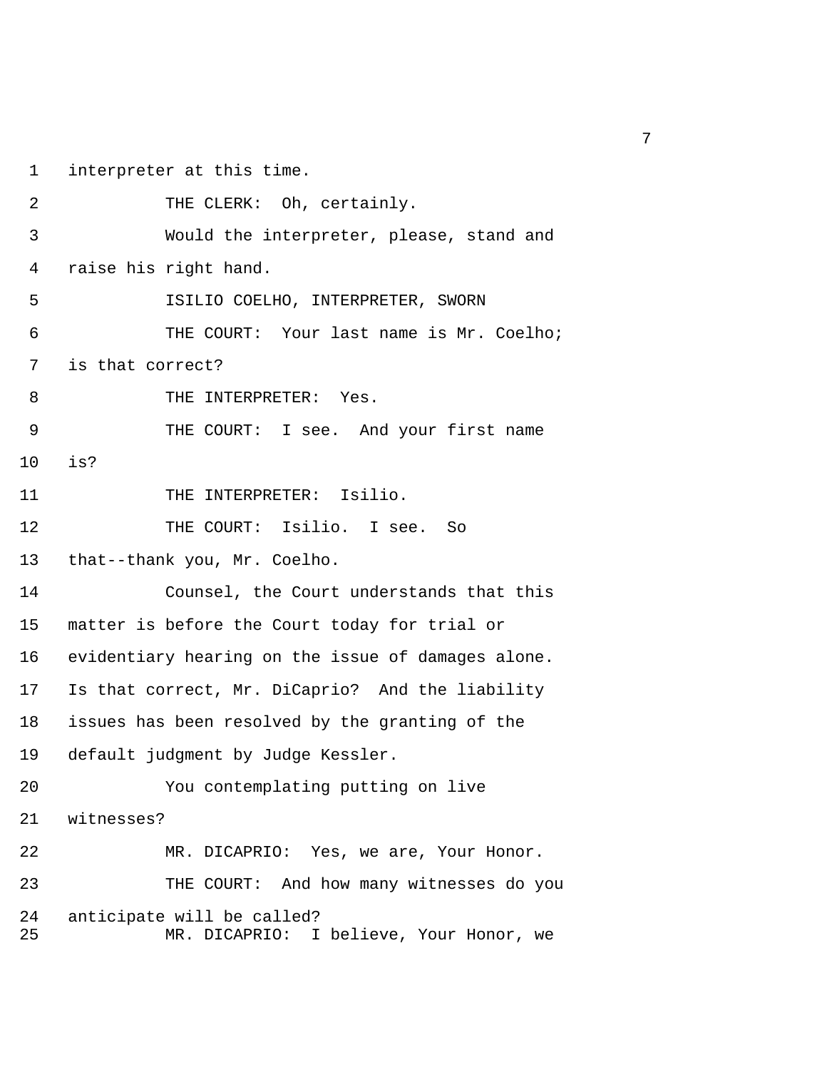1 interpreter at this time.

2 THE CLERK: Oh, certainly.

3 Would the interpreter, please, stand and

4 raise his right hand.

5 ISILIO COELHO, INTERPRETER, SWORN

6 THE COURT: Your last name is Mr. Coelho;

7 is that correct?

8 THE INTERPRETER: Yes.

9 THE COURT: I see. And your first name

10 is?

11 THE INTERPRETER: Isilio.

12 THE COURT: Isilio. I see. So

13 that--thank you, Mr. Coelho.

14 Counsel, the Court understands that this

15 matter is before the Court today for trial or

16 evidentiary hearing on the issue of damages alone.

17 Is that correct, Mr. DiCaprio? And the liability

18 issues has been resolved by the granting of the

19 default judgment by Judge Kessler.

20 You contemplating putting on live

21 witnesses?

22 MR. DICAPRIO: Yes, we are, Your Honor.

23 THE COURT: And how many witnesses do you

24 anticipate will be called?

25 MR. DICAPRIO: I believe, Your Honor, we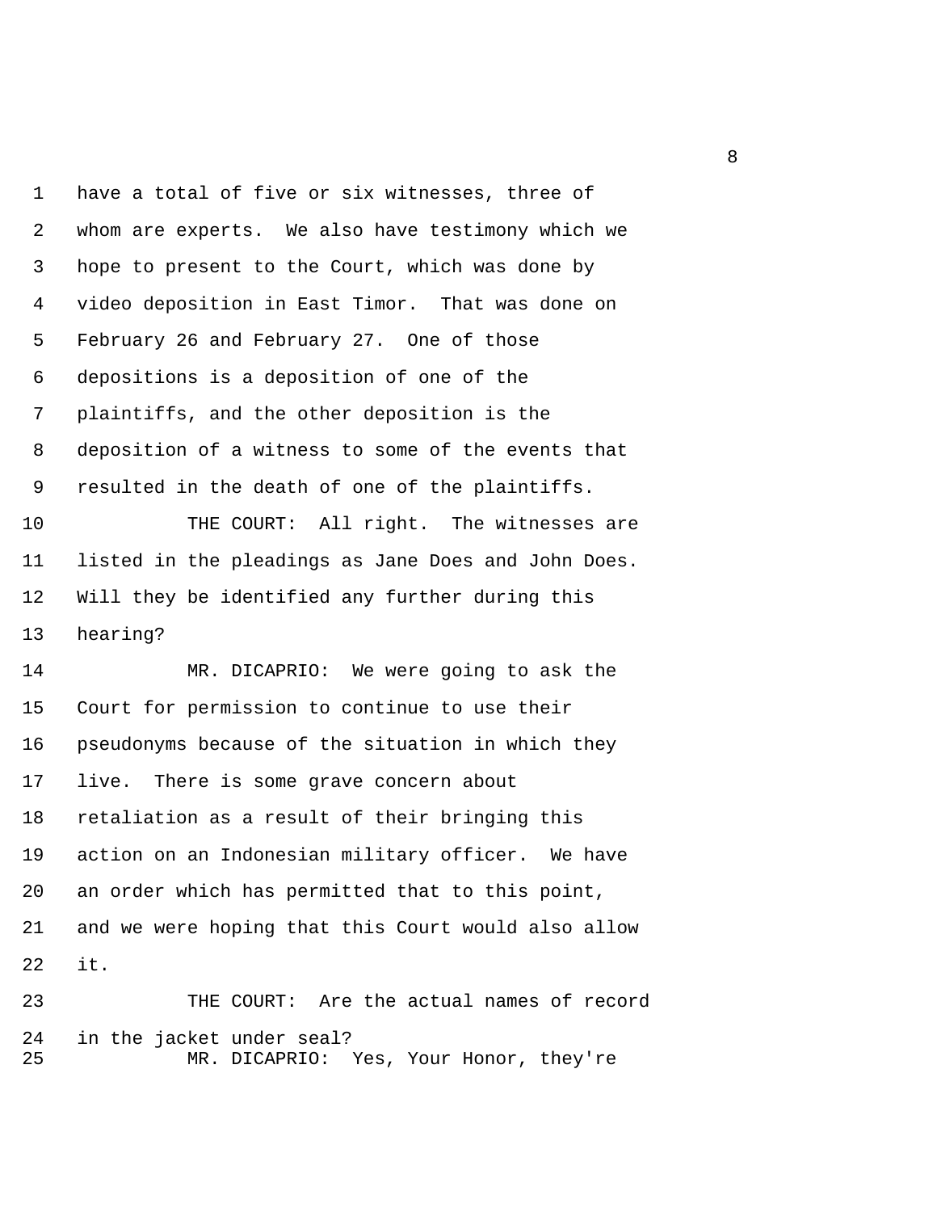1 have a total of five or six witnesses, three of
2 whom are experts. We also have testimony which we
3 hope to present to the Court, which was done by
4 video deposition in East Timor. That was done on
5 February 26 and February 27. One of those
6 depositions is a deposition of one of the
7 plaintiffs, and the other deposition is the
8 deposition of a witness to some of the events that
9 resulted in the death of one of the plaintiffs.
10 THE COURT: All right. The witnesses are
11 listed in the pleadings as Jane Does and John Does.
12 Will they be identified any further during this
13 hearing?
14 MR. DICAPRIO: We were going to ask the
15 Court for permission to continue to use their
16 pseudonyms because of the situation in which they
17 live. There is some grave concern about
18 retaliation as a result of their bringing this
19 action on an Indonesian military officer. We have
20 an order which has permitted that to this point,
21 and we were hoping that this Court would also allow
22 it.
23 THE COURT: Are the actual names of record
24 in the jacket under seal?
25 MR. DICAPRIO: Yes, Your Honor, they're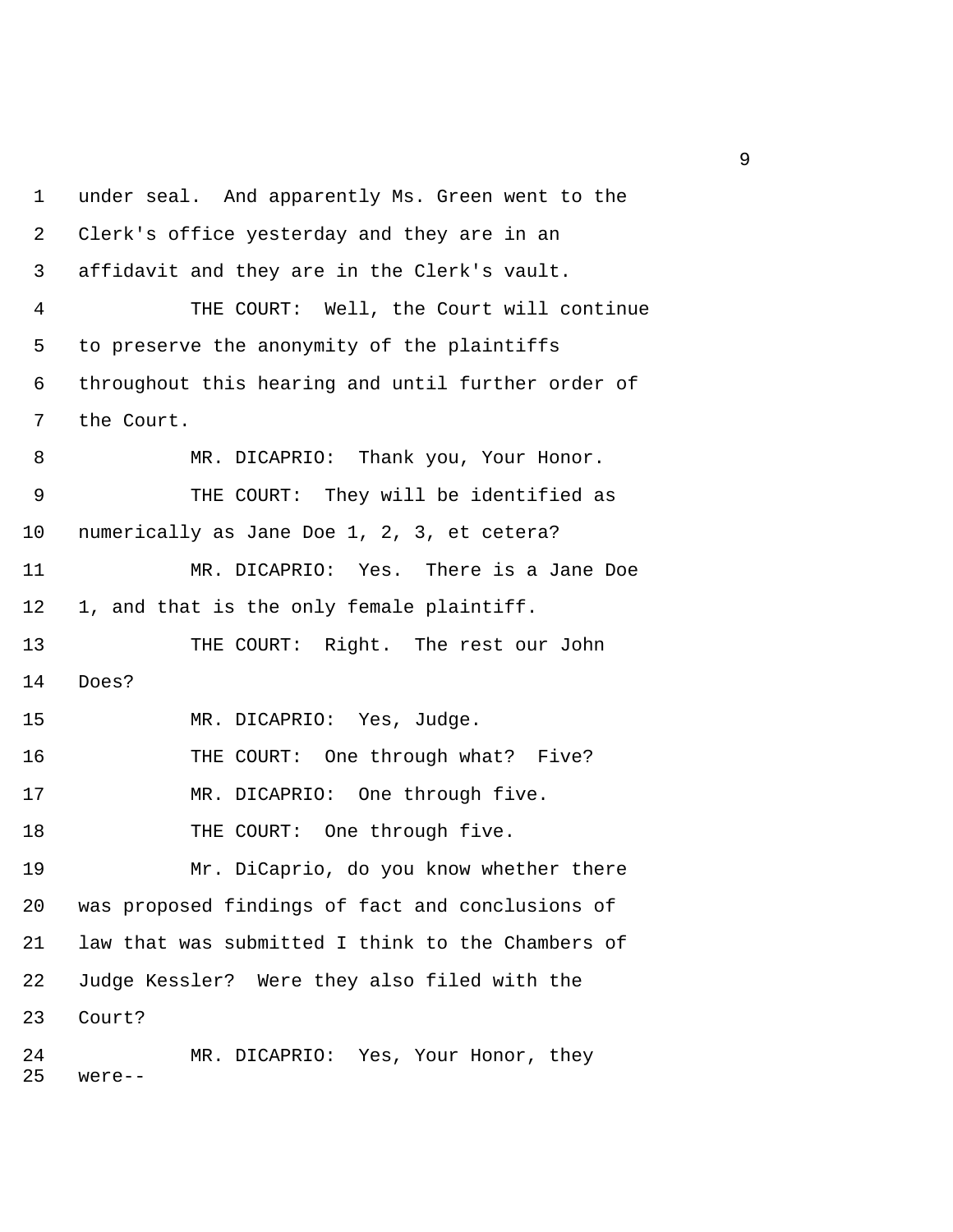under seal. And apparently Ms. Green went to the Clerk's office yesterday and they are in an affidavit and they are in the Clerk's vault.

THE COURT: Well, the Court will continue to preserve the anonymity of the plaintiffs throughout this hearing and until further order of the Court.

MR. DICAPRIO: Thank you, Your Honor.

THE COURT: They will be identified as numerically as Jane Doe 1, 2, 3, et cetera?

MR. DICAPRIO: Yes. There is a Jane Doe 1, and that is the only female plaintiff.

THE COURT: Right. The rest our John Does?

MR. DICAPRIO: Yes, Judge.

THE COURT: One through what? Five?

MR. DICAPRIO: One through five.

THE COURT: One through five.

Mr. DiCaprio, do you know whether there was proposed findings of fact and conclusions of law that was submitted I think to the Chambers of Judge Kessler? Were they also filed with the Court?

MR. DICAPRIO: Yes, Your Honor, they were--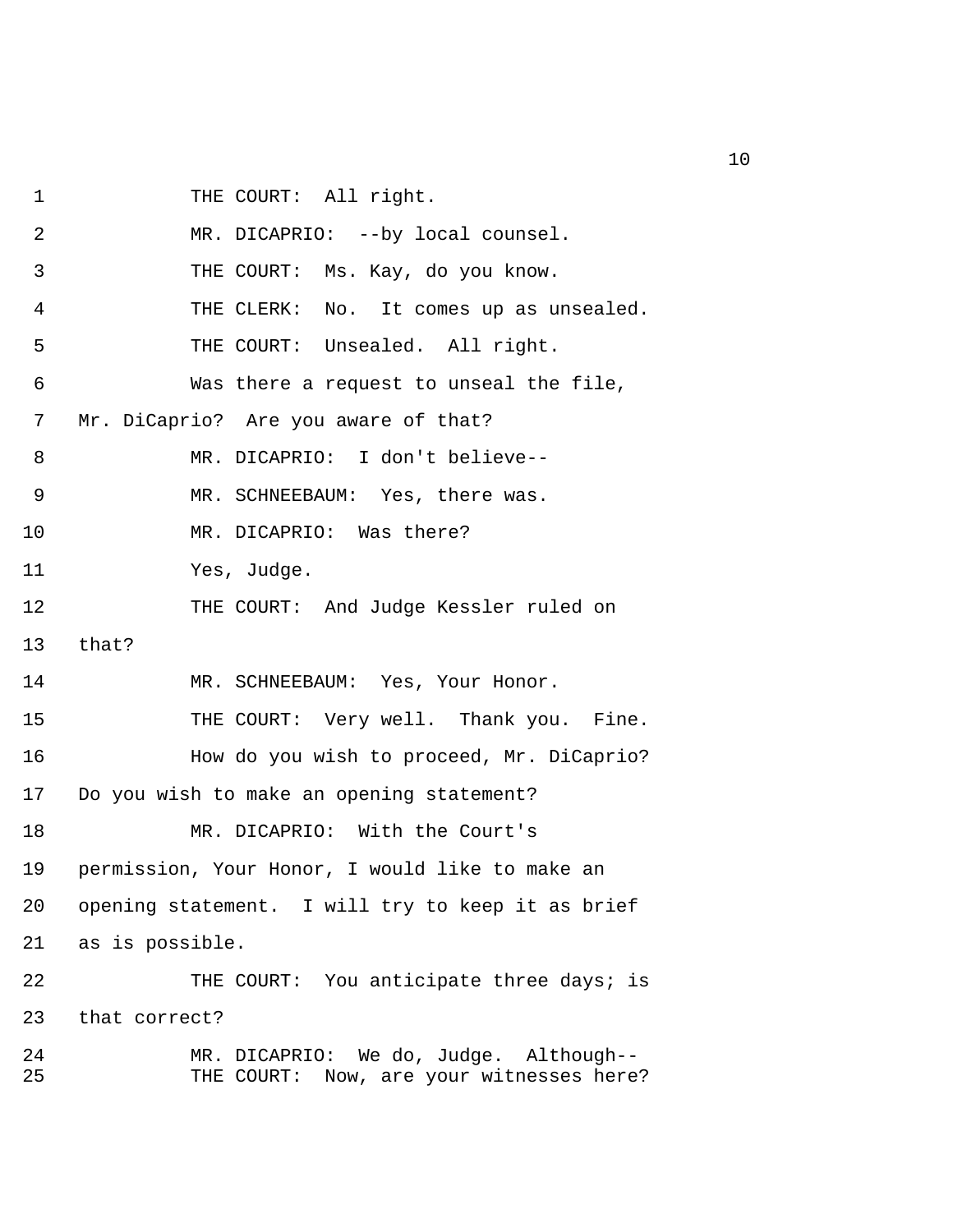1 THE COURT: All right.

2 MR. DICAPRIO: --by local counsel.

3 THE COURT: Ms. Kay, do you know.

4 THE CLERK: No. It comes up as unsealed.

5 THE COURT: Unsealed. All right.

6 Was there a request to unseal the file,

7 Mr. DiCaprio? Are you aware of that?

8 MR. DICAPRIO: I don't believe--

9 MR. SCHNEEBAUM: Yes, there was.

10 MR. DICAPRIO: Was there?

11 Yes, Judge.

12 THE COURT: And Judge Kessler ruled on

13 that?

14 MR. SCHNEEBAUM: Yes, Your Honor.

15 THE COURT: Very well. Thank you. Fine.

16 How do you wish to proceed, Mr. DiCaprio?

17 Do you wish to make an opening statement?

18 MR. DICAPRIO: With the Court's

19 permission, Your Honor, I would like to make an

20 opening statement. I will try to keep it as brief

21 as is possible.

22 THE COURT: You anticipate three days; is

23 that correct?

24 MR. DICAPRIO: We do, Judge. Although--

25 THE COURT: Now, are your witnesses here?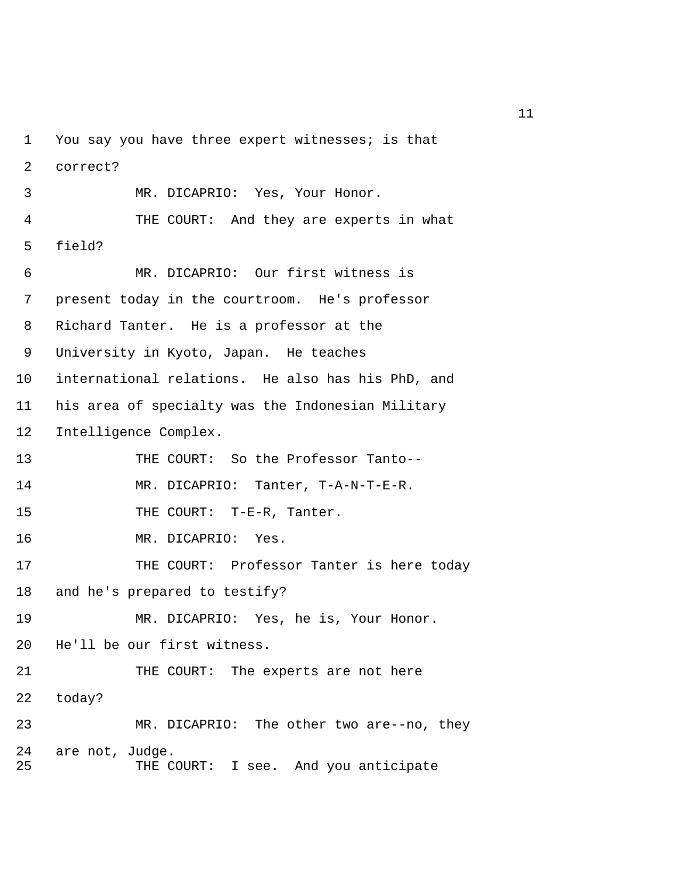You say you have three expert witnesses; is that correct?

MR. DICAPRIO: Yes, Your Honor.

THE COURT: And they are experts in what field?

MR. DICAPRIO: Our first witness is present today in the courtroom. He's professor Richard Tanter. He is a professor at the University in Kyoto, Japan. He teaches international relations. He also has his PhD, and his area of specialty was the Indonesian Military Intelligence Complex.

THE COURT: So the Professor Tanto--

MR. DICAPRIO: Tanter, T-A-N-T-E-R.

THE COURT: T-E-R, Tanter.

MR. DICAPRIO: Yes.

THE COURT: Professor Tanter is here today and he's prepared to testify?

MR. DICAPRIO: Yes, he is, Your Honor. He'll be our first witness.

THE COURT: The experts are not here today?

MR. DICAPRIO: The other two are--no, they are not, Judge.

THE COURT: I see. And you anticipate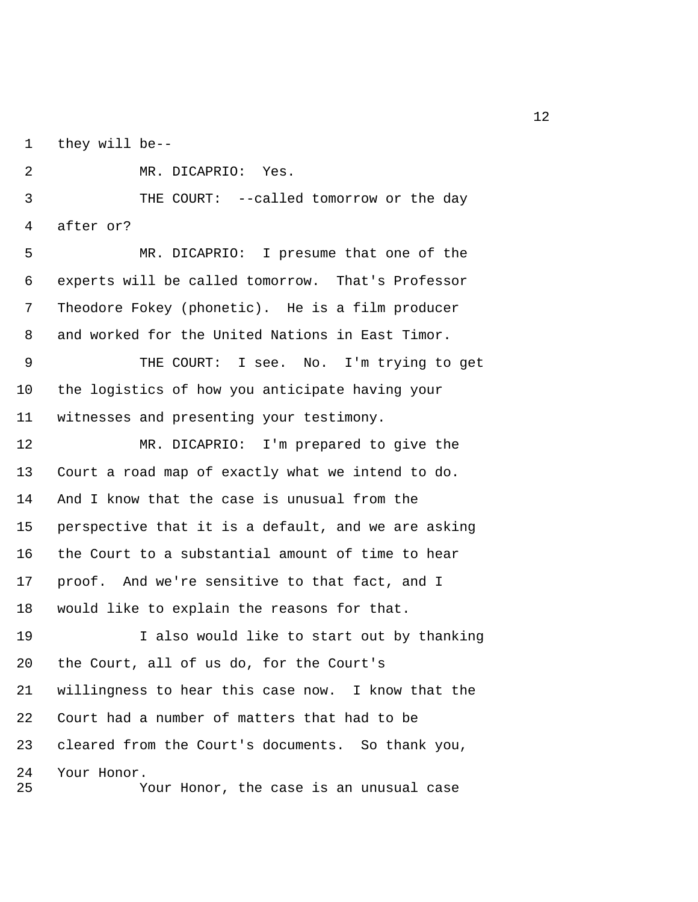1 they will be--

2 MR. DICAPRIO: Yes.

3 THE COURT: --called tomorrow or the day

4 after or?

5 MR. DICAPRIO: I presume that one of the

6 experts will be called tomorrow. That's Professor

7 Theodore Fokey (phonetic). He is a film producer

8 and worked for the United Nations in East Timor.

9 THE COURT: I see. No. I'm trying to get

10 the logistics of how you anticipate having your

11 witnesses and presenting your testimony.

12 MR. DICAPRIO: I'm prepared to give the

13 Court a road map of exactly what we intend to do.

14 And I know that the case is unusual from the

15 perspective that it is a default, and we are asking

16 the Court to a substantial amount of time to hear

17 proof. And we're sensitive to that fact, and I

18 would like to explain the reasons for that.

19 I also would like to start out by thanking

20 the Court, all of us do, for the Court's

21 willingness to hear this case now. I know that the

22 Court had a number of matters that had to be

23 cleared from the Court's documents. So thank you,

24 Your Honor.

25 Your Honor, the case is an unusual case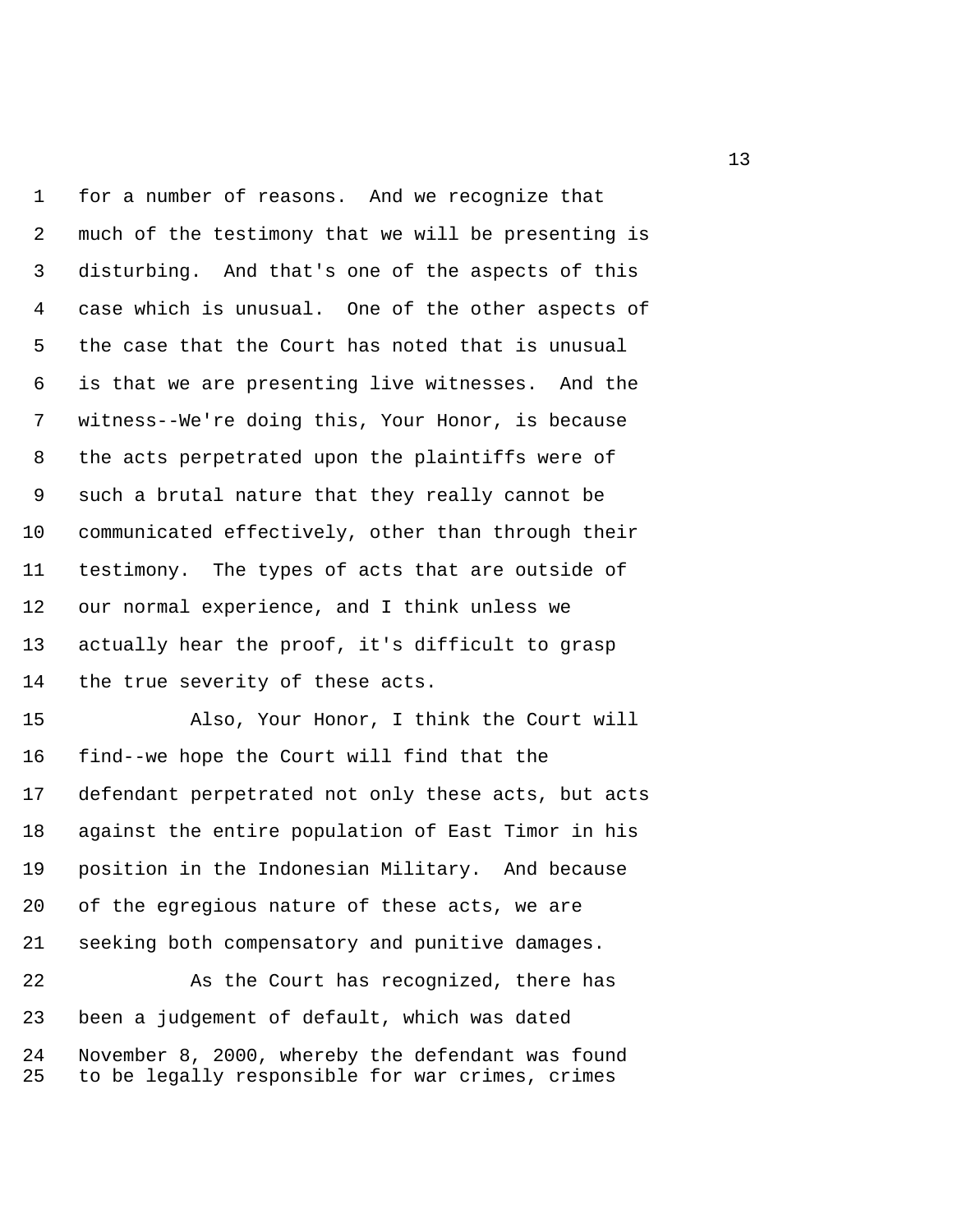for a number of reasons. And we recognize that much of the testimony that we will be presenting is disturbing. And that's one of the aspects of this case which is unusual. One of the other aspects of the case that the Court has noted that is unusual is that we are presenting live witnesses. And the witness--We're doing this, Your Honor, is because the acts perpetrated upon the plaintiffs were of such a brutal nature that they really cannot be communicated effectively, other than through their testimony. The types of acts that are outside of our normal experience, and I think unless we actually hear the proof, it's difficult to grasp the true severity of these acts.

Also, Your Honor, I think the Court will find--we hope the Court will find that the defendant perpetrated not only these acts, but acts against the entire population of East Timor in his position in the Indonesian Military. And because of the egregious nature of these acts, we are seeking both compensatory and punitive damages.

As the Court has recognized, there has been a judgement of default, which was dated November 8, 2000, whereby the defendant was found to be legally responsible for war crimes, crimes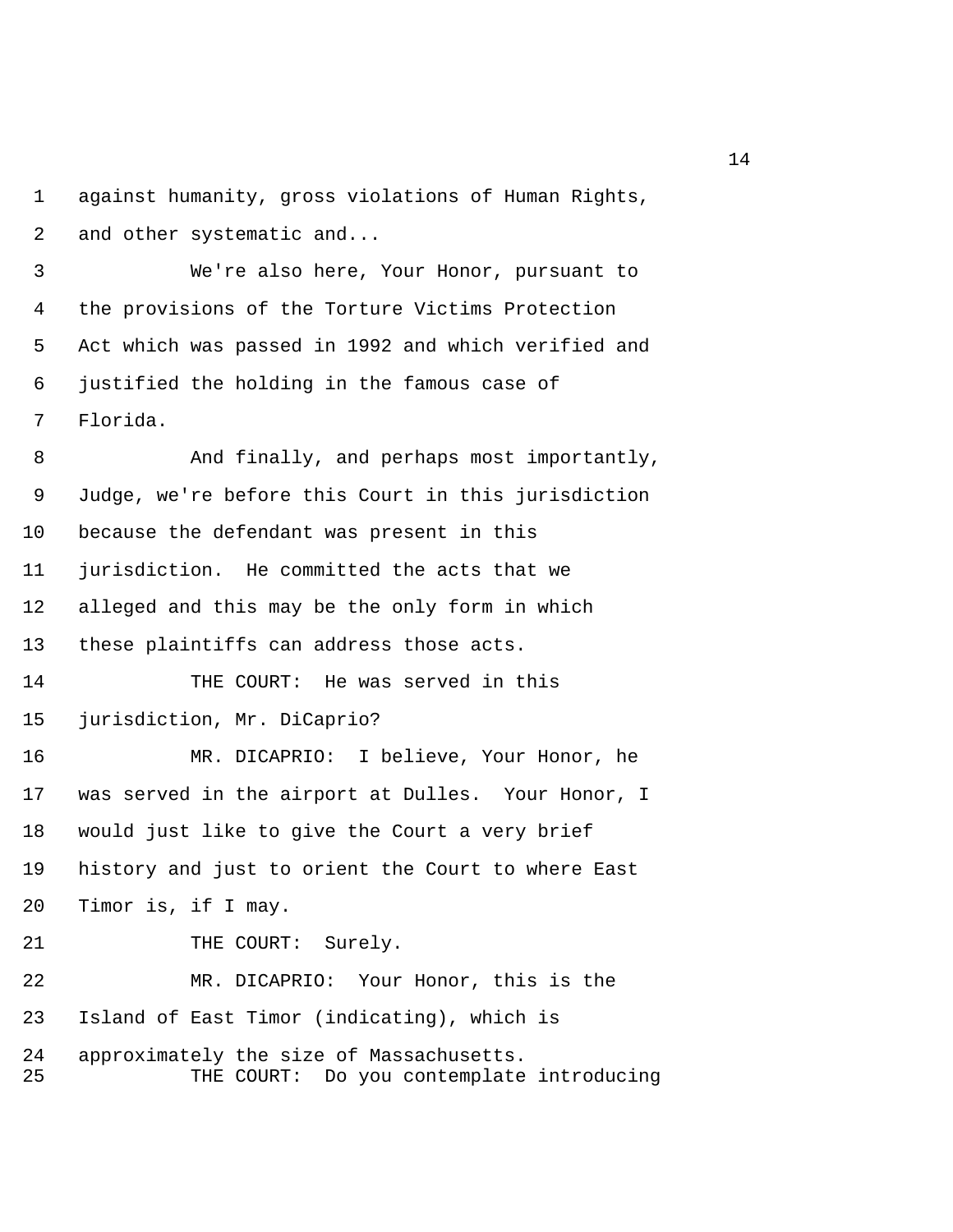against humanity, gross violations of Human Rights, and other systematic and...

We're also here, Your Honor, pursuant to the provisions of the Torture Victims Protection Act which was passed in 1992 and which verified and justified the holding in the famous case of Florida.

And finally, and perhaps most importantly, Judge, we're before this Court in this jurisdiction because the defendant was present in this jurisdiction. He committed the acts that we alleged and this may be the only form in which these plaintiffs can address those acts.

THE COURT: He was served in this jurisdiction, Mr. DiCaprio?

MR. DICAPRIO: I believe, Your Honor, he was served in the airport at Dulles. Your Honor, I would just like to give the Court a very brief history and just to orient the Court to where East Timor is, if I may.

THE COURT: Surely.

MR. DICAPRIO: Your Honor, this is the Island of East Timor (indicating), which is approximately the size of Massachusetts.

THE COURT: Do you contemplate introducing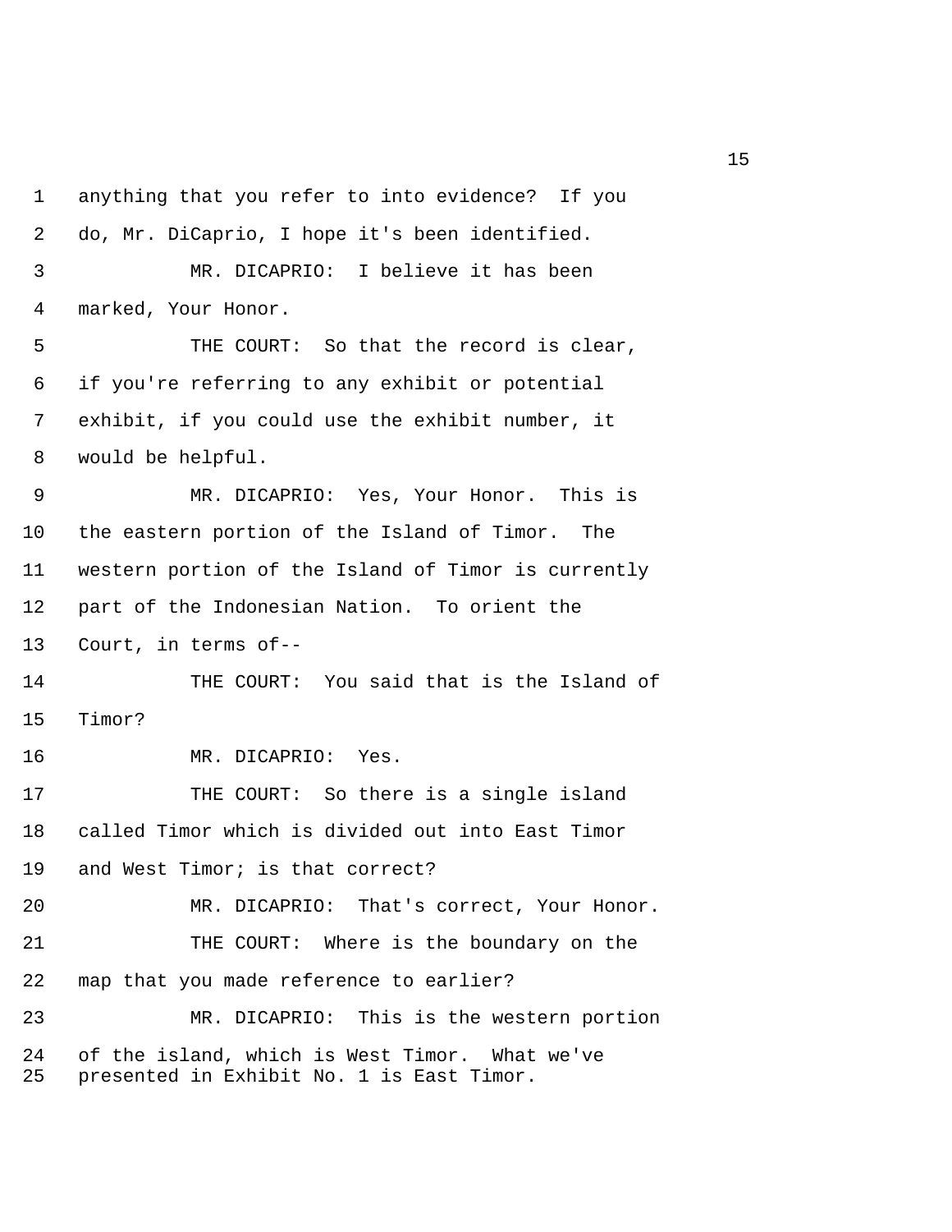anything that you refer to into evidence? If you do, Mr. DiCaprio, I hope it's been identified.

MR. DICAPRIO: I believe it has been marked, Your Honor.

THE COURT: So that the record is clear, if you're referring to any exhibit or potential exhibit, if you could use the exhibit number, it would be helpful.

MR. DICAPRIO: Yes, Your Honor. This is the eastern portion of the Island of Timor. The western portion of the Island of Timor is currently part of the Indonesian Nation. To orient the Court, in terms of--

THE COURT: You said that is the Island of Timor?

MR. DICAPRIO: Yes.

THE COURT: So there is a single island called Timor which is divided out into East Timor and West Timor; is that correct?

MR. DICAPRIO: That's correct, Your Honor.

THE COURT: Where is the boundary on the map that you made reference to earlier?

MR. DICAPRIO: This is the western portion of the island, which is West Timor. What we've presented in Exhibit No. 1 is East Timor.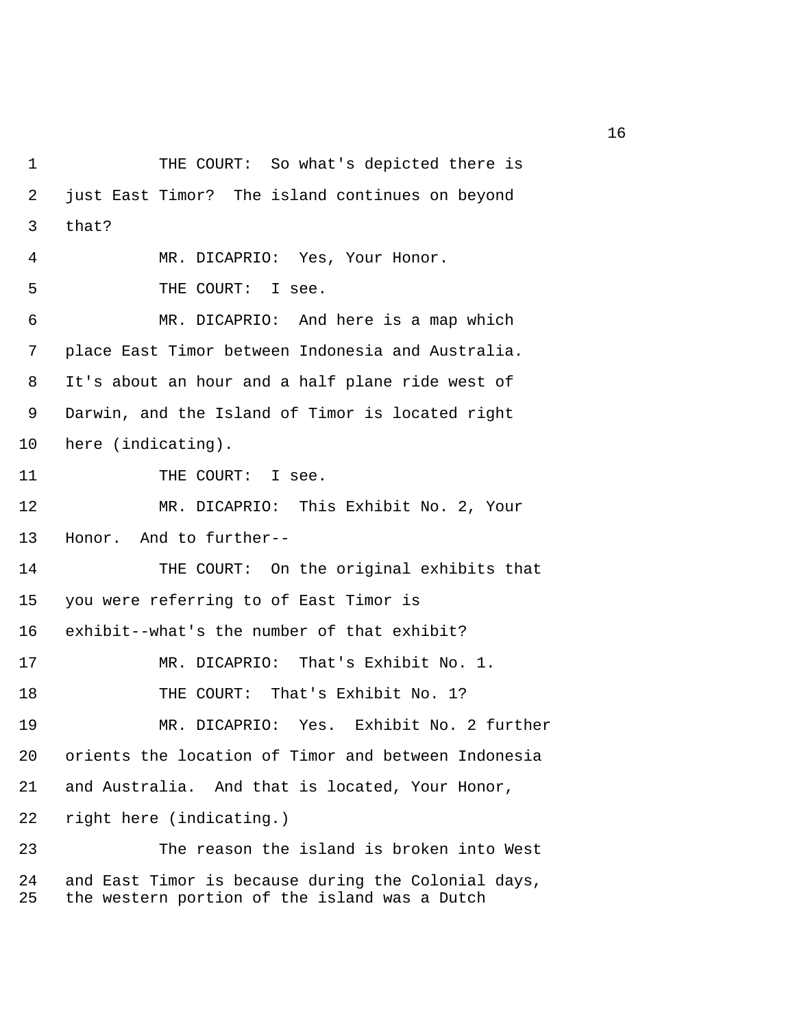THE COURT: So what's depicted there is just East Timor? The island continues on beyond that?

MR. DICAPRIO: Yes, Your Honor.

THE COURT: I see.

MR. DICAPRIO: And here is a map which place East Timor between Indonesia and Australia. It's about an hour and a half plane ride west of Darwin, and the Island of Timor is located right here (indicating).

THE COURT: I see.

MR. DICAPRIO: This Exhibit No. 2, Your Honor. And to further--

THE COURT: On the original exhibits that you were referring to of East Timor is exhibit--what's the number of that exhibit?

MR. DICAPRIO: That's Exhibit No. 1.

THE COURT: That's Exhibit No. 1?

MR. DICAPRIO: Yes. Exhibit No. 2 further orients the location of Timor and between Indonesia and Australia. And that is located, Your Honor, right here (indicating.)

The reason the island is broken into West and East Timor is because during the Colonial days, the western portion of the island was a Dutch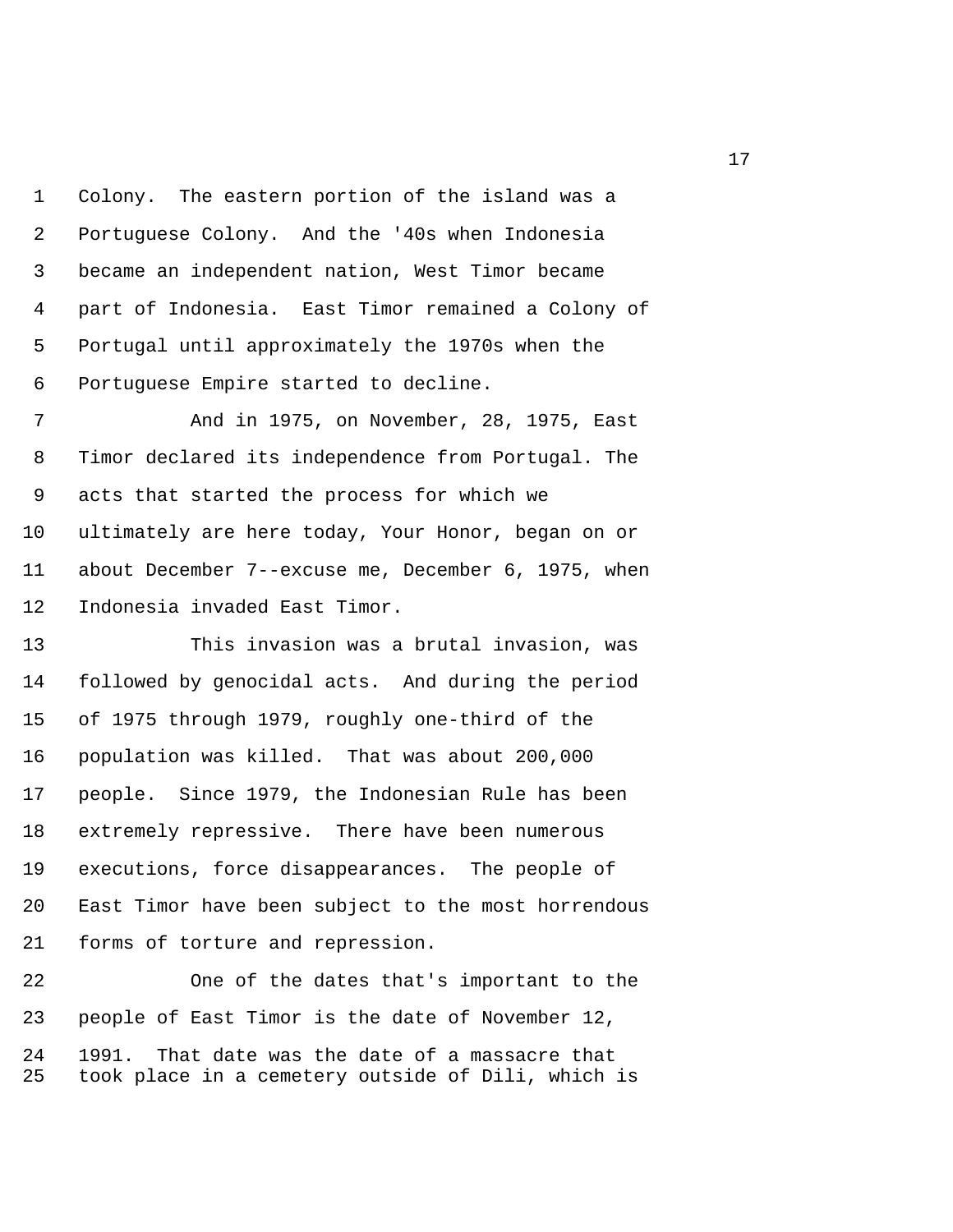Colony. The eastern portion of the island was a Portuguese Colony. And the '40s when Indonesia became an independent nation, West Timor became part of Indonesia. East Timor remained a Colony of Portugal until approximately the 1970s when the Portuguese Empire started to decline.

And in 1975, on November, 28, 1975, East Timor declared its independence from Portugal. The acts that started the process for which we ultimately are here today, Your Honor, began on or about December 7--excuse me, December 6, 1975, when Indonesia invaded East Timor.

This invasion was a brutal invasion, was followed by genocidal acts. And during the period of 1975 through 1979, roughly one-third of the population was killed. That was about 200,000 people. Since 1979, the Indonesian Rule has been extremely repressive. There have been numerous executions, force disappearances. The people of East Timor have been subject to the most horrendous forms of torture and repression.

One of the dates that's important to the people of East Timor is the date of November 12, 1991. That date was the date of a massacre that took place in a cemetery outside of Dili, which is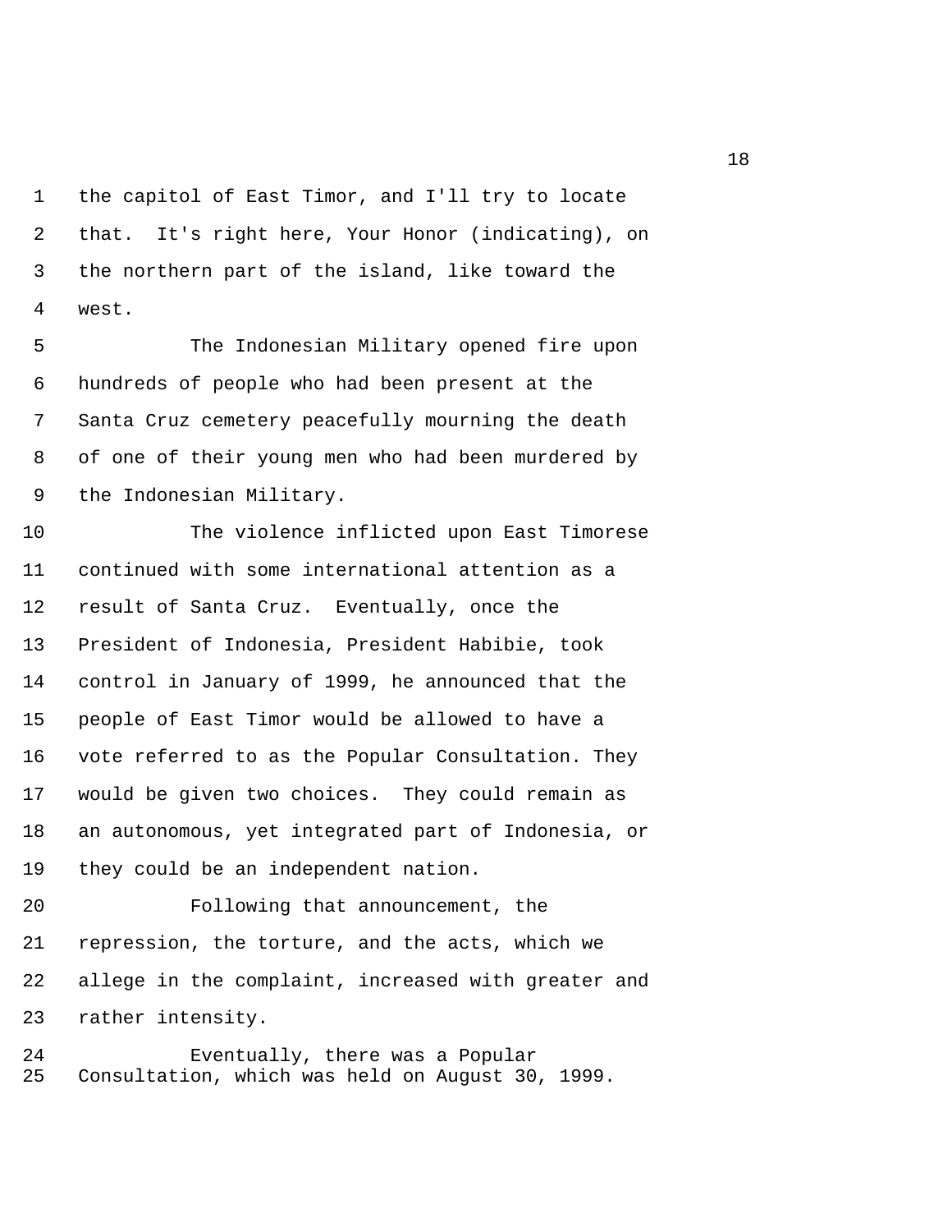the capitol of East Timor, and I'll try to locate that. It's right here, Your Honor (indicating), on the northern part of the island, like toward the west.

The Indonesian Military opened fire upon hundreds of people who had been present at the Santa Cruz cemetery peacefully mourning the death of one of their young men who had been murdered by the Indonesian Military.

The violence inflicted upon East Timorese continued with some international attention as a result of Santa Cruz. Eventually, once the President of Indonesia, President Habibie, took control in January of 1999, he announced that the people of East Timor would be allowed to have a vote referred to as the Popular Consultation. They would be given two choices. They could remain as an autonomous, yet integrated part of Indonesia, or they could be an independent nation.

Following that announcement, the repression, the torture, and the acts, which we allege in the complaint, increased with greater and rather intensity.

Eventually, there was a Popular Consultation, which was held on August 30, 1999.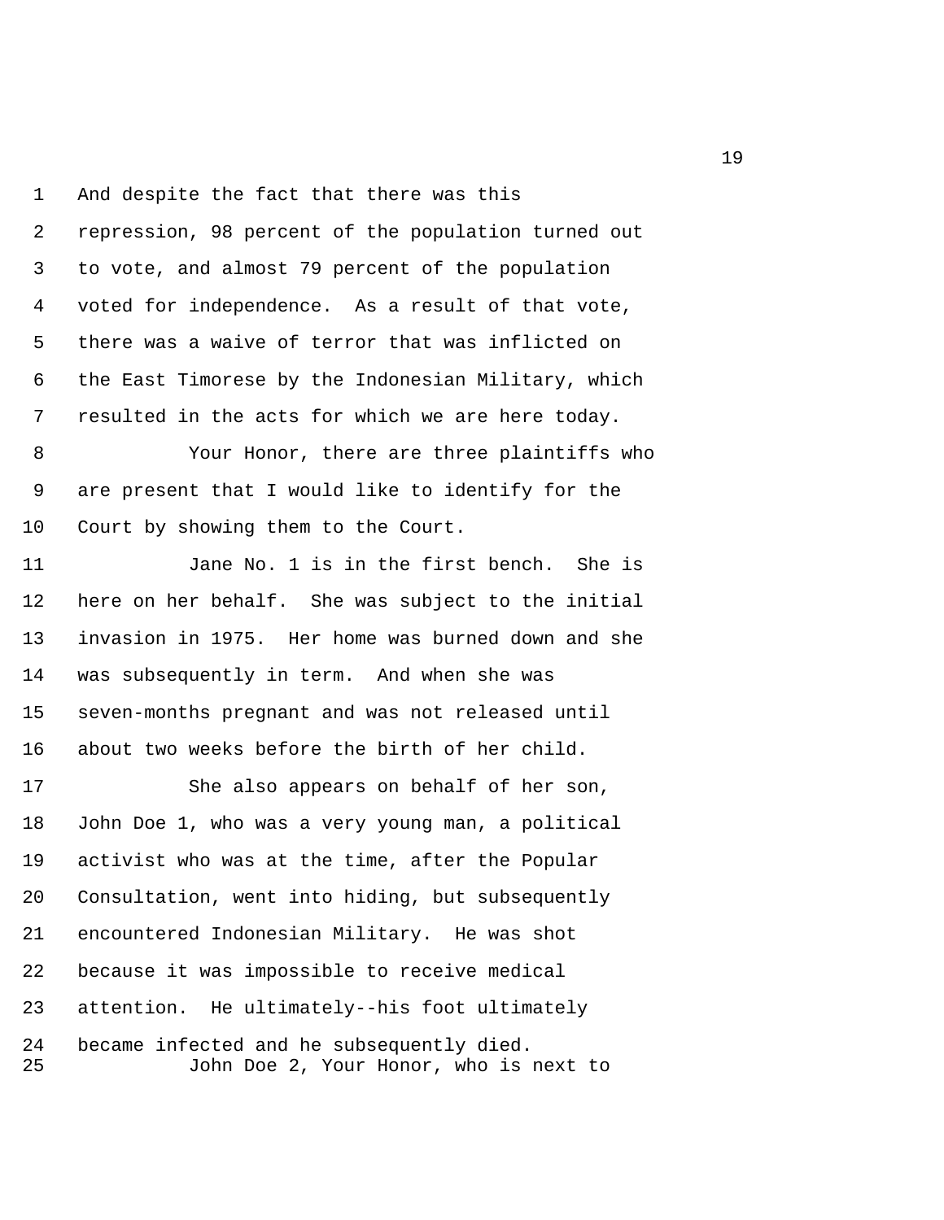And despite the fact that there was this repression, 98 percent of the population turned out to vote, and almost 79 percent of the population voted for independence. As a result of that vote, there was a waive of terror that was inflicted on the East Timorese by the Indonesian Military, which resulted in the acts for which we are here today.

Your Honor, there are three plaintiffs who are present that I would like to identify for the Court by showing them to the Court.

Jane No. 1 is in the first bench. She is here on her behalf. She was subject to the initial invasion in 1975. Her home was burned down and she was subsequently in term. And when she was seven-months pregnant and was not released until about two weeks before the birth of her child.

She also appears on behalf of her son, John Doe 1, who was a very young man, a political activist who was at the time, after the Popular Consultation, went into hiding, but subsequently encountered Indonesian Military. He was shot because it was impossible to receive medical attention. He ultimately--his foot ultimately became infected and he subsequently died.

John Doe 2, Your Honor, who is next to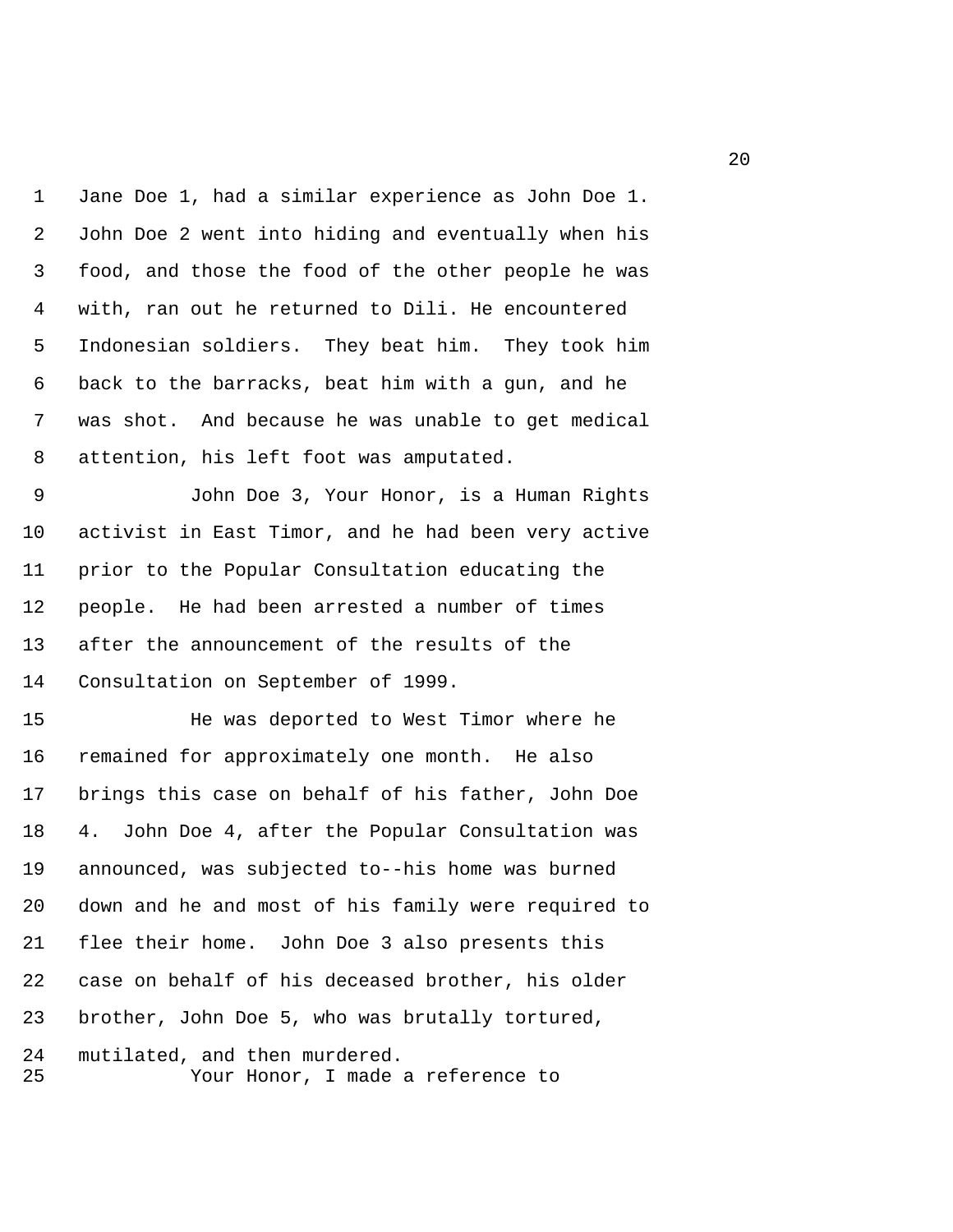Jane Doe 1, had a similar experience as John Doe 1. John Doe 2 went into hiding and eventually when his food, and those the food of the other people he was with, ran out he returned to Dili. He encountered Indonesian soldiers. They beat him. They took him back to the barracks, beat him with a gun, and he was shot. And because he was unable to get medical attention, his left foot was amputated.

John Doe 3, Your Honor, is a Human Rights activist in East Timor, and he had been very active prior to the Popular Consultation educating the people. He had been arrested a number of times after the announcement of the results of the Consultation on September of 1999.

He was deported to West Timor where he remained for approximately one month. He also brings this case on behalf of his father, John Doe 4. John Doe 4, after the Popular Consultation was announced, was subjected to--his home was burned down and he and most of his family were required to flee their home. John Doe 3 also presents this case on behalf of his deceased brother, his older brother, John Doe 5, who was brutally tortured, mutilated, and then murdered.

Your Honor, I made a reference to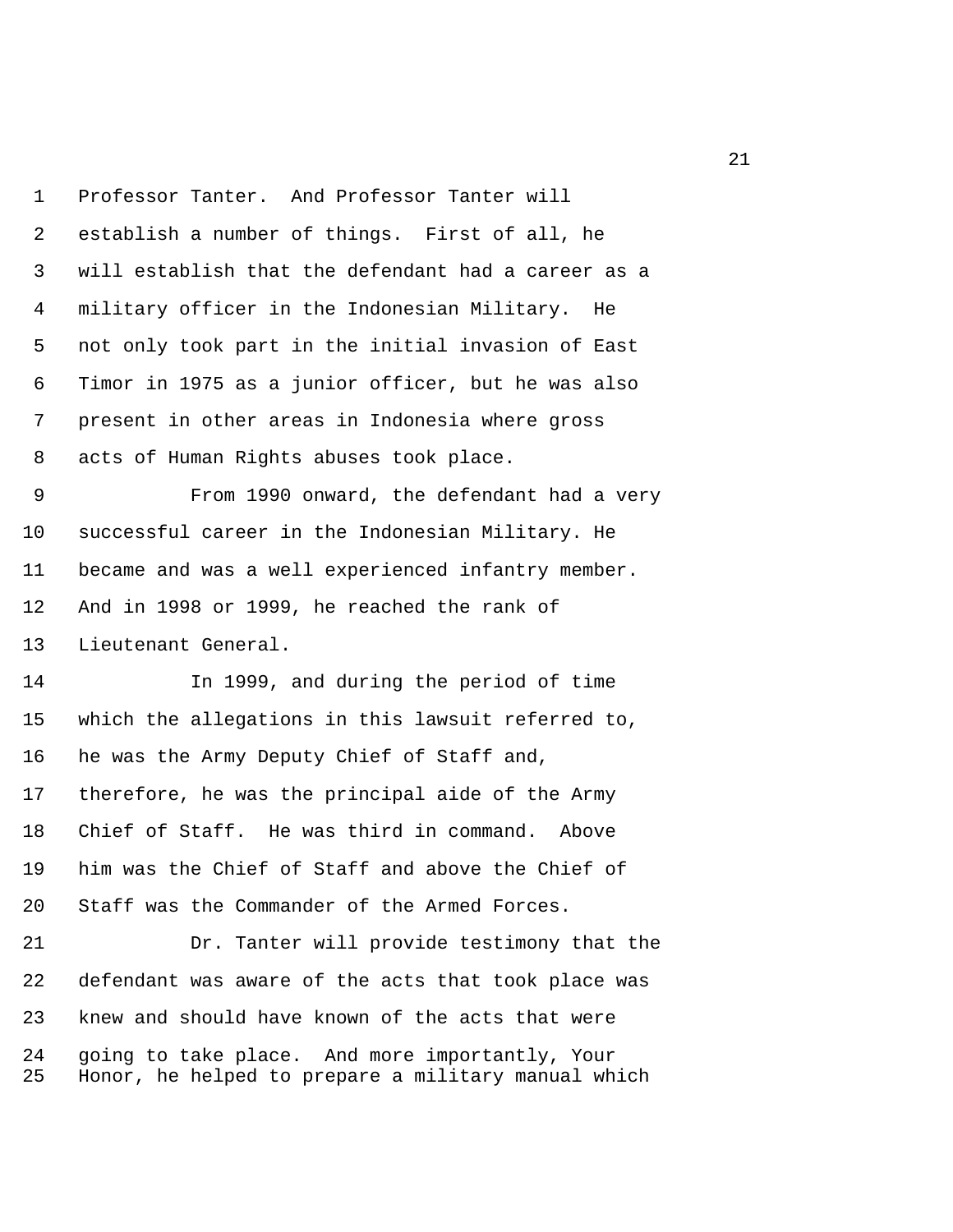Professor Tanter. And Professor Tanter will establish a number of things. First of all, he will establish that the defendant had a career as a military officer in the Indonesian Military. He not only took part in the initial invasion of East Timor in 1975 as a junior officer, but he was also present in other areas in Indonesia where gross acts of Human Rights abuses took place.

From 1990 onward, the defendant had a very successful career in the Indonesian Military. He became and was a well experienced infantry member. And in 1998 or 1999, he reached the rank of Lieutenant General.

In 1999, and during the period of time which the allegations in this lawsuit referred to, he was the Army Deputy Chief of Staff and, therefore, he was the principal aide of the Army Chief of Staff. He was third in command. Above him was the Chief of Staff and above the Chief of Staff was the Commander of the Armed Forces.

Dr. Tanter will provide testimony that the defendant was aware of the acts that took place was knew and should have known of the acts that were going to take place. And more importantly, Your Honor, he helped to prepare a military manual which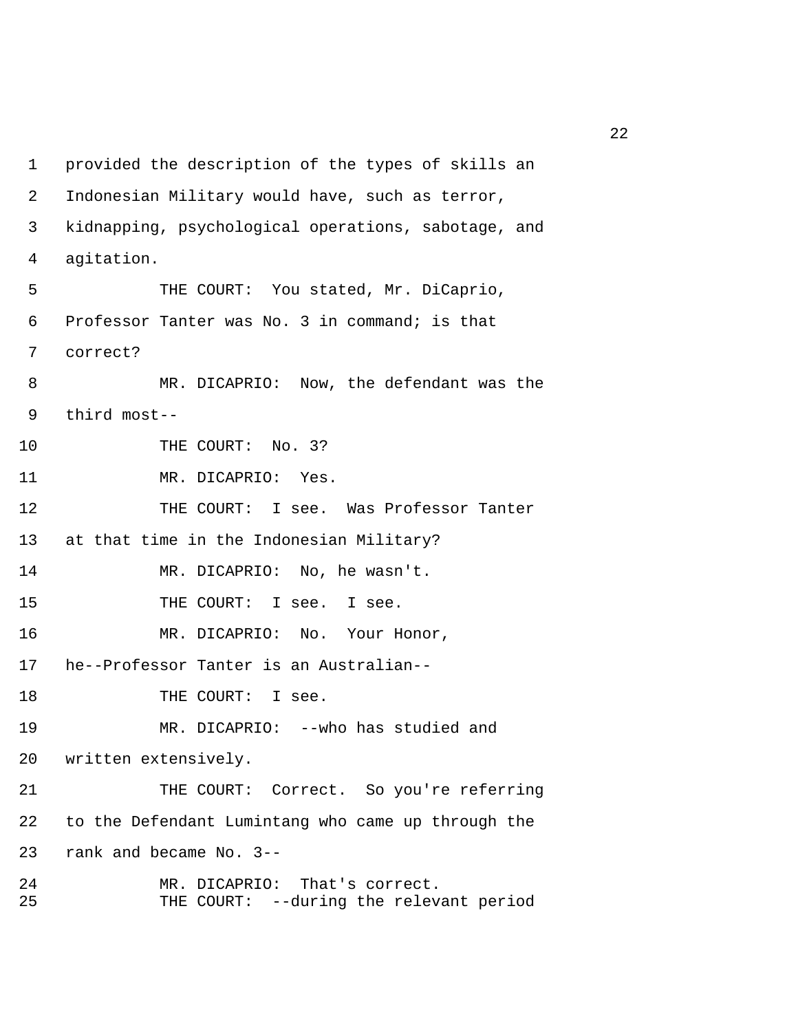1 provided the description of the types of skills an
2 Indonesian Military would have, such as terror,
3 kidnapping, psychological operations, sabotage, and
4 agitation.
5 THE COURT: You stated, Mr. DiCaprio,
6 Professor Tanter was No. 3 in command; is that
7 correct?
8 MR. DICAPRIO: Now, the defendant was the
9 third most--
10 THE COURT: No. 3?
11 MR. DICAPRIO: Yes.
12 THE COURT: I see. Was Professor Tanter
13 at that time in the Indonesian Military?
14 MR. DICAPRIO: No, he wasn't.
15 THE COURT: I see. I see.
16 MR. DICAPRIO: No. Your Honor,
17 he--Professor Tanter is an Australian--
18 THE COURT: I see.
19 MR. DICAPRIO: --who has studied and
20 written extensively.
21 THE COURT: Correct. So you're referring
22 to the Defendant Lumintang who came up through the
23 rank and became No. 3--
24 MR. DICAPRIO: That's correct.
25 THE COURT: --during the relevant period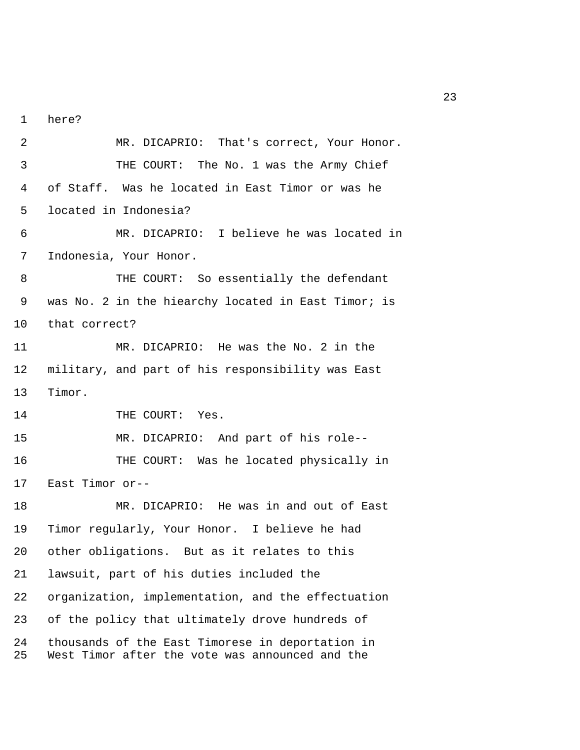here?

MR. DICAPRIO: That's correct, Your Honor.

THE COURT: The No. 1 was the Army Chief of Staff. Was he located in East Timor or was he located in Indonesia?

MR. DICAPRIO: I believe he was located in Indonesia, Your Honor.

THE COURT: So essentially the defendant was No. 2 in the hiearchy located in East Timor; is that correct?

MR. DICAPRIO: He was the No. 2 in the military, and part of his responsibility was East Timor.

THE COURT: Yes.

MR. DICAPRIO: And part of his role--

THE COURT: Was he located physically in East Timor or--

MR. DICAPRIO: He was in and out of East Timor regularly, Your Honor. I believe he had other obligations. But as it relates to this lawsuit, part of his duties included the organization, implementation, and the effectuation of the policy that ultimately drove hundreds of thousands of the East Timorese in deportation in West Timor after the vote was announced and the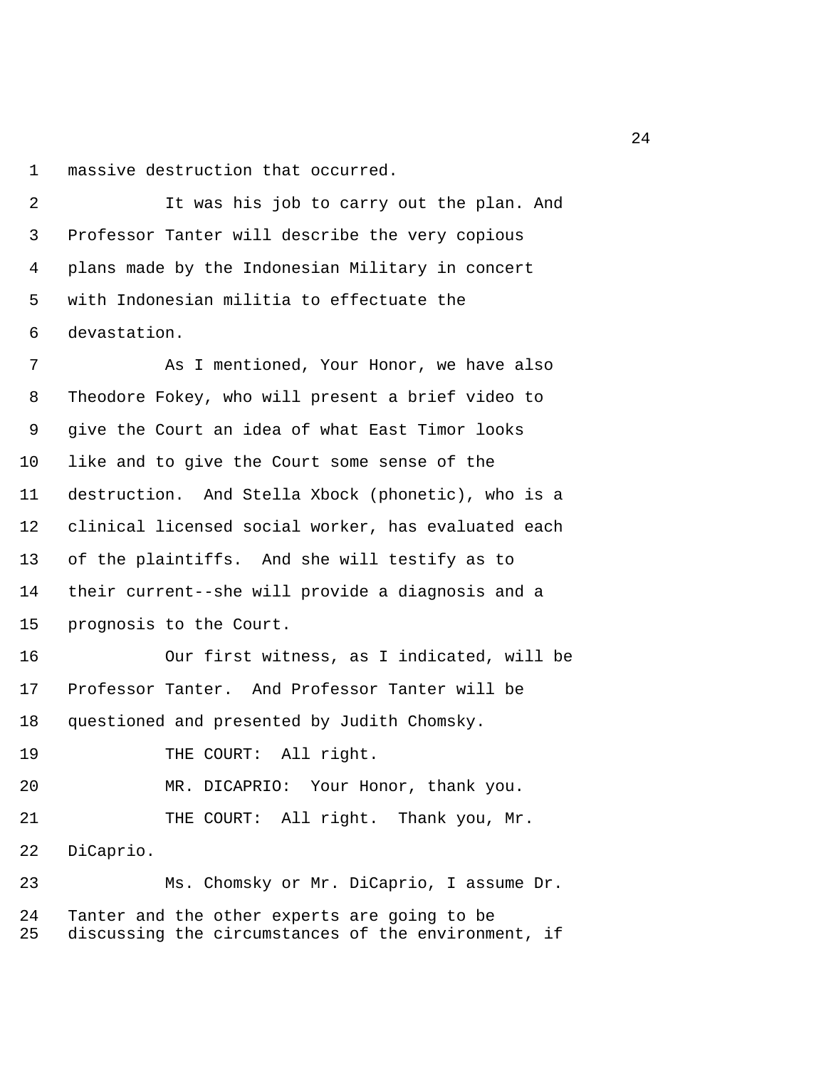massive destruction that occurred.

It was his job to carry out the plan. And Professor Tanter will describe the very copious plans made by the Indonesian Military in concert with Indonesian militia to effectuate the devastation.

As I mentioned, Your Honor, we have also Theodore Fokey, who will present a brief video to give the Court an idea of what East Timor looks like and to give the Court some sense of the destruction. And Stella Xbock (phonetic), who is a clinical licensed social worker, has evaluated each of the plaintiffs. And she will testify as to their current--she will provide a diagnosis and a prognosis to the Court.

Our first witness, as I indicated, will be Professor Tanter. And Professor Tanter will be questioned and presented by Judith Chomsky.

THE COURT: All right.

MR. DICAPRIO: Your Honor, thank you.

THE COURT: All right. Thank you, Mr. DiCaprio.

Ms. Chomsky or Mr. DiCaprio, I assume Dr. Tanter and the other experts are going to be discussing the circumstances of the environment, if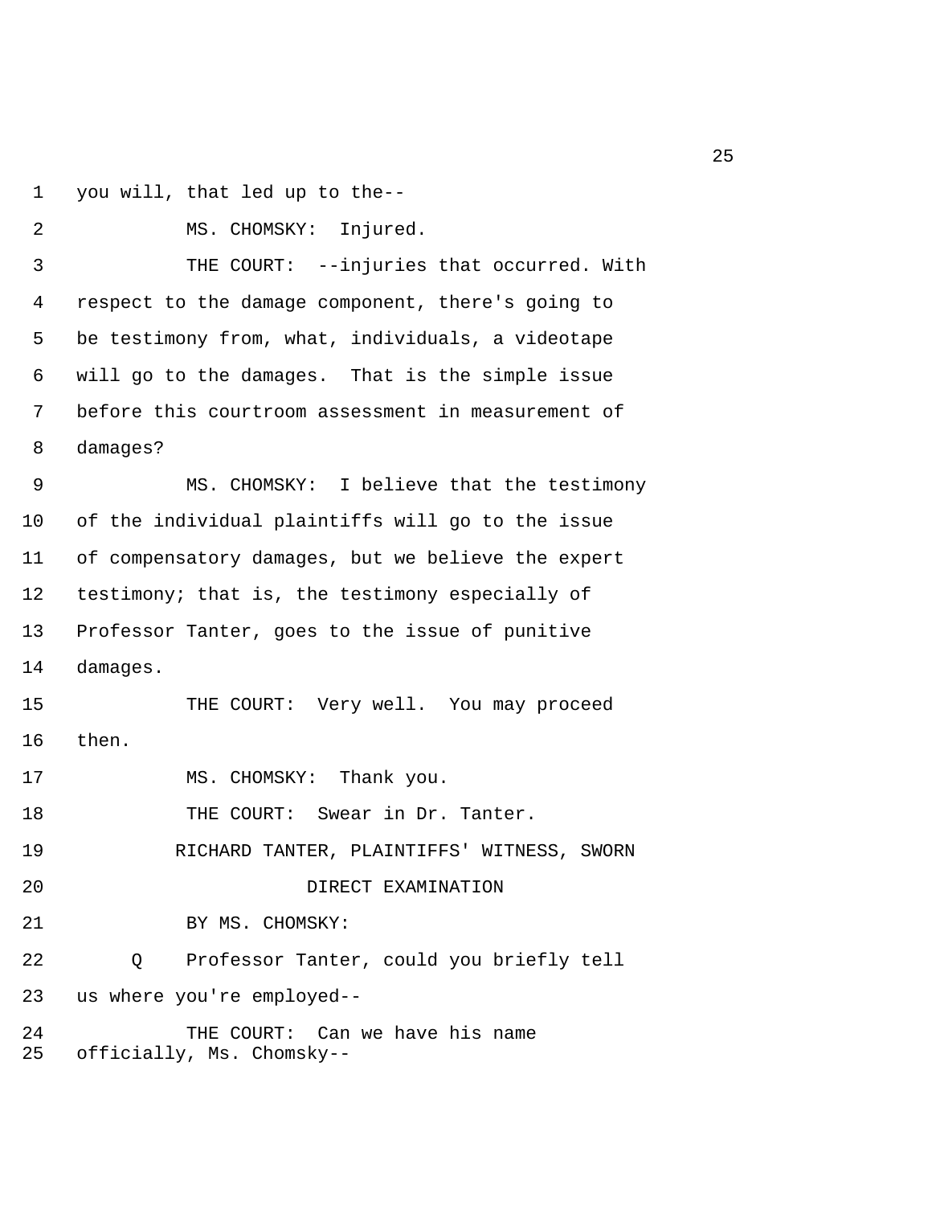you will, that led up to the--

MS. CHOMSKY: Injured.

THE COURT: --injuries that occurred. With respect to the damage component, there's going to be testimony from, what, individuals, a videotape will go to the damages. That is the simple issue before this courtroom assessment in measurement of damages?

MS. CHOMSKY: I believe that the testimony of the individual plaintiffs will go to the issue of compensatory damages, but we believe the expert testimony; that is, the testimony especially of Professor Tanter, goes to the issue of punitive damages.

THE COURT: Very well. You may proceed then.

MS. CHOMSKY: Thank you.

THE COURT: Swear in Dr. Tanter.

RICHARD TANTER, PLAINTIFFS' WITNESS, SWORN

DIRECT EXAMINATION

BY MS. CHOMSKY:

Q Professor Tanter, could you briefly tell us where you're employed--

THE COURT: Can we have his name officially, Ms. Chomsky--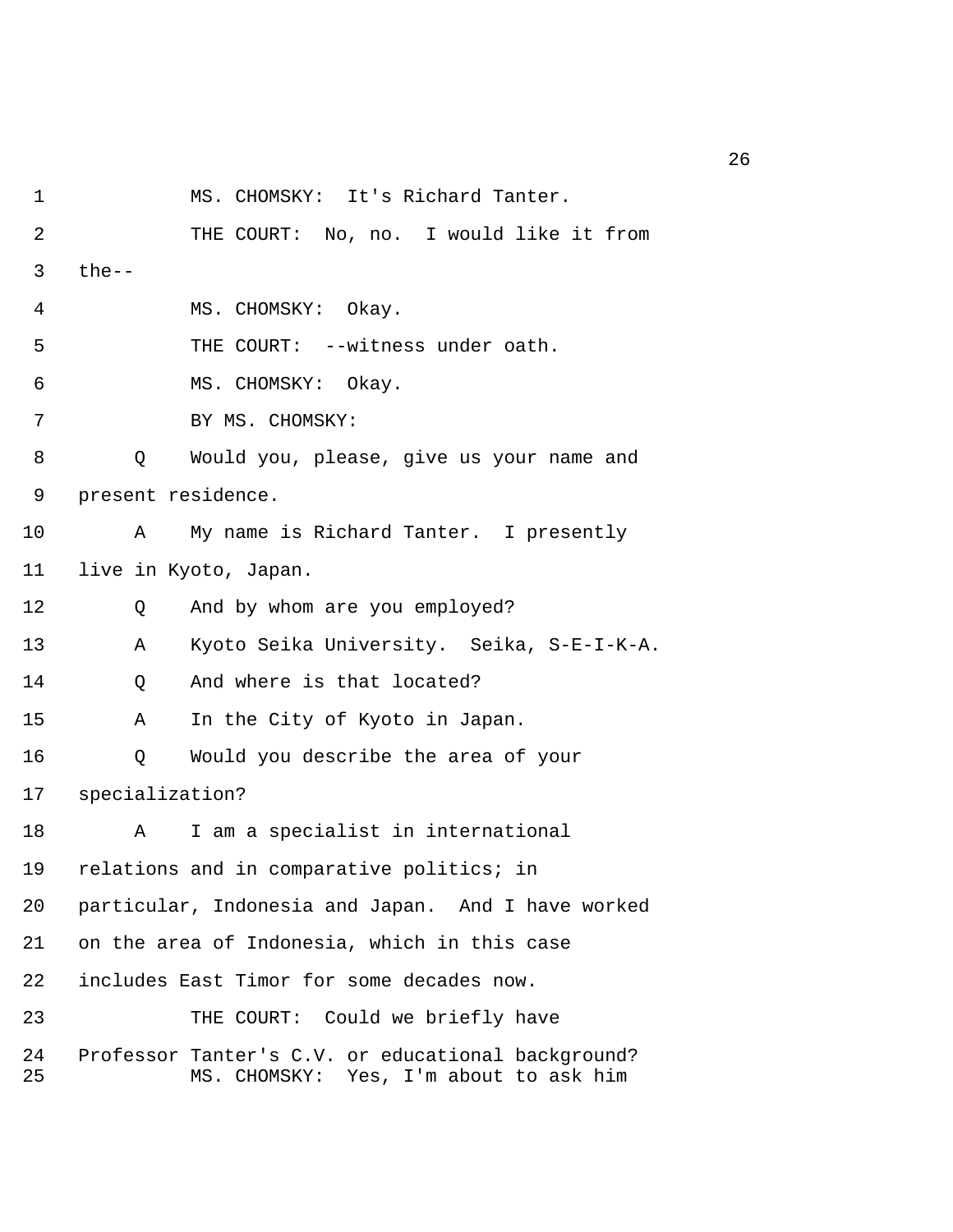MS. CHOMSKY: It's Richard Tanter.

THE COURT: No, no. I would like it from the--

MS. CHOMSKY: Okay.

THE COURT: --witness under oath.

MS. CHOMSKY: Okay.

BY MS. CHOMSKY:

Q Would you, please, give us your name and present residence.

A My name is Richard Tanter. I presently live in Kyoto, Japan.

Q And by whom are you employed?

A Kyoto Seika University. Seika, S-E-I-K-A.

Q And where is that located?

A In the City of Kyoto in Japan.

Q Would you describe the area of your specialization?

A I am a specialist in international relations and in comparative politics; in particular, Indonesia and Japan. And I have worked on the area of Indonesia, which in this case includes East Timor for some decades now.

THE COURT: Could we briefly have Professor Tanter's C.V. or educational background?

MS. CHOMSKY: Yes, I'm about to ask him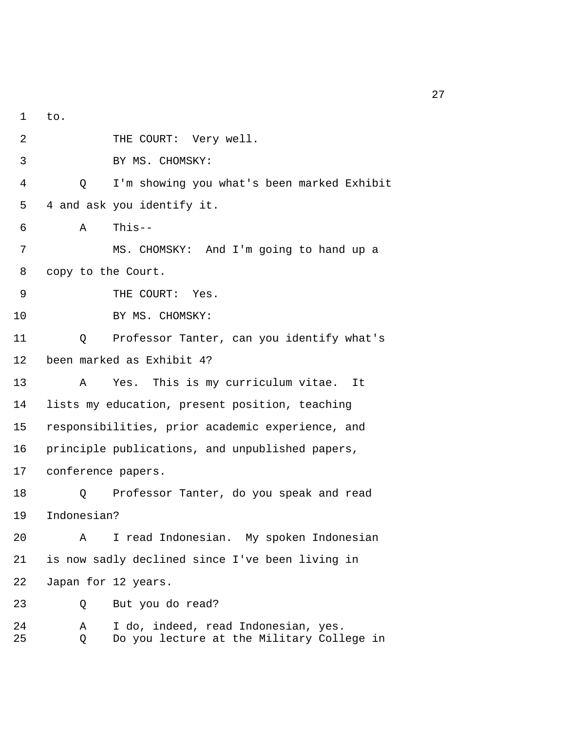to.

THE COURT: Very well.

BY MS. CHOMSKY:

Q I'm showing you what's been marked Exhibit 4 and ask you identify it.

A This--

MS. CHOMSKY: And I'm going to hand up a copy to the Court.

THE COURT: Yes.

BY MS. CHOMSKY:

Q Professor Tanter, can you identify what's been marked as Exhibit 4?

A Yes. This is my curriculum vitae. It lists my education, present position, teaching responsibilities, prior academic experience, and principle publications, and unpublished papers, conference papers.

Q Professor Tanter, do you speak and read Indonesian?

A I read Indonesian. My spoken Indonesian is now sadly declined since I've been living in Japan for 12 years.

Q But you do read?

A I do, indeed, read Indonesian, yes.

Q Do you lecture at the Military College in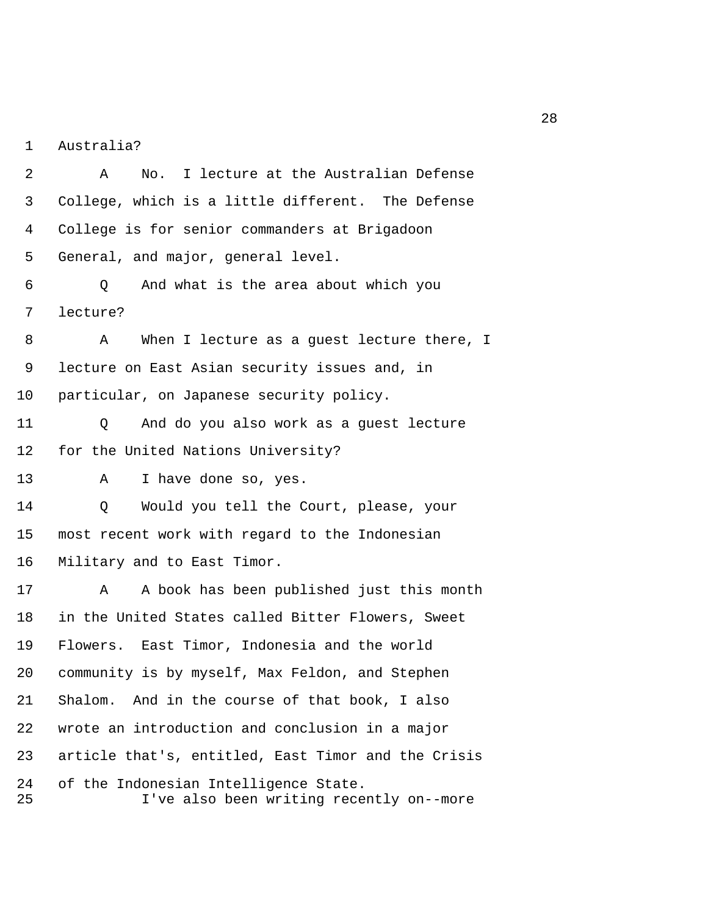1 Australia?

2 A No. I lecture at the Australian Defense

3 College, which is a little different. The Defense

4 College is for senior commanders at Brigadoon

5 General, and major, general level.

6 Q And what is the area about which you

7 lecture?

8 A When I lecture as a guest lecture there, I

9 lecture on East Asian security issues and, in

10 particular, on Japanese security policy.

11 Q And do you also work as a guest lecture

12 for the United Nations University?

13 A I have done so, yes.

14 Q Would you tell the Court, please, your

15 most recent work with regard to the Indonesian

16 Military and to East Timor.

17 A A book has been published just this month

18 in the United States called Bitter Flowers, Sweet

19 Flowers. East Timor, Indonesia and the world

20 community is by myself, Max Feldon, and Stephen

21 Shalom. And in the course of that book, I also

22 wrote an introduction and conclusion in a major

23 article that's, entitled, East Timor and the Crisis

24 of the Indonesian Intelligence State.

25 I've also been writing recently on--more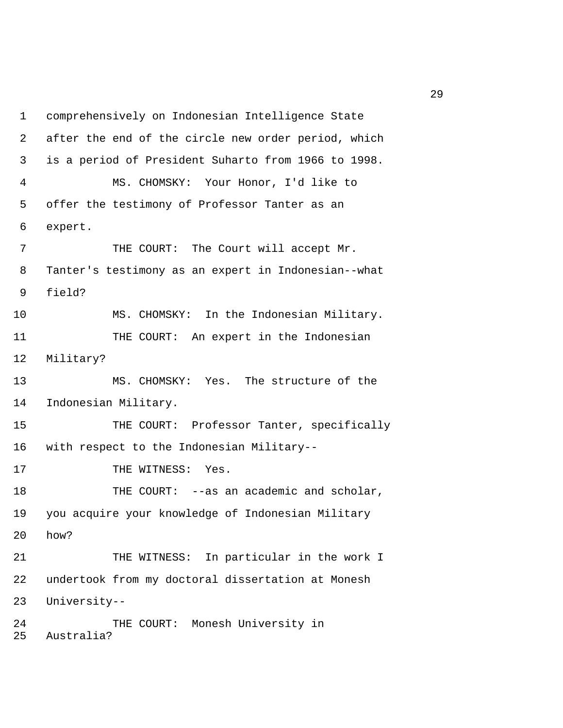comprehensively on Indonesian Intelligence State after the end of the circle new order period, which is a period of President Suharto from 1966 to 1998.

MS. CHOMSKY: Your Honor, I'd like to offer the testimony of Professor Tanter as an expert.

THE COURT: The Court will accept Mr. Tanter's testimony as an expert in Indonesian--what field?

MS. CHOMSKY: In the Indonesian Military.

THE COURT: An expert in the Indonesian Military?

MS. CHOMSKY: Yes. The structure of the Indonesian Military.

THE COURT: Professor Tanter, specifically with respect to the Indonesian Military--

THE WITNESS: Yes.

THE COURT: --as an academic and scholar, you acquire your knowledge of Indonesian Military how?

THE WITNESS: In particular in the work I undertook from my doctoral dissertation at Monesh University--

THE COURT: Monesh University in Australia?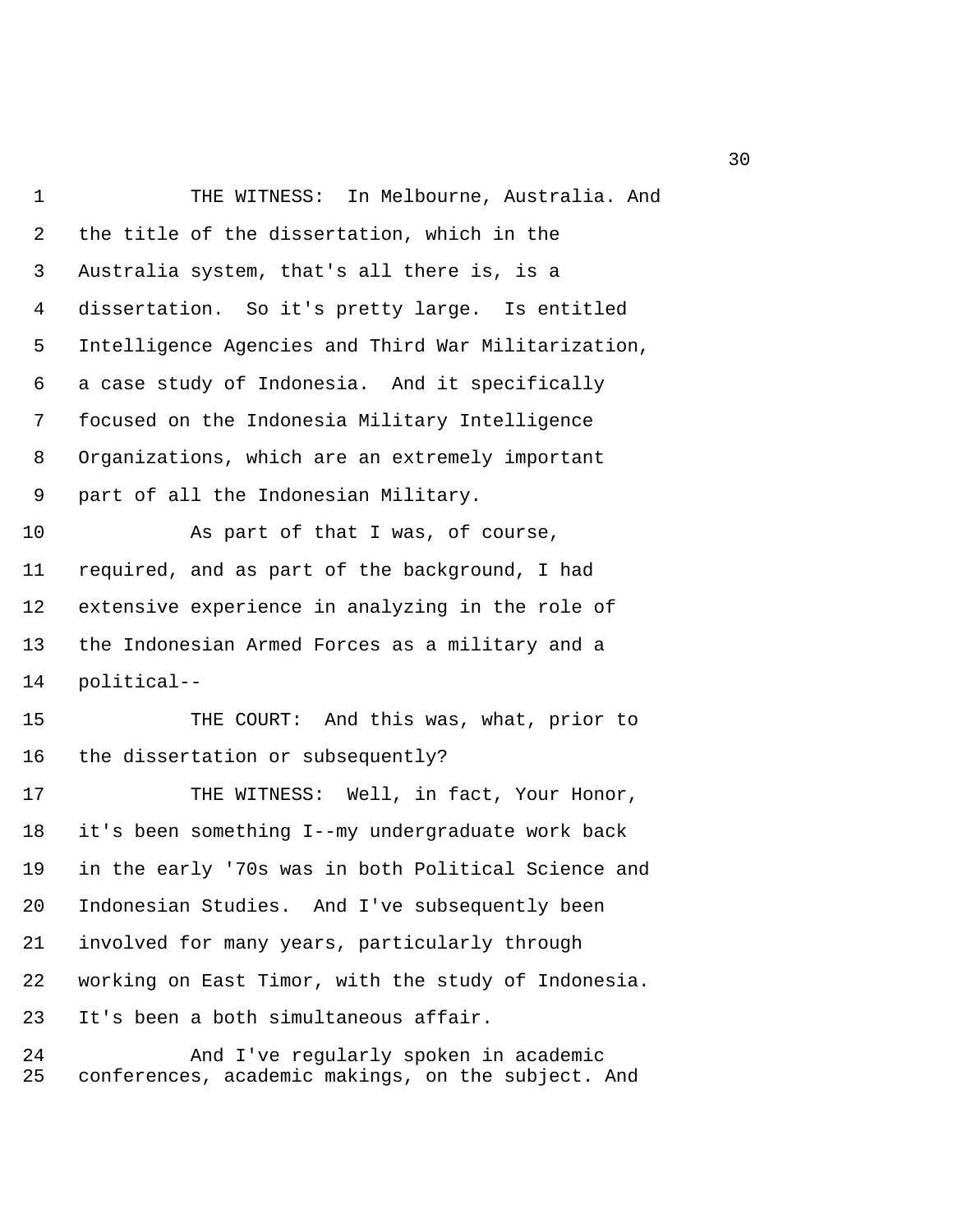THE WITNESS: In Melbourne, Australia. And the title of the dissertation, which in the Australia system, that's all there is, is a dissertation. So it's pretty large. Is entitled Intelligence Agencies and Third War Militarization, a case study of Indonesia. And it specifically focused on the Indonesia Military Intelligence Organizations, which are an extremely important part of all the Indonesian Military.

As part of that I was, of course, required, and as part of the background, I had extensive experience in analyzing in the role of the Indonesian Armed Forces as a military and a political--

THE COURT: And this was, what, prior to the dissertation or subsequently?

THE WITNESS: Well, in fact, Your Honor, it's been something I--my undergraduate work back in the early '70s was in both Political Science and Indonesian Studies. And I've subsequently been involved for many years, particularly through working on East Timor, with the study of Indonesia. It's been a both simultaneous affair.

And I've regularly spoken in academic conferences, academic makings, on the subject. And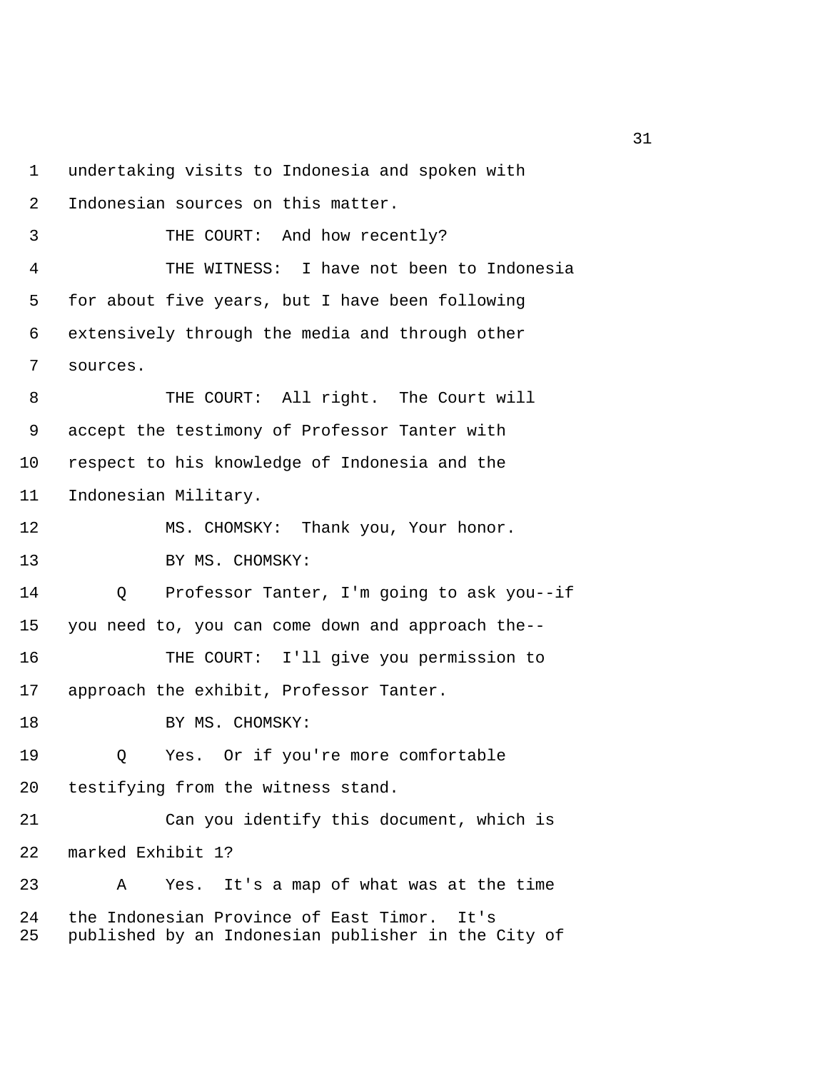1 undertaking visits to Indonesia and spoken with
2 Indonesian sources on this matter.
3 THE COURT: And how recently?
4 THE WITNESS: I have not been to Indonesia
5 for about five years, but I have been following
6 extensively through the media and through other
7 sources.
8 THE COURT: All right. The Court will
9 accept the testimony of Professor Tanter with
10 respect to his knowledge of Indonesia and the
11 Indonesian Military.
12 MS. CHOMSKY: Thank you, Your honor.
13 BY MS. CHOMSKY:
14 Q Professor Tanter, I'm going to ask you--if
15 you need to, you can come down and approach the--
16 THE COURT: I'll give you permission to
17 approach the exhibit, Professor Tanter.
18 BY MS. CHOMSKY:
19 Q Yes. Or if you're more comfortable
20 testifying from the witness stand.
21 Can you identify this document, which is
22 marked Exhibit 1?
23 A Yes. It's a map of what was at the time
24 the Indonesian Province of East Timor. It's
25 published by an Indonesian publisher in the City of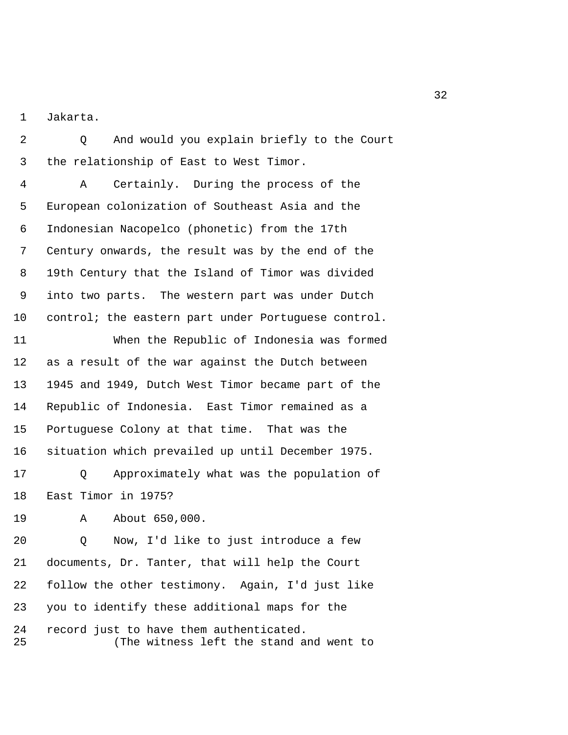Jakarta.

Q And would you explain briefly to the Court the relationship of East to West Timor.

A Certainly. During the process of the European colonization of Southeast Asia and the Indonesian Nacopelco (phonetic) from the 17th Century onwards, the result was by the end of the 19th Century that the Island of Timor was divided into two parts. The western part was under Dutch control; the eastern part under Portuguese control.

When the Republic of Indonesia was formed as a result of the war against the Dutch between 1945 and 1949, Dutch West Timor became part of the Republic of Indonesia. East Timor remained as a Portuguese Colony at that time. That was the situation which prevailed up until December 1975.

Q Approximately what was the population of East Timor in 1975?

A About 650,000.

Q Now, I'd like to just introduce a few documents, Dr. Tanter, that will help the Court follow the other testimony. Again, I'd just like you to identify these additional maps for the record just to have them authenticated.

(The witness left the stand and went to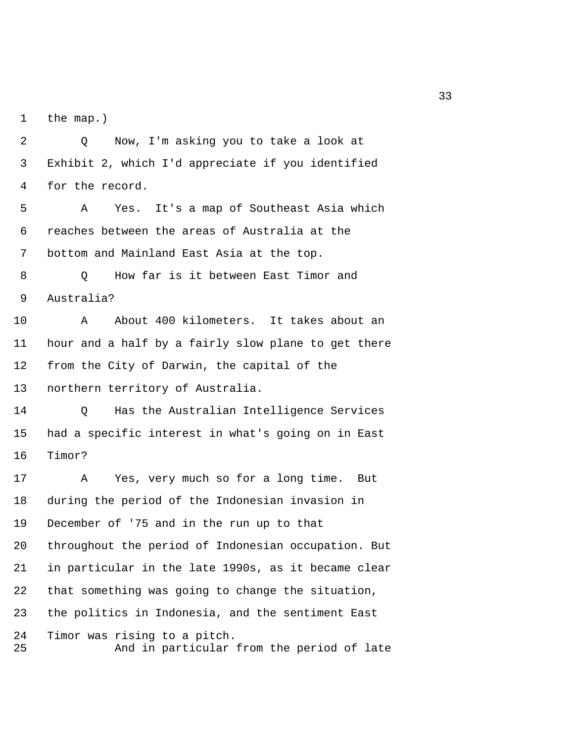the map.)

Q Now, I'm asking you to take a look at Exhibit 2, which I'd appreciate if you identified for the record.

A Yes. It's a map of Southeast Asia which reaches between the areas of Australia at the bottom and Mainland East Asia at the top.

Q How far is it between East Timor and Australia?

A About 400 kilometers. It takes about an hour and a half by a fairly slow plane to get there from the City of Darwin, the capital of the northern territory of Australia.

Q Has the Australian Intelligence Services had a specific interest in what's going on in East Timor?

A Yes, very much so for a long time. But during the period of the Indonesian invasion in December of '75 and in the run up to that throughout the period of Indonesian occupation. But in particular in the late 1990s, as it became clear that something was going to change the situation, the politics in Indonesia, and the sentiment East Timor was rising to a pitch.

And in particular from the period of late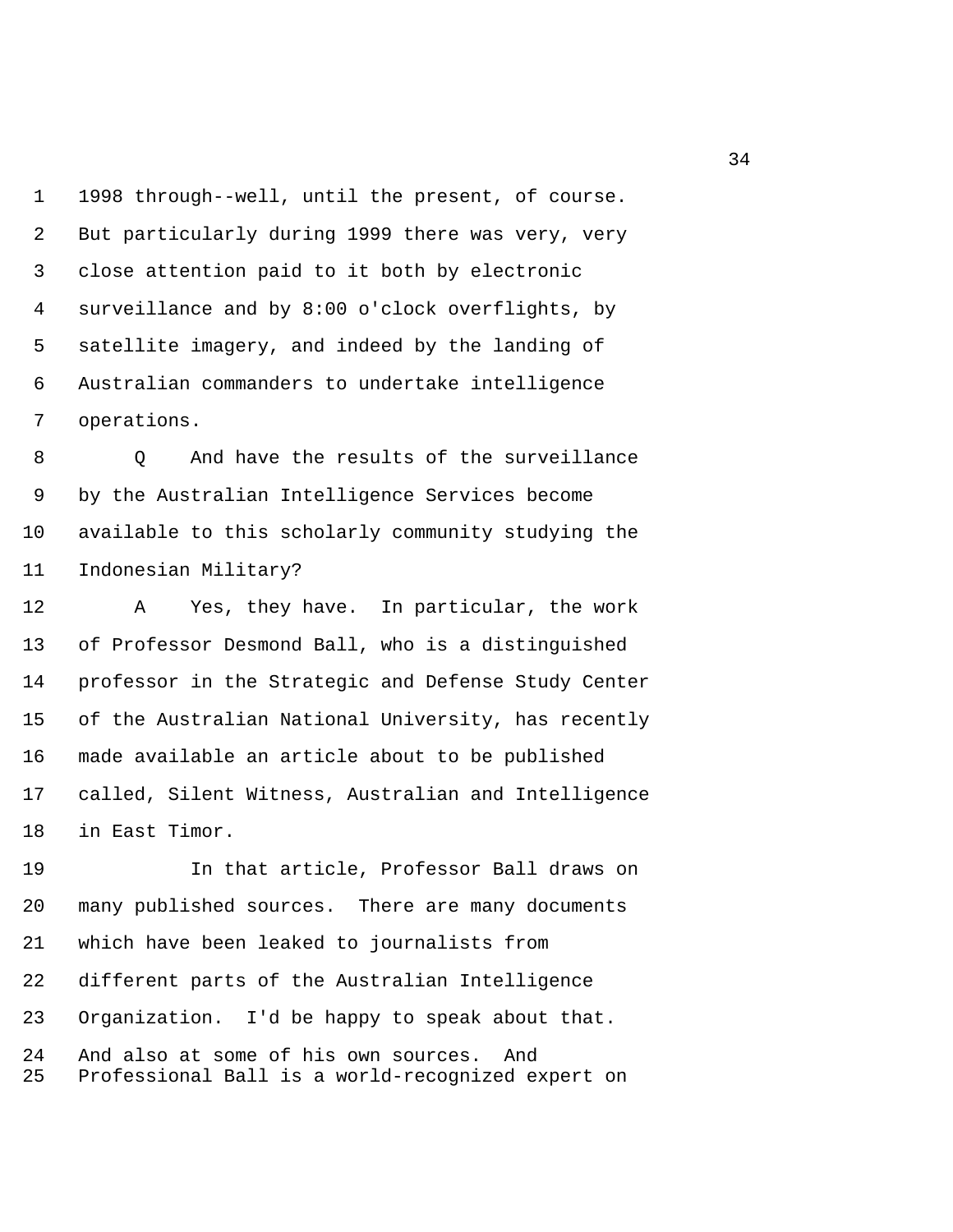1998 through--well, until the present, of course. But particularly during 1999 there was very, very close attention paid to it both by electronic surveillance and by 8:00 o'clock overflights, by satellite imagery, and indeed by the landing of Australian commanders to undertake intelligence operations.

Q And have the results of the surveillance by the Australian Intelligence Services become available to this scholarly community studying the Indonesian Military?

A Yes, they have. In particular, the work of Professor Desmond Ball, who is a distinguished professor in the Strategic and Defense Study Center of the Australian National University, has recently made available an article about to be published called, Silent Witness, Australian and Intelligence in East Timor.

In that article, Professor Ball draws on many published sources. There are many documents which have been leaked to journalists from different parts of the Australian Intelligence Organization. I'd be happy to speak about that. And also at some of his own sources. And Professional Ball is a world-recognized expert on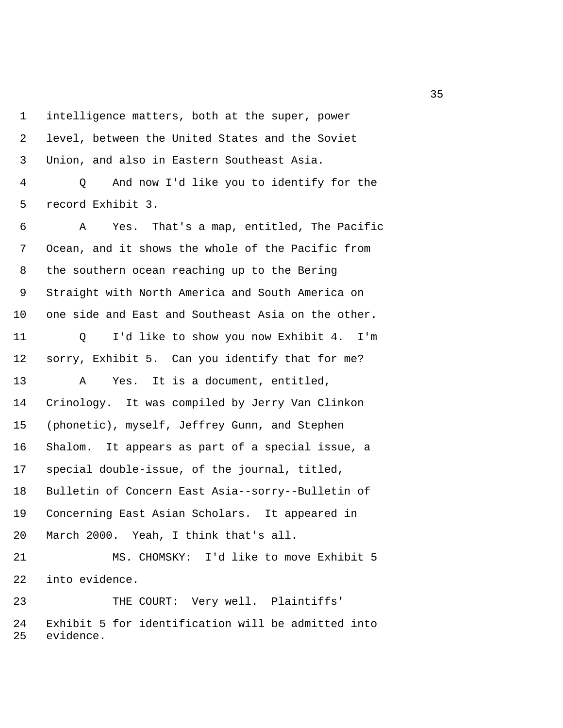1 intelligence matters, both at the super, power
2 level, between the United States and the Soviet
3 Union, and also in Eastern Southeast Asia.

4 Q And now I'd like you to identify for the
5 record Exhibit 3.

6 A Yes. That's a map, entitled, The Pacific
7 Ocean, and it shows the whole of the Pacific from
8 the southern ocean reaching up to the Bering
9 Straight with North America and South America on
10 one side and East and Southeast Asia on the other.

11 Q I'd like to show you now Exhibit 4. I'm
12 sorry, Exhibit 5. Can you identify that for me?

13 A Yes. It is a document, entitled,
14 Crinology. It was compiled by Jerry Van Clinkon
15 (phonetic), myself, Jeffrey Gunn, and Stephen
16 Shalom. It appears as part of a special issue, a
17 special double-issue, of the journal, titled,
18 Bulletin of Concern East Asia--sorry--Bulletin of
19 Concerning East Asian Scholars. It appeared in
20 March 2000. Yeah, I think that's all.

21 MS. CHOMSKY: I'd like to move Exhibit 5
22 into evidence.

23 THE COURT: Very well. Plaintiffs'
24 Exhibit 5 for identification will be admitted into
25 evidence.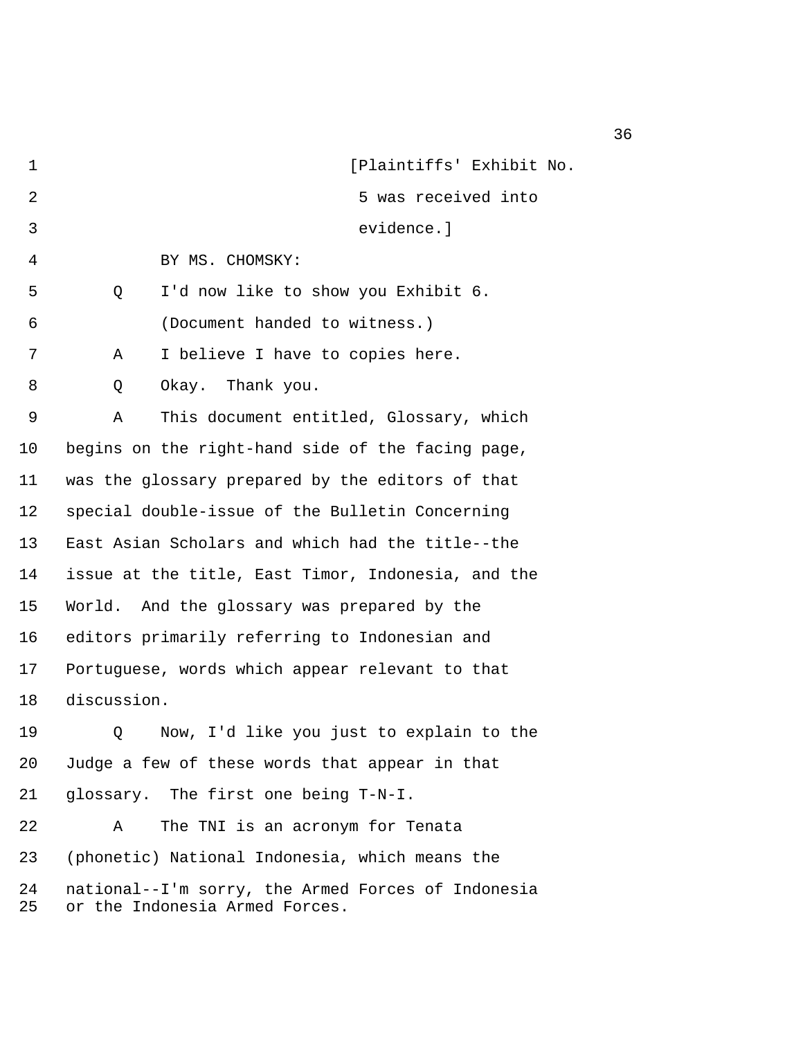[Plaintiffs' Exhibit No. 5 was received into evidence.]

BY MS. CHOMSKY:

Q I'd now like to show you Exhibit 6.

(Document handed to witness.)

A I believe I have to copies here.

Q Okay. Thank you.

A This document entitled, Glossary, which begins on the right-hand side of the facing page, was the glossary prepared by the editors of that special double-issue of the Bulletin Concerning East Asian Scholars and which had the title--the issue at the title, East Timor, Indonesia, and the World. And the glossary was prepared by the editors primarily referring to Indonesian and Portuguese, words which appear relevant to that discussion.

Q Now, I'd like you just to explain to the Judge a few of these words that appear in that glossary. The first one being T-N-I.

A The TNI is an acronym for Tenata (phonetic) National Indonesia, which means the national--I'm sorry, the Armed Forces of Indonesia or the Indonesia Armed Forces.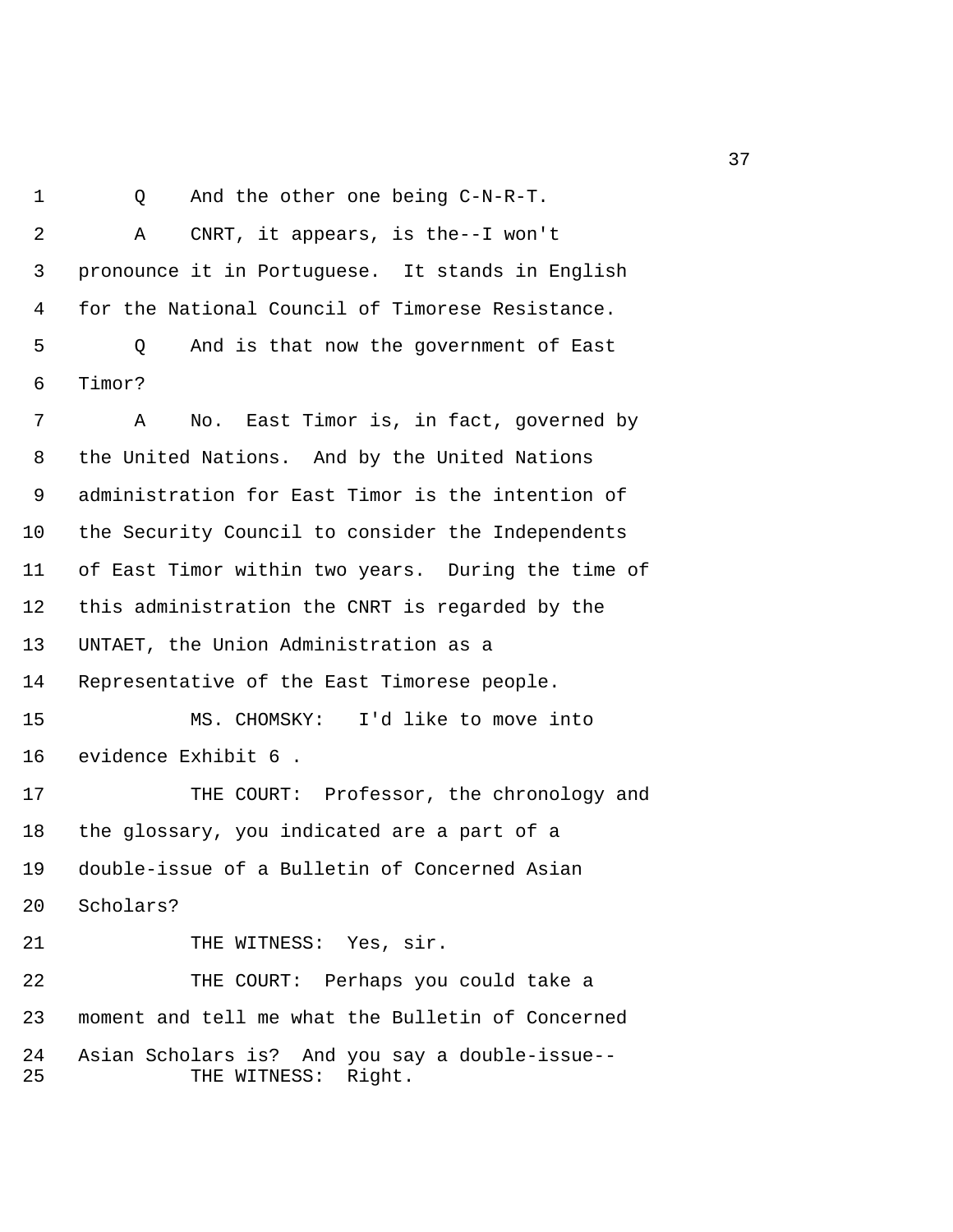Q And the other one being C-N-R-T.

A CNRT, it appears, is the--I won't pronounce it in Portuguese. It stands in English for the National Council of Timorese Resistance.

Q And is that now the government of East Timor?

A No. East Timor is, in fact, governed by the United Nations. And by the United Nations administration for East Timor is the intention of the Security Council to consider the Independents of East Timor within two years. During the time of this administration the CNRT is regarded by the UNTAET, the Union Administration as a Representative of the East Timorese people.

MS. CHOMSKY: I'd like to move into evidence Exhibit 6 .

THE COURT: Professor, the chronology and the glossary, you indicated are a part of a double-issue of a Bulletin of Concerned Asian Scholars?

THE WITNESS: Yes, sir.

THE COURT: Perhaps you could take a moment and tell me what the Bulletin of Concerned Asian Scholars is? And you say a double-issue--

THE WITNESS: Right.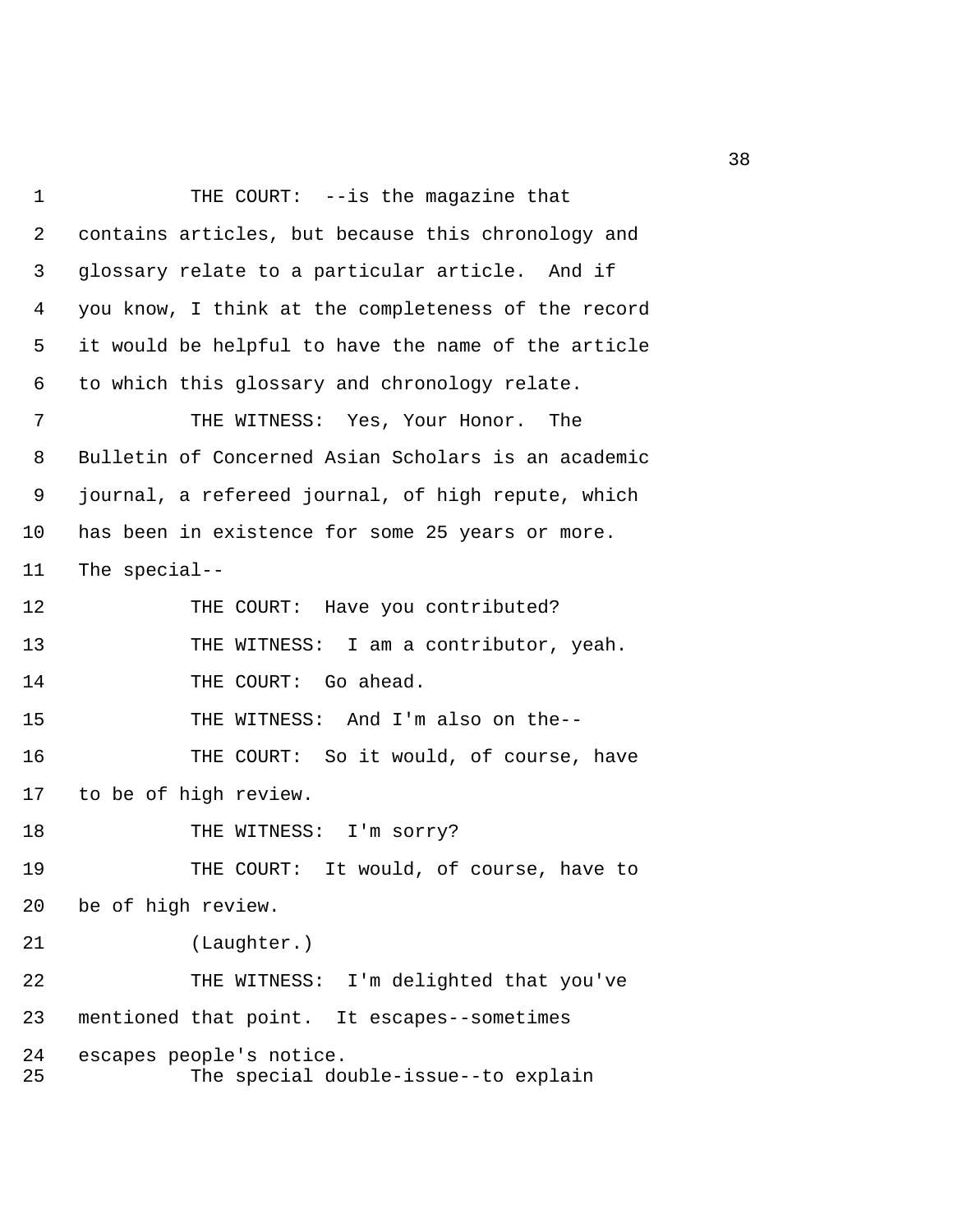THE COURT: --is the magazine that contains articles, but because this chronology and glossary relate to a particular article. And if you know, I think at the completeness of the record it would be helpful to have the name of the article to which this glossary and chronology relate.

THE WITNESS: Yes, Your Honor. The Bulletin of Concerned Asian Scholars is an academic journal, a refereed journal, of high repute, which has been in existence for some 25 years or more. The special--

THE COURT: Have you contributed?

THE WITNESS: I am a contributor, yeah.

THE COURT: Go ahead.

THE WITNESS: And I'm also on the--

THE COURT: So it would, of course, have to be of high review.

THE WITNESS: I'm sorry?

THE COURT: It would, of course, have to be of high review.

(Laughter.)

THE WITNESS: I'm delighted that you've mentioned that point. It escapes--sometimes escapes people's notice.

The special double-issue--to explain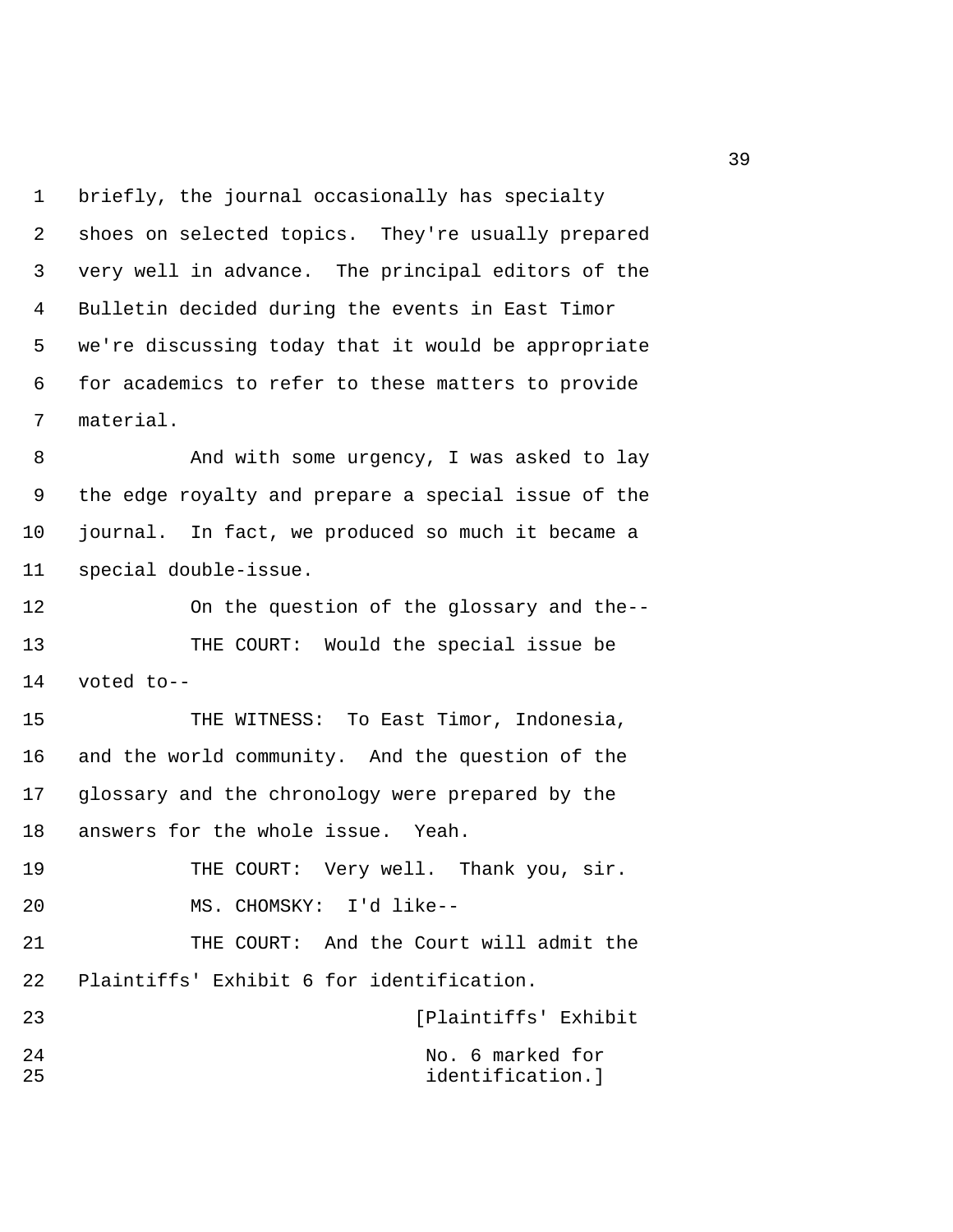1 briefly, the journal occasionally has specialty
2 shoes on selected topics. They're usually prepared
3 very well in advance. The principal editors of the
4 Bulletin decided during the events in East Timor
5 we're discussing today that it would be appropriate
6 for academics to refer to these matters to provide
7 material.

8 And with some urgency, I was asked to lay
9 the edge royalty and prepare a special issue of the
10 journal. In fact, we produced so much it became a
11 special double-issue.

12 On the question of the glossary and the--

13 THE COURT: Would the special issue be
14 voted to--

15 THE WITNESS: To East Timor, Indonesia,
16 and the world community. And the question of the
17 glossary and the chronology were prepared by the
18 answers for the whole issue. Yeah.

19 THE COURT: Very well. Thank you, sir.

20 MS. CHOMSKY: I'd like--

21 THE COURT: And the Court will admit the
22 Plaintiffs' Exhibit 6 for identification.

23 [Plaintiffs' Exhibit
24 No. 6 marked for
25 identification.]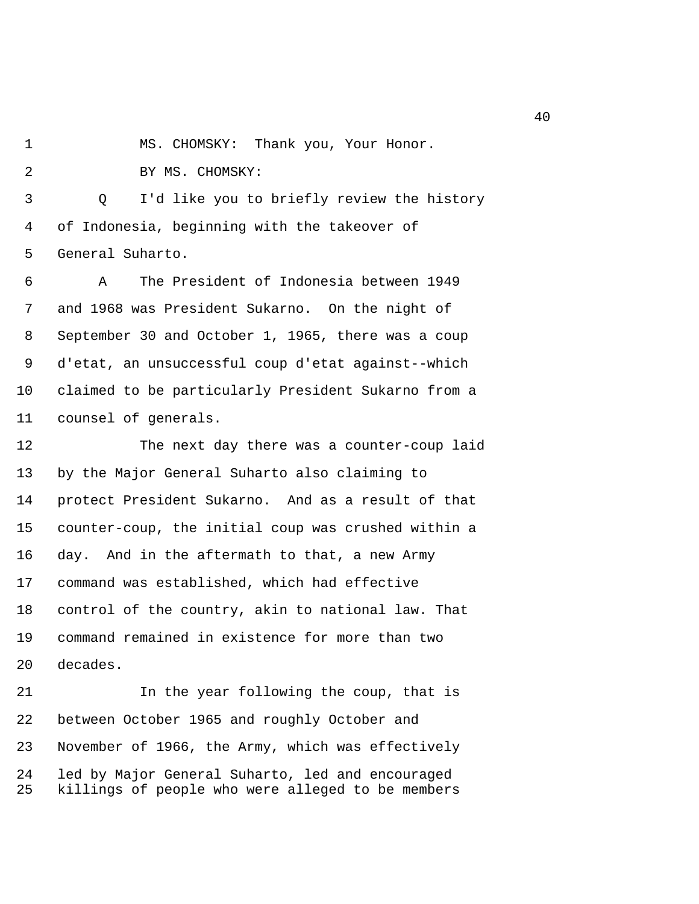MS. CHOMSKY: Thank you, Your Honor.

BY MS. CHOMSKY:

Q I'd like you to briefly review the history of Indonesia, beginning with the takeover of General Suharto.

A The President of Indonesia between 1949 and 1968 was President Sukarno. On the night of September 30 and October 1, 1965, there was a coup d'etat, an unsuccessful coup d'etat against--which claimed to be particularly President Sukarno from a counsel of generals.

The next day there was a counter-coup laid by the Major General Suharto also claiming to protect President Sukarno. And as a result of that counter-coup, the initial coup was crushed within a day. And in the aftermath to that, a new Army command was established, which had effective control of the country, akin to national law. That command remained in existence for more than two decades.

In the year following the coup, that is between October 1965 and roughly October and November of 1966, the Army, which was effectively led by Major General Suharto, led and encouraged killings of people who were alleged to be members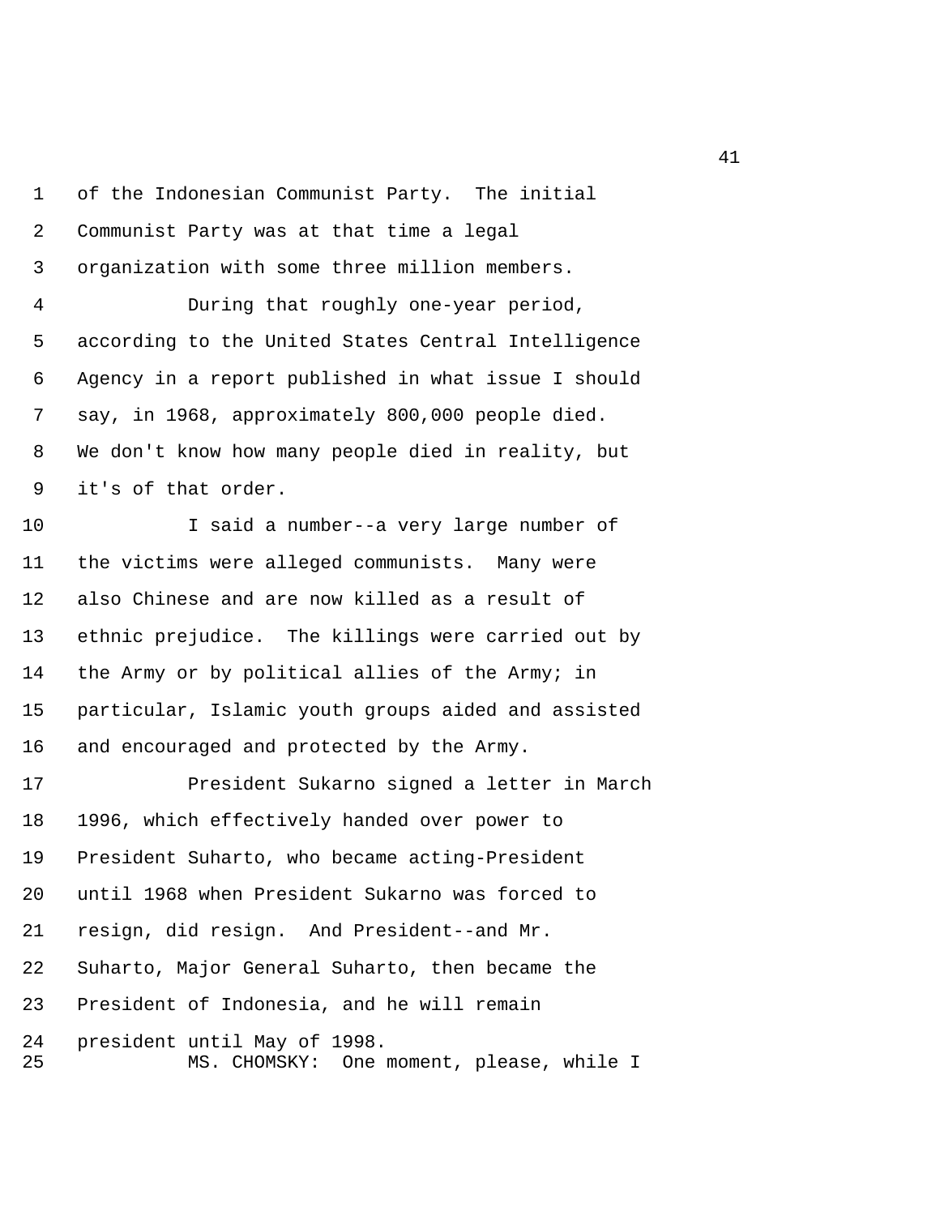1 of the Indonesian Communist Party. The initial
2 Communist Party was at that time a legal
3 organization with some three million members.
4 During that roughly one-year period,
5 according to the United States Central Intelligence
6 Agency in a report published in what issue I should
7 say, in 1968, approximately 800,000 people died.
8 We don't know how many people died in reality, but
9 it's of that order.
10 I said a number--a very large number of
11 the victims were alleged communists. Many were
12 also Chinese and are now killed as a result of
13 ethnic prejudice. The killings were carried out by
14 the Army or by political allies of the Army; in
15 particular, Islamic youth groups aided and assisted
16 and encouraged and protected by the Army.
17 President Sukarno signed a letter in March
18 1996, which effectively handed over power to
19 President Suharto, who became acting-President
20 until 1968 when President Sukarno was forced to
21 resign, did resign. And President--and Mr.
22 Suharto, Major General Suharto, then became the
23 President of Indonesia, and he will remain
24 president until May of 1998.
25 MS. CHOMSKY: One moment, please, while I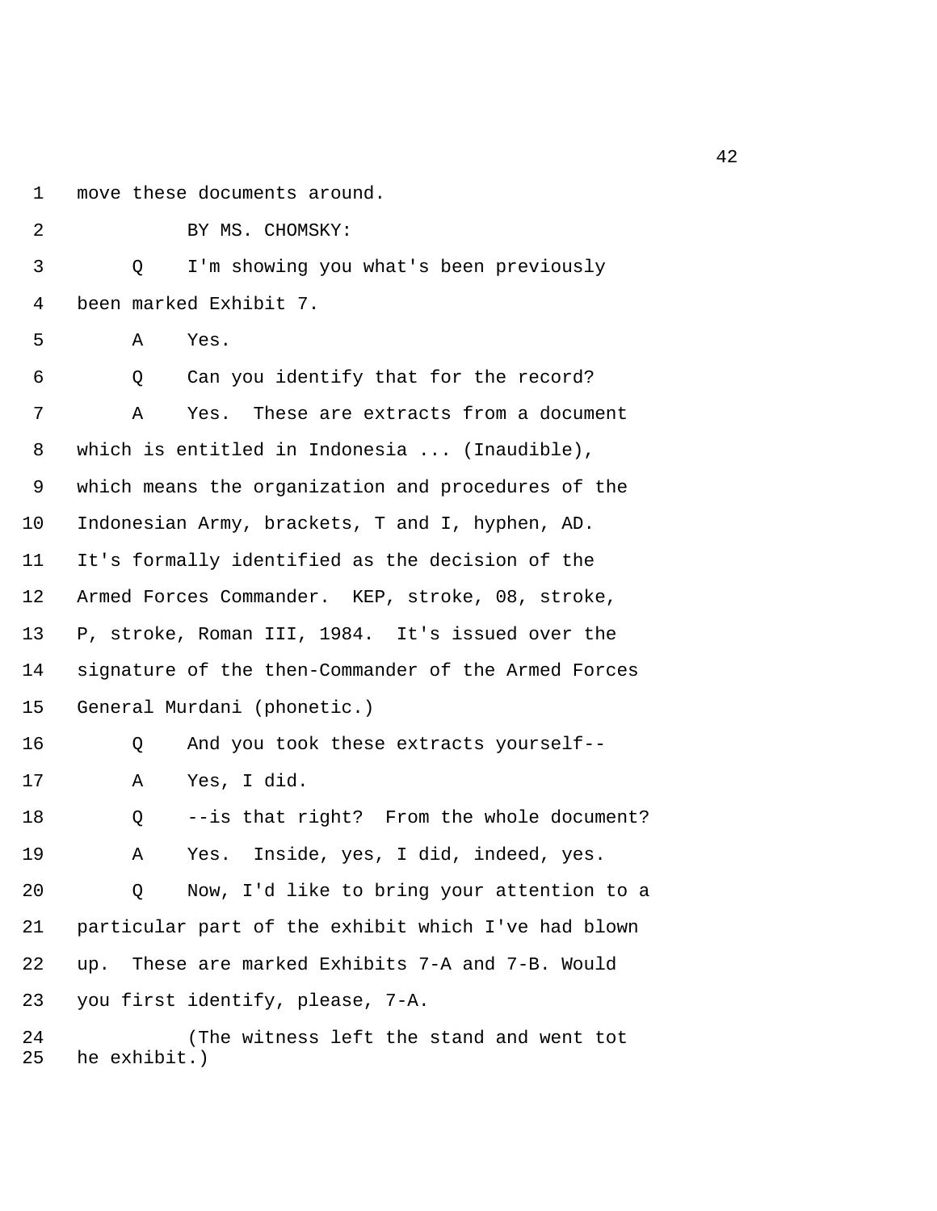move these documents around.

BY MS. CHOMSKY:

Q I'm showing you what's been previously been marked Exhibit 7.

A Yes.

Q Can you identify that for the record?

A Yes. These are extracts from a document which is entitled in Indonesia ... (Inaudible), which means the organization and procedures of the Indonesian Army, brackets, T and I, hyphen, AD. It's formally identified as the decision of the Armed Forces Commander. KEP, stroke, 08, stroke, P, stroke, Roman III, 1984. It's issued over the signature of the then-Commander of the Armed Forces General Murdani (phonetic.)

Q And you took these extracts yourself--

A Yes, I did.

Q --is that right? From the whole document?

A Yes. Inside, yes, I did, indeed, yes.

Q Now, I'd like to bring your attention to a particular part of the exhibit which I've had blown up. These are marked Exhibits 7-A and 7-B. Would you first identify, please, 7-A.

(The witness left the stand and went tot he exhibit.)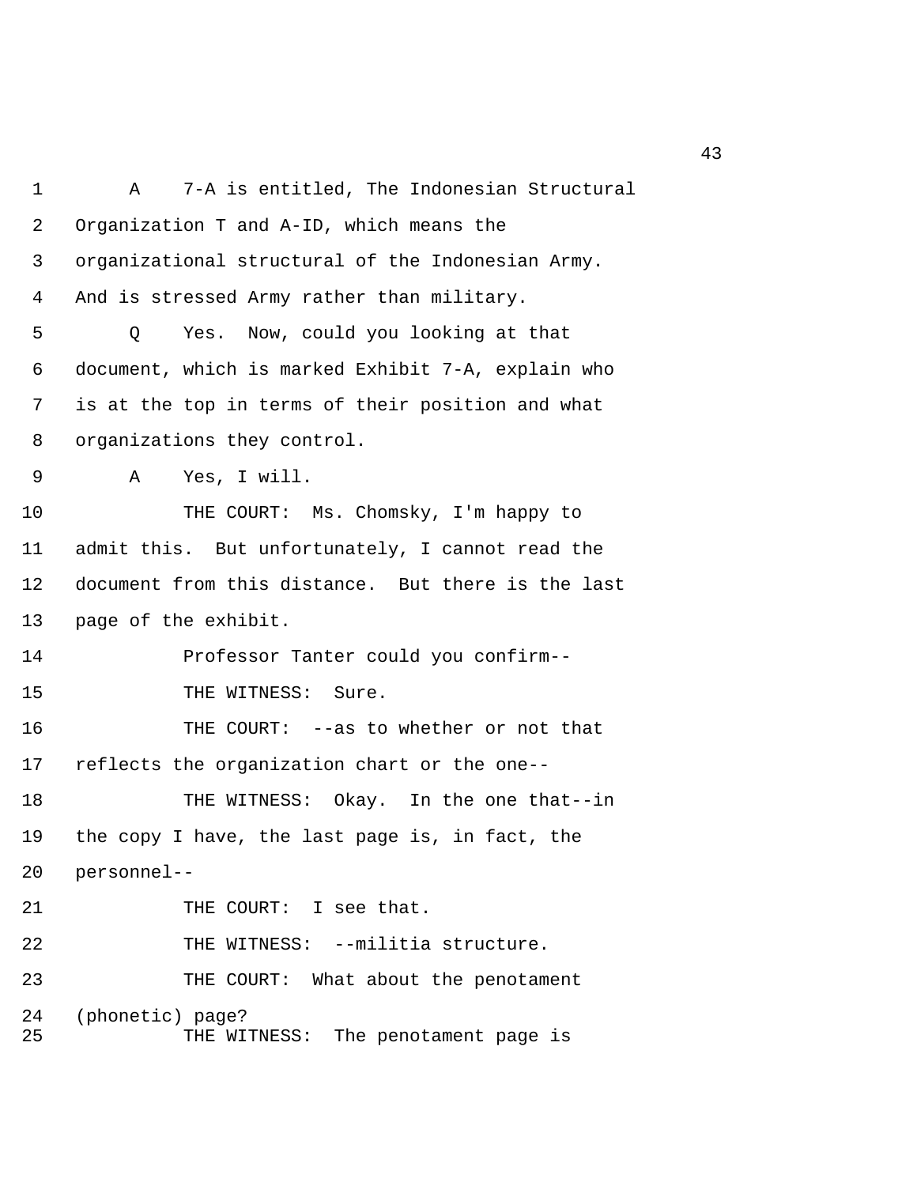A    7-A is entitled, The Indonesian Structural Organization T and A-ID, which means the organizational structural of the Indonesian Army. And is stressed Army rather than military.

Q    Yes. Now, could you looking at that document, which is marked Exhibit 7-A, explain who is at the top in terms of their position and what organizations they control.

A    Yes, I will.

THE COURT: Ms. Chomsky, I'm happy to admit this. But unfortunately, I cannot read the document from this distance. But there is the last page of the exhibit.

Professor Tanter could you confirm--

THE WITNESS: Sure.

THE COURT: --as to whether or not that reflects the organization chart or the one--

THE WITNESS: Okay. In the one that--in the copy I have, the last page is, in fact, the personnel--

THE COURT: I see that.

THE WITNESS: --militia structure.

THE COURT: What about the penotament (phonetic) page?

THE WITNESS: The penotament page is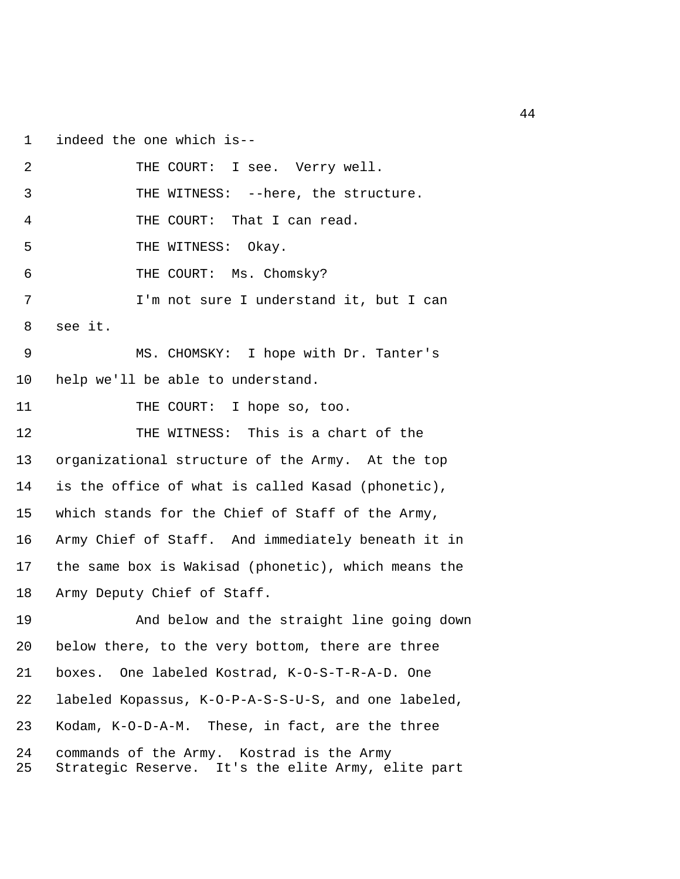indeed the one which is--

THE COURT: I see. Verry well.

THE WITNESS: --here, the structure.

THE COURT: That I can read.

THE WITNESS: Okay.

THE COURT: Ms. Chomsky?

I'm not sure I understand it, but I can see it.

MS. CHOMSKY: I hope with Dr. Tanter's help we'll be able to understand.

THE COURT: I hope so, too.

THE WITNESS: This is a chart of the organizational structure of the Army. At the top is the office of what is called Kasad (phonetic), which stands for the Chief of Staff of the Army, Army Chief of Staff. And immediately beneath it in the same box is Wakisad (phonetic), which means the Army Deputy Chief of Staff.

And below and the straight line going down below there, to the very bottom, there are three boxes. One labeled Kostrad, K-O-S-T-R-A-D. One labeled Kopassus, K-O-P-A-S-S-U-S, and one labeled, Kodam, K-O-D-A-M. These, in fact, are the three commands of the Army. Kostrad is the Army Strategic Reserve. It's the elite Army, elite part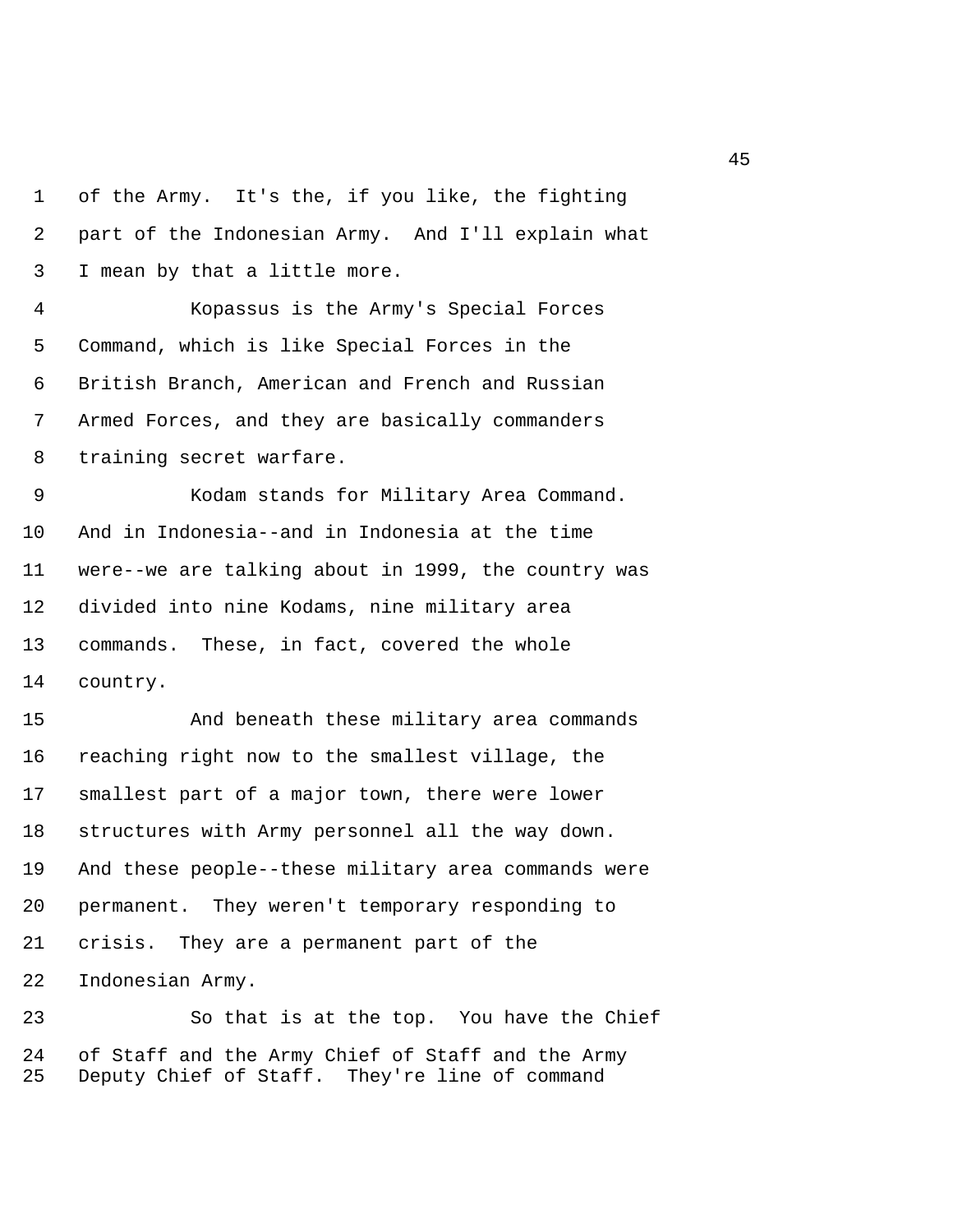of the Army. It's the, if you like, the fighting part of the Indonesian Army. And I'll explain what I mean by that a little more.

Kopassus is the Army's Special Forces Command, which is like Special Forces in the British Branch, American and French and Russian Armed Forces, and they are basically commanders training secret warfare.

Kodam stands for Military Area Command. And in Indonesia--and in Indonesia at the time were--we are talking about in 1999, the country was divided into nine Kodams, nine military area commands. These, in fact, covered the whole country.

And beneath these military area commands reaching right now to the smallest village, the smallest part of a major town, there were lower structures with Army personnel all the way down. And these people--these military area commands were permanent. They weren't temporary responding to crisis. They are a permanent part of the Indonesian Army.

So that is at the top. You have the Chief of Staff and the Army Chief of Staff and the Army Deputy Chief of Staff. They're line of command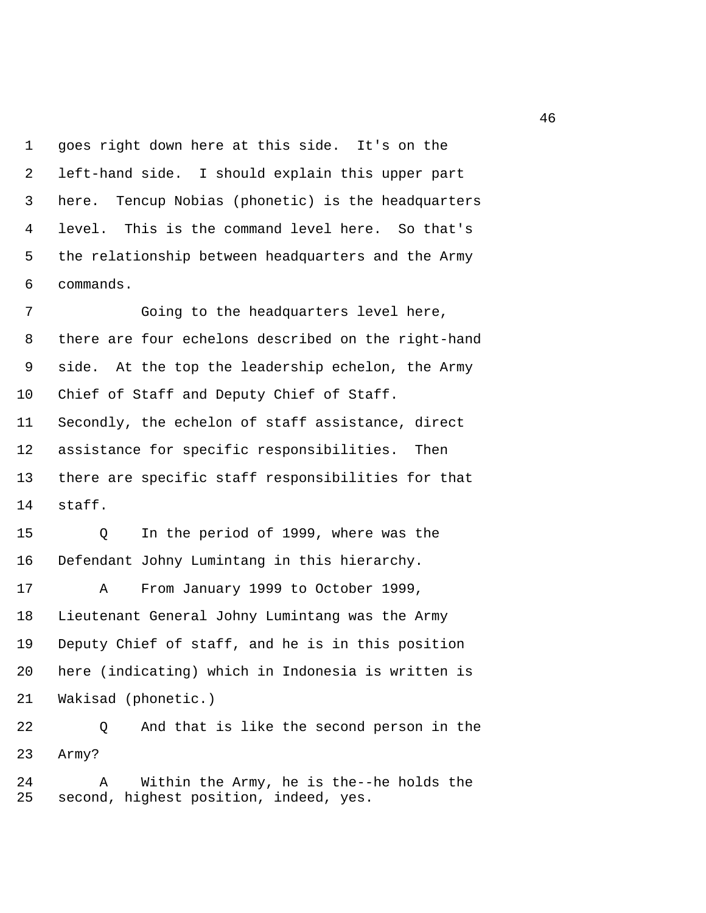goes right down here at this side. It's on the left-hand side. I should explain this upper part here. Tencup Nobias (phonetic) is the headquarters level. This is the command level here. So that's the relationship between headquarters and the Army commands.

Going to the headquarters level here, there are four echelons described on the right-hand side. At the top the leadership echelon, the Army Chief of Staff and Deputy Chief of Staff. Secondly, the echelon of staff assistance, direct assistance for specific responsibilities. Then there are specific staff responsibilities for that staff.

Q In the period of 1999, where was the Defendant Johny Lumintang in this hierarchy.

A From January 1999 to October 1999, Lieutenant General Johny Lumintang was the Army Deputy Chief of staff, and he is in this position here (indicating) which in Indonesia is written is Wakisad (phonetic.)

Q And that is like the second person in the Army?

A Within the Army, he is the--he holds the second, highest position, indeed, yes.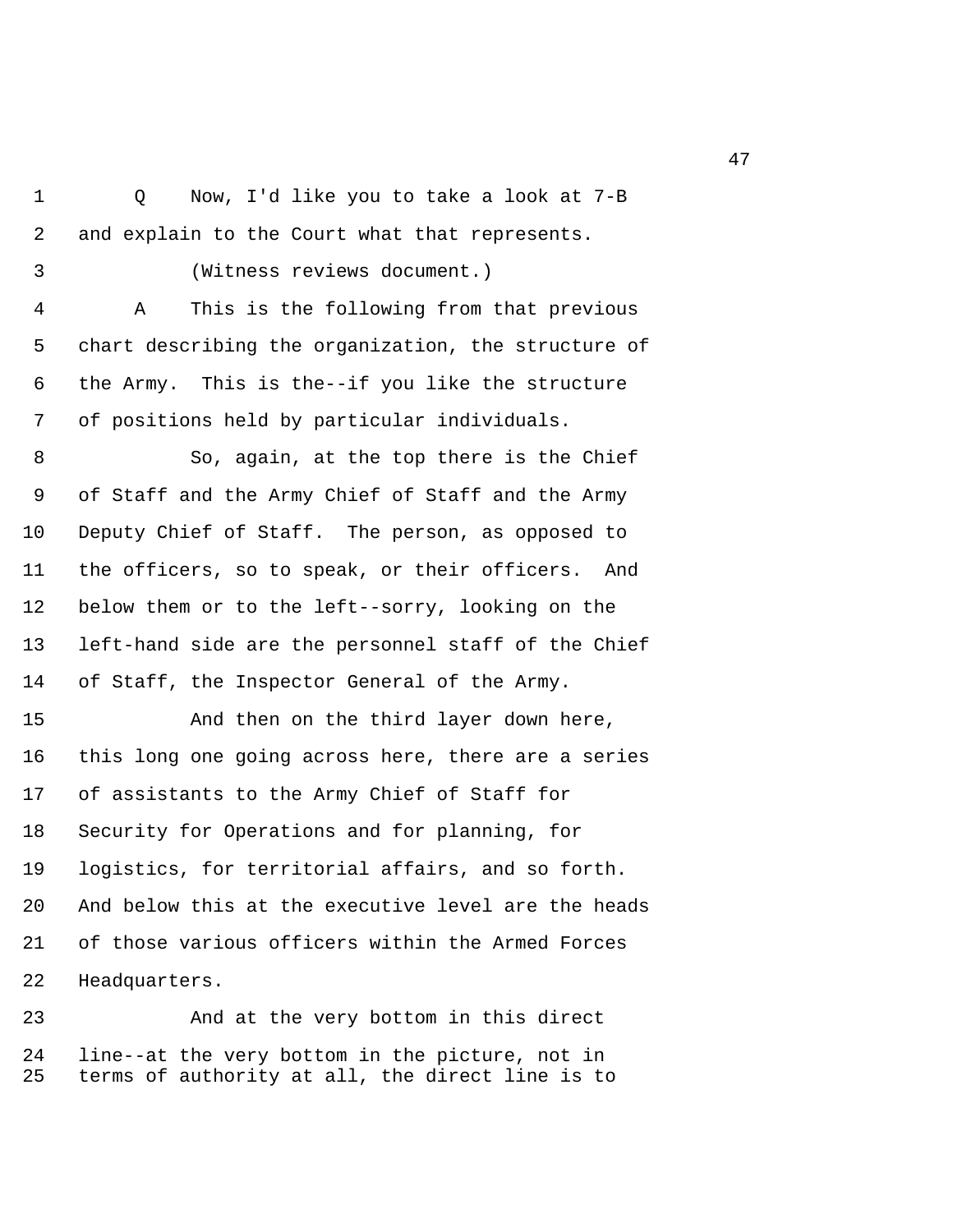Q Now, I'd like you to take a look at 7-B and explain to the Court what that represents.

(Witness reviews document.)

A This is the following from that previous chart describing the organization, the structure of the Army. This is the--if you like the structure of positions held by particular individuals.

So, again, at the top there is the Chief of Staff and the Army Chief of Staff and the Army Deputy Chief of Staff. The person, as opposed to the officers, so to speak, or their officers. And below them or to the left--sorry, looking on the left-hand side are the personnel staff of the Chief of Staff, the Inspector General of the Army.

And then on the third layer down here, this long one going across here, there are a series of assistants to the Army Chief of Staff for Security for Operations and for planning, for logistics, for territorial affairs, and so forth. And below this at the executive level are the heads of those various officers within the Armed Forces Headquarters.

And at the very bottom in this direct line--at the very bottom in the picture, not in terms of authority at all, the direct line is to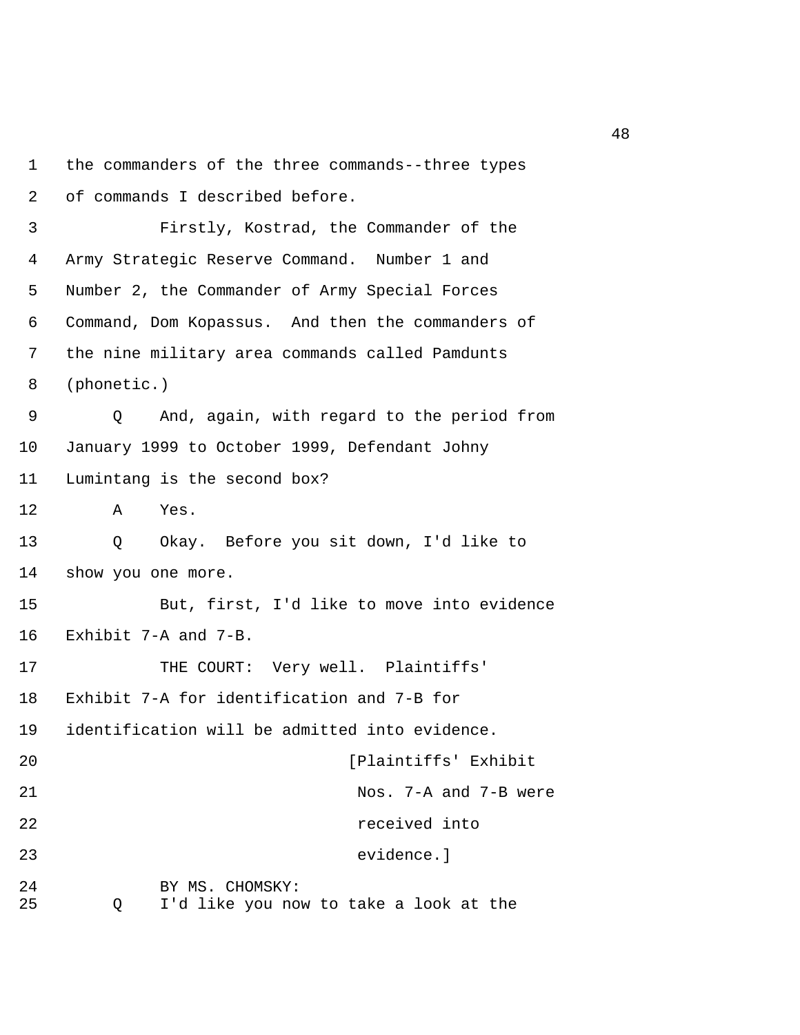1 the commanders of the three commands--three types
2 of commands I described before.
3 Firstly, Kostrad, the Commander of the
4 Army Strategic Reserve Command. Number 1 and
5 Number 2, the Commander of Army Special Forces
6 Command, Dom Kopassus. And then the commanders of
7 the nine military area commands called Pamdunts
8 (phonetic.)
9 Q And, again, with regard to the period from
10 January 1999 to October 1999, Defendant Johny
11 Lumintang is the second box?
12 A Yes.
13 Q Okay. Before you sit down, I'd like to
14 show you one more.
15 But, first, I'd like to move into evidence
16 Exhibit 7-A and 7-B.
17 THE COURT: Very well. Plaintiffs'
18 Exhibit 7-A for identification and 7-B for
19 identification will be admitted into evidence.
20 [Plaintiffs' Exhibit
21 Nos. 7-A and 7-B were
22 received into
23 evidence.]
24 BY MS. CHOMSKY:
25 Q I'd like you now to take a look at the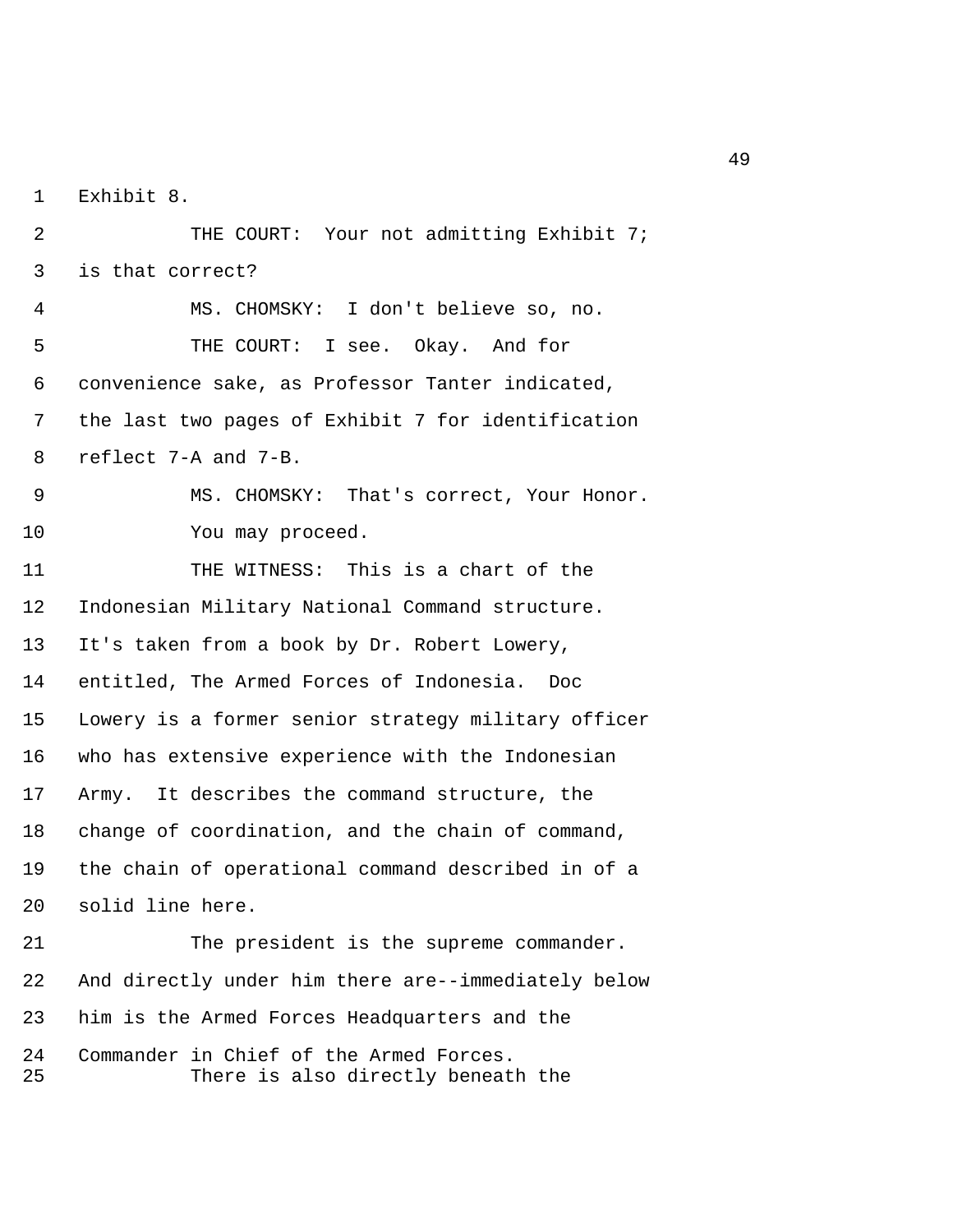Exhibit 8.

THE COURT: Your not admitting Exhibit 7; is that correct?

MS. CHOMSKY: I don't believe so, no.

THE COURT: I see. Okay. And for convenience sake, as Professor Tanter indicated, the last two pages of Exhibit 7 for identification reflect 7-A and 7-B.

MS. CHOMSKY: That's correct, Your Honor.

You may proceed.

THE WITNESS: This is a chart of the Indonesian Military National Command structure. It's taken from a book by Dr. Robert Lowery, entitled, The Armed Forces of Indonesia. Doc Lowery is a former senior strategy military officer who has extensive experience with the Indonesian Army. It describes the command structure, the change of coordination, and the chain of command, the chain of operational command described in of a solid line here.

The president is the supreme commander. And directly under him there are--immediately below him is the Armed Forces Headquarters and the Commander in Chief of the Armed Forces.

There is also directly beneath the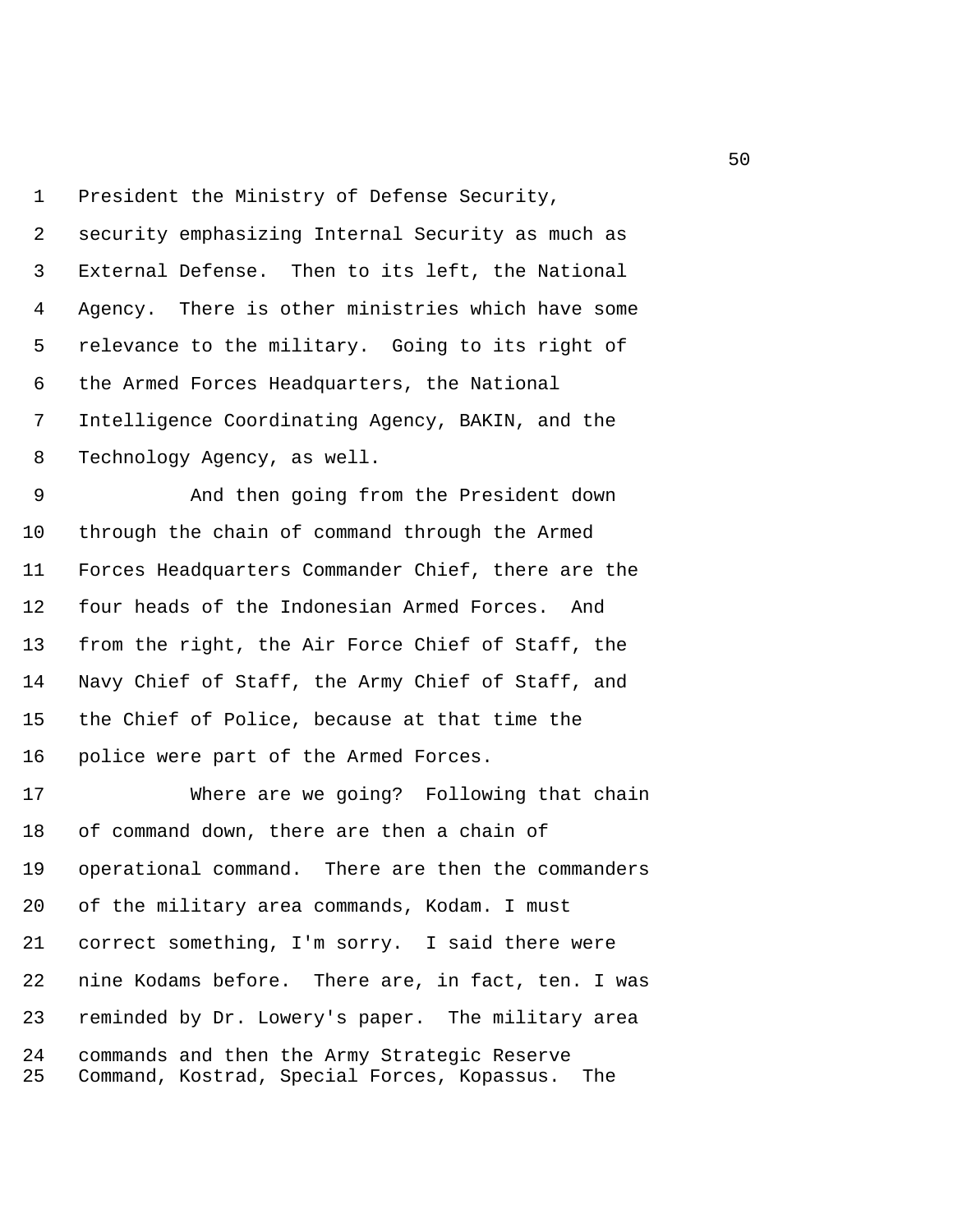President the Ministry of Defense Security, security emphasizing Internal Security as much as External Defense. Then to its left, the National Agency. There is other ministries which have some relevance to the military. Going to its right of the Armed Forces Headquarters, the National Intelligence Coordinating Agency, BAKIN, and the Technology Agency, as well.

And then going from the President down through the chain of command through the Armed Forces Headquarters Commander Chief, there are the four heads of the Indonesian Armed Forces. And from the right, the Air Force Chief of Staff, the Navy Chief of Staff, the Army Chief of Staff, and the Chief of Police, because at that time the police were part of the Armed Forces.

Where are we going? Following that chain of command down, there are then a chain of operational command. There are then the commanders of the military area commands, Kodam. I must correct something, I'm sorry. I said there were nine Kodams before. There are, in fact, ten. I was reminded by Dr. Lowery's paper. The military area commands and then the Army Strategic Reserve Command, Kostrad, Special Forces, Kopassus. The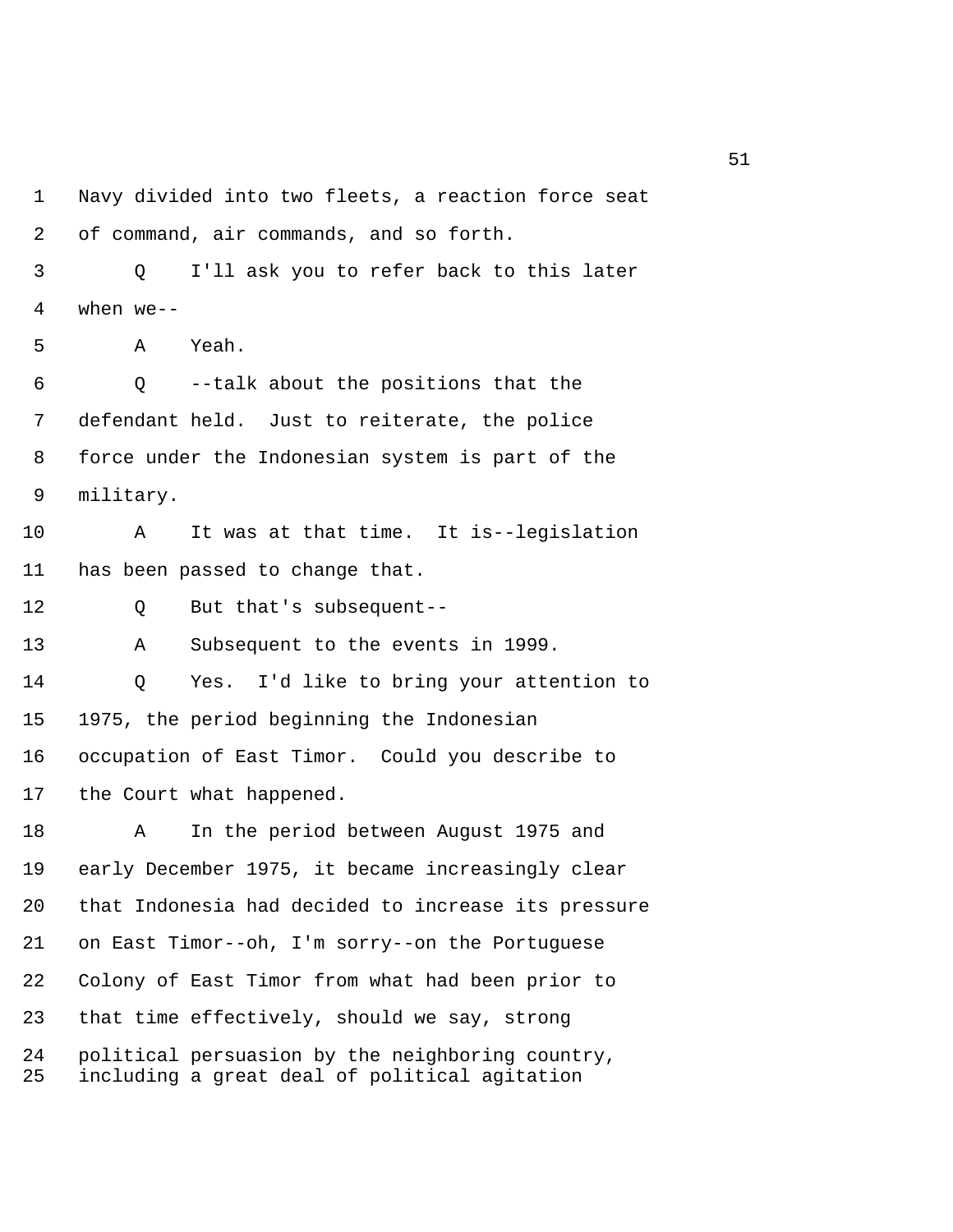1 Navy divided into two fleets, a reaction force seat
2 of command, air commands, and so forth.
3 Q I'll ask you to refer back to this later
4 when we--
5 A Yeah.
6 Q --talk about the positions that the
7 defendant held. Just to reiterate, the police
8 force under the Indonesian system is part of the
9 military.
10 A It was at that time. It is--legislation
11 has been passed to change that.
12 Q But that's subsequent--
13 A Subsequent to the events in 1999.
14 Q Yes. I'd like to bring your attention to
15 1975, the period beginning the Indonesian
16 occupation of East Timor. Could you describe to
17 the Court what happened.
18 A In the period between August 1975 and
19 early December 1975, it became increasingly clear
20 that Indonesia had decided to increase its pressure
21 on East Timor--oh, I'm sorry--on the Portuguese
22 Colony of East Timor from what had been prior to
23 that time effectively, should we say, strong
24 political persuasion by the neighboring country,
25 including a great deal of political agitation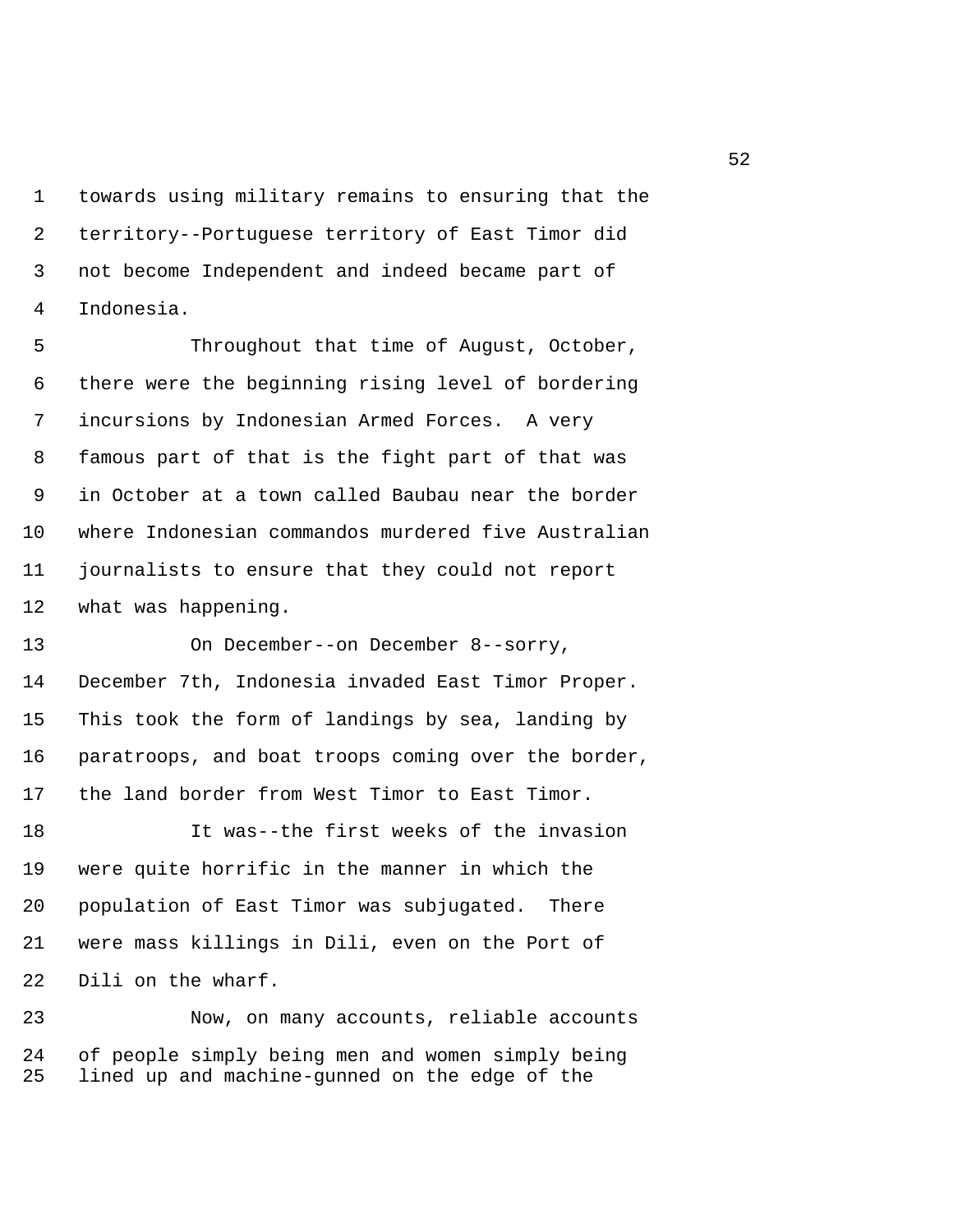towards using military remains to ensuring that the territory--Portuguese territory of East Timor did not become Independent and indeed became part of Indonesia.

Throughout that time of August, October, there were the beginning rising level of bordering incursions by Indonesian Armed Forces. A very famous part of that is the fight part of that was in October at a town called Baubau near the border where Indonesian commandos murdered five Australian journalists to ensure that they could not report what was happening.

On December--on December 8--sorry, December 7th, Indonesia invaded East Timor Proper. This took the form of landings by sea, landing by paratroops, and boat troops coming over the border, the land border from West Timor to East Timor.

It was--the first weeks of the invasion were quite horrific in the manner in which the population of East Timor was subjugated. There were mass killings in Dili, even on the Port of Dili on the wharf.

Now, on many accounts, reliable accounts of people simply being men and women simply being lined up and machine-gunned on the edge of the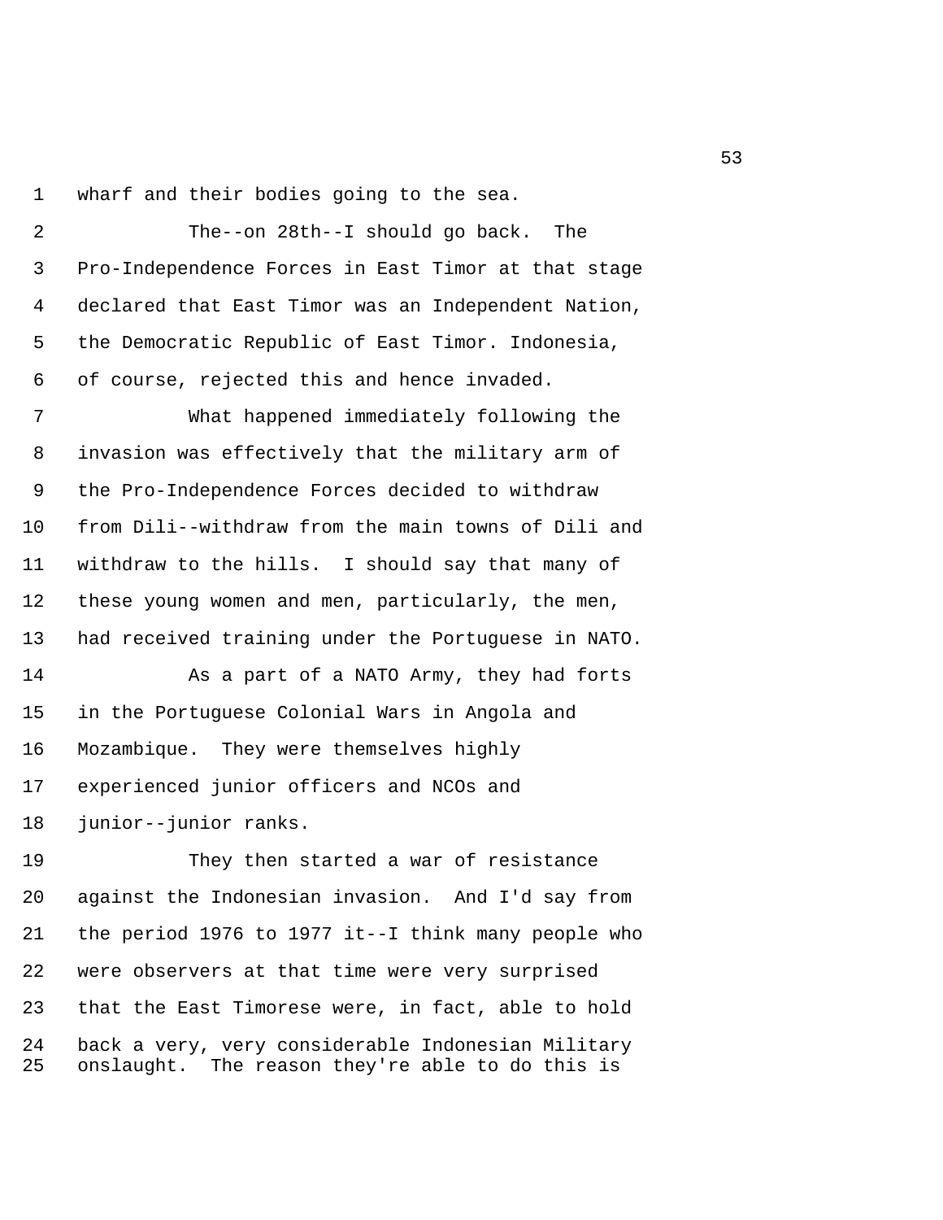wharf and their bodies going to the sea.

The--on 28th--I should go back. The Pro-Independence Forces in East Timor at that stage declared that East Timor was an Independent Nation, the Democratic Republic of East Timor. Indonesia, of course, rejected this and hence invaded.

What happened immediately following the invasion was effectively that the military arm of the Pro-Independence Forces decided to withdraw from Dili--withdraw from the main towns of Dili and withdraw to the hills. I should say that many of these young women and men, particularly, the men, had received training under the Portuguese in NATO.

As a part of a NATO Army, they had forts in the Portuguese Colonial Wars in Angola and Mozambique. They were themselves highly experienced junior officers and NCOs and junior--junior ranks.

They then started a war of resistance against the Indonesian invasion. And I'd say from the period 1976 to 1977 it--I think many people who were observers at that time were very surprised that the East Timorese were, in fact, able to hold back a very, very considerable Indonesian Military onslaught. The reason they're able to do this is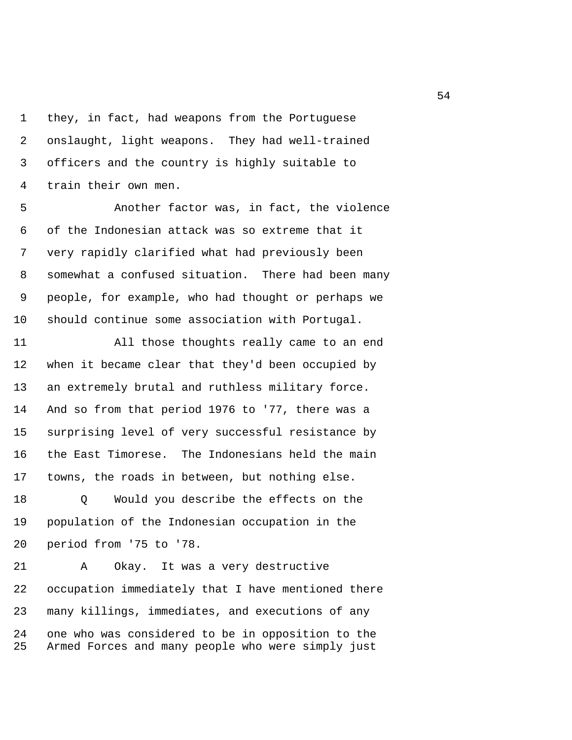they, in fact, had weapons from the Portuguese onslaught, light weapons. They had well-trained officers and the country is highly suitable to train their own men.

Another factor was, in fact, the violence of the Indonesian attack was so extreme that it very rapidly clarified what had previously been somewhat a confused situation. There had been many people, for example, who had thought or perhaps we should continue some association with Portugal.

All those thoughts really came to an end when it became clear that they'd been occupied by an extremely brutal and ruthless military force. And so from that period 1976 to '77, there was a surprising level of very successful resistance by the East Timorese. The Indonesians held the main towns, the roads in between, but nothing else.

Q Would you describe the effects on the population of the Indonesian occupation in the period from '75 to '78.

A Okay. It was a very destructive occupation immediately that I have mentioned there many killings, immediates, and executions of any one who was considered to be in opposition to the Armed Forces and many people who were simply just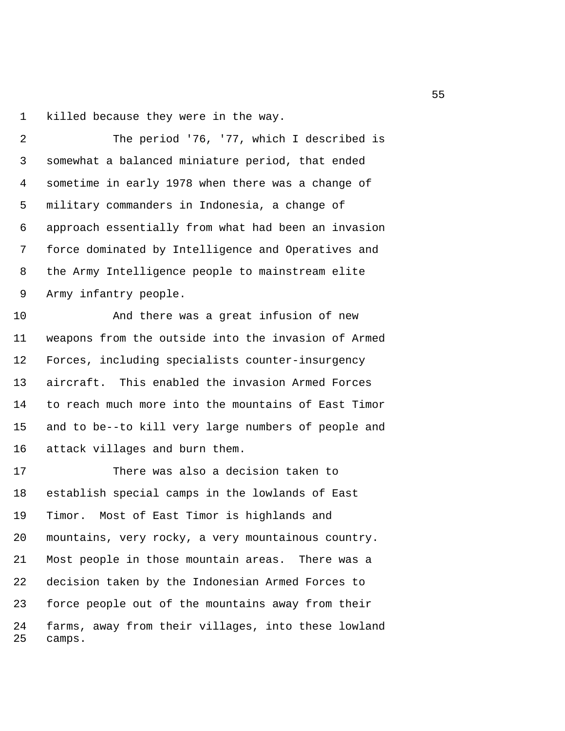killed because they were in the way.

The period '76, '77, which I described is somewhat a balanced miniature period, that ended sometime in early 1978 when there was a change of military commanders in Indonesia, a change of approach essentially from what had been an invasion force dominated by Intelligence and Operatives and the Army Intelligence people to mainstream elite Army infantry people.

And there was a great infusion of new weapons from the outside into the invasion of Armed Forces, including specialists counter-insurgency aircraft. This enabled the invasion Armed Forces to reach much more into the mountains of East Timor and to be--to kill very large numbers of people and attack villages and burn them.

There was also a decision taken to establish special camps in the lowlands of East Timor. Most of East Timor is highlands and mountains, very rocky, a very mountainous country. Most people in those mountain areas. There was a decision taken by the Indonesian Armed Forces to force people out of the mountains away from their farms, away from their villages, into these lowland camps.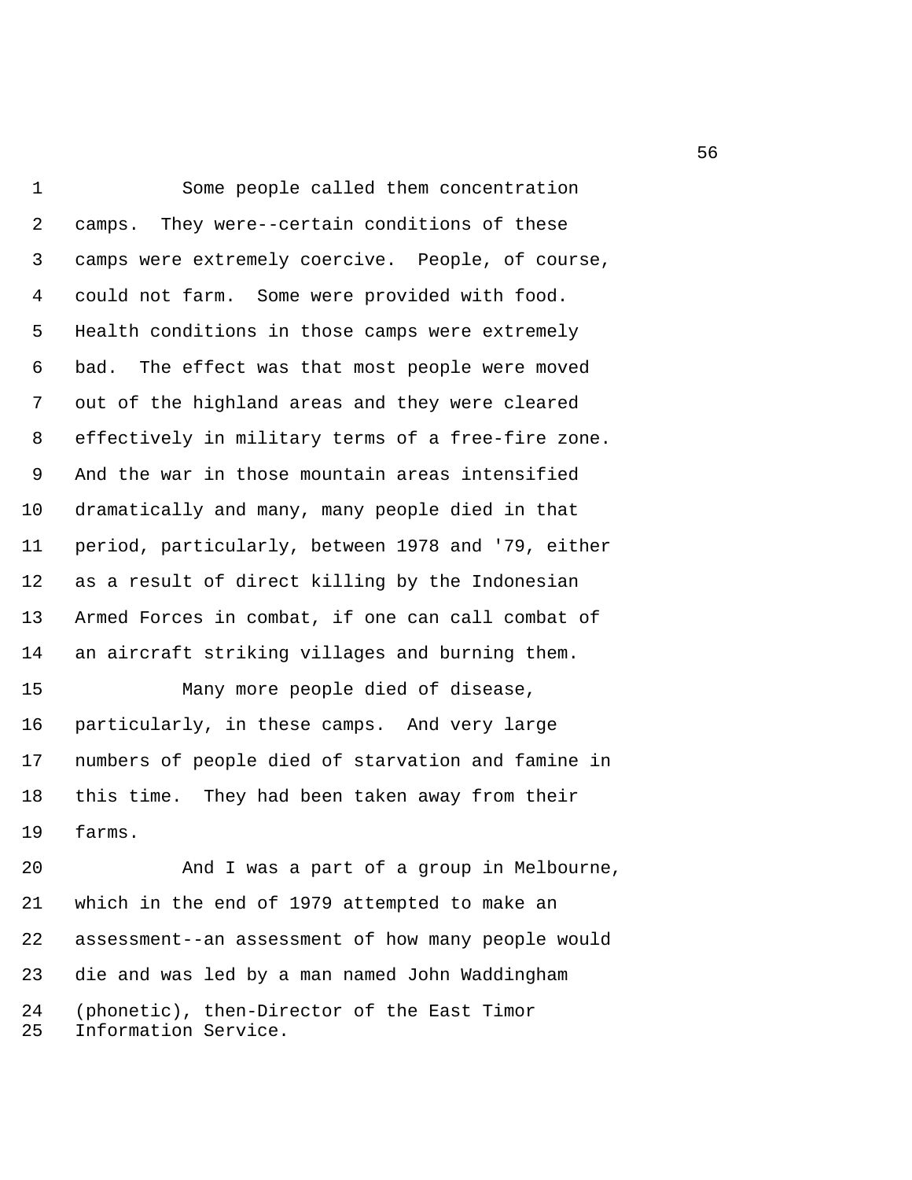Some people called them concentration camps. They were--certain conditions of these camps were extremely coercive. People, of course, could not farm. Some were provided with food. Health conditions in those camps were extremely bad. The effect was that most people were moved out of the highland areas and they were cleared effectively in military terms of a free-fire zone. And the war in those mountain areas intensified dramatically and many, many people died in that period, particularly, between 1978 and '79, either as a result of direct killing by the Indonesian Armed Forces in combat, if one can call combat of an aircraft striking villages and burning them.

Many more people died of disease, particularly, in these camps. And very large numbers of people died of starvation and famine in this time. They had been taken away from their farms.

And I was a part of a group in Melbourne, which in the end of 1979 attempted to make an assessment--an assessment of how many people would die and was led by a man named John Waddingham (phonetic), then-Director of the East Timor Information Service.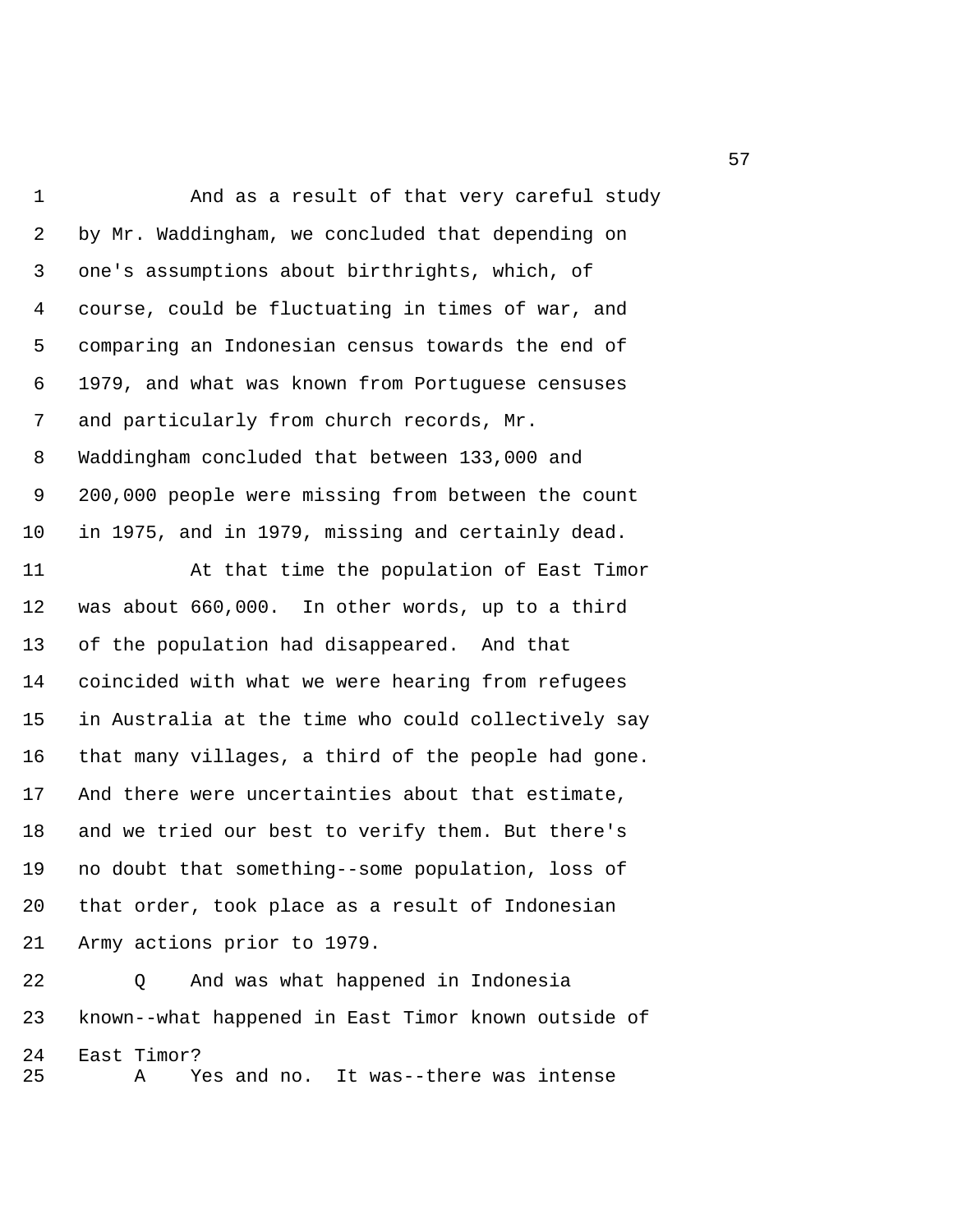And as a result of that very careful study by Mr. Waddingham, we concluded that depending on one's assumptions about birthrights, which, of course, could be fluctuating in times of war, and comparing an Indonesian census towards the end of 1979, and what was known from Portuguese censuses and particularly from church records, Mr. Waddingham concluded that between 133,000 and 200,000 people were missing from between the count in 1975, and in 1979, missing and certainly dead.

At that time the population of East Timor was about 660,000. In other words, up to a third of the population had disappeared. And that coincided with what we were hearing from refugees in Australia at the time who could collectively say that many villages, a third of the people had gone. And there were uncertainties about that estimate, and we tried our best to verify them. But there's no doubt that something--some population, loss of that order, took place as a result of Indonesian Army actions prior to 1979.

Q And was what happened in Indonesia known--what happened in East Timor known outside of East Timor?

A Yes and no. It was--there was intense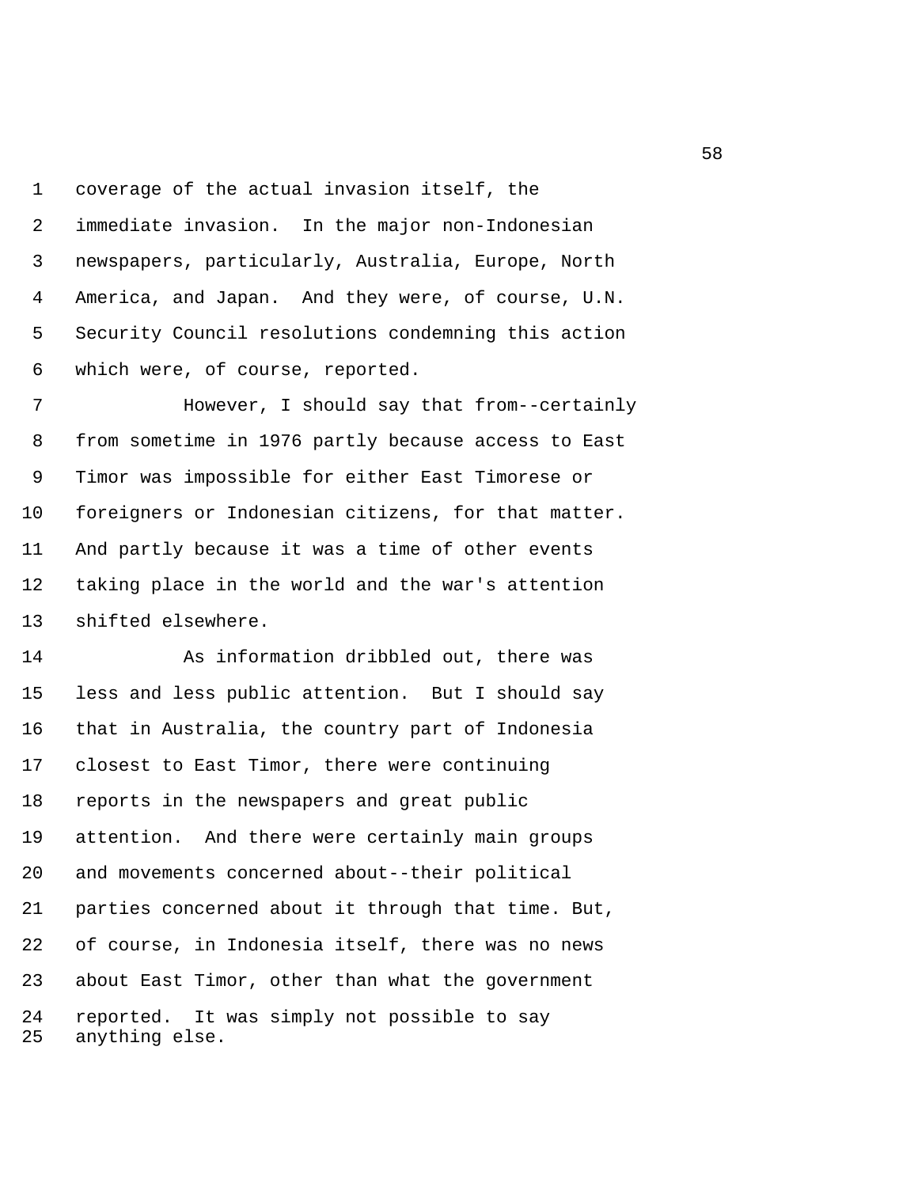coverage of the actual invasion itself, the immediate invasion. In the major non-Indonesian newspapers, particularly, Australia, Europe, North America, and Japan. And they were, of course, U.N. Security Council resolutions condemning this action which were, of course, reported.

However, I should say that from--certainly from sometime in 1976 partly because access to East Timor was impossible for either East Timorese or foreigners or Indonesian citizens, for that matter. And partly because it was a time of other events taking place in the world and the war's attention shifted elsewhere.

As information dribbled out, there was less and less public attention. But I should say that in Australia, the country part of Indonesia closest to East Timor, there were continuing reports in the newspapers and great public attention. And there were certainly main groups and movements concerned about--their political parties concerned about it through that time. But, of course, in Indonesia itself, there was no news about East Timor, other than what the government reported. It was simply not possible to say anything else.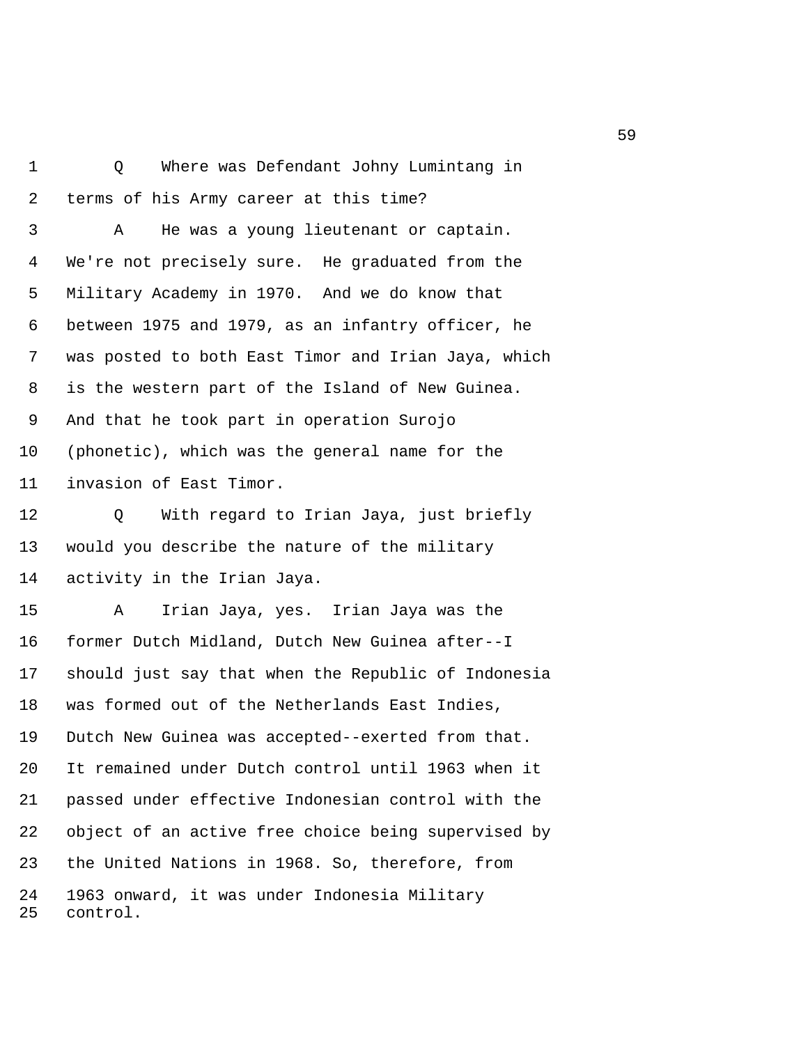1 Q Where was Defendant Johny Lumintang in
2 terms of his Army career at this time?
3 A He was a young lieutenant or captain.
4 We're not precisely sure. He graduated from the
5 Military Academy in 1970. And we do know that
6 between 1975 and 1979, as an infantry officer, he
7 was posted to both East Timor and Irian Jaya, which
8 is the western part of the Island of New Guinea.
9 And that he took part in operation Surojo
10 (phonetic), which was the general name for the
11 invasion of East Timor.
12 Q With regard to Irian Jaya, just briefly
13 would you describe the nature of the military
14 activity in the Irian Jaya.
15 A Irian Jaya, yes. Irian Jaya was the
16 former Dutch Midland, Dutch New Guinea after--I
17 should just say that when the Republic of Indonesia
18 was formed out of the Netherlands East Indies,
19 Dutch New Guinea was accepted--exerted from that.
20 It remained under Dutch control until 1963 when it
21 passed under effective Indonesian control with the
22 object of an active free choice being supervised by
23 the United Nations in 1968. So, therefore, from
24 1963 onward, it was under Indonesia Military
25 control.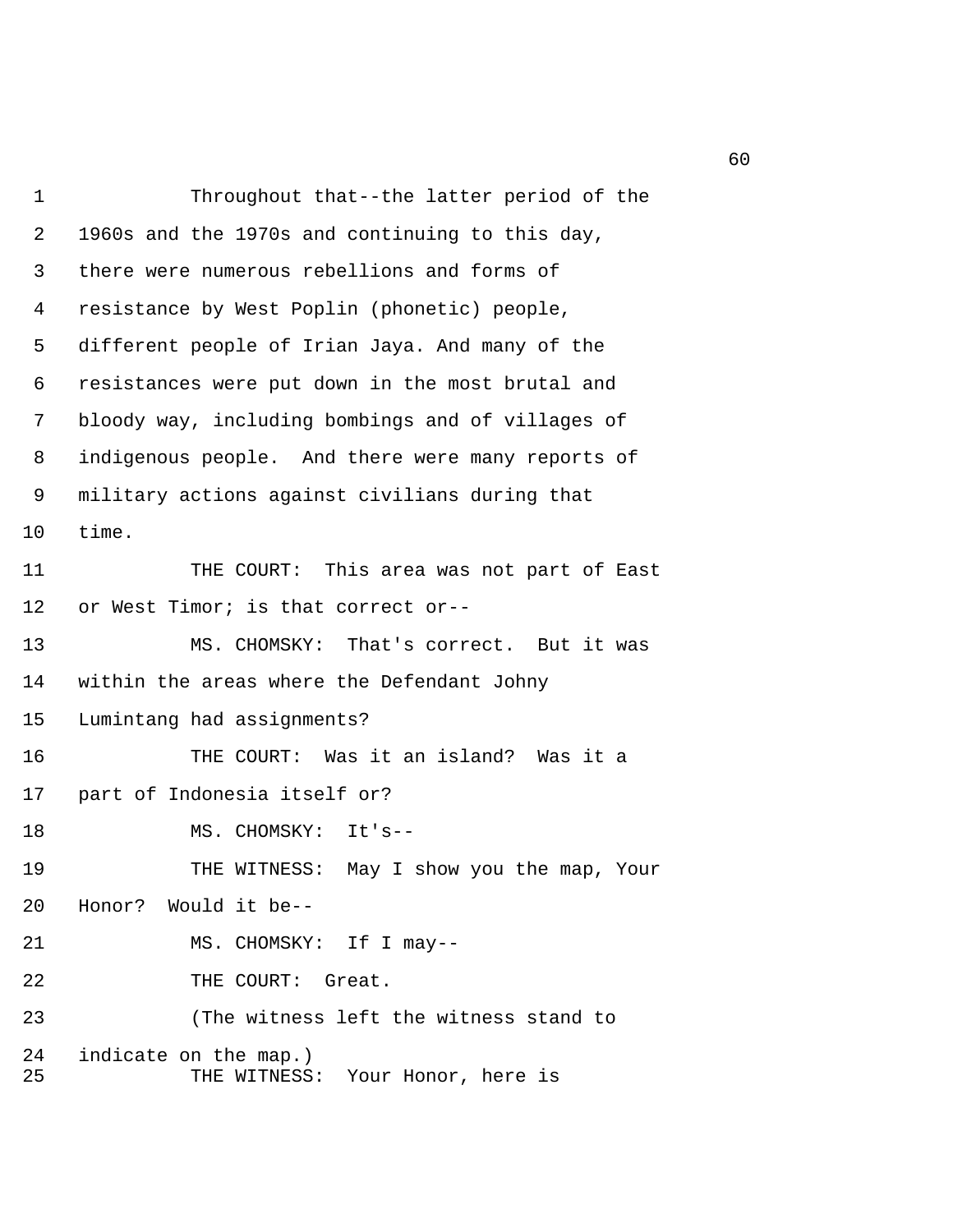Throughout that--the latter period of the 1960s and the 1970s and continuing to this day, there were numerous rebellions and forms of resistance by West Poplin (phonetic) people, different people of Irian Jaya. And many of the resistances were put down in the most brutal and bloody way, including bombings and of villages of indigenous people. And there were many reports of military actions against civilians during that time.

THE COURT: This area was not part of East or West Timor; is that correct or--

MS. CHOMSKY: That's correct. But it was within the areas where the Defendant Johny Lumintang had assignments?

THE COURT: Was it an island? Was it a part of Indonesia itself or?

MS. CHOMSKY: It's--

THE WITNESS: May I show you the map, Your Honor? Would it be--

MS. CHOMSKY: If I may--

THE COURT: Great.

(The witness left the witness stand to indicate on the map.)

THE WITNESS: Your Honor, here is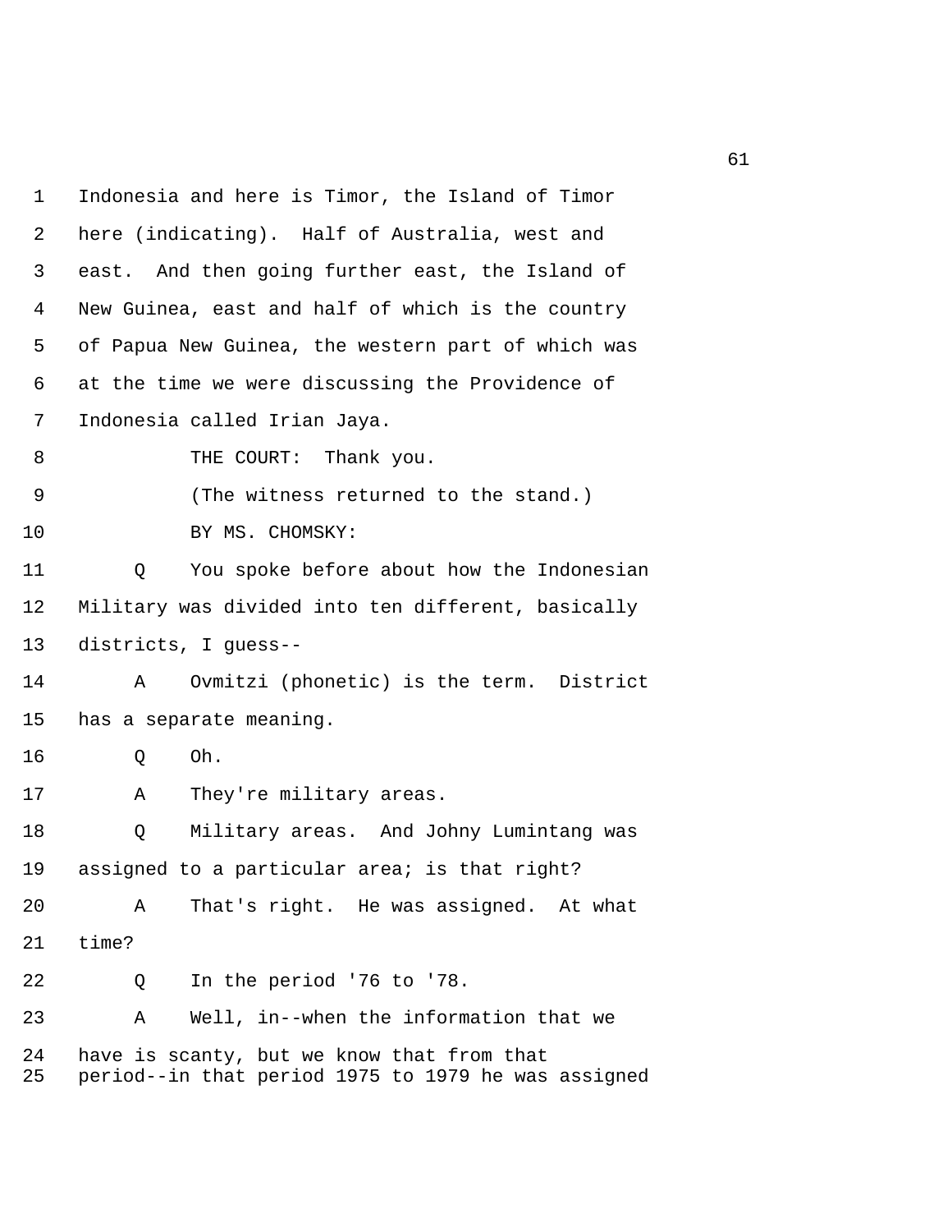1 Indonesia and here is Timor, the Island of Timor
2 here (indicating). Half of Australia, west and
3 east. And then going further east, the Island of
4 New Guinea, east and half of which is the country
5 of Papua New Guinea, the western part of which was
6 at the time we were discussing the Providence of
7 Indonesia called Irian Jaya.
8 THE COURT: Thank you.
9 (The witness returned to the stand.)
10 BY MS. CHOMSKY:
11 Q You spoke before about how the Indonesian
12 Military was divided into ten different, basically
13 districts, I guess--
14 A Ovmitzi (phonetic) is the term. District
15 has a separate meaning.
16 Q Oh.
17 A They're military areas.
18 Q Military areas. And Johny Lumintang was
19 assigned to a particular area; is that right?
20 A That's right. He was assigned. At what
21 time?
22 Q In the period '76 to '78.
23 A Well, in--when the information that we
24 have is scanty, but we know that from that
25 period--in that period 1975 to 1979 he was assigned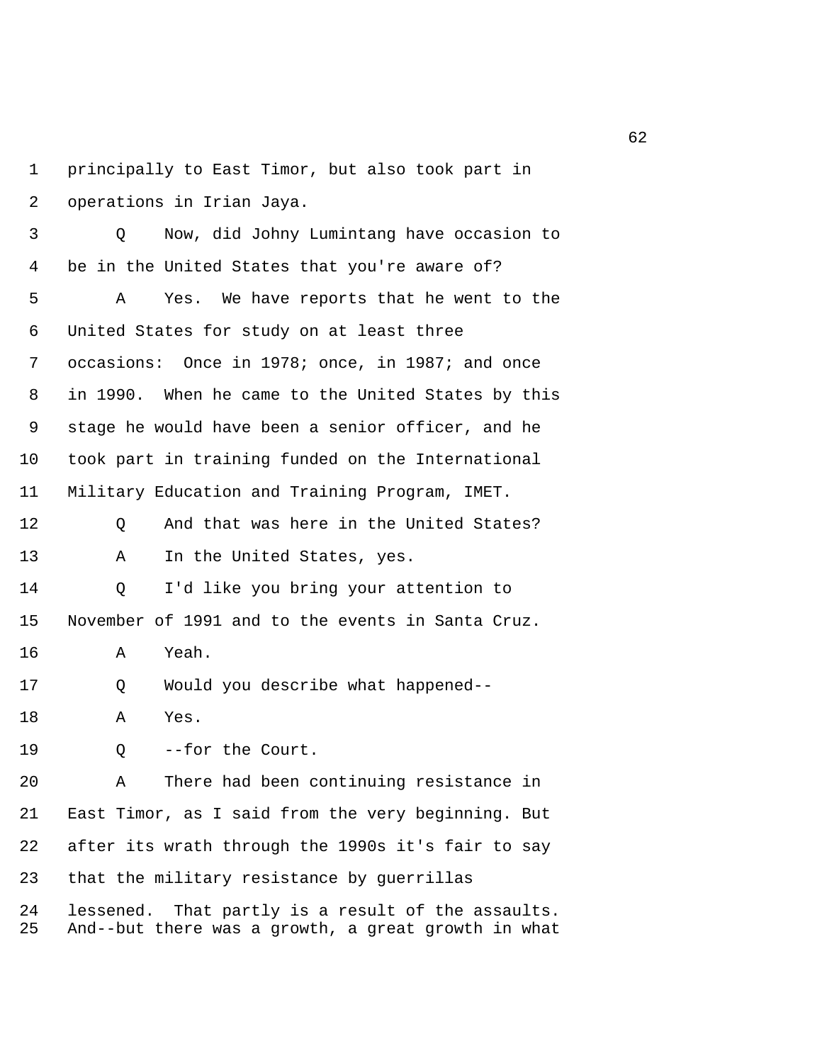1 principally to East Timor, but also took part in

2 operations in Irian Jaya.

3 Q Now, did Johny Lumintang have occasion to

4 be in the United States that you're aware of?

5 A Yes. We have reports that he went to the

6 United States for study on at least three

7 occasions: Once in 1978; once, in 1987; and once

8 in 1990. When he came to the United States by this

9 stage he would have been a senior officer, and he

10 took part in training funded on the International

11 Military Education and Training Program, IMET.

12 Q And that was here in the United States?

13 A In the United States, yes.

14 Q I'd like you bring your attention to

15 November of 1991 and to the events in Santa Cruz.

16 A Yeah.

17 Q Would you describe what happened--

18 A Yes.

19 Q --for the Court.

20 A There had been continuing resistance in

21 East Timor, as I said from the very beginning. But

22 after its wrath through the 1990s it's fair to say

23 that the military resistance by guerrillas

24 lessened. That partly is a result of the assaults.

25 And--but there was a growth, a great growth in what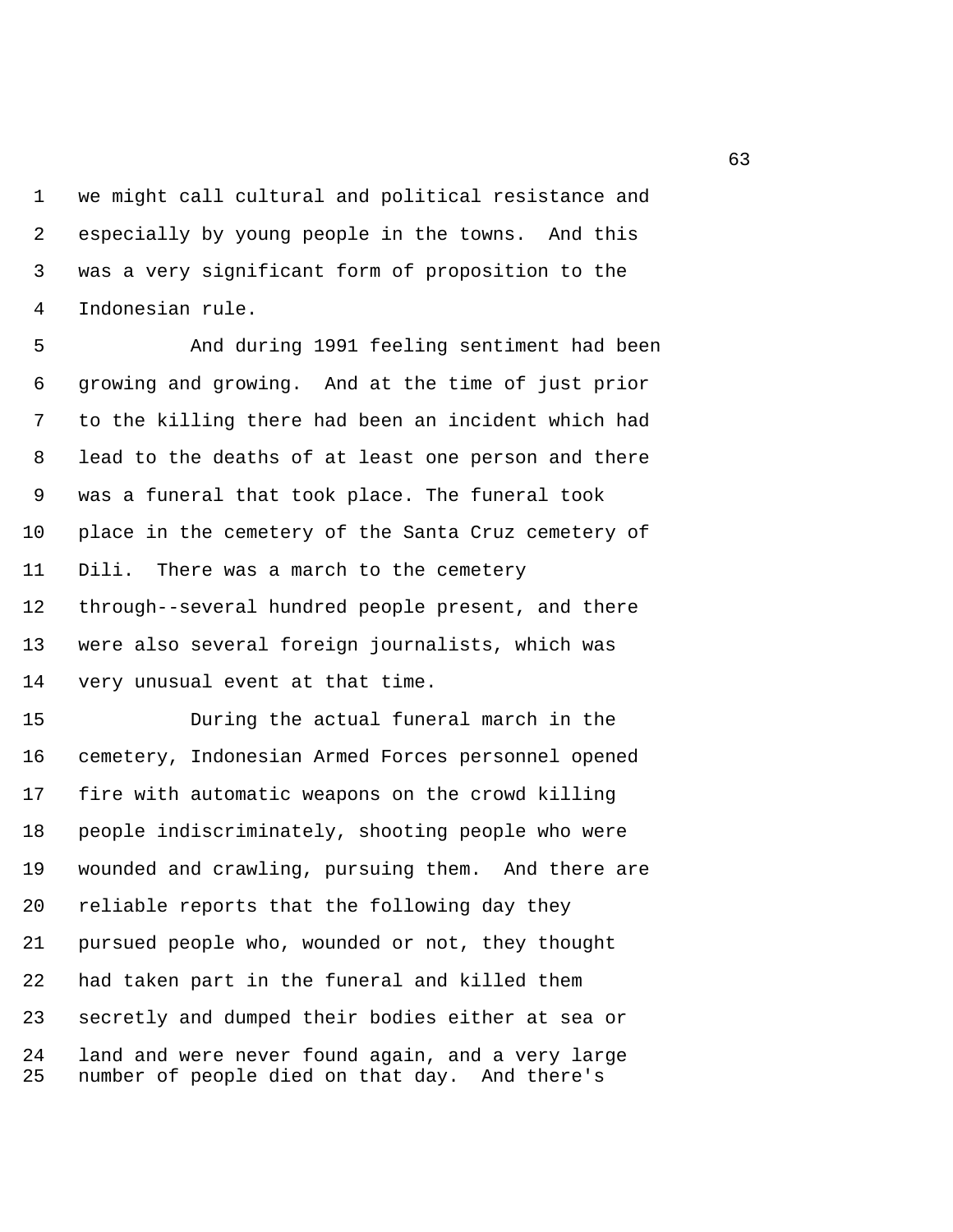we might call cultural and political resistance and especially by young people in the towns. And this was a very significant form of proposition to the Indonesian rule.

And during 1991 feeling sentiment had been growing and growing. And at the time of just prior to the killing there had been an incident which had lead to the deaths of at least one person and there was a funeral that took place. The funeral took place in the cemetery of the Santa Cruz cemetery of Dili. There was a march to the cemetery through--several hundred people present, and there were also several foreign journalists, which was very unusual event at that time.

During the actual funeral march in the cemetery, Indonesian Armed Forces personnel opened fire with automatic weapons on the crowd killing people indiscriminately, shooting people who were wounded and crawling, pursuing them. And there are reliable reports that the following day they pursued people who, wounded or not, they thought had taken part in the funeral and killed them secretly and dumped their bodies either at sea or land and were never found again, and a very large number of people died on that day. And there's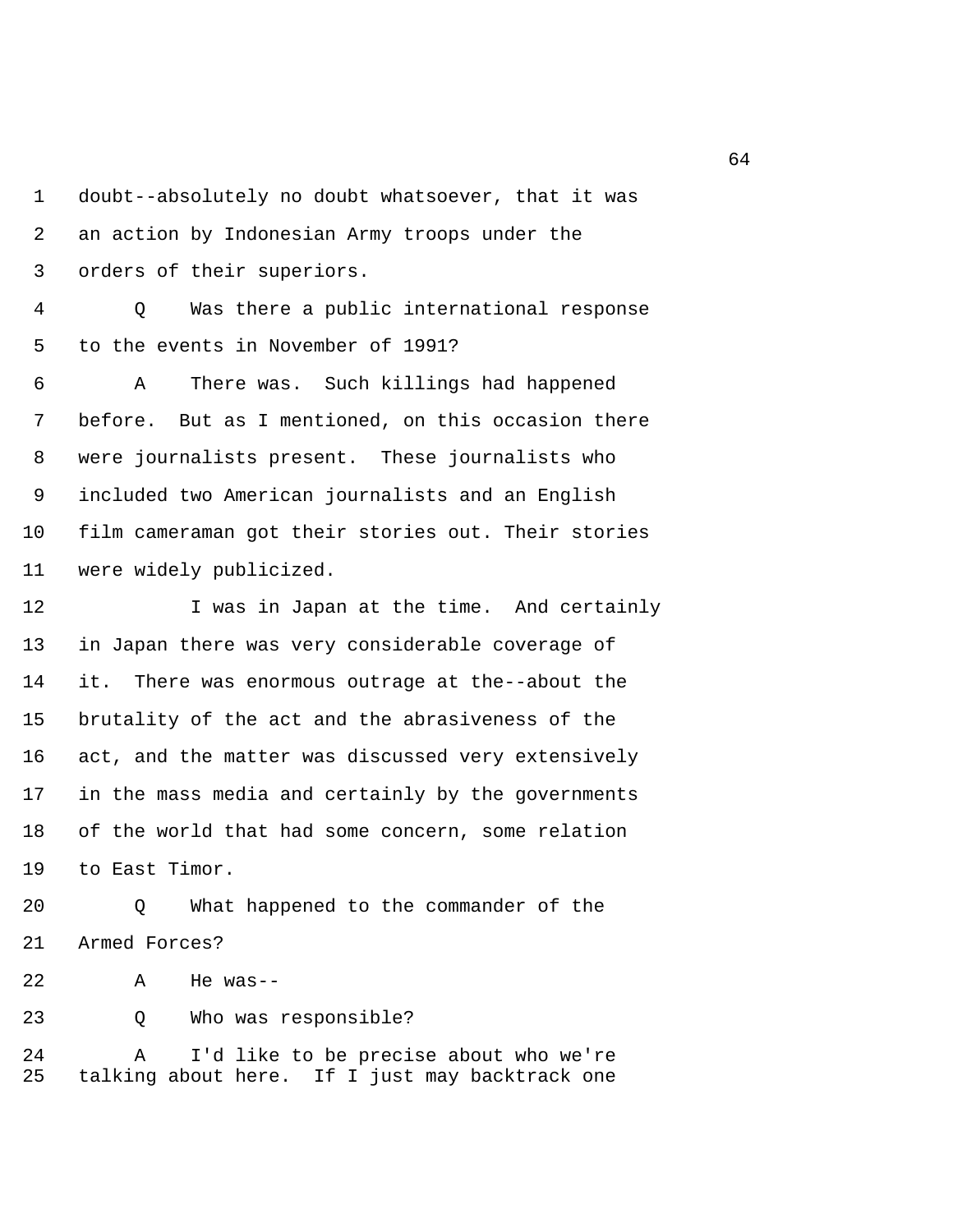doubt--absolutely no doubt whatsoever, that it was an action by Indonesian Army troops under the orders of their superiors.

Q Was there a public international response to the events in November of 1991?

A There was. Such killings had happened before. But as I mentioned, on this occasion there were journalists present. These journalists who included two American journalists and an English film cameraman got their stories out. Their stories were widely publicized.

I was in Japan at the time. And certainly in Japan there was very considerable coverage of it. There was enormous outrage at the--about the brutality of the act and the abrasiveness of the act, and the matter was discussed very extensively in the mass media and certainly by the governments of the world that had some concern, some relation to East Timor.

Q What happened to the commander of the Armed Forces?

A He was--

Q Who was responsible?

A I'd like to be precise about who we're talking about here. If I just may backtrack one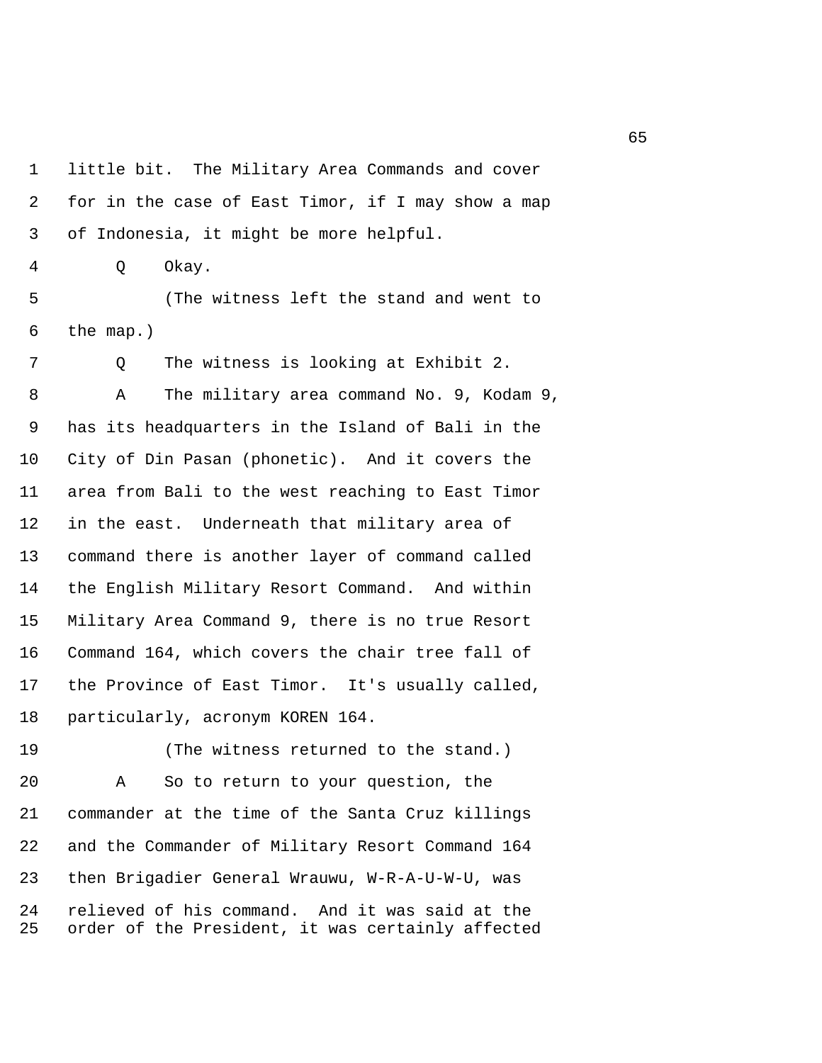1 little bit. The Military Area Commands and cover
2 for in the case of East Timor, if I may show a map
3 of Indonesia, it might be more helpful.
4 Q Okay.
5 (The witness left the stand and went to
6 the map.)
7 Q The witness is looking at Exhibit 2.
8 A The military area command No. 9, Kodam 9,
9 has its headquarters in the Island of Bali in the
10 City of Din Pasan (phonetic). And it covers the
11 area from Bali to the west reaching to East Timor
12 in the east. Underneath that military area of
13 command there is another layer of command called
14 the English Military Resort Command. And within
15 Military Area Command 9, there is no true Resort
16 Command 164, which covers the chair tree fall of
17 the Province of East Timor. It's usually called,
18 particularly, acronym KOREN 164.
19 (The witness returned to the stand.)
20 A So to return to your question, the
21 commander at the time of the Santa Cruz killings
22 and the Commander of Military Resort Command 164
23 then Brigadier General Wrauwu, W-R-A-U-W-U, was
24 relieved of his command. And it was said at the
25 order of the President, it was certainly affected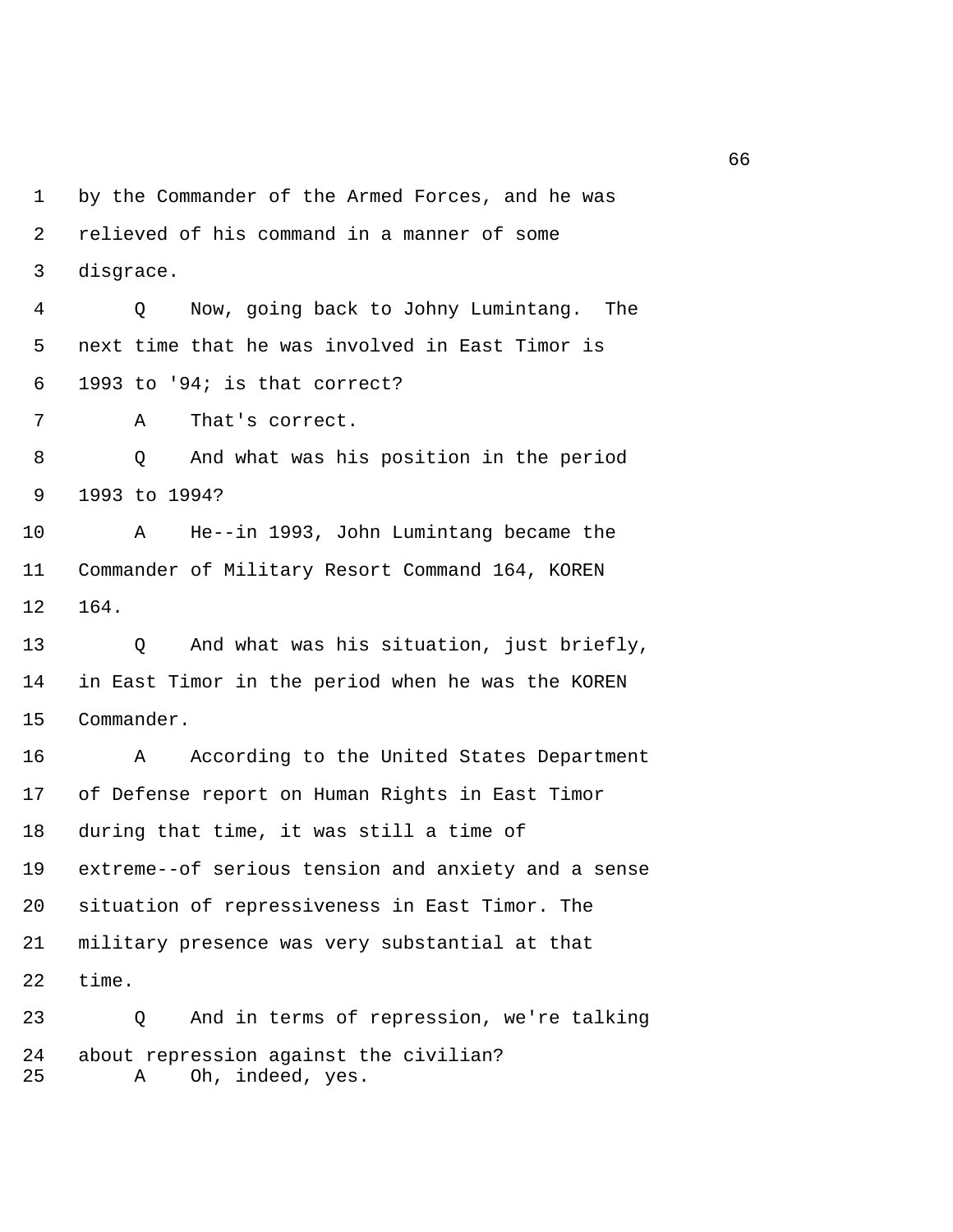by the Commander of the Armed Forces, and he was relieved of his command in a manner of some disgrace.

Q Now, going back to Johny Lumintang. The next time that he was involved in East Timor is 1993 to '94; is that correct?

A That's correct.

Q And what was his position in the period 1993 to 1994?

A He--in 1993, John Lumintang became the Commander of Military Resort Command 164, KOREN 164.

Q And what was his situation, just briefly, in East Timor in the period when he was the KOREN Commander.

A According to the United States Department of Defense report on Human Rights in East Timor during that time, it was still a time of extreme--of serious tension and anxiety and a sense situation of repressiveness in East Timor. The military presence was very substantial at that time.

Q And in terms of repression, we're talking about repression against the civilian?

A Oh, indeed, yes.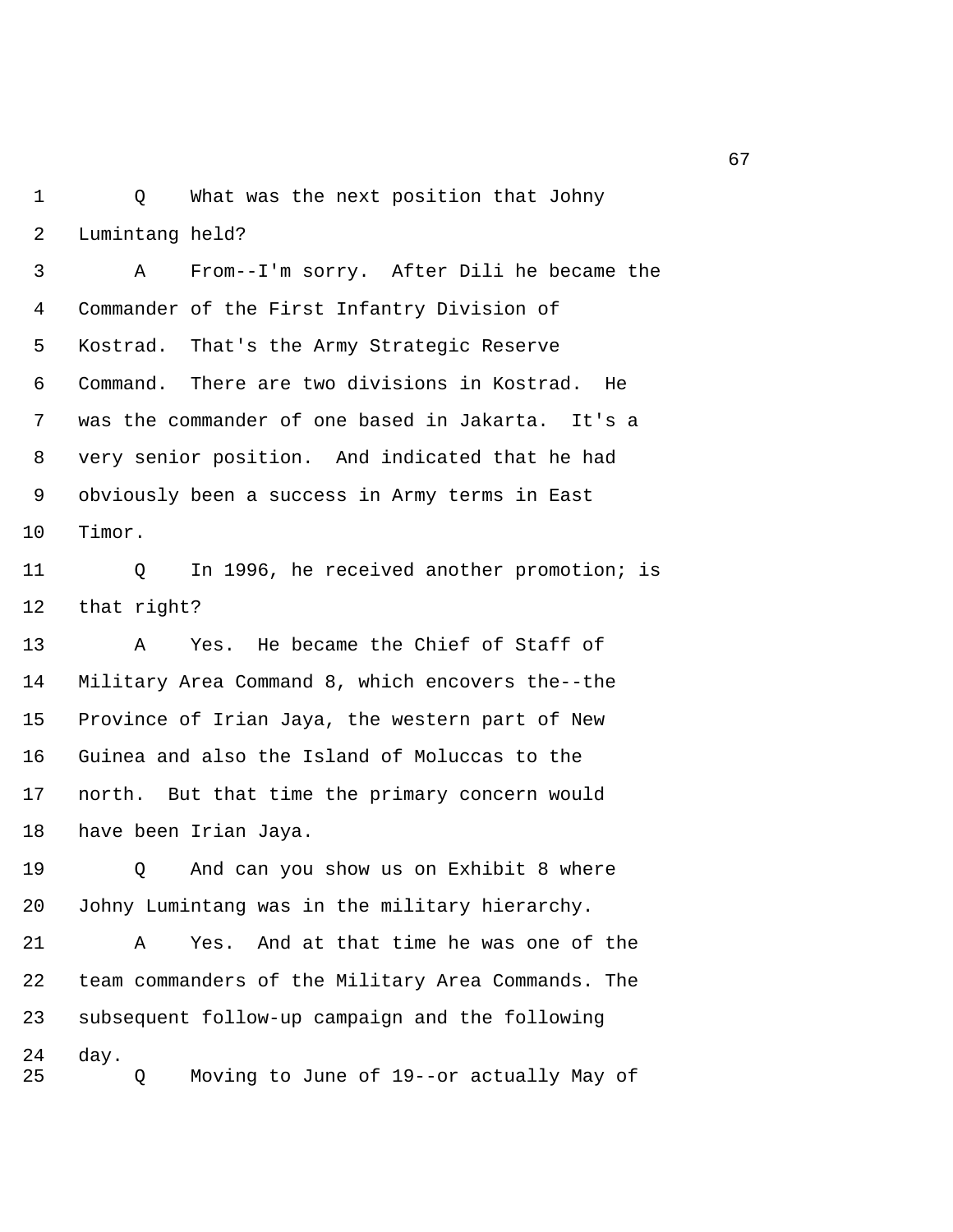1 Q What was the next position that Johny
2 Lumintang held?
3 A From--I'm sorry. After Dili he became the
4 Commander of the First Infantry Division of
5 Kostrad. That's the Army Strategic Reserve
6 Command. There are two divisions in Kostrad. He
7 was the commander of one based in Jakarta. It's a
8 very senior position. And indicated that he had
9 obviously been a success in Army terms in East
10 Timor.
11 Q In 1996, he received another promotion; is
12 that right?
13 A Yes. He became the Chief of Staff of
14 Military Area Command 8, which encovers the--the
15 Province of Irian Jaya, the western part of New
16 Guinea and also the Island of Moluccas to the
17 north. But that time the primary concern would
18 have been Irian Jaya.
19 Q And can you show us on Exhibit 8 where
20 Johny Lumintang was in the military hierarchy.
21 A Yes. And at that time he was one of the
22 team commanders of the Military Area Commands. The
23 subsequent follow-up campaign and the following
24 day.
25 Q Moving to June of 19--or actually May of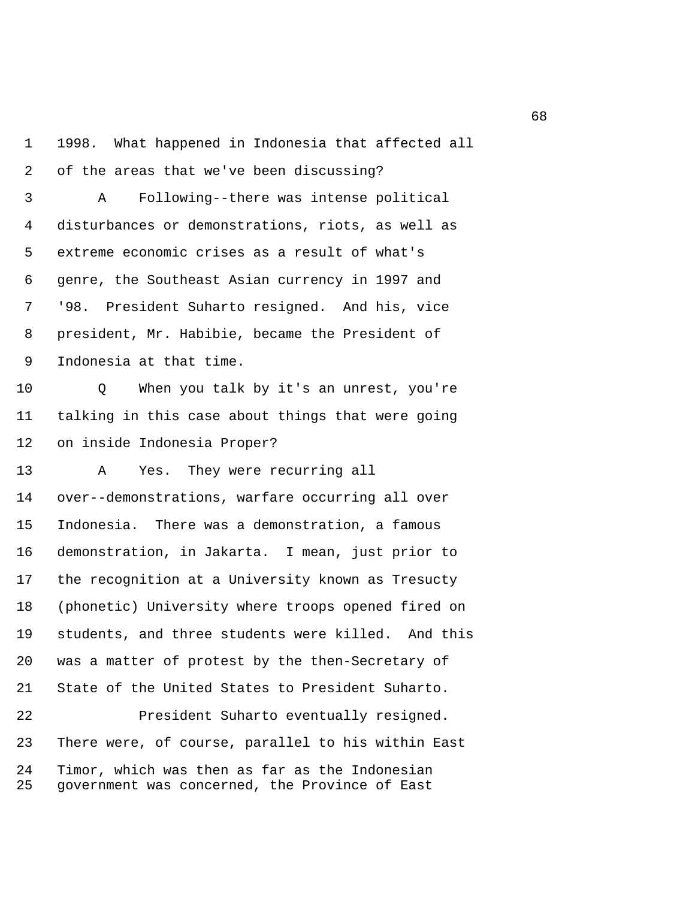1998. What happened in Indonesia that affected all of the areas that we've been discussing?

A Following--there was intense political disturbances or demonstrations, riots, as well as extreme economic crises as a result of what's genre, the Southeast Asian currency in 1997 and '98. President Suharto resigned. And his, vice president, Mr. Habibie, became the President of Indonesia at that time.

Q When you talk by it's an unrest, you're talking in this case about things that were going on inside Indonesia Proper?

A Yes. They were recurring all over--demonstrations, warfare occurring all over Indonesia. There was a demonstration, a famous demonstration, in Jakarta. I mean, just prior to the recognition at a University known as Tresucty (phonetic) University where troops opened fired on students, and three students were killed. And this was a matter of protest by the then-Secretary of State of the United States to President Suharto.

President Suharto eventually resigned. There were, of course, parallel to his within East Timor, which was then as far as the Indonesian government was concerned, the Province of East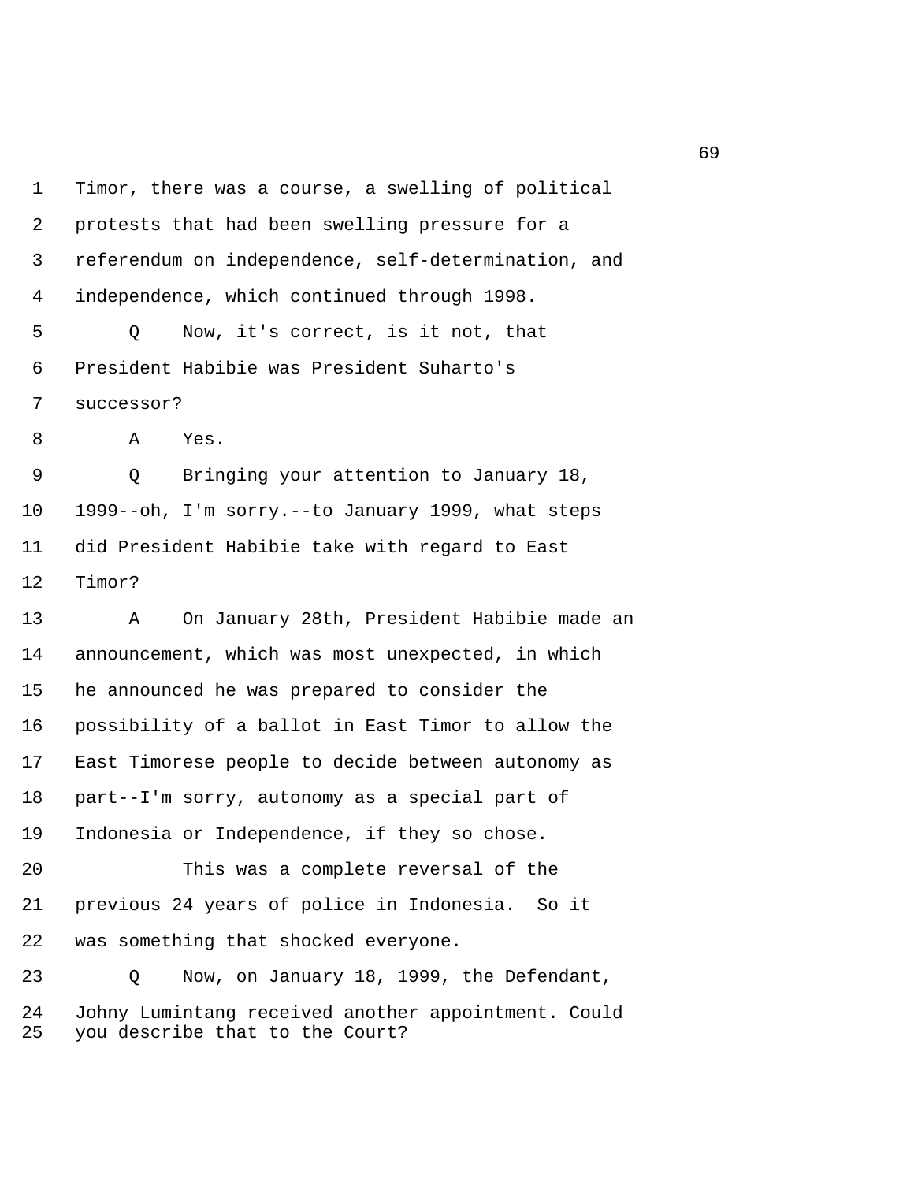Timor, there was a course, a swelling of political protests that had been swelling pressure for a referendum on independence, self-determination, and independence, which continued through 1998.

Q Now, it's correct, is it not, that President Habibie was President Suharto's successor?

A Yes.

Q Bringing your attention to January 18, 1999--oh, I'm sorry.--to January 1999, what steps did President Habibie take with regard to East Timor?

A On January 28th, President Habibie made an announcement, which was most unexpected, in which he announced he was prepared to consider the possibility of a ballot in East Timor to allow the East Timorese people to decide between autonomy as part--I'm sorry, autonomy as a special part of Indonesia or Independence, if they so chose.

This was a complete reversal of the previous 24 years of police in Indonesia. So it was something that shocked everyone.

Q Now, on January 18, 1999, the Defendant, Johny Lumintang received another appointment. Could you describe that to the Court?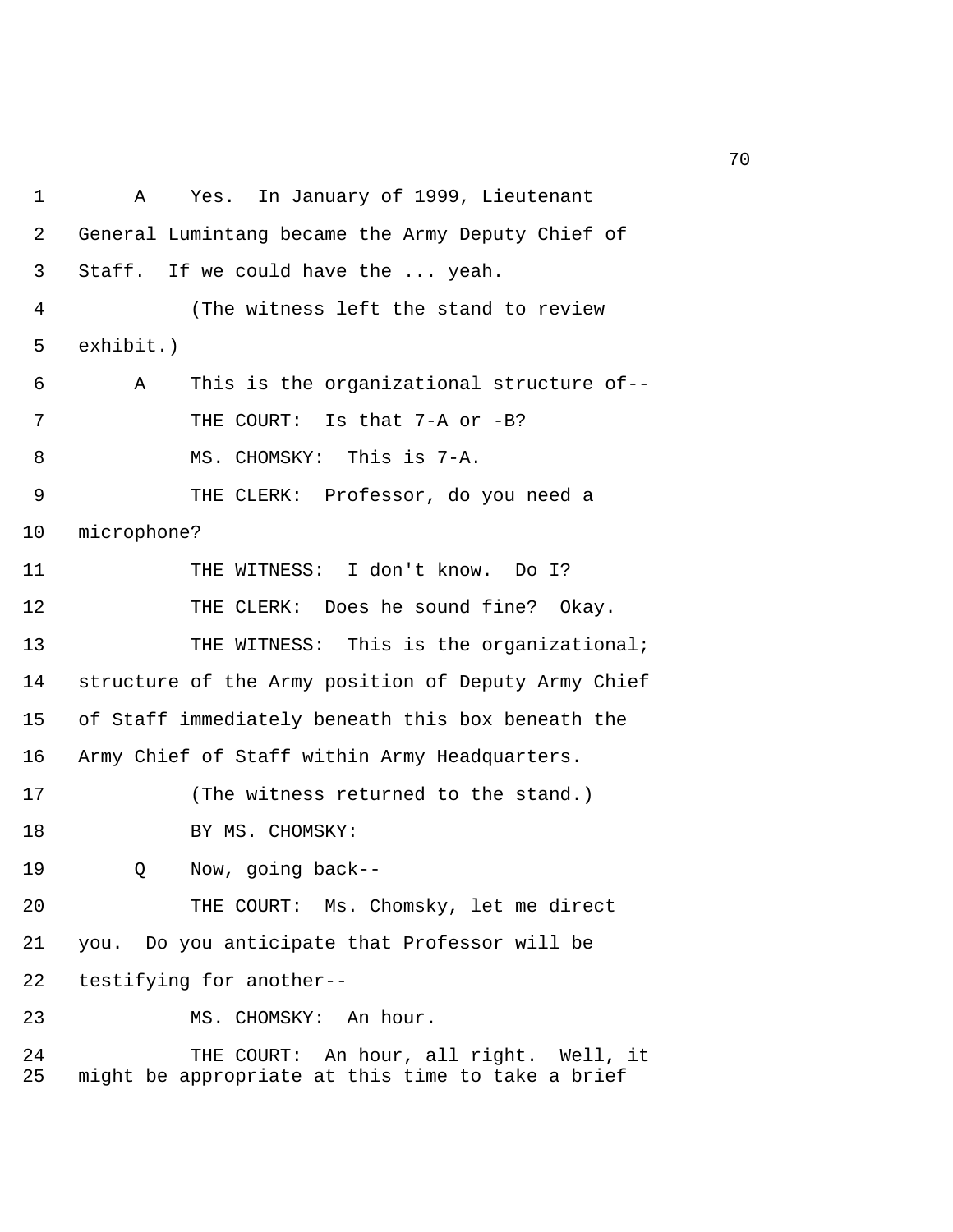1 A Yes. In January of 1999, Lieutenant
2 General Lumintang became the Army Deputy Chief of
3 Staff. If we could have the ... yeah.
4 (The witness left the stand to review
5 exhibit.)
6 A This is the organizational structure of--
7 THE COURT: Is that 7-A or -B?
8 MS. CHOMSKY: This is 7-A.
9 THE CLERK: Professor, do you need a
10 microphone?
11 THE WITNESS: I don't know. Do I?
12 THE CLERK: Does he sound fine? Okay.
13 THE WITNESS: This is the organizational;
14 structure of the Army position of Deputy Army Chief
15 of Staff immediately beneath this box beneath the
16 Army Chief of Staff within Army Headquarters.
17 (The witness returned to the stand.)
18 BY MS. CHOMSKY:
19 Q Now, going back--
20 THE COURT: Ms. Chomsky, let me direct
21 you. Do you anticipate that Professor will be
22 testifying for another--
23 MS. CHOMSKY: An hour.
24 THE COURT: An hour, all right. Well, it
25 might be appropriate at this time to take a brief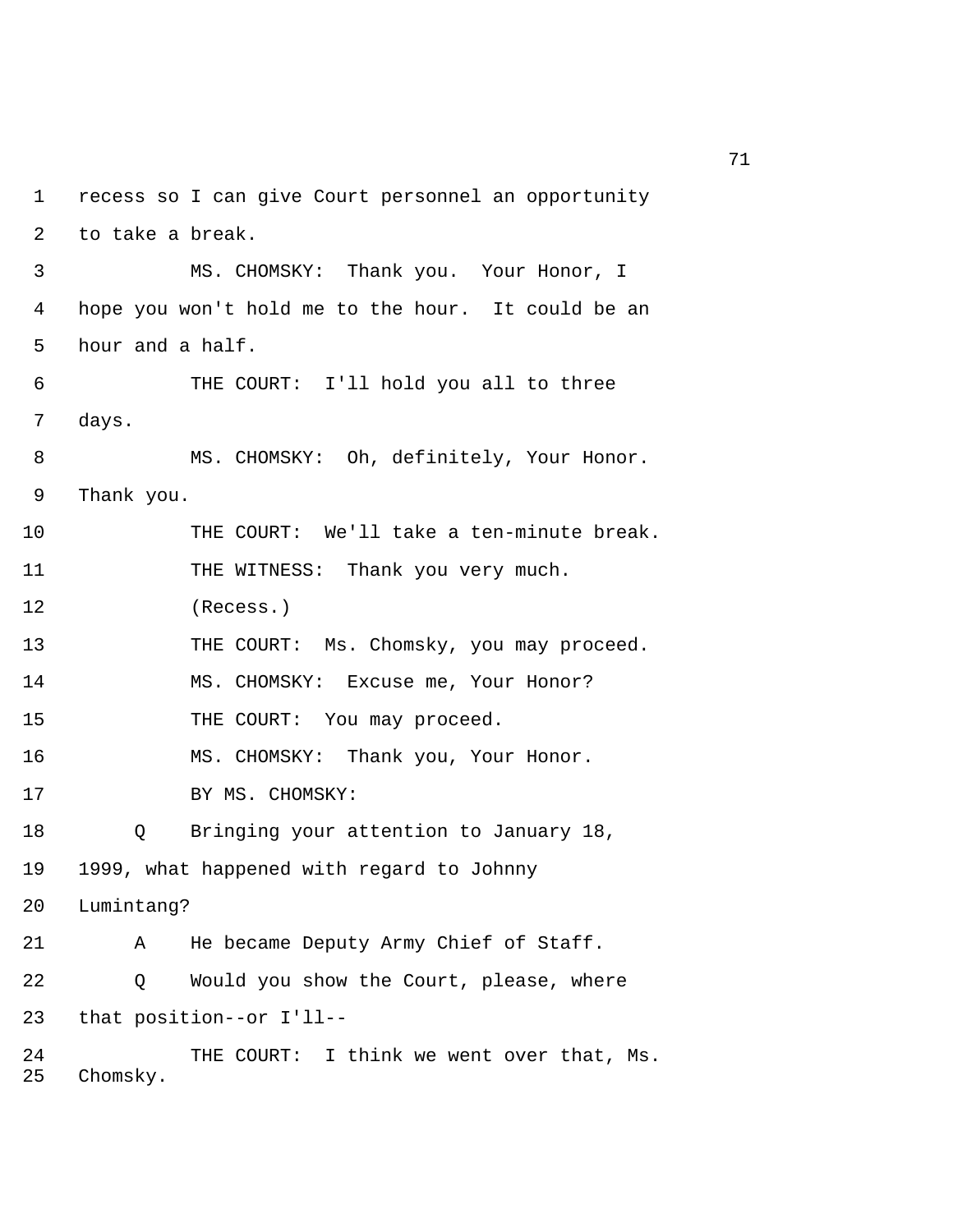1 recess so I can give Court personnel an opportunity

2 to take a break.

3 MS. CHOMSKY: Thank you. Your Honor, I

4 hope you won't hold me to the hour. It could be an

5 hour and a half.

6 THE COURT: I'll hold you all to three

7 days.

8 MS. CHOMSKY: Oh, definitely, Your Honor.

9 Thank you.

10 THE COURT: We'll take a ten-minute break.

11 THE WITNESS: Thank you very much.

12 (Recess.)

13 THE COURT: Ms. Chomsky, you may proceed.

14 MS. CHOMSKY: Excuse me, Your Honor?

15 THE COURT: You may proceed.

16 MS. CHOMSKY: Thank you, Your Honor.

17 BY MS. CHOMSKY:

18 Q Bringing your attention to January 18,

19 1999, what happened with regard to Johnny

20 Lumintang?

21 A He became Deputy Army Chief of Staff.

22 Q Would you show the Court, please, where

23 that position--or I'll--

24 THE COURT: I think we went over that, Ms.

25 Chomsky.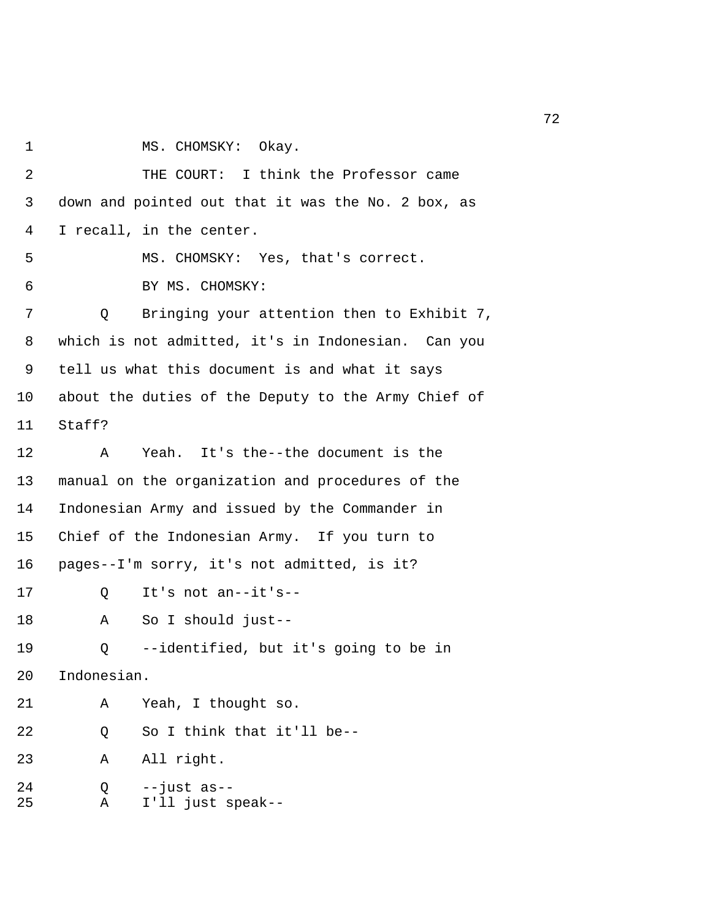MS. CHOMSKY: Okay.

THE COURT: I think the Professor came down and pointed out that it was the No. 2 box, as I recall, in the center.

MS. CHOMSKY: Yes, that's correct.

BY MS. CHOMSKY:

Q Bringing your attention then to Exhibit 7, which is not admitted, it's in Indonesian. Can you tell us what this document is and what it says about the duties of the Deputy to the Army Chief of Staff?

A Yeah. It's the--the document is the manual on the organization and procedures of the Indonesian Army and issued by the Commander in Chief of the Indonesian Army. If you turn to pages--I'm sorry, it's not admitted, is it?

Q It's not an--it's--

A So I should just--

Q --identified, but it's going to be in Indonesian.

A Yeah, I thought so.

Q So I think that it'll be--

A All right.

Q --just as--

A I'll just speak--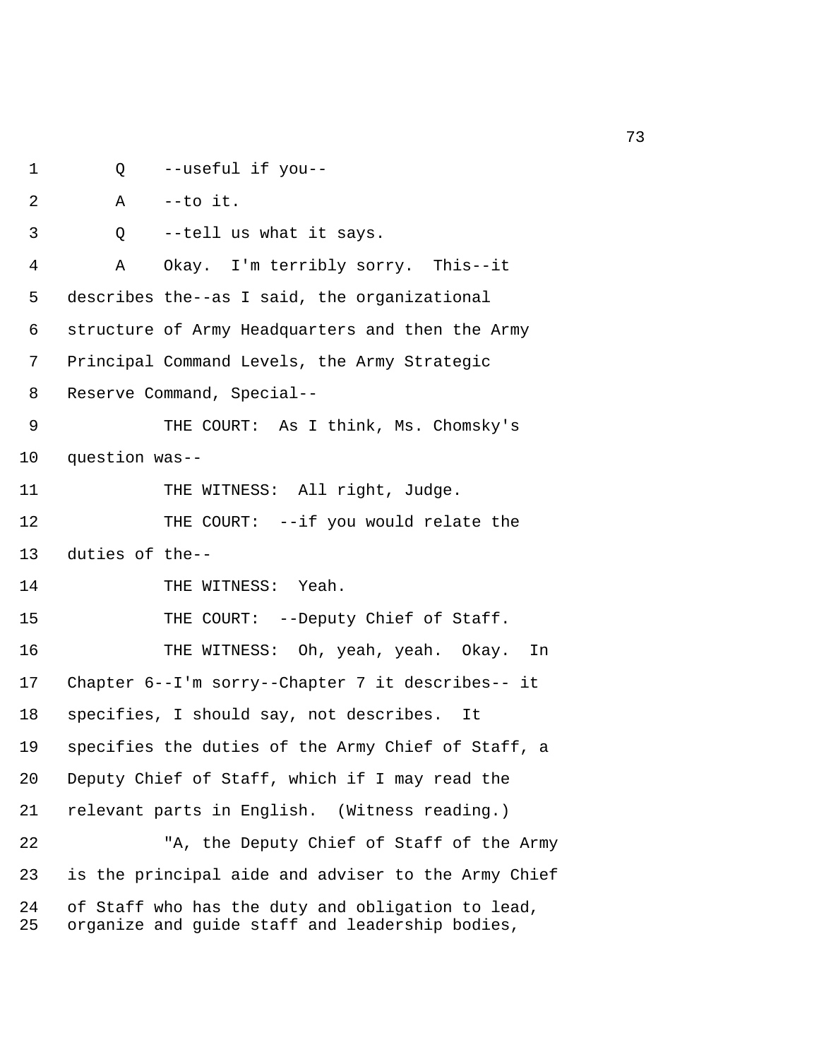Q --useful if you--

A --to it.

Q --tell us what it says.

A Okay. I'm terribly sorry. This--it describes the--as I said, the organizational structure of Army Headquarters and then the Army Principal Command Levels, the Army Strategic Reserve Command, Special--

THE COURT: As I think, Ms. Chomsky's question was--

THE WITNESS: All right, Judge.

THE COURT: --if you would relate the duties of the--

THE WITNESS: Yeah.

THE COURT: --Deputy Chief of Staff.

THE WITNESS: Oh, yeah, yeah. Okay. In Chapter 6--I'm sorry--Chapter 7 it describes-- it specifies, I should say, not describes. It specifies the duties of the Army Chief of Staff, a Deputy Chief of Staff, which if I may read the relevant parts in English. (Witness reading.)

"A, the Deputy Chief of Staff of the Army is the principal aide and adviser to the Army Chief of Staff who has the duty and obligation to lead, organize and guide staff and leadership bodies,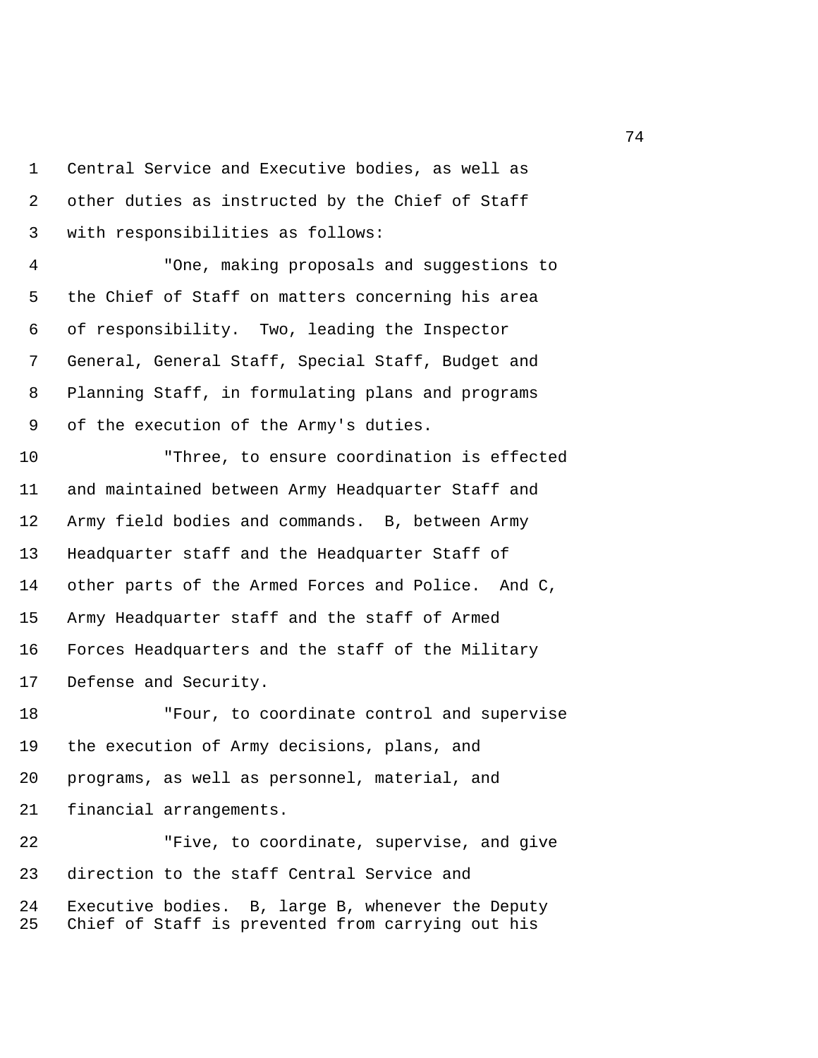Central Service and Executive bodies, as well as other duties as instructed by the Chief of Staff with responsibilities as follows:

"One, making proposals and suggestions to the Chief of Staff on matters concerning his area of responsibility. Two, leading the Inspector General, General Staff, Special Staff, Budget and Planning Staff, in formulating plans and programs of the execution of the Army's duties.

"Three, to ensure coordination is effected and maintained between Army Headquarter Staff and Army field bodies and commands. B, between Army Headquarter staff and the Headquarter Staff of other parts of the Armed Forces and Police. And C, Army Headquarter staff and the staff of Armed Forces Headquarters and the staff of the Military Defense and Security.

"Four, to coordinate control and supervise the execution of Army decisions, plans, and programs, as well as personnel, material, and financial arrangements.

"Five, to coordinate, supervise, and give direction to the staff Central Service and Executive bodies. B, large B, whenever the Deputy Chief of Staff is prevented from carrying out his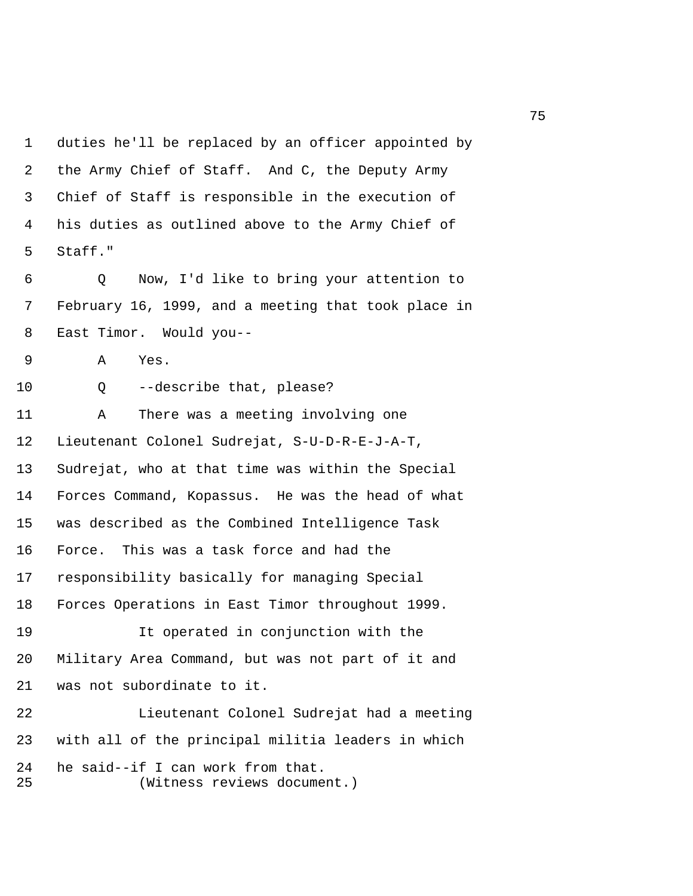duties he'll be replaced by an officer appointed by the Army Chief of Staff. And C, the Deputy Army Chief of Staff is responsible in the execution of his duties as outlined above to the Army Chief of Staff."

Q Now, I'd like to bring your attention to February 16, 1999, and a meeting that took place in East Timor. Would you--

A Yes.

Q --describe that, please?

A There was a meeting involving one Lieutenant Colonel Sudrejat, S-U-D-R-E-J-A-T, Sudrejat, who at that time was within the Special Forces Command, Kopassus. He was the head of what was described as the Combined Intelligence Task Force. This was a task force and had the responsibility basically for managing Special Forces Operations in East Timor throughout 1999.

It operated in conjunction with the Military Area Command, but was not part of it and was not subordinate to it.

Lieutenant Colonel Sudrejat had a meeting with all of the principal militia leaders in which he said--if I can work from that.

(Witness reviews document.)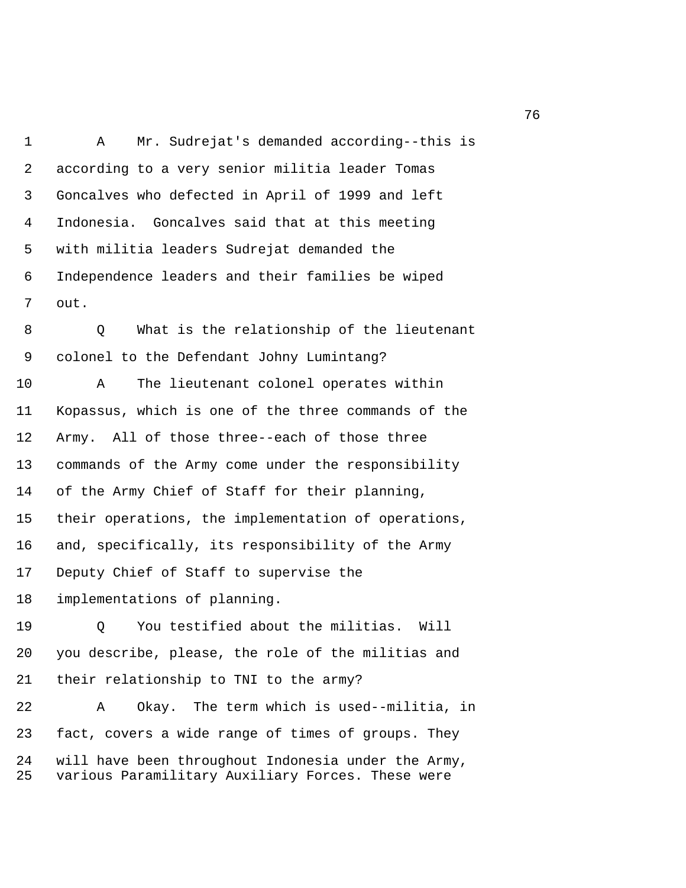A    Mr. Sudrejat's demanded according--this is according to a very senior militia leader Tomas Goncalves who defected in April of 1999 and left Indonesia.  Goncalves said that at this meeting with militia leaders Sudrejat demanded the Independence leaders and their families be wiped out.

Q    What is the relationship of the lieutenant colonel to the Defendant Johny Lumintang?

A    The lieutenant colonel operates within Kopassus, which is one of the three commands of the Army.  All of those three--each of those three commands of the Army come under the responsibility of the Army Chief of Staff for their planning, their operations, the implementation of operations, and, specifically, its responsibility of the Army Deputy Chief of Staff to supervise the implementations of planning.

Q    You testified about the militias.  Will you describe, please, the role of the militias and their relationship to TNI to the army?

A    Okay.  The term which is used--militia, in fact, covers a wide range of times of groups. They will have been throughout Indonesia under the Army, various Paramilitary Auxiliary Forces. These were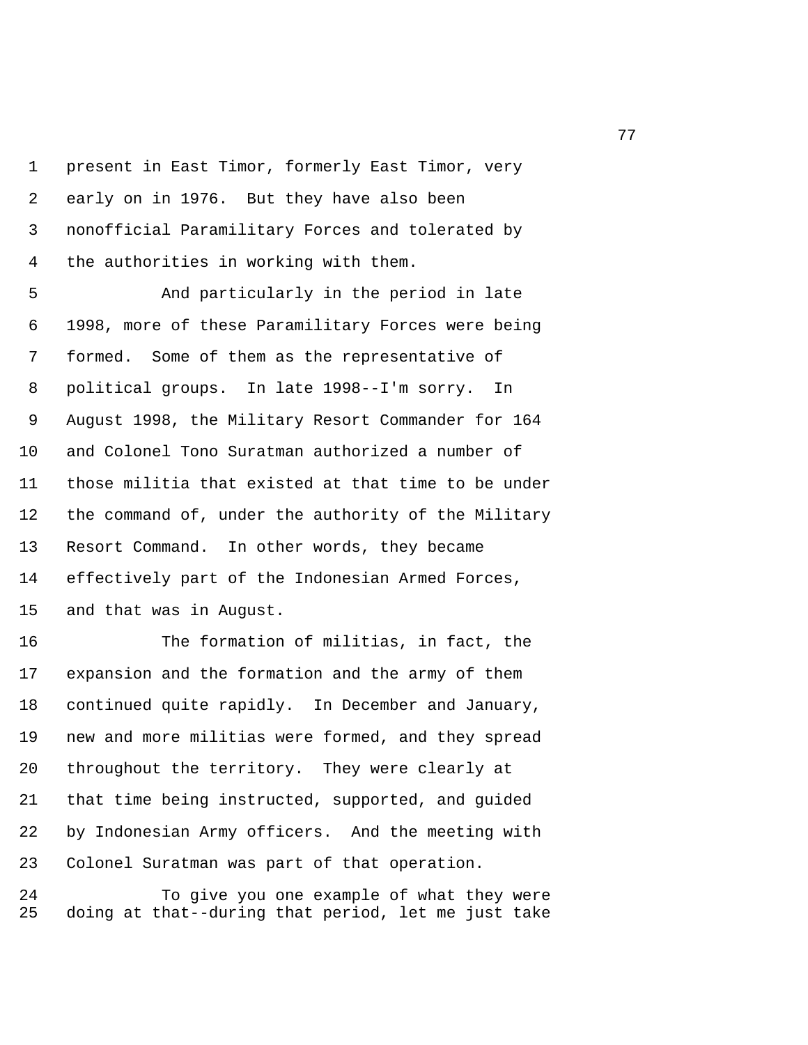present in East Timor, formerly East Timor, very early on in 1976. But they have also been nonofficial Paramilitary Forces and tolerated by the authorities in working with them.

And particularly in the period in late 1998, more of these Paramilitary Forces were being formed. Some of them as the representative of political groups. In late 1998--I'm sorry. In August 1998, the Military Resort Commander for 164 and Colonel Tono Suratman authorized a number of those militia that existed at that time to be under the command of, under the authority of the Military Resort Command. In other words, they became effectively part of the Indonesian Armed Forces, and that was in August.

The formation of militias, in fact, the expansion and the formation and the army of them continued quite rapidly. In December and January, new and more militias were formed, and they spread throughout the territory. They were clearly at that time being instructed, supported, and guided by Indonesian Army officers. And the meeting with Colonel Suratman was part of that operation.

To give you one example of what they were doing at that--during that period, let me just take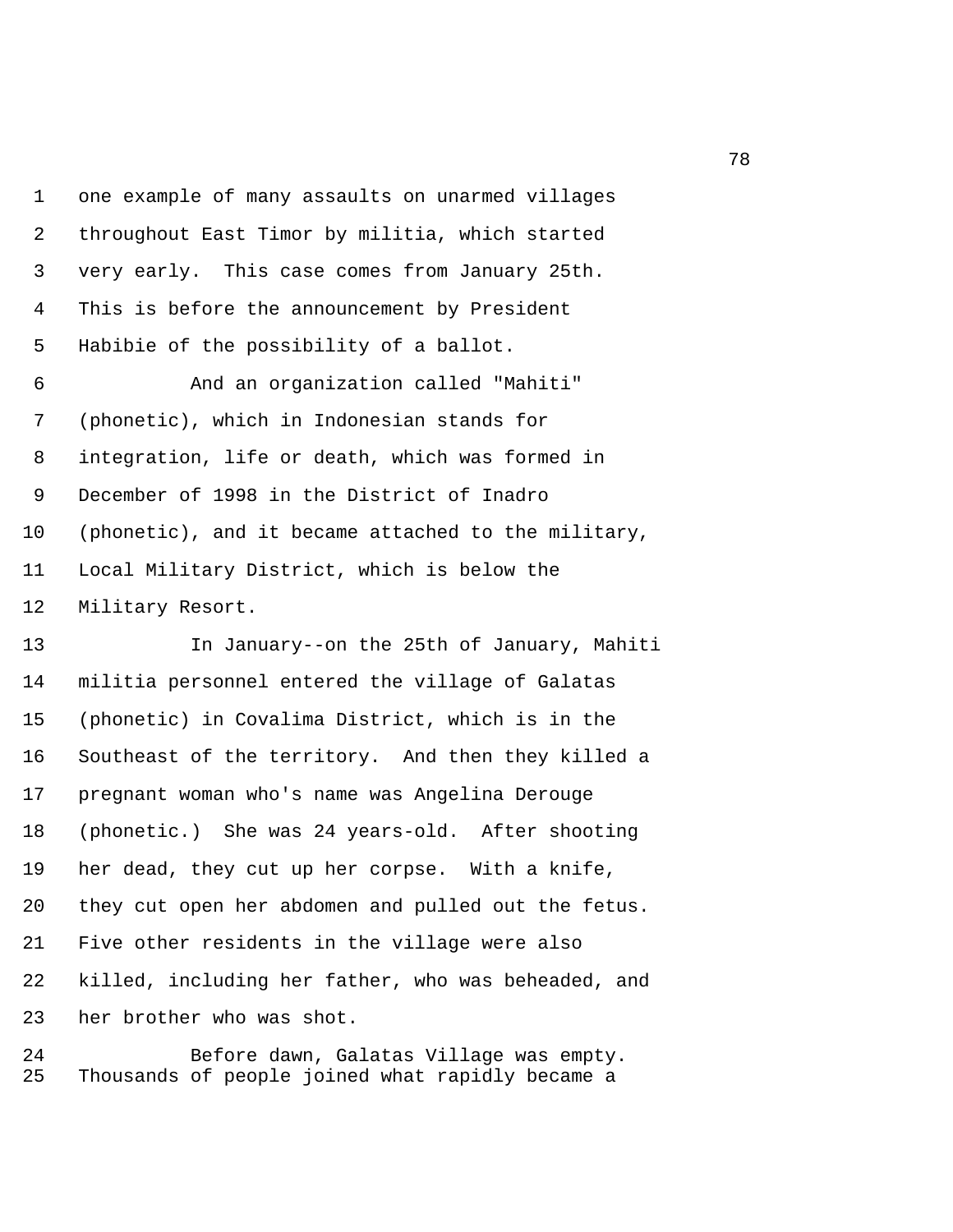one example of many assaults on unarmed villages throughout East Timor by militia, which started very early. This case comes from January 25th. This is before the announcement by President Habibie of the possibility of a ballot.

And an organization called "Mahiti" (phonetic), which in Indonesian stands for integration, life or death, which was formed in December of 1998 in the District of Inadro (phonetic), and it became attached to the military, Local Military District, which is below the Military Resort.

In January--on the 25th of January, Mahiti militia personnel entered the village of Galatas (phonetic) in Covalima District, which is in the Southeast of the territory. And then they killed a pregnant woman who's name was Angelina Derouge (phonetic.) She was 24 years-old. After shooting her dead, they cut up her corpse. With a knife, they cut open her abdomen and pulled out the fetus. Five other residents in the village were also killed, including her father, who was beheaded, and her brother who was shot.

Before dawn, Galatas Village was empty. Thousands of people joined what rapidly became a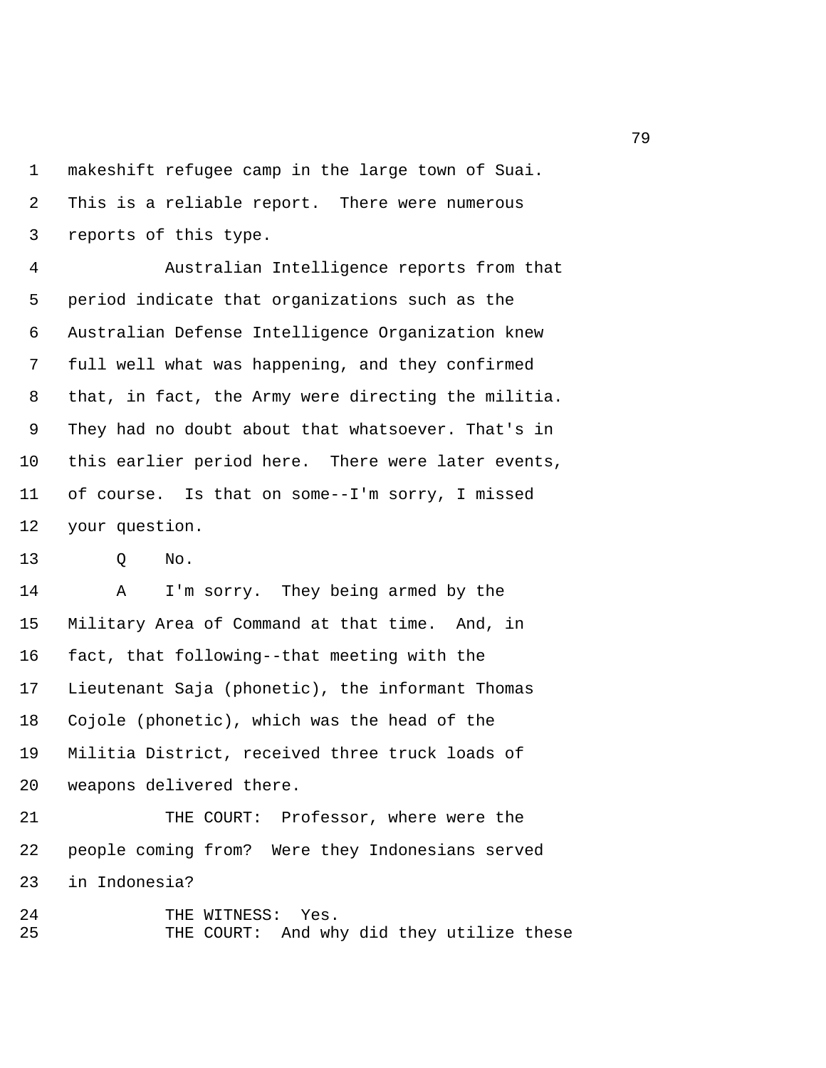makeshift refugee camp in the large town of Suai. This is a reliable report. There were numerous reports of this type.

Australian Intelligence reports from that period indicate that organizations such as the Australian Defense Intelligence Organization knew full well what was happening, and they confirmed that, in fact, the Army were directing the militia. They had no doubt about that whatsoever. That's in this earlier period here. There were later events, of course. Is that on some--I'm sorry, I missed your question.

Q No.

A I'm sorry. They being armed by the Military Area of Command at that time. And, in fact, that following--that meeting with the Lieutenant Saja (phonetic), the informant Thomas Cojole (phonetic), which was the head of the Militia District, received three truck loads of weapons delivered there.

THE COURT: Professor, where were the people coming from? Were they Indonesians served in Indonesia?

THE WITNESS: Yes.

THE COURT: And why did they utilize these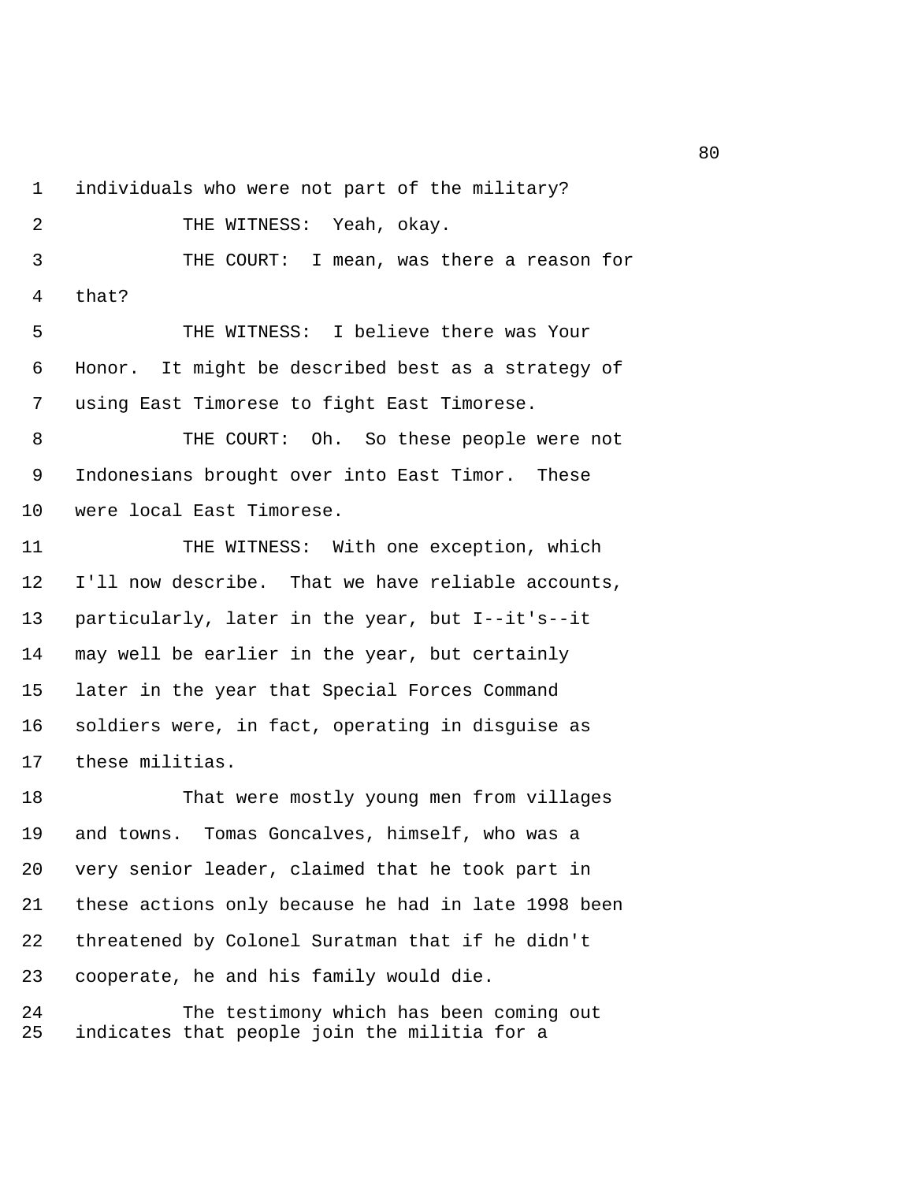individuals who were not part of the military?

THE WITNESS: Yeah, okay.

THE COURT: I mean, was there a reason for that?

THE WITNESS: I believe there was Your Honor. It might be described best as a strategy of using East Timorese to fight East Timorese.

THE COURT: Oh. So these people were not Indonesians brought over into East Timor. These were local East Timorese.

THE WITNESS: With one exception, which I'll now describe. That we have reliable accounts, particularly, later in the year, but I--it's--it may well be earlier in the year, but certainly later in the year that Special Forces Command soldiers were, in fact, operating in disguise as these militias.

That were mostly young men from villages and towns. Tomas Goncalves, himself, who was a very senior leader, claimed that he took part in these actions only because he had in late 1998 been threatened by Colonel Suratman that if he didn't cooperate, he and his family would die.

The testimony which has been coming out indicates that people join the militia for a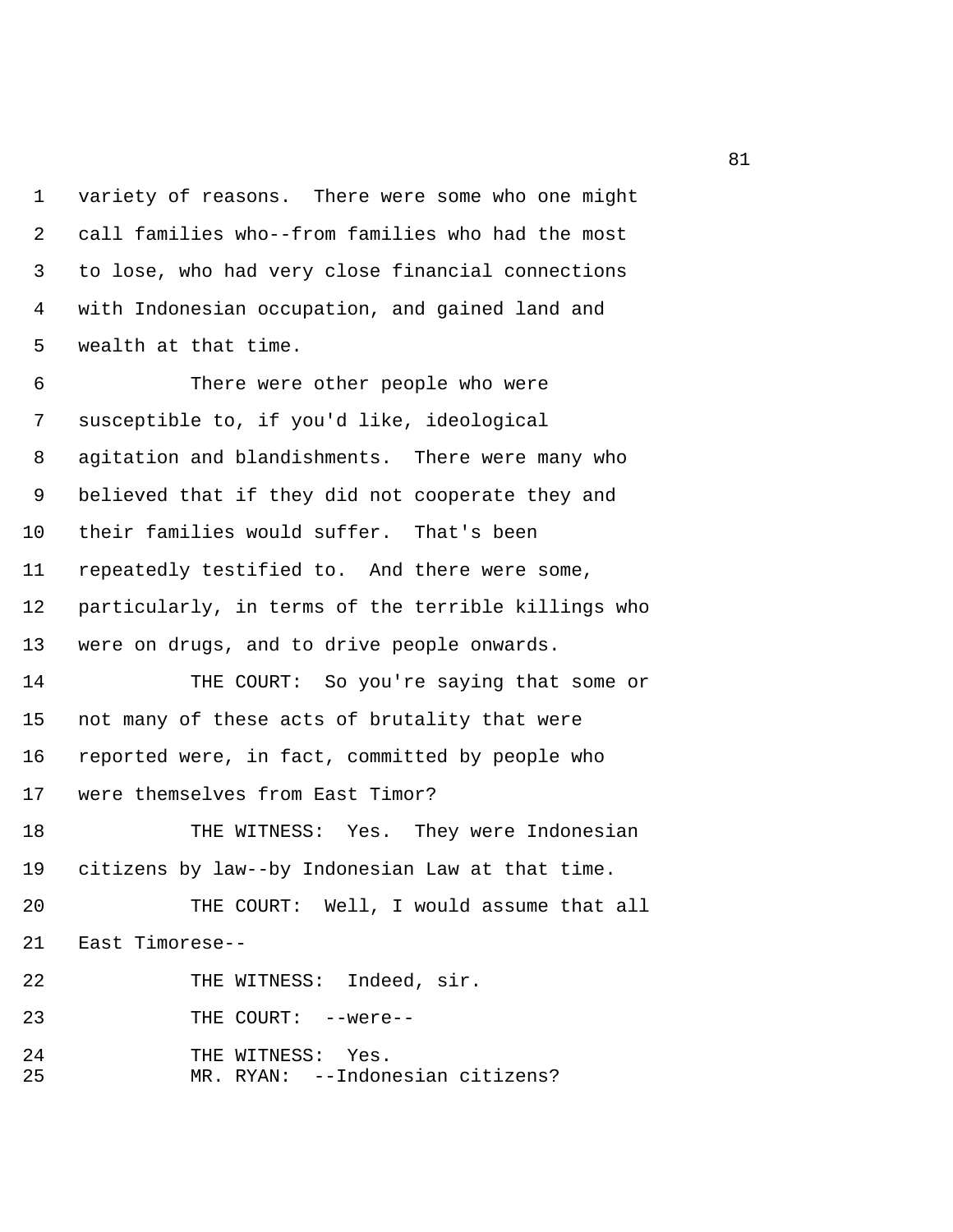variety of reasons. There were some who one might call families who--from families who had the most to lose, who had very close financial connections with Indonesian occupation, and gained land and wealth at that time.

There were other people who were susceptible to, if you'd like, ideological agitation and blandishments. There were many who believed that if they did not cooperate they and their families would suffer. That's been repeatedly testified to. And there were some, particularly, in terms of the terrible killings who were on drugs, and to drive people onwards.

THE COURT: So you're saying that some or not many of these acts of brutality that were reported were, in fact, committed by people who were themselves from East Timor?

THE WITNESS: Yes. They were Indonesian citizens by law--by Indonesian Law at that time.

THE COURT: Well, I would assume that all East Timorese--

THE WITNESS: Indeed, sir.

THE COURT: --were--

THE WITNESS: Yes.

MR. RYAN: --Indonesian citizens?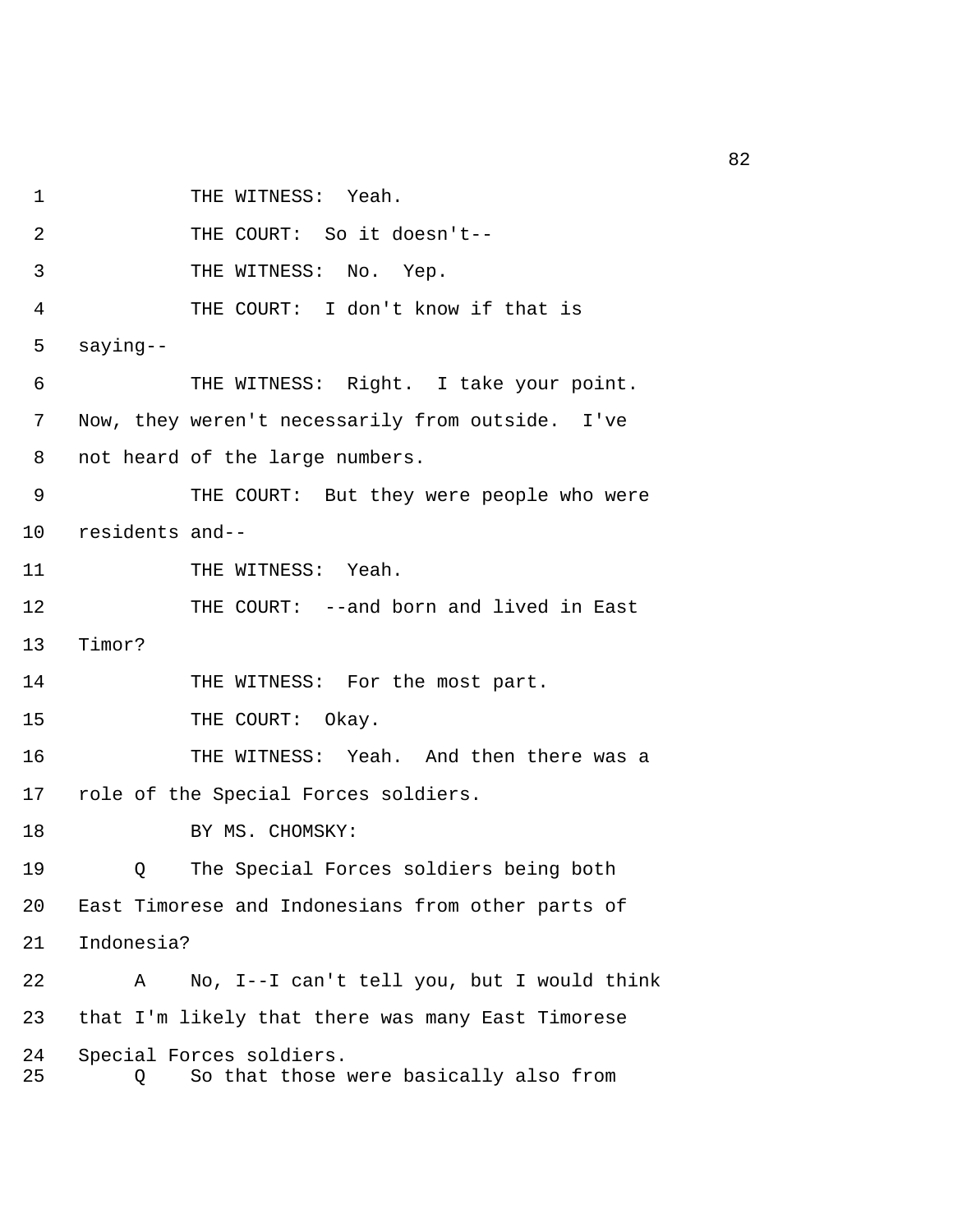THE WITNESS: Yeah.

THE COURT: So it doesn't--

THE WITNESS: No. Yep.

THE COURT: I don't know if that is saying--

THE WITNESS: Right. I take your point. Now, they weren't necessarily from outside. I've not heard of the large numbers.

THE COURT: But they were people who were residents and--

THE WITNESS: Yeah.

THE COURT: --and born and lived in East Timor?

THE WITNESS: For the most part.

THE COURT: Okay.

THE WITNESS: Yeah. And then there was a role of the Special Forces soldiers.

BY MS. CHOMSKY:

Q The Special Forces soldiers being both East Timorese and Indonesians from other parts of Indonesia?

A No, I--I can't tell you, but I would think that I'm likely that there was many East Timorese Special Forces soldiers.

Q So that those were basically also from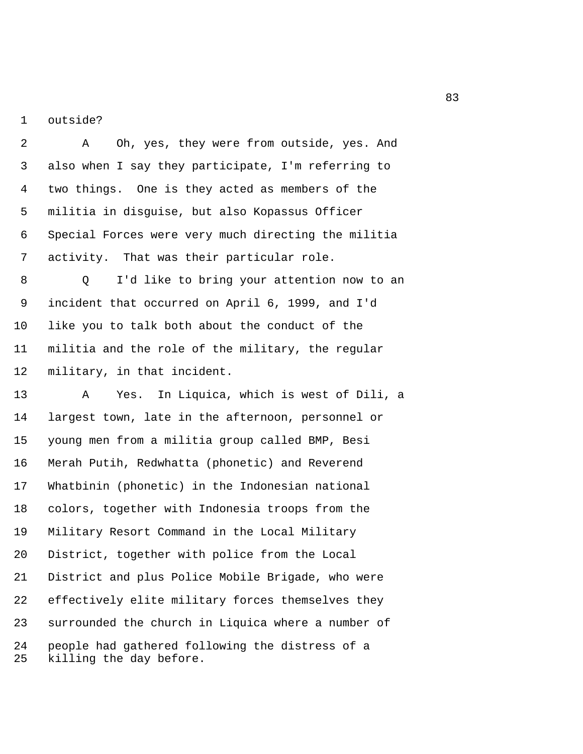outside?

A Oh, yes, they were from outside, yes. And also when I say they participate, I'm referring to two things. One is they acted as members of the militia in disguise, but also Kopassus Officer Special Forces were very much directing the militia activity. That was their particular role.

Q I'd like to bring your attention now to an incident that occurred on April 6, 1999, and I'd like you to talk both about the conduct of the militia and the role of the military, the regular military, in that incident.

A Yes. In Liquica, which is west of Dili, a largest town, late in the afternoon, personnel or young men from a militia group called BMP, Besi Merah Putih, Redwhatta (phonetic) and Reverend Whatbinin (phonetic) in the Indonesian national colors, together with Indonesia troops from the Military Resort Command in the Local Military District, together with police from the Local District and plus Police Mobile Brigade, who were effectively elite military forces themselves they surrounded the church in Liquica where a number of people had gathered following the distress of a killing the day before.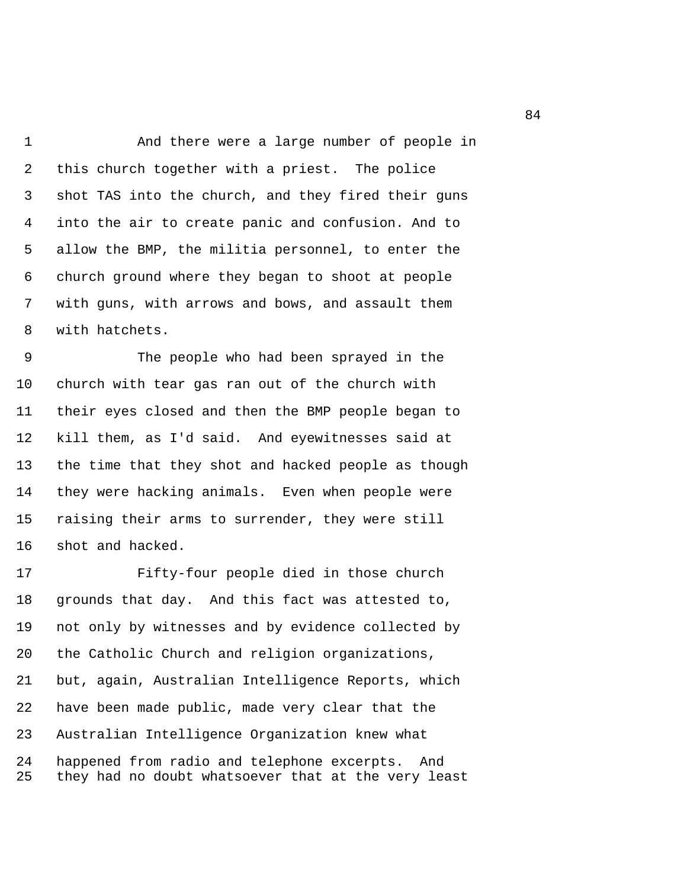And there were a large number of people in this church together with a priest. The police shot TAS into the church, and they fired their guns into the air to create panic and confusion. And to allow the BMP, the militia personnel, to enter the church ground where they began to shoot at people with guns, with arrows and bows, and assault them with hatchets.

The people who had been sprayed in the church with tear gas ran out of the church with their eyes closed and then the BMP people began to kill them, as I'd said. And eyewitnesses said at the time that they shot and hacked people as though they were hacking animals. Even when people were raising their arms to surrender, they were still shot and hacked.

Fifty-four people died in those church grounds that day. And this fact was attested to, not only by witnesses and by evidence collected by the Catholic Church and religion organizations, but, again, Australian Intelligence Reports, which have been made public, made very clear that the Australian Intelligence Organization knew what happened from radio and telephone excerpts. And they had no doubt whatsoever that at the very least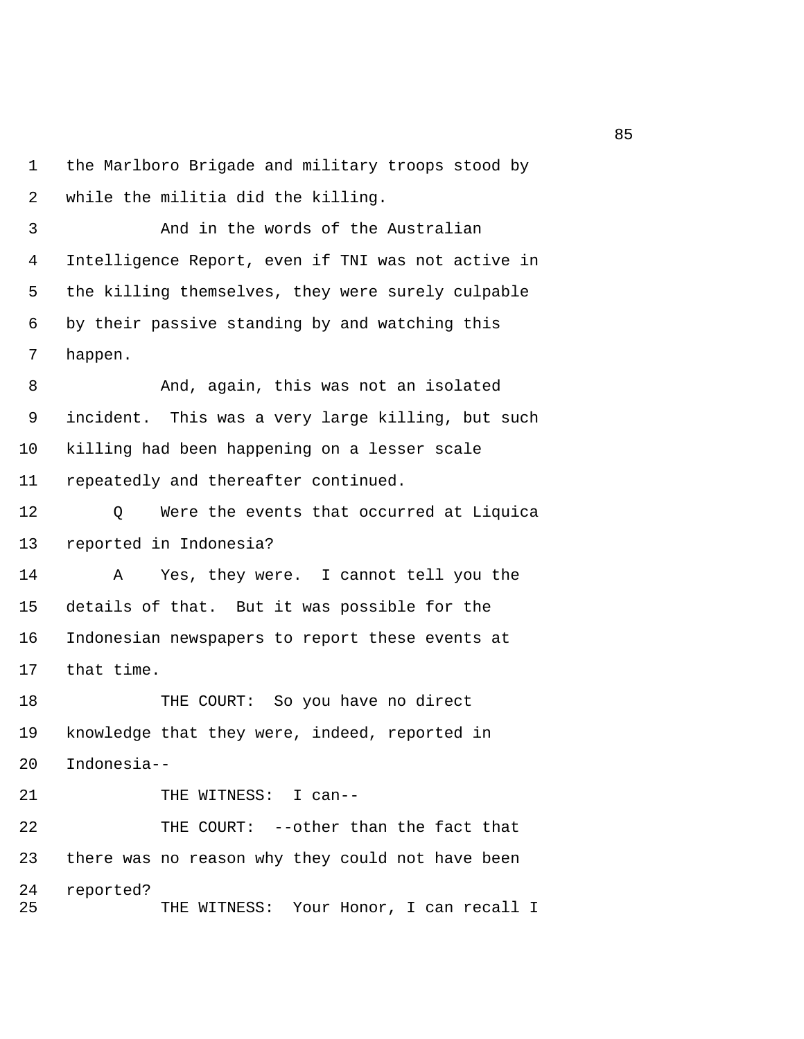the Marlboro Brigade and military troops stood by while the militia did the killing.

And in the words of the Australian Intelligence Report, even if TNI was not active in the killing themselves, they were surely culpable by their passive standing by and watching this happen.

And, again, this was not an isolated incident. This was a very large killing, but such killing had been happening on a lesser scale repeatedly and thereafter continued.

Q Were the events that occurred at Liquica reported in Indonesia?

A Yes, they were. I cannot tell you the details of that. But it was possible for the Indonesian newspapers to report these events at that time.

THE COURT: So you have no direct knowledge that they were, indeed, reported in Indonesia--

THE WITNESS: I can--

THE COURT: --other than the fact that there was no reason why they could not have been reported?

THE WITNESS: Your Honor, I can recall I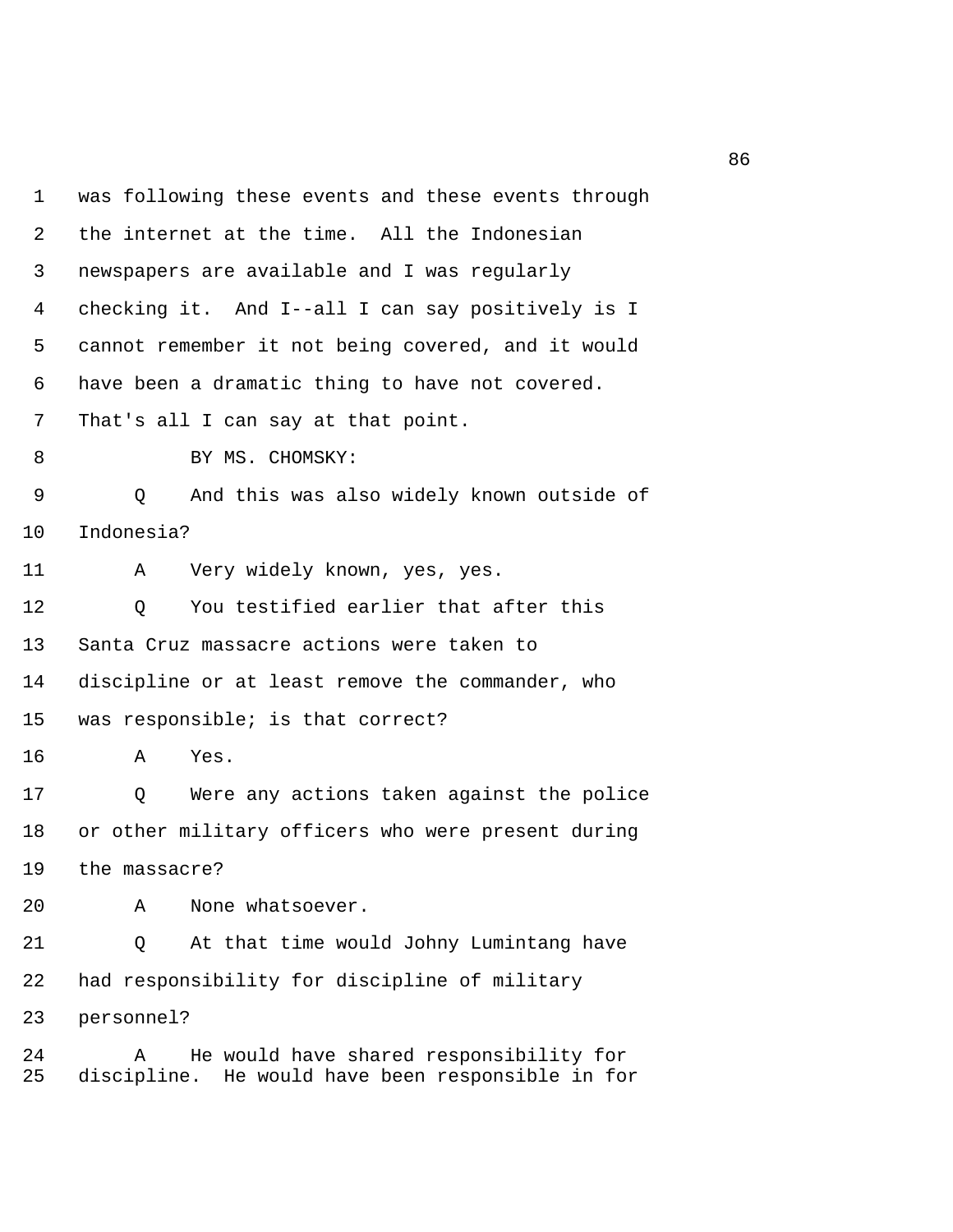was following these events and these events through the internet at the time. All the Indonesian newspapers are available and I was regularly checking it. And I--all I can say positively is I cannot remember it not being covered, and it would have been a dramatic thing to have not covered. That's all I can say at that point.

BY MS. CHOMSKY:

Q And this was also widely known outside of Indonesia?

A Very widely known, yes, yes.

Q You testified earlier that after this Santa Cruz massacre actions were taken to discipline or at least remove the commander, who was responsible; is that correct?

A Yes.

Q Were any actions taken against the police or other military officers who were present during the massacre?

A None whatsoever.

Q At that time would Johny Lumintang have had responsibility for discipline of military personnel?

A He would have shared responsibility for discipline. He would have been responsible in for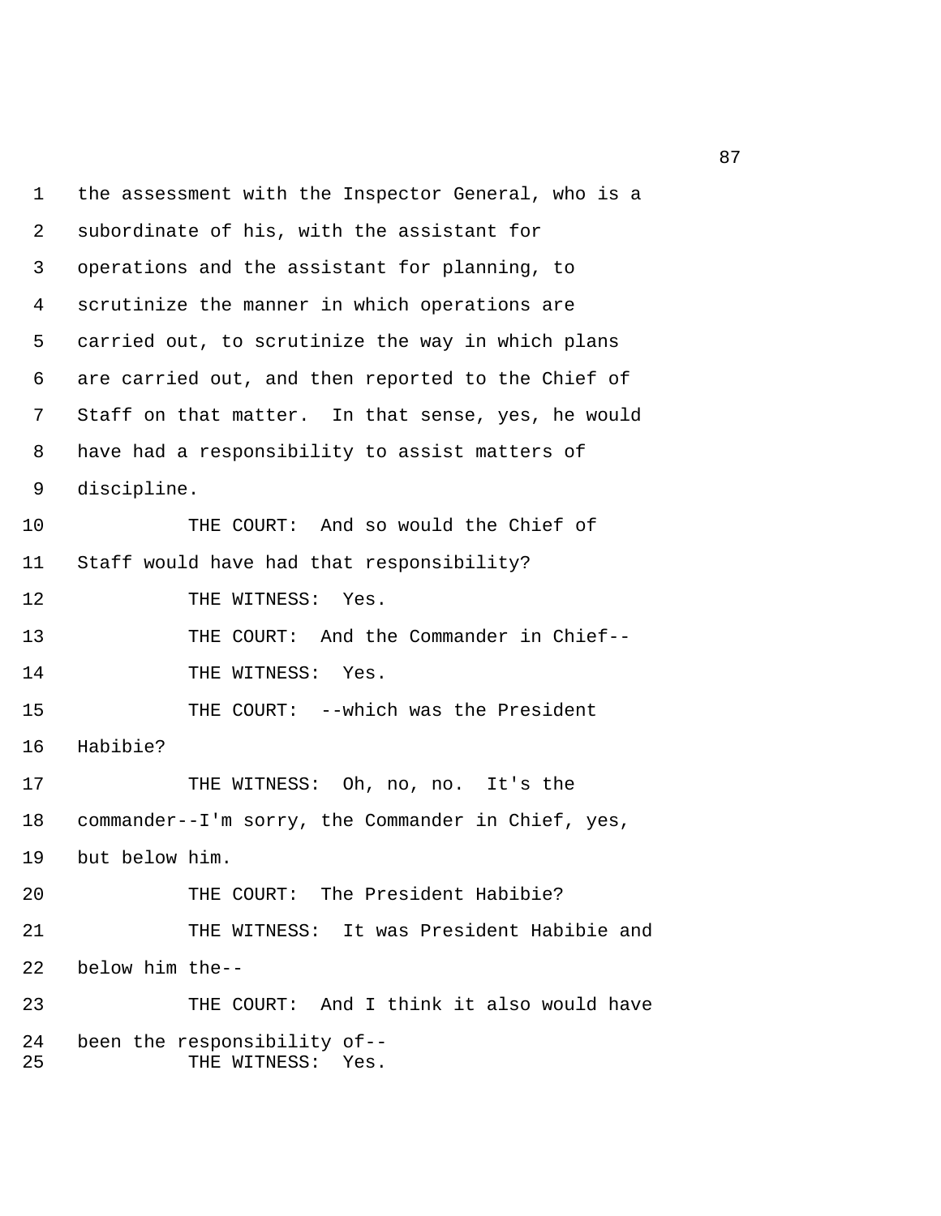1 the assessment with the Inspector General, who is a
2 subordinate of his, with the assistant for
3 operations and the assistant for planning, to
4 scrutinize the manner in which operations are
5 carried out, to scrutinize the way in which plans
6 are carried out, and then reported to the Chief of
7 Staff on that matter. In that sense, yes, he would
8 have had a responsibility to assist matters of
9 discipline.

10 THE COURT: And so would the Chief of
11 Staff would have had that responsibility?

12 THE WITNESS: Yes.

13 THE COURT: And the Commander in Chief--

14 THE WITNESS: Yes.

15 THE COURT: --which was the President
16 Habibie?

17 THE WITNESS: Oh, no, no. It's the
18 commander--I'm sorry, the Commander in Chief, yes,
19 but below him.

20 THE COURT: The President Habibie?

21 THE WITNESS: It was President Habibie and
22 below him the--

23 THE COURT: And I think it also would have
24 been the responsibility of--

25 THE WITNESS: Yes.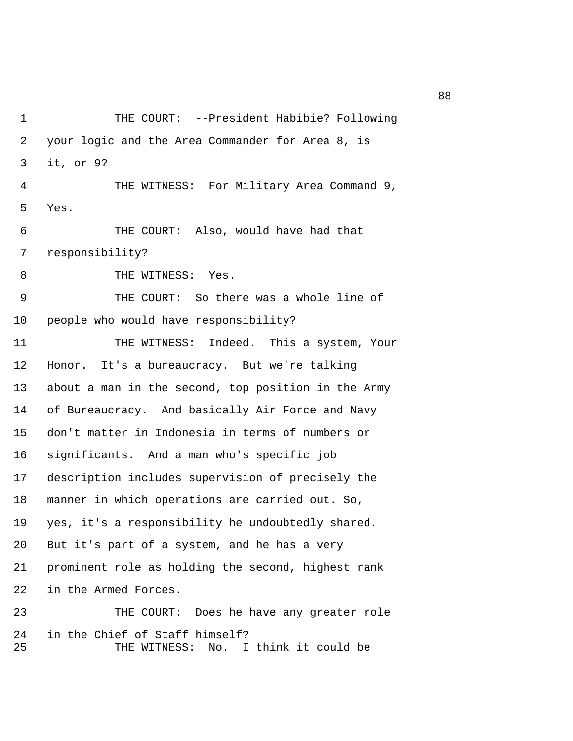THE COURT: --President Habibie? Following your logic and the Area Commander for Area 8, is it, or 9?

THE WITNESS: For Military Area Command 9, Yes.

THE COURT: Also, would have had that responsibility?

THE WITNESS: Yes.

THE COURT: So there was a whole line of people who would have responsibility?

THE WITNESS: Indeed. This a system, Your Honor. It's a bureaucracy. But we're talking about a man in the second, top position in the Army of Bureaucracy. And basically Air Force and Navy don't matter in Indonesia in terms of numbers or significants. And a man who's specific job description includes supervision of precisely the manner in which operations are carried out. So, yes, it's a responsibility he undoubtedly shared. But it's part of a system, and he has a very prominent role as holding the second, highest rank in the Armed Forces.

THE COURT: Does he have any greater role in the Chief of Staff himself?

THE WITNESS: No. I think it could be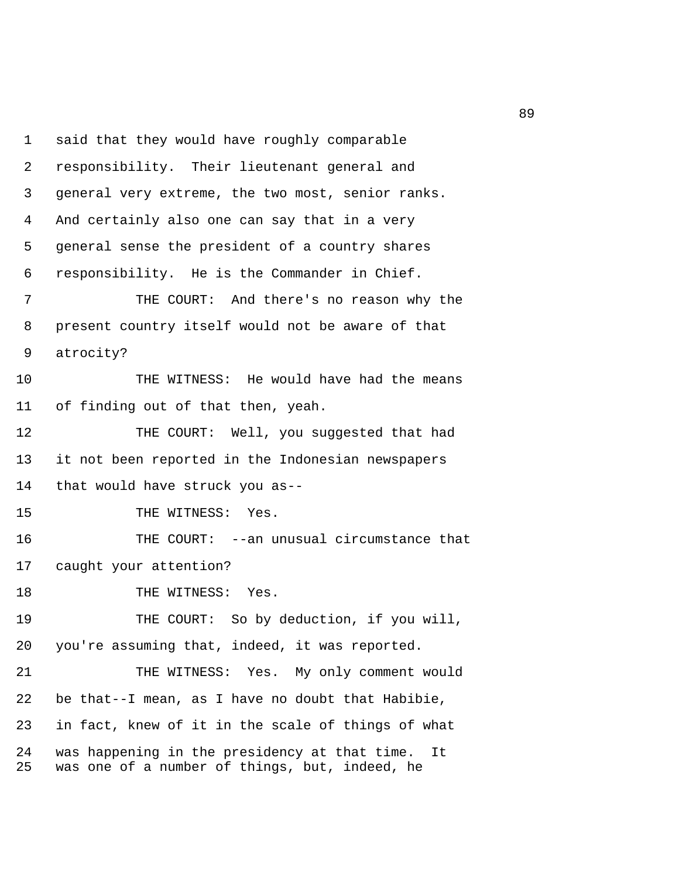1 said that they would have roughly comparable
2 responsibility. Their lieutenant general and
3 general very extreme, the two most, senior ranks.
4 And certainly also one can say that in a very
5 general sense the president of a country shares
6 responsibility. He is the Commander in Chief.
7 THE COURT: And there's no reason why the
8 present country itself would not be aware of that
9 atrocity?
10 THE WITNESS: He would have had the means
11 of finding out of that then, yeah.
12 THE COURT: Well, you suggested that had
13 it not been reported in the Indonesian newspapers
14 that would have struck you as--
15 THE WITNESS: Yes.
16 THE COURT: --an unusual circumstance that
17 caught your attention?
18 THE WITNESS: Yes.
19 THE COURT: So by deduction, if you will,
20 you're assuming that, indeed, it was reported.
21 THE WITNESS: Yes. My only comment would
22 be that--I mean, as I have no doubt that Habibie,
23 in fact, knew of it in the scale of things of what
24 was happening in the presidency at that time. It
25 was one of a number of things, but, indeed, he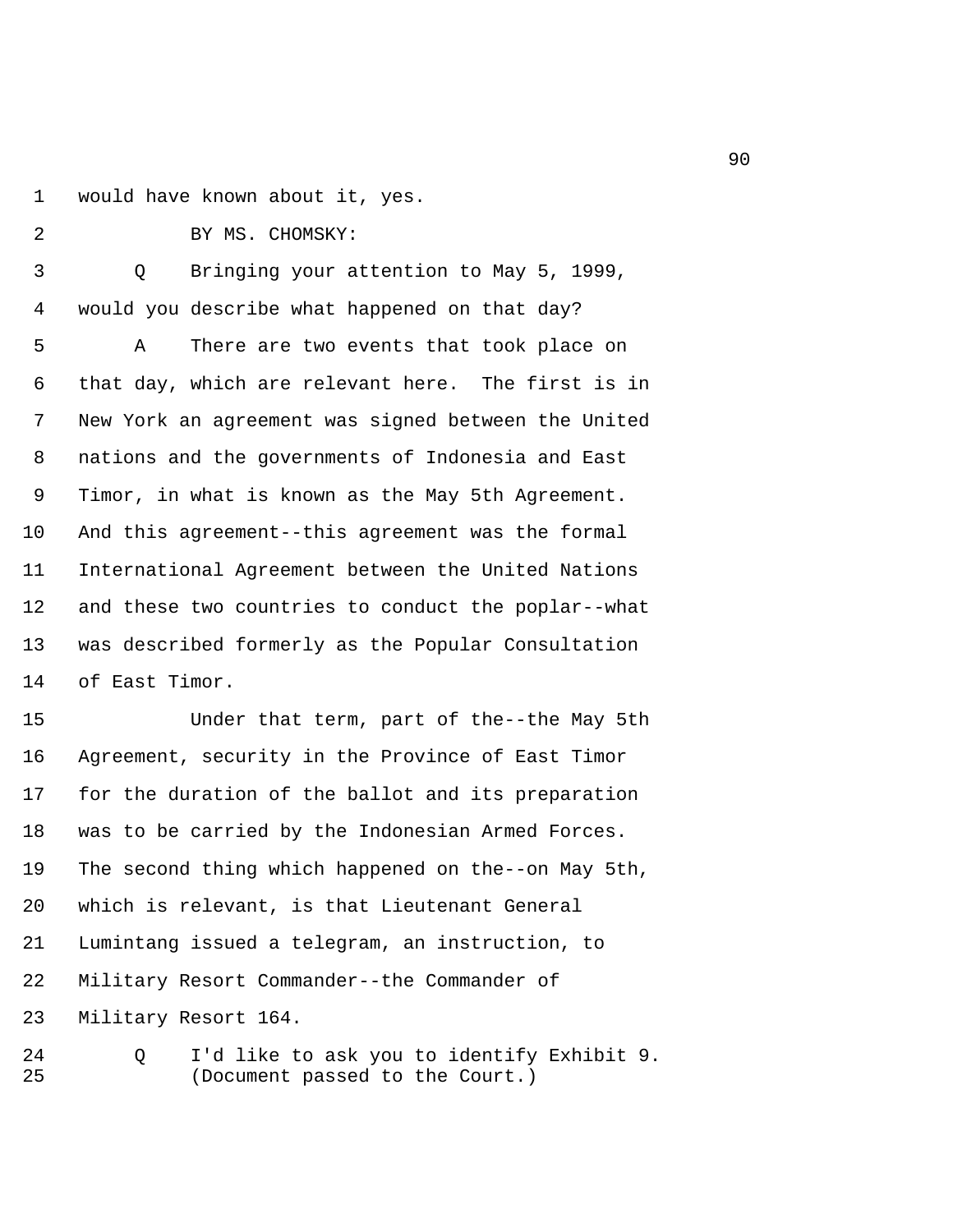would have known about it, yes.

BY MS. CHOMSKY:

Q Bringing your attention to May 5, 1999, would you describe what happened on that day?

A There are two events that took place on that day, which are relevant here. The first is in New York an agreement was signed between the United nations and the governments of Indonesia and East Timor, in what is known as the May 5th Agreement. And this agreement--this agreement was the formal International Agreement between the United Nations and these two countries to conduct the poplar--what was described formerly as the Popular Consultation of East Timor.

Under that term, part of the--the May 5th Agreement, security in the Province of East Timor for the duration of the ballot and its preparation was to be carried by the Indonesian Armed Forces. The second thing which happened on the--on May 5th, which is relevant, is that Lieutenant General Lumintang issued a telegram, an instruction, to Military Resort Commander--the Commander of Military Resort 164.

Q I'd like to ask you to identify Exhibit 9.

(Document passed to the Court.)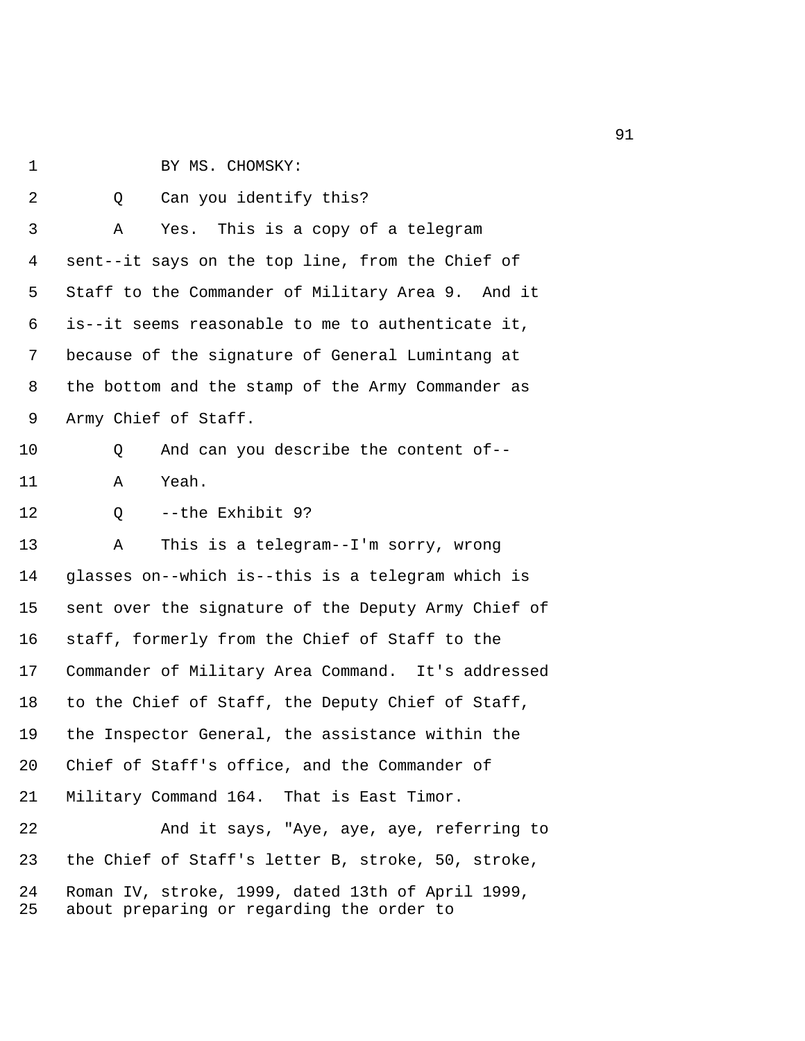BY MS. CHOMSKY:

Q Can you identify this?

A Yes. This is a copy of a telegram sent--it says on the top line, from the Chief of Staff to the Commander of Military Area 9. And it is--it seems reasonable to me to authenticate it, because of the signature of General Lumintang at the bottom and the stamp of the Army Commander as Army Chief of Staff.

Q And can you describe the content of--

A Yeah.

Q --the Exhibit 9?

A This is a telegram--I'm sorry, wrong glasses on--which is--this is a telegram which is sent over the signature of the Deputy Army Chief of staff, formerly from the Chief of Staff to the Commander of Military Area Command. It's addressed to the Chief of Staff, the Deputy Chief of Staff, the Inspector General, the assistance within the Chief of Staff's office, and the Commander of Military Command 164. That is East Timor.

And it says, "Aye, aye, aye, referring to the Chief of Staff's letter B, stroke, 50, stroke, Roman IV, stroke, 1999, dated 13th of April 1999, about preparing or regarding the order to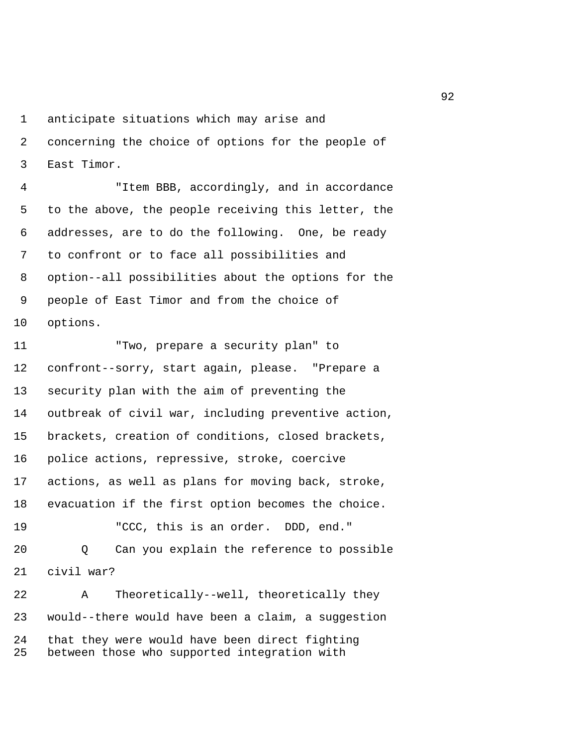anticipate situations which may arise and concerning the choice of options for the people of East Timor.

"Item BBB, accordingly, and in accordance to the above, the people receiving this letter, the addresses, are to do the following. One, be ready to confront or to face all possibilities and option--all possibilities about the options for the people of East Timor and from the choice of options.

"Two, prepare a security plan" to confront--sorry, start again, please. "Prepare a security plan with the aim of preventing the outbreak of civil war, including preventive action, brackets, creation of conditions, closed brackets, police actions, repressive, stroke, coercive actions, as well as plans for moving back, stroke, evacuation if the first option becomes the choice.

"CCC, this is an order. DDD, end."

Q Can you explain the reference to possible civil war?

A Theoretically--well, theoretically they would--there would have been a claim, a suggestion that they were would have been direct fighting between those who supported integration with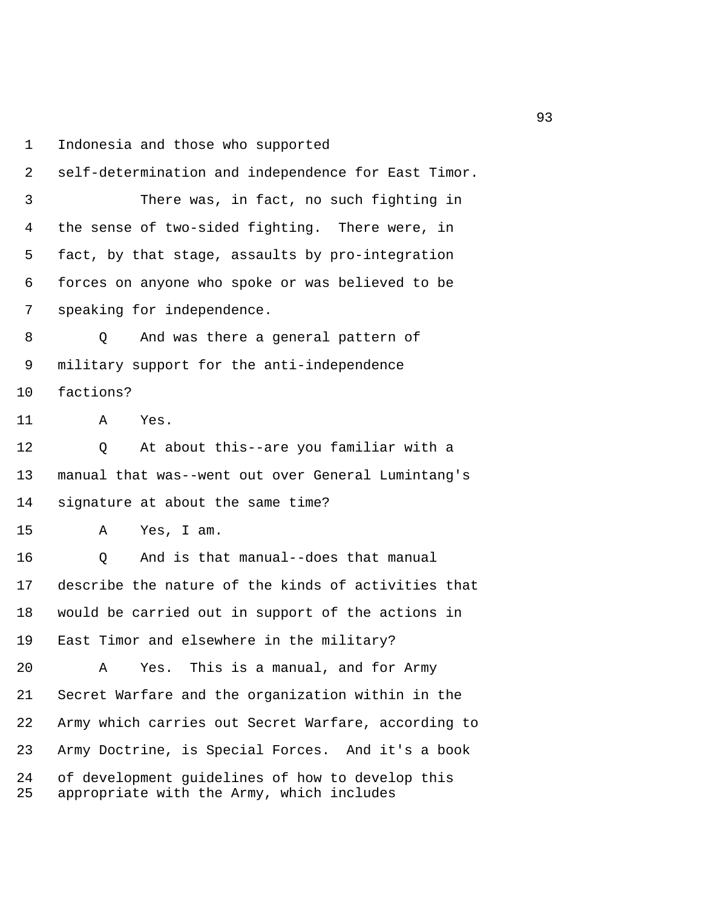Indonesia and those who supported
self-determination and independence for East Timor.

There was, in fact, no such fighting in the sense of two-sided fighting. There were, in fact, by that stage, assaults by pro-integration forces on anyone who spoke or was believed to be speaking for independence.

Q And was there a general pattern of military support for the anti-independence factions?

A Yes.

Q At about this--are you familiar with a manual that was--went out over General Lumintang's signature at about the same time?

A Yes, I am.

Q And is that manual--does that manual describe the nature of the kinds of activities that would be carried out in support of the actions in East Timor and elsewhere in the military?

A Yes. This is a manual, and for Army Secret Warfare and the organization within in the Army which carries out Secret Warfare, according to Army Doctrine, is Special Forces. And it's a book of development guidelines of how to develop this appropriate with the Army, which includes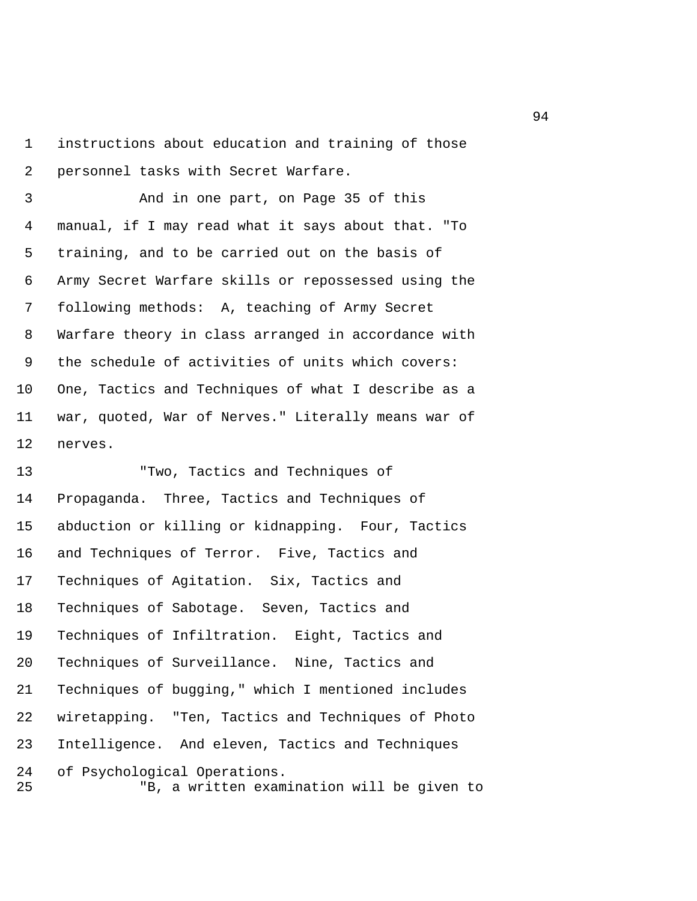instructions about education and training of those personnel tasks with Secret Warfare.

And in one part, on Page 35 of this manual, if I may read what it says about that. "To training, and to be carried out on the basis of Army Secret Warfare skills or repossessed using the following methods: A, teaching of Army Secret Warfare theory in class arranged in accordance with the schedule of activities of units which covers: One, Tactics and Techniques of what I describe as a war, quoted, War of Nerves." Literally means war of nerves.

"Two, Tactics and Techniques of Propaganda. Three, Tactics and Techniques of abduction or killing or kidnapping. Four, Tactics and Techniques of Terror. Five, Tactics and Techniques of Agitation. Six, Tactics and Techniques of Sabotage. Seven, Tactics and Techniques of Infiltration. Eight, Tactics and Techniques of Surveillance. Nine, Tactics and Techniques of bugging," which I mentioned includes wiretapping. "Ten, Tactics and Techniques of Photo Intelligence. And eleven, Tactics and Techniques of Psychological Operations.

"B, a written examination will be given to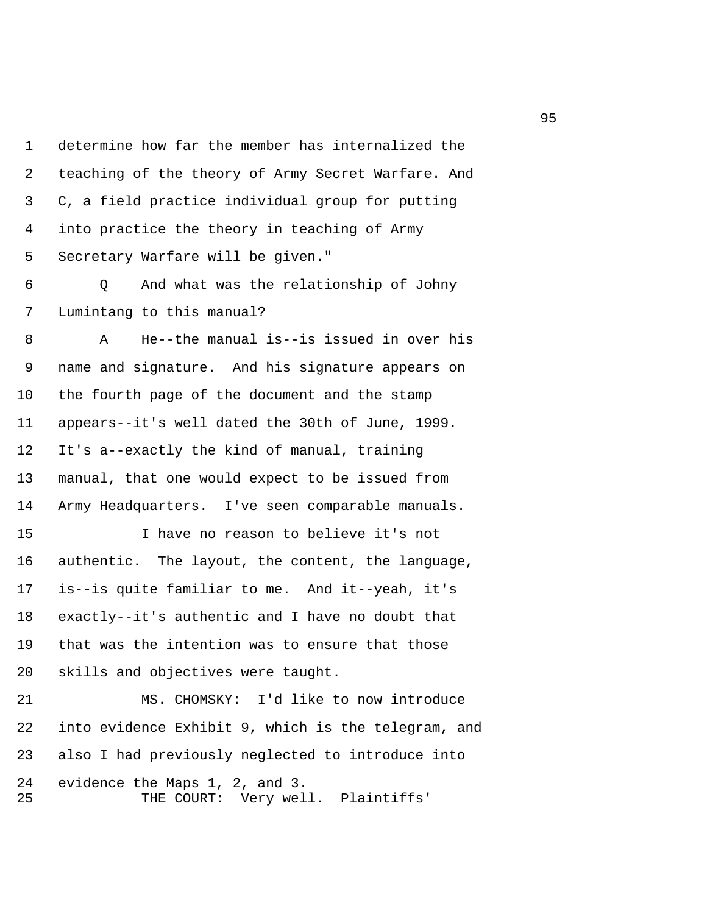determine how far the member has internalized the teaching of the theory of Army Secret Warfare. And C, a field practice individual group for putting into practice the theory in teaching of Army Secretary Warfare will be given."

Q And what was the relationship of Johny Lumintang to this manual?

A He--the manual is--is issued in over his name and signature. And his signature appears on the fourth page of the document and the stamp appears--it's well dated the 30th of June, 1999. It's a--exactly the kind of manual, training manual, that one would expect to be issued from Army Headquarters. I've seen comparable manuals.

I have no reason to believe it's not authentic. The layout, the content, the language, is--is quite familiar to me. And it--yeah, it's exactly--it's authentic and I have no doubt that that was the intention was to ensure that those skills and objectives were taught.

MS. CHOMSKY: I'd like to now introduce into evidence Exhibit 9, which is the telegram, and also I had previously neglected to introduce into evidence the Maps 1, 2, and 3.

THE COURT: Very well. Plaintiffs'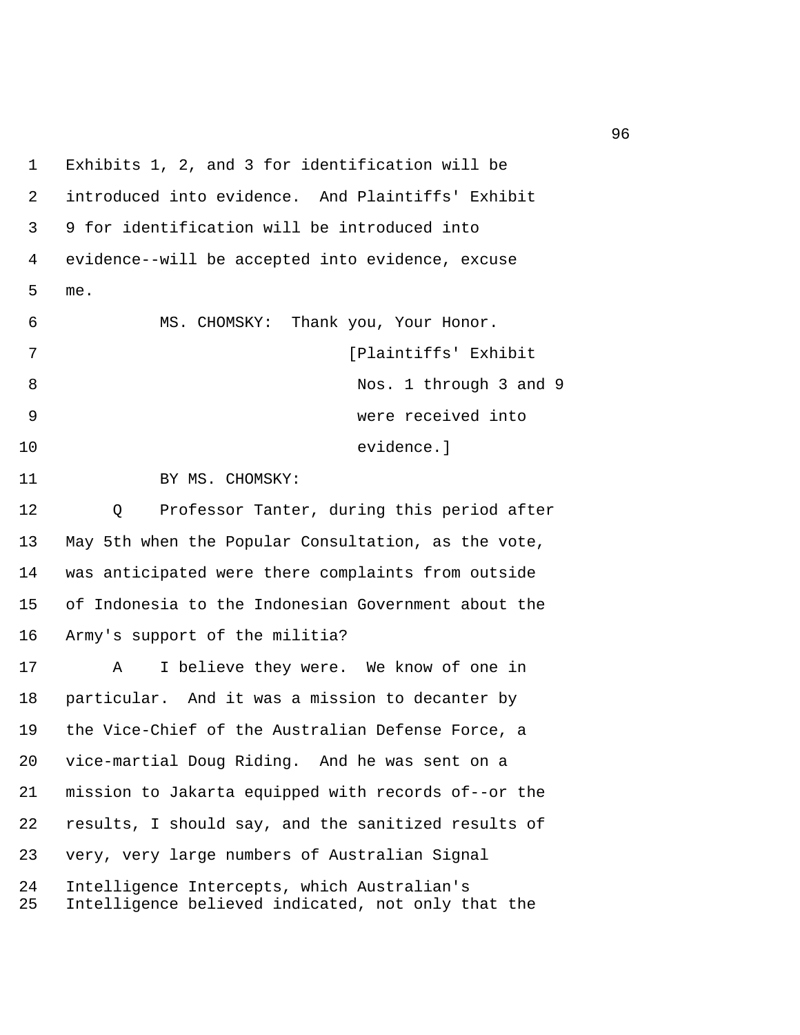1 Exhibits 1, 2, and 3 for identification will be
2 introduced into evidence. And Plaintiffs' Exhibit
3 9 for identification will be introduced into
4 evidence--will be accepted into evidence, excuse
5 me.
6 MS. CHOMSKY: Thank you, Your Honor.
7 [Plaintiffs' Exhibit
8 Nos. 1 through 3 and 9
9 were received into
10 evidence.]
11 BY MS. CHOMSKY:
12 Q Professor Tanter, during this period after
13 May 5th when the Popular Consultation, as the vote,
14 was anticipated were there complaints from outside
15 of Indonesia to the Indonesian Government about the
16 Army's support of the militia?
17 A I believe they were. We know of one in
18 particular. And it was a mission to decanter by
19 the Vice-Chief of the Australian Defense Force, a
20 vice-martial Doug Riding. And he was sent on a
21 mission to Jakarta equipped with records of--or the
22 results, I should say, and the sanitized results of
23 very, very large numbers of Australian Signal
24 Intelligence Intercepts, which Australian's
25 Intelligence believed indicated, not only that the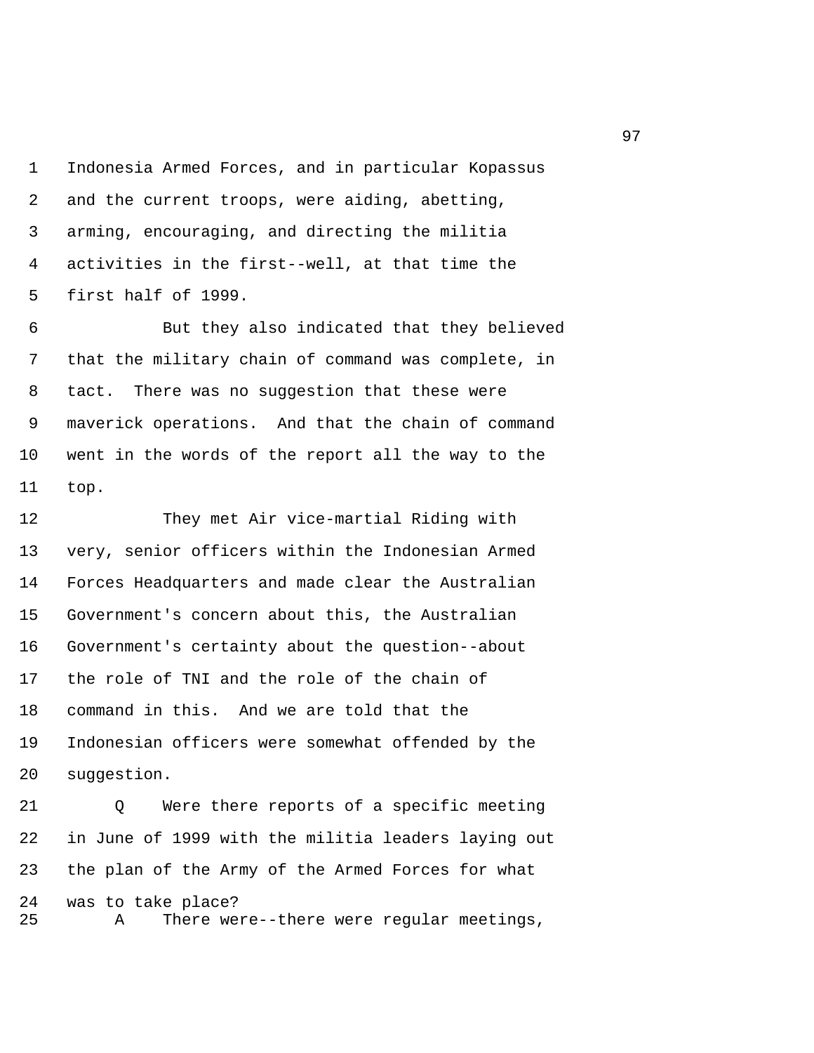Indonesia Armed Forces, and in particular Kopassus and the current troops, were aiding, abetting, arming, encouraging, and directing the militia activities in the first--well, at that time the first half of 1999.

But they also indicated that they believed that the military chain of command was complete, in tact. There was no suggestion that these were maverick operations. And that the chain of command went in the words of the report all the way to the top.

They met Air vice-martial Riding with very, senior officers within the Indonesian Armed Forces Headquarters and made clear the Australian Government's concern about this, the Australian Government's certainty about the question--about the role of TNI and the role of the chain of command in this. And we are told that the Indonesian officers were somewhat offended by the suggestion.

Q Were there reports of a specific meeting in June of 1999 with the militia leaders laying out the plan of the Army of the Armed Forces for what was to take place?

A There were--there were regular meetings,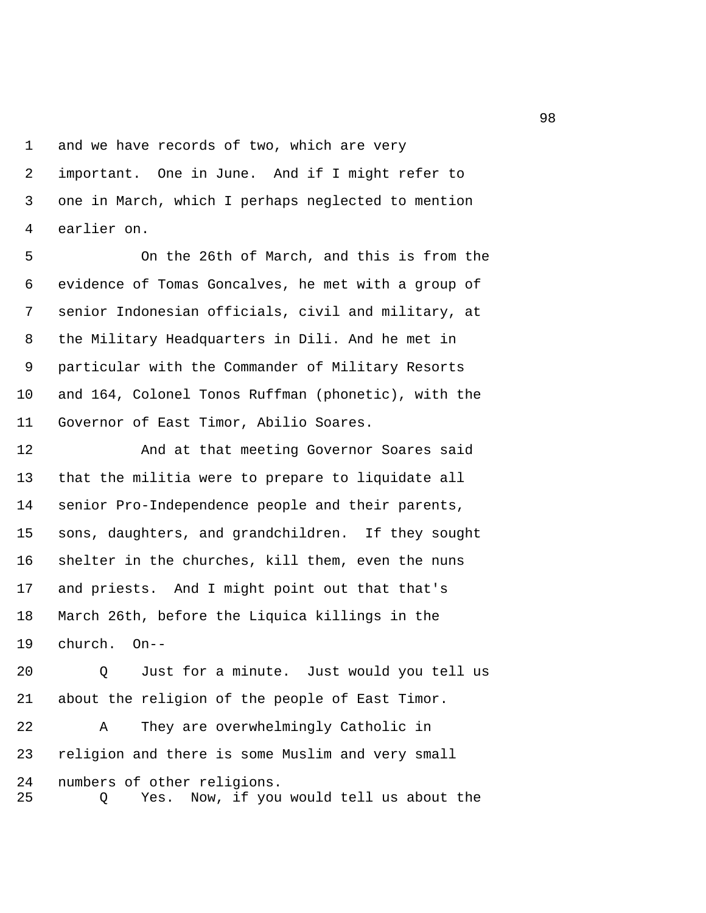and we have records of two, which are very important. One in June. And if I might refer to one in March, which I perhaps neglected to mention earlier on.

On the 26th of March, and this is from the evidence of Tomas Goncalves, he met with a group of senior Indonesian officials, civil and military, at the Military Headquarters in Dili. And he met in particular with the Commander of Military Resorts and 164, Colonel Tonos Ruffman (phonetic), with the Governor of East Timor, Abilio Soares.

And at that meeting Governor Soares said that the militia were to prepare to liquidate all senior Pro-Independence people and their parents, sons, daughters, and grandchildren. If they sought shelter in the churches, kill them, even the nuns and priests. And I might point out that that's March 26th, before the Liquica killings in the church. On--

Q Just for a minute. Just would you tell us about the religion of the people of East Timor.

A They are overwhelmingly Catholic in religion and there is some Muslim and very small numbers of other religions.

Q Yes. Now, if you would tell us about the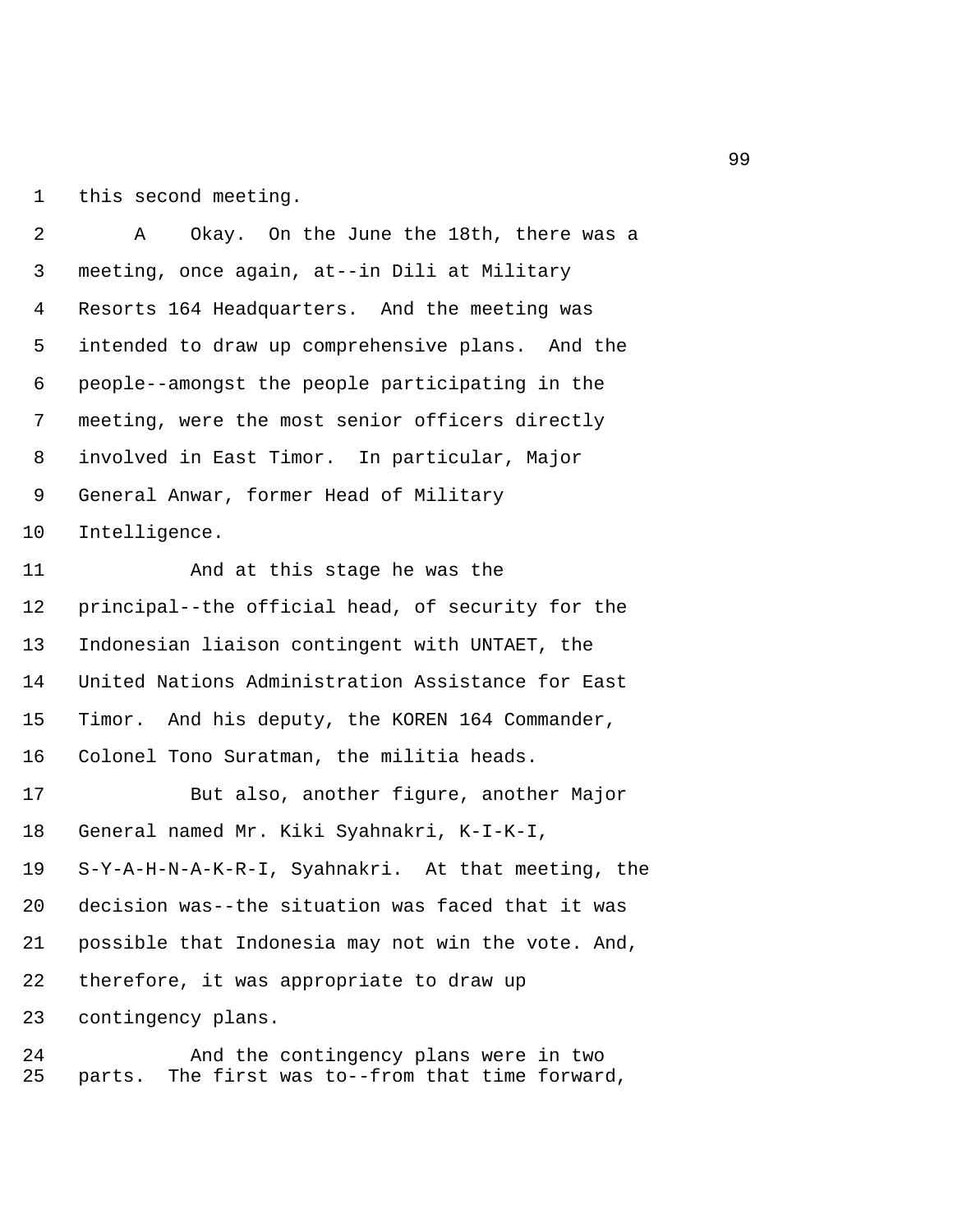this second meeting.

A Okay. On the June the 18th, there was a meeting, once again, at--in Dili at Military Resorts 164 Headquarters. And the meeting was intended to draw up comprehensive plans. And the people--amongst the people participating in the meeting, were the most senior officers directly involved in East Timor. In particular, Major General Anwar, former Head of Military Intelligence.

And at this stage he was the principal--the official head, of security for the Indonesian liaison contingent with UNTAET, the United Nations Administration Assistance for East Timor. And his deputy, the KOREN 164 Commander, Colonel Tono Suratman, the militia heads.

But also, another figure, another Major General named Mr. Kiki Syahnakri, K-I-K-I, S-Y-A-H-N-A-K-R-I, Syahnakri. At that meeting, the decision was--the situation was faced that it was possible that Indonesia may not win the vote. And, therefore, it was appropriate to draw up contingency plans.

And the contingency plans were in two parts. The first was to--from that time forward,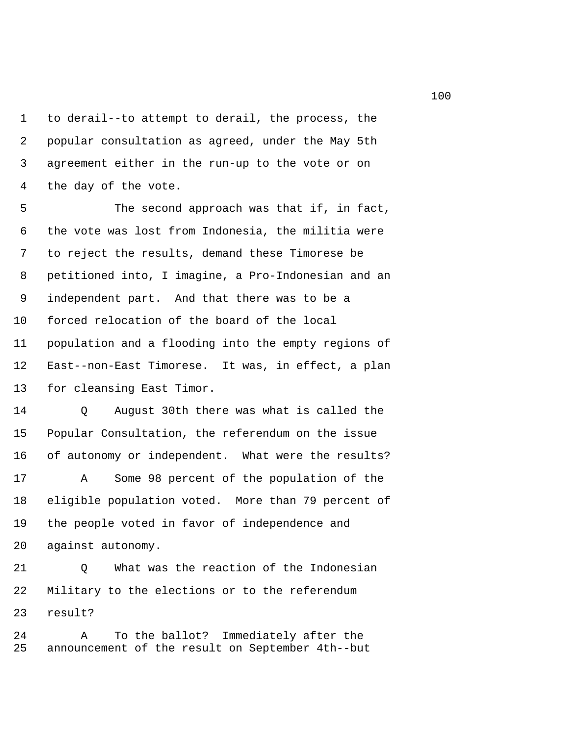to derail--to attempt to derail, the process, the popular consultation as agreed, under the May 5th agreement either in the run-up to the vote or on the day of the vote.

The second approach was that if, in fact, the vote was lost from Indonesia, the militia were to reject the results, demand these Timorese be petitioned into, I imagine, a Pro-Indonesian and an independent part. And that there was to be a forced relocation of the board of the local population and a flooding into the empty regions of East--non-East Timorese. It was, in effect, a plan for cleansing East Timor.

Q August 30th there was what is called the Popular Consultation, the referendum on the issue of autonomy or independent. What were the results?

A Some 98 percent of the population of the eligible population voted. More than 79 percent of the people voted in favor of independence and against autonomy.

Q What was the reaction of the Indonesian Military to the elections or to the referendum result?

A To the ballot? Immediately after the announcement of the result on September 4th--but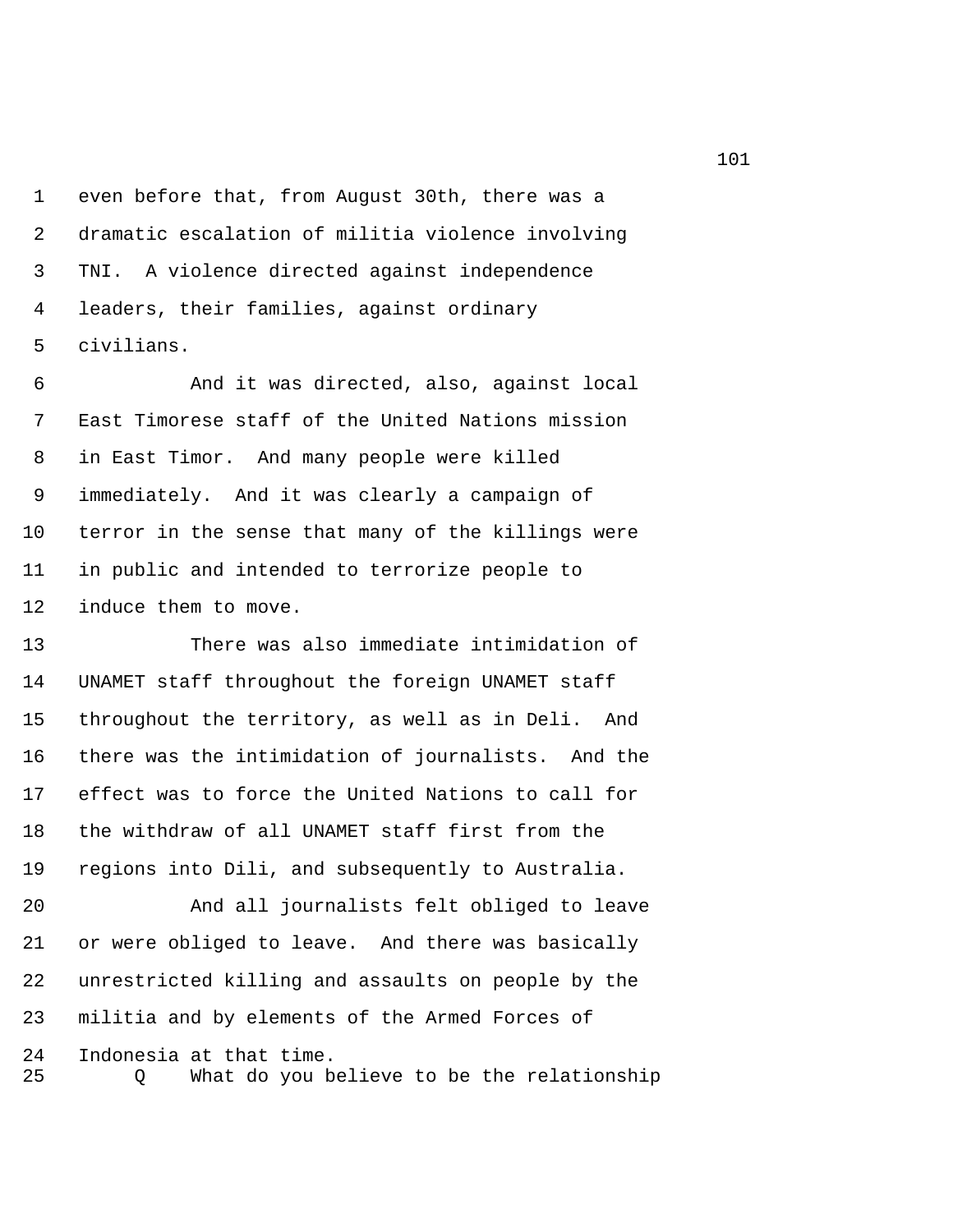even before that, from August 30th, there was a dramatic escalation of militia violence involving TNI. A violence directed against independence leaders, their families, against ordinary civilians.

And it was directed, also, against local East Timorese staff of the United Nations mission in East Timor. And many people were killed immediately. And it was clearly a campaign of terror in the sense that many of the killings were in public and intended to terrorize people to induce them to move.

There was also immediate intimidation of UNAMET staff throughout the foreign UNAMET staff throughout the territory, as well as in Deli. And there was the intimidation of journalists. And the effect was to force the United Nations to call for the withdraw of all UNAMET staff first from the regions into Dili, and subsequently to Australia.

And all journalists felt obliged to leave or were obliged to leave. And there was basically unrestricted killing and assaults on people by the militia and by elements of the Armed Forces of Indonesia at that time.

Q What do you believe to be the relationship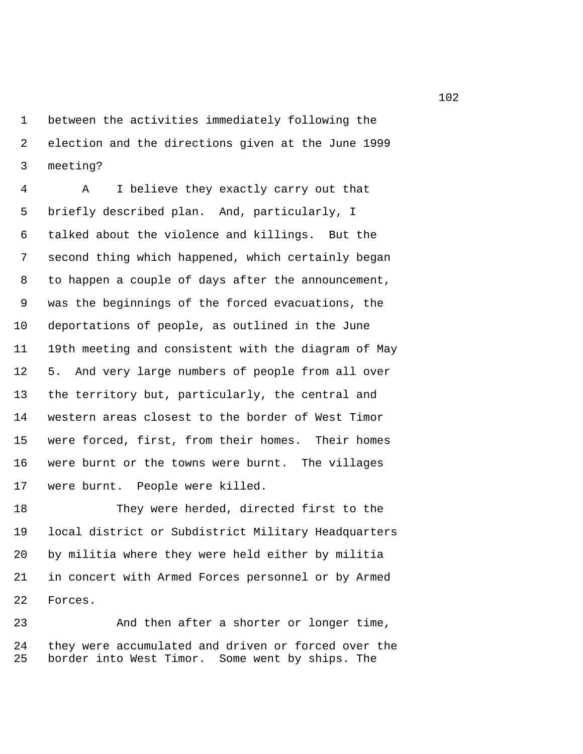between the activities immediately following the election and the directions given at the June 1999 meeting?

A I believe they exactly carry out that briefly described plan. And, particularly, I talked about the violence and killings. But the second thing which happened, which certainly began to happen a couple of days after the announcement, was the beginnings of the forced evacuations, the deportations of people, as outlined in the June 19th meeting and consistent with the diagram of May 5. And very large numbers of people from all over the territory but, particularly, the central and western areas closest to the border of West Timor were forced, first, from their homes. Their homes were burnt or the towns were burnt. The villages were burnt. People were killed.

They were herded, directed first to the local district or Subdistrict Military Headquarters by militia where they were held either by militia in concert with Armed Forces personnel or by Armed Forces.

And then after a shorter or longer time, they were accumulated and driven or forced over the border into West Timor. Some went by ships. The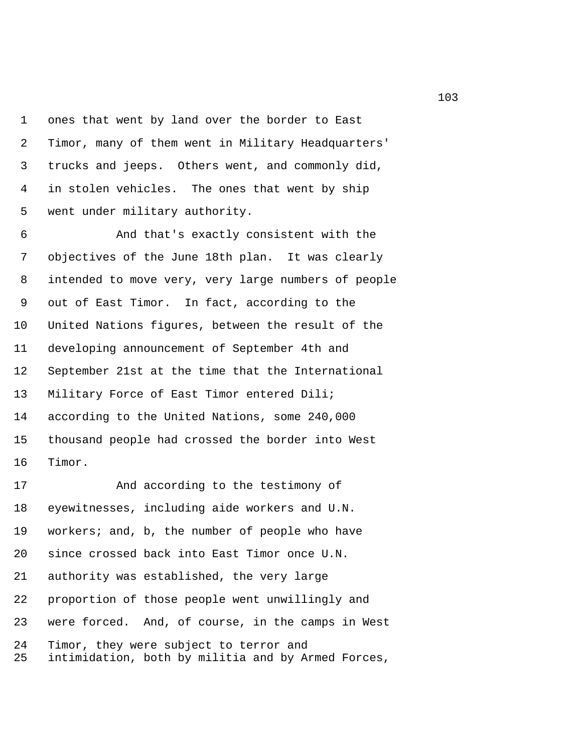ones that went by land over the border to East Timor, many of them went in Military Headquarters' trucks and jeeps. Others went, and commonly did, in stolen vehicles. The ones that went by ship went under military authority.

And that's exactly consistent with the objectives of the June 18th plan. It was clearly intended to move very, very large numbers of people out of East Timor. In fact, according to the United Nations figures, between the result of the developing announcement of September 4th and September 21st at the time that the International Military Force of East Timor entered Dili; according to the United Nations, some 240,000 thousand people had crossed the border into West Timor.

And according to the testimony of eyewitnesses, including aide workers and U.N. workers; and, b, the number of people who have since crossed back into East Timor once U.N. authority was established, the very large proportion of those people went unwillingly and were forced. And, of course, in the camps in West Timor, they were subject to terror and intimidation, both by militia and by Armed Forces,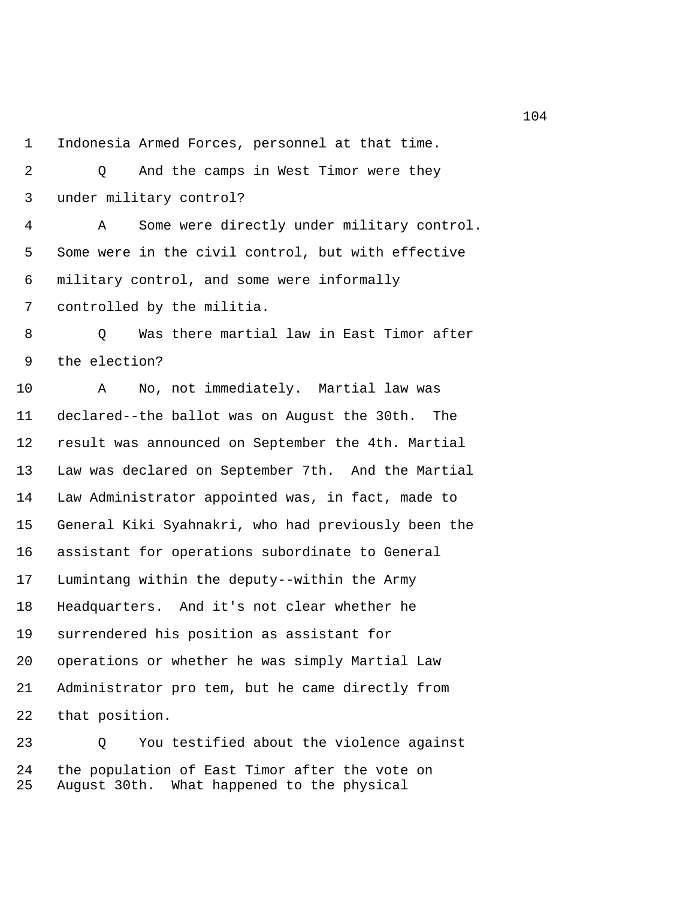Indonesia Armed Forces, personnel at that time.

Q And the camps in West Timor were they under military control?

A Some were directly under military control. Some were in the civil control, but with effective military control, and some were informally controlled by the militia.

Q Was there martial law in East Timor after the election?

A No, not immediately. Martial law was declared--the ballot was on August the 30th. The result was announced on September the 4th. Martial Law was declared on September 7th. And the Martial Law Administrator appointed was, in fact, made to General Kiki Syahnakri, who had previously been the assistant for operations subordinate to General Lumintang within the deputy--within the Army Headquarters. And it's not clear whether he surrendered his position as assistant for operations or whether he was simply Martial Law Administrator pro tem, but he came directly from that position.

Q You testified about the violence against the population of East Timor after the vote on August 30th. What happened to the physical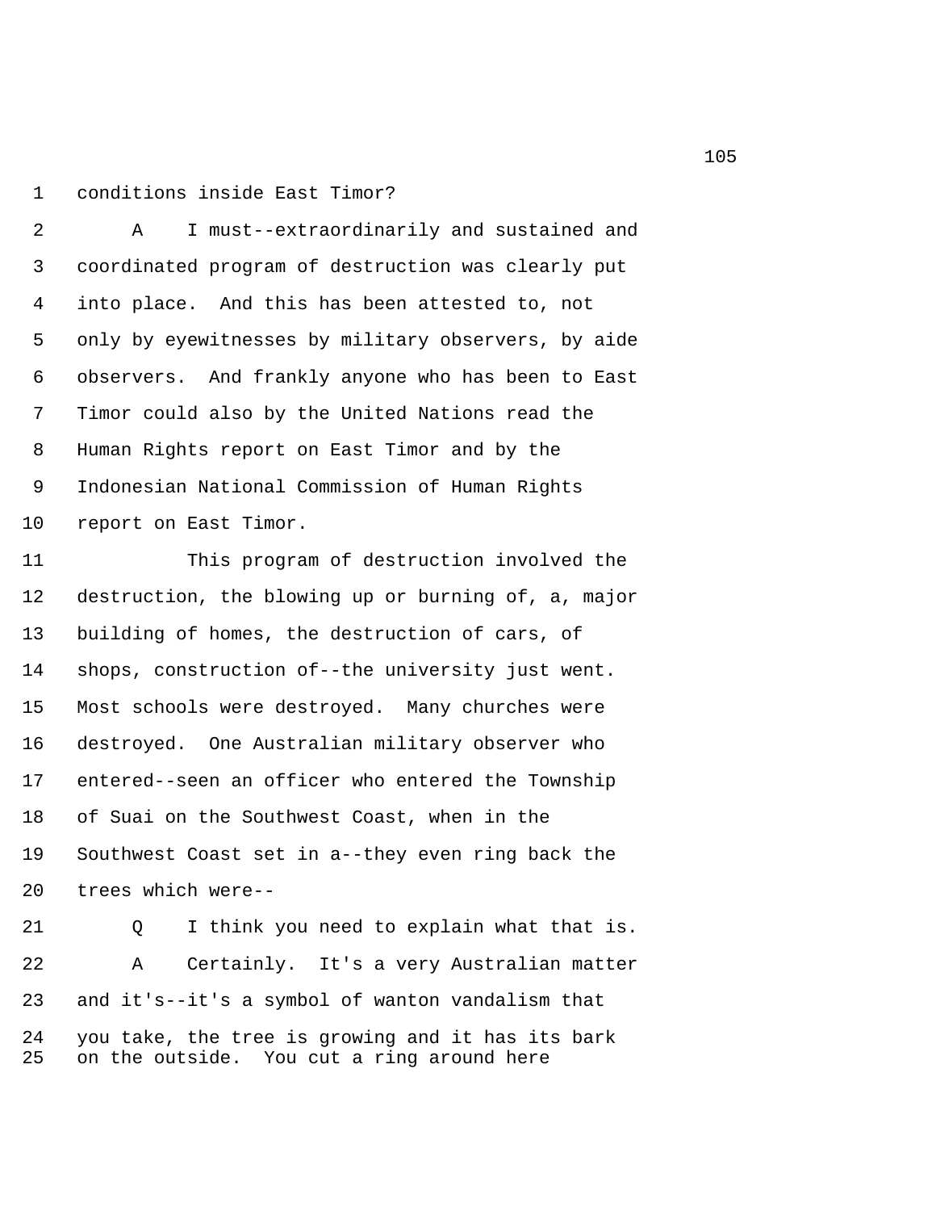conditions inside East Timor?

A I must--extraordinarily and sustained and coordinated program of destruction was clearly put into place. And this has been attested to, not only by eyewitnesses by military observers, by aide observers. And frankly anyone who has been to East Timor could also by the United Nations read the Human Rights report on East Timor and by the Indonesian National Commission of Human Rights report on East Timor.

This program of destruction involved the destruction, the blowing up or burning of, a, major building of homes, the destruction of cars, of shops, construction of--the university just went. Most schools were destroyed. Many churches were destroyed. One Australian military observer who entered--seen an officer who entered the Township of Suai on the Southwest Coast, when in the Southwest Coast set in a--they even ring back the trees which were--

Q I think you need to explain what that is.

A Certainly. It's a very Australian matter and it's--it's a symbol of wanton vandalism that you take, the tree is growing and it has its bark on the outside. You cut a ring around here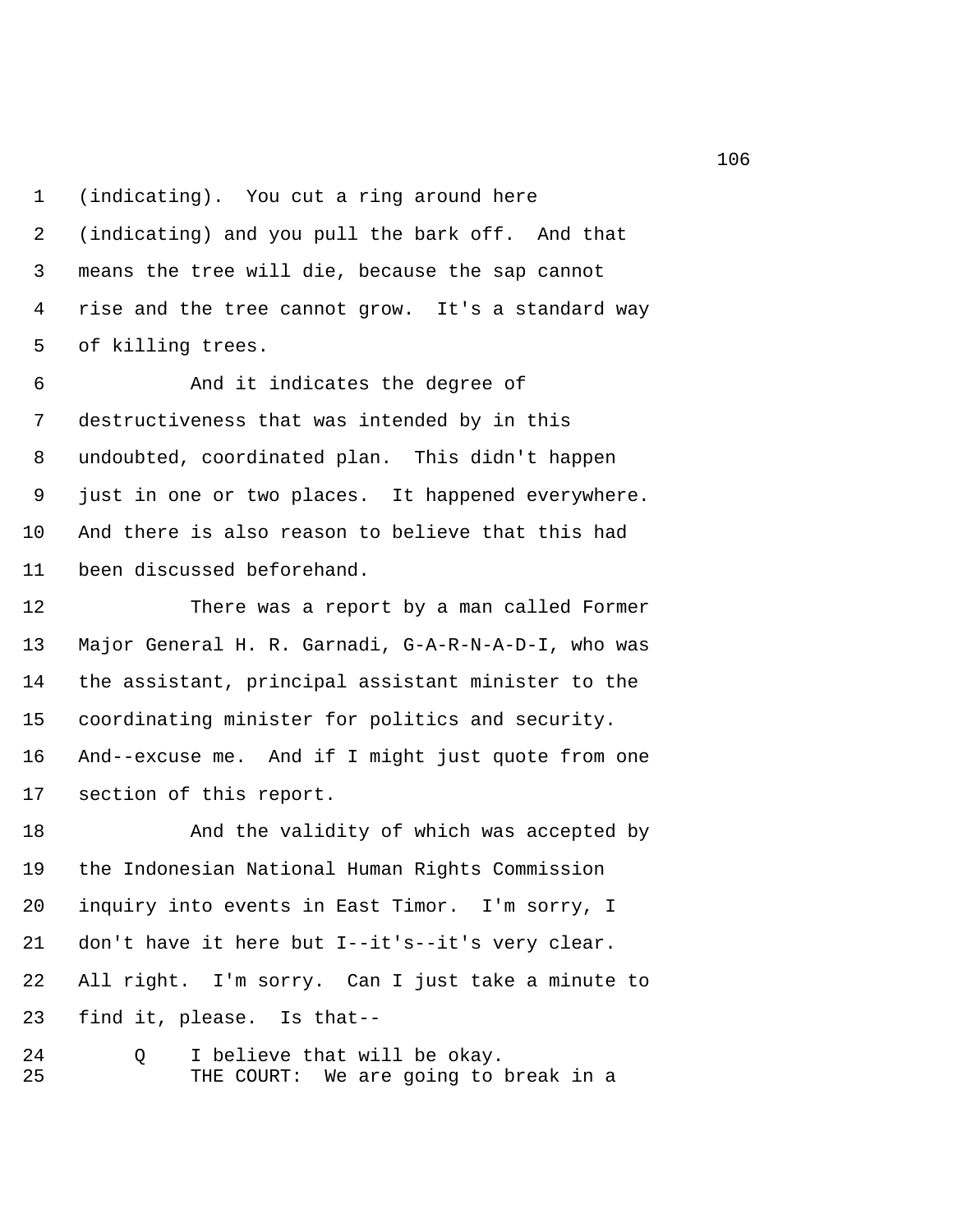(indicating). You cut a ring around here (indicating) and you pull the bark off. And that means the tree will die, because the sap cannot rise and the tree cannot grow. It's a standard way of killing trees.

And it indicates the degree of destructiveness that was intended by in this undoubted, coordinated plan. This didn't happen just in one or two places. It happened everywhere. And there is also reason to believe that this had been discussed beforehand.

There was a report by a man called Former Major General H. R. Garnadi, G-A-R-N-A-D-I, who was the assistant, principal assistant minister to the coordinating minister for politics and security. And--excuse me. And if I might just quote from one section of this report.

And the validity of which was accepted by the Indonesian National Human Rights Commission inquiry into events in East Timor. I'm sorry, I don't have it here but I--it's--it's very clear. All right. I'm sorry. Can I just take a minute to find it, please. Is that--

Q I believe that will be okay.

THE COURT: We are going to break in a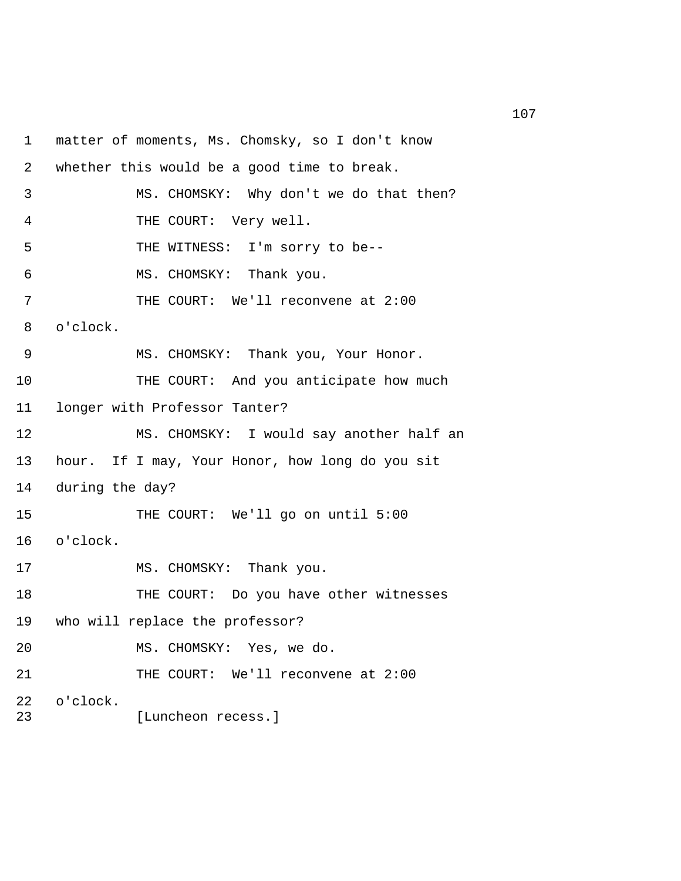matter of moments, Ms. Chomsky, so I don't know whether this would be a good time to break.

MS. CHOMSKY: Why don't we do that then?

THE COURT: Very well.

THE WITNESS: I'm sorry to be--

MS. CHOMSKY: Thank you.

THE COURT: We'll reconvene at 2:00 o'clock.

MS. CHOMSKY: Thank you, Your Honor.

THE COURT: And you anticipate how much longer with Professor Tanter?

MS. CHOMSKY: I would say another half an hour. If I may, Your Honor, how long do you sit during the day?

THE COURT: We'll go on until 5:00 o'clock.

MS. CHOMSKY: Thank you.

THE COURT: Do you have other witnesses who will replace the professor?

MS. CHOMSKY: Yes, we do.

THE COURT: We'll reconvene at 2:00 o'clock.

[Luncheon recess.]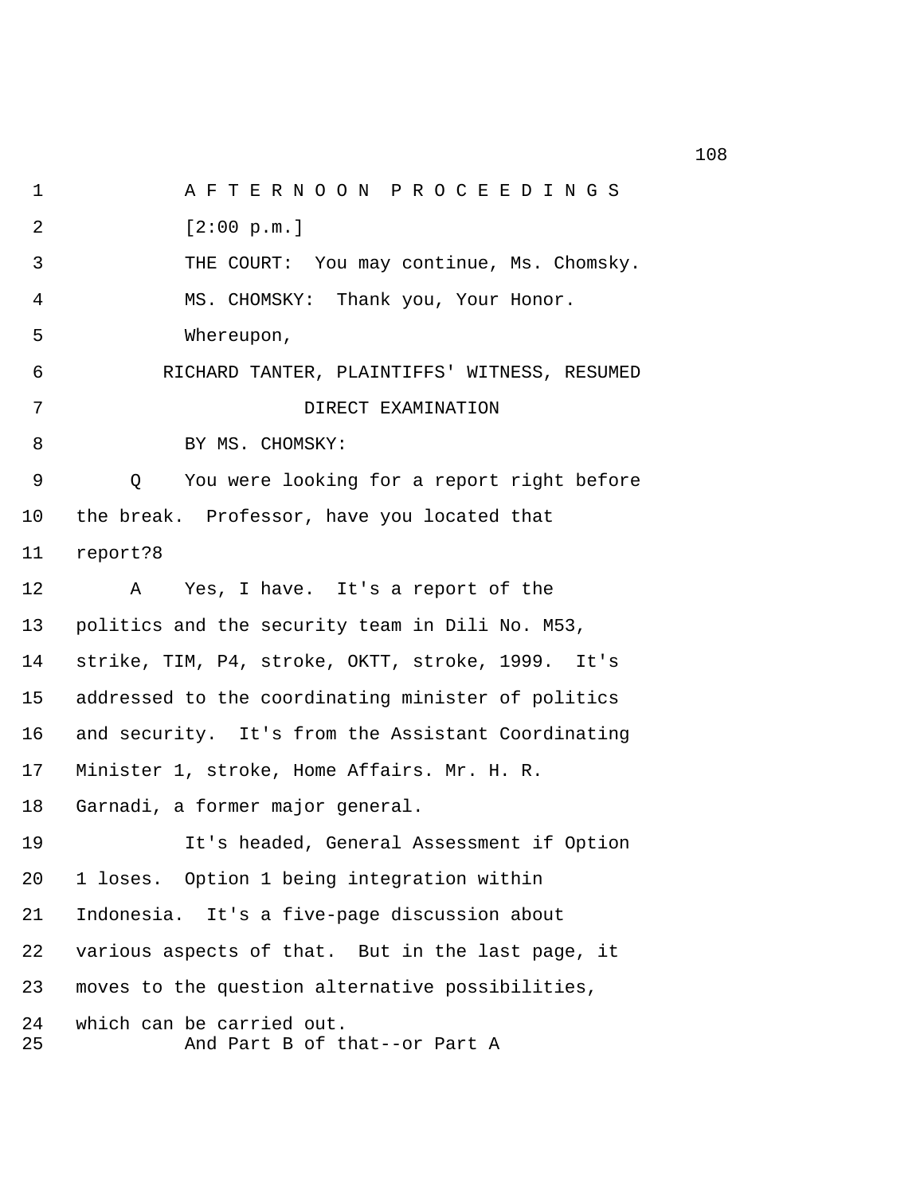A F T E R N O O N P R O C E E D I N G S

[2:00 p.m.]

THE COURT: You may continue, Ms. Chomsky.

MS. CHOMSKY: Thank you, Your Honor.

Whereupon,

RICHARD TANTER, PLAINTIFFS' WITNESS, RESUMED

DIRECT EXAMINATION

BY MS. CHOMSKY:

Q You were looking for a report right before the break. Professor, have you located that report?8

A Yes, I have. It's a report of the politics and the security team in Dili No. M53, strike, TIM, P4, stroke, OKTT, stroke, 1999. It's addressed to the coordinating minister of politics and security. It's from the Assistant Coordinating Minister 1, stroke, Home Affairs. Mr. H. R. Garnadi, a former major general.

It's headed, General Assessment if Option 1 loses. Option 1 being integration within Indonesia. It's a five-page discussion about various aspects of that. But in the last page, it moves to the question alternative possibilities, which can be carried out.

And Part B of that--or Part A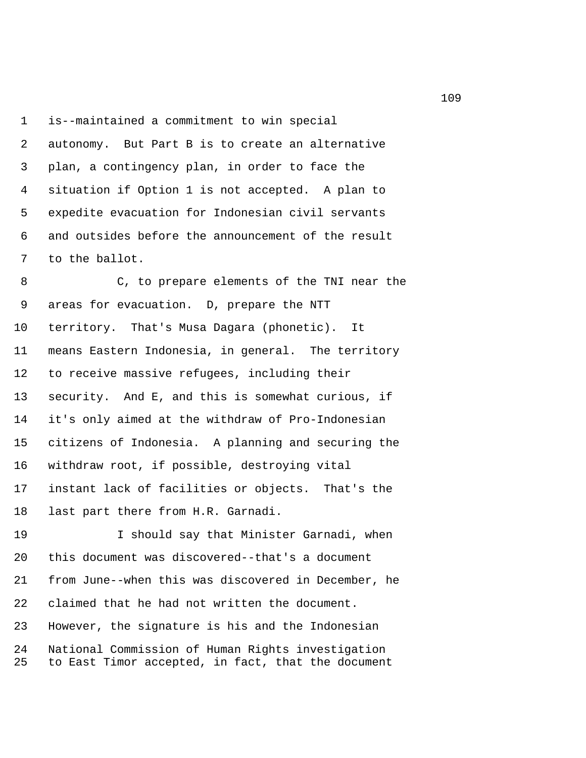is--maintained a commitment to win special autonomy. But Part B is to create an alternative plan, a contingency plan, in order to face the situation if Option 1 is not accepted. A plan to expedite evacuation for Indonesian civil servants and outsides before the announcement of the result to the ballot.

C, to prepare elements of the TNI near the areas for evacuation. D, prepare the NTT territory. That's Musa Dagara (phonetic). It means Eastern Indonesia, in general. The territory to receive massive refugees, including their security. And E, and this is somewhat curious, if it's only aimed at the withdraw of Pro-Indonesian citizens of Indonesia. A planning and securing the withdraw root, if possible, destroying vital instant lack of facilities or objects. That's the last part there from H.R. Garnadi.

I should say that Minister Garnadi, when this document was discovered--that's a document from June--when this was discovered in December, he claimed that he had not written the document. However, the signature is his and the Indonesian National Commission of Human Rights investigation to East Timor accepted, in fact, that the document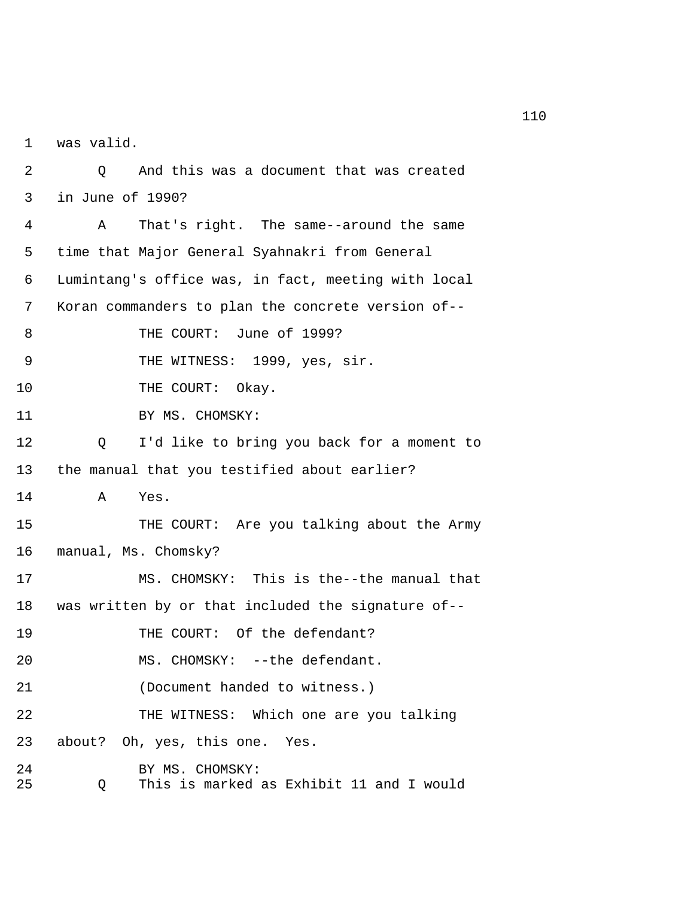1 was valid.

2 Q And this was a document that was created

3 in June of 1990?

4 A That's right. The same--around the same

5 time that Major General Syahnakri from General

6 Lumintang's office was, in fact, meeting with local

7 Koran commanders to plan the concrete version of--

8 THE COURT: June of 1999?

9 THE WITNESS: 1999, yes, sir.

10 THE COURT: Okay.

11 BY MS. CHOMSKY:

12 Q I'd like to bring you back for a moment to

13 the manual that you testified about earlier?

14 A Yes.

15 THE COURT: Are you talking about the Army

16 manual, Ms. Chomsky?

17 MS. CHOMSKY: This is the--the manual that

18 was written by or that included the signature of--

19 THE COURT: Of the defendant?

20 MS. CHOMSKY: --the defendant.

21 (Document handed to witness.)

22 THE WITNESS: Which one are you talking

23 about? Oh, yes, this one. Yes.

24 BY MS. CHOMSKY:

25 Q This is marked as Exhibit 11 and I would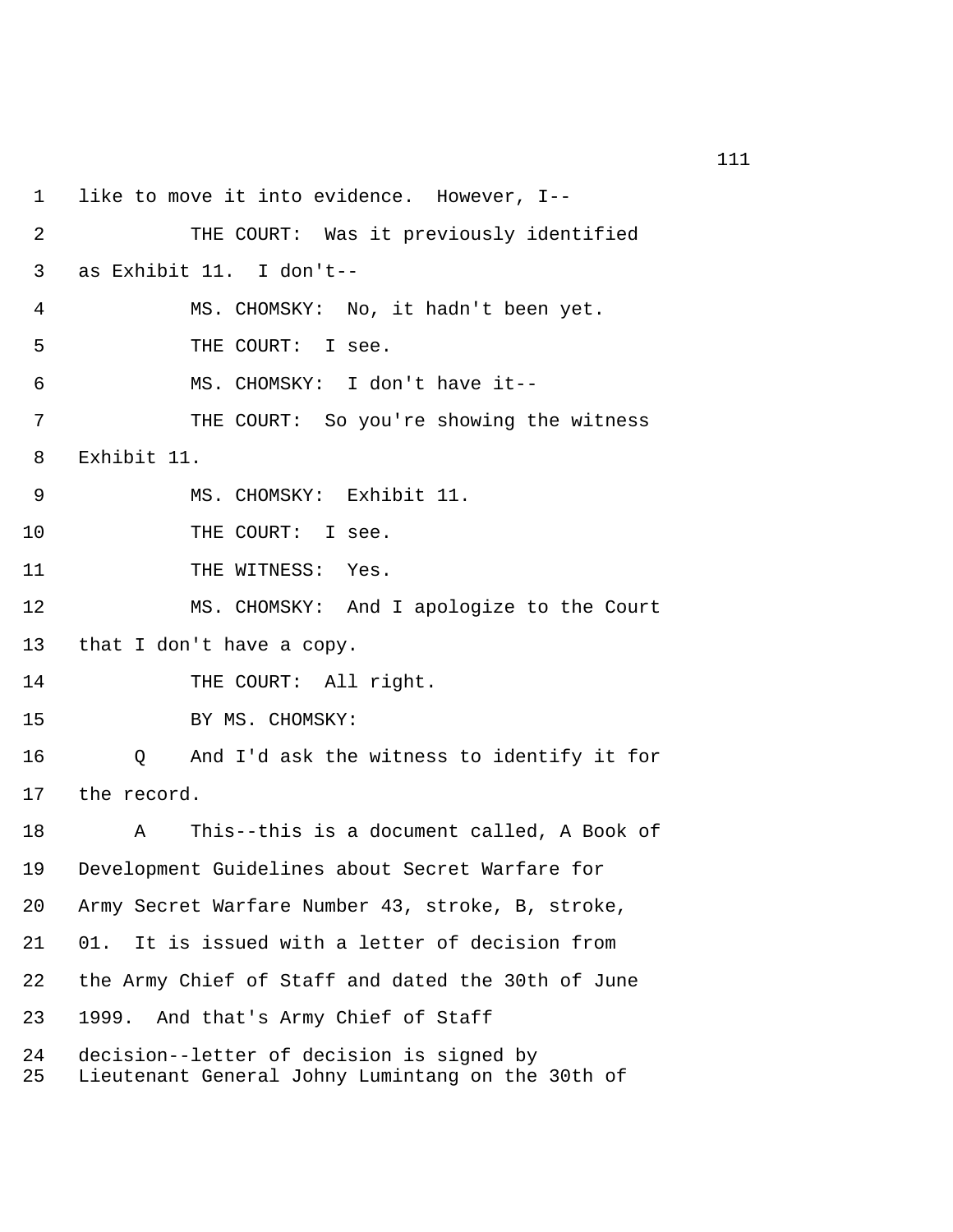1 like to move it into evidence. However, I--

2 THE COURT: Was it previously identified

3 as Exhibit 11. I don't--

4 MS. CHOMSKY: No, it hadn't been yet.

5 THE COURT: I see.

6 MS. CHOMSKY: I don't have it--

7 THE COURT: So you're showing the witness

8 Exhibit 11.

9 MS. CHOMSKY: Exhibit 11.

10 THE COURT: I see.

11 THE WITNESS: Yes.

12 MS. CHOMSKY: And I apologize to the Court

13 that I don't have a copy.

14 THE COURT: All right.

15 BY MS. CHOMSKY:

16 Q And I'd ask the witness to identify it for

17 the record.

18 A This--this is a document called, A Book of

19 Development Guidelines about Secret Warfare for

20 Army Secret Warfare Number 43, stroke, B, stroke,

21 01. It is issued with a letter of decision from

22 the Army Chief of Staff and dated the 30th of June

23 1999. And that's Army Chief of Staff

24 decision--letter of decision is signed by

25 Lieutenant General Johny Lumintang on the 30th of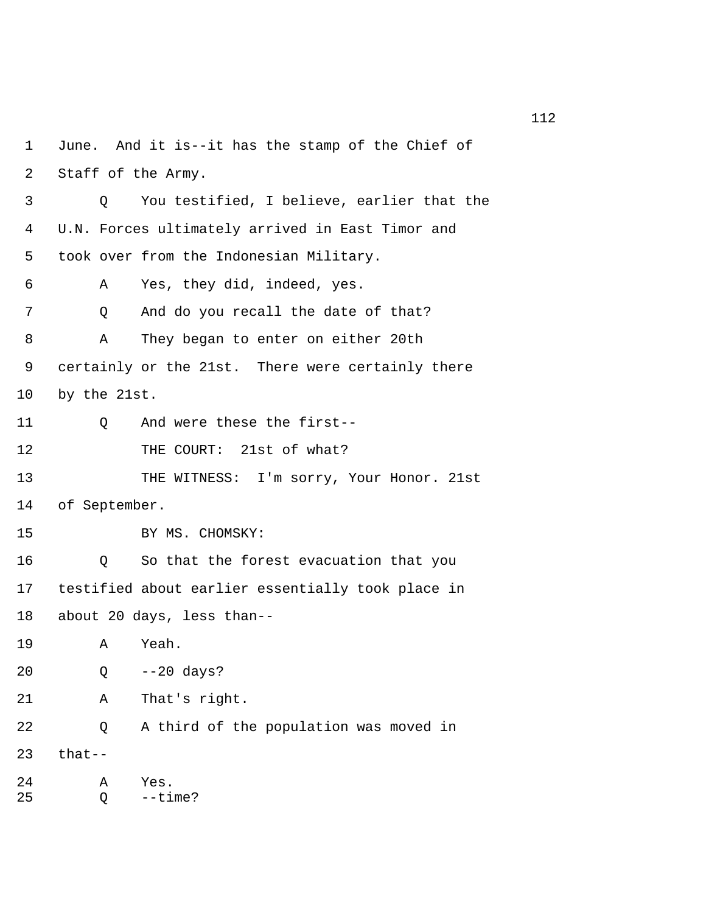1 June. And it is--it has the stamp of the Chief of
2 Staff of the Army.
3 Q You testified, I believe, earlier that the
4 U.N. Forces ultimately arrived in East Timor and
5 took over from the Indonesian Military.
6 A Yes, they did, indeed, yes.
7 Q And do you recall the date of that?
8 A They began to enter on either 20th
9 certainly or the 21st. There were certainly there
10 by the 21st.
11 Q And were these the first--
12 THE COURT: 21st of what?
13 THE WITNESS: I'm sorry, Your Honor. 21st
14 of September.
15 BY MS. CHOMSKY:
16 Q So that the forest evacuation that you
17 testified about earlier essentially took place in
18 about 20 days, less than--
19 A Yeah.
20 Q --20 days?
21 A That's right.
22 Q A third of the population was moved in
23 that--
24 A Yes.
25 Q --time?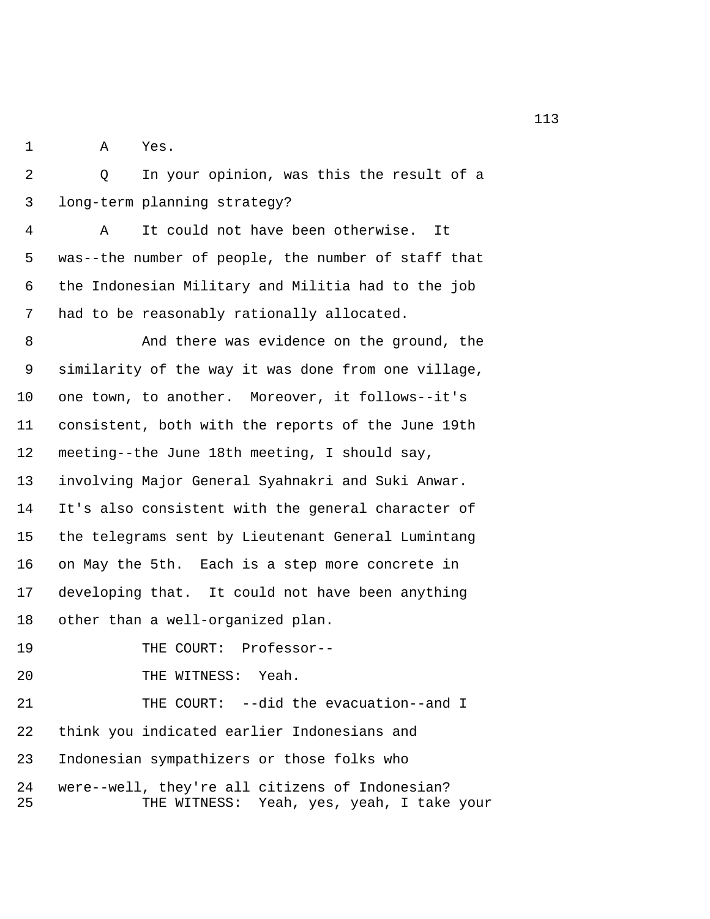A Yes.

Q In your opinion, was this the result of a long-term planning strategy?

A It could not have been otherwise. It was--the number of people, the number of staff that the Indonesian Military and Militia had to the job had to be reasonably rationally allocated.

And there was evidence on the ground, the similarity of the way it was done from one village, one town, to another. Moreover, it follows--it's consistent, both with the reports of the June 19th meeting--the June 18th meeting, I should say, involving Major General Syahnakri and Suki Anwar. It's also consistent with the general character of the telegrams sent by Lieutenant General Lumintang on May the 5th. Each is a step more concrete in developing that. It could not have been anything other than a well-organized plan.

THE COURT: Professor--

THE WITNESS: Yeah.

THE COURT: --did the evacuation--and I think you indicated earlier Indonesians and Indonesian sympathizers or those folks who were--well, they're all citizens of Indonesian?

THE WITNESS: Yeah, yes, yeah, I take your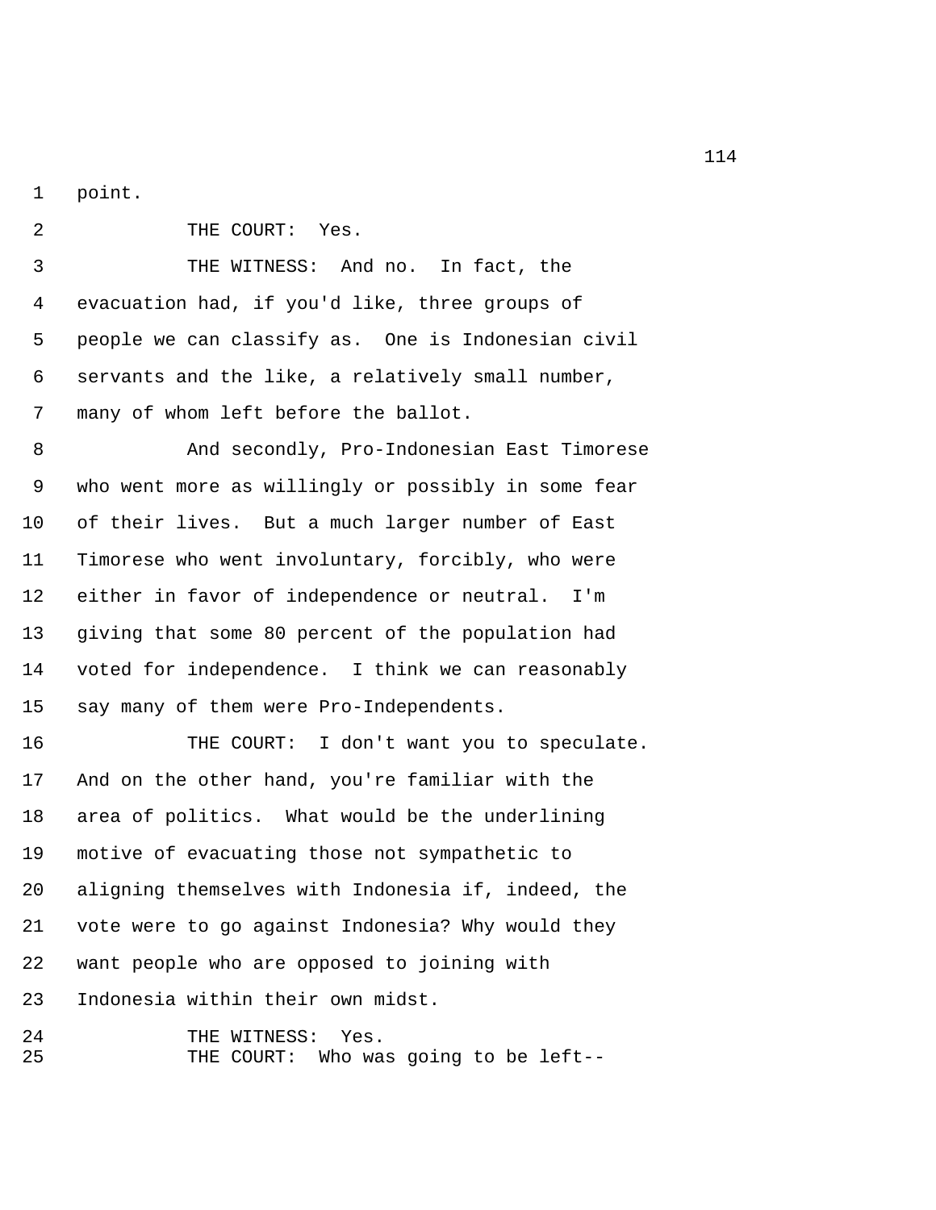point.

THE COURT: Yes.

THE WITNESS: And no. In fact, the evacuation had, if you'd like, three groups of people we can classify as. One is Indonesian civil servants and the like, a relatively small number, many of whom left before the ballot.

And secondly, Pro-Indonesian East Timorese who went more as willingly or possibly in some fear of their lives. But a much larger number of East Timorese who went involuntary, forcibly, who were either in favor of independence or neutral. I'm giving that some 80 percent of the population had voted for independence. I think we can reasonably say many of them were Pro-Independents.

THE COURT: I don't want you to speculate. And on the other hand, you're familiar with the area of politics. What would be the underlining motive of evacuating those not sympathetic to aligning themselves with Indonesia if, indeed, the vote were to go against Indonesia? Why would they want people who are opposed to joining with Indonesia within their own midst.

THE WITNESS: Yes.

THE COURT: Who was going to be left--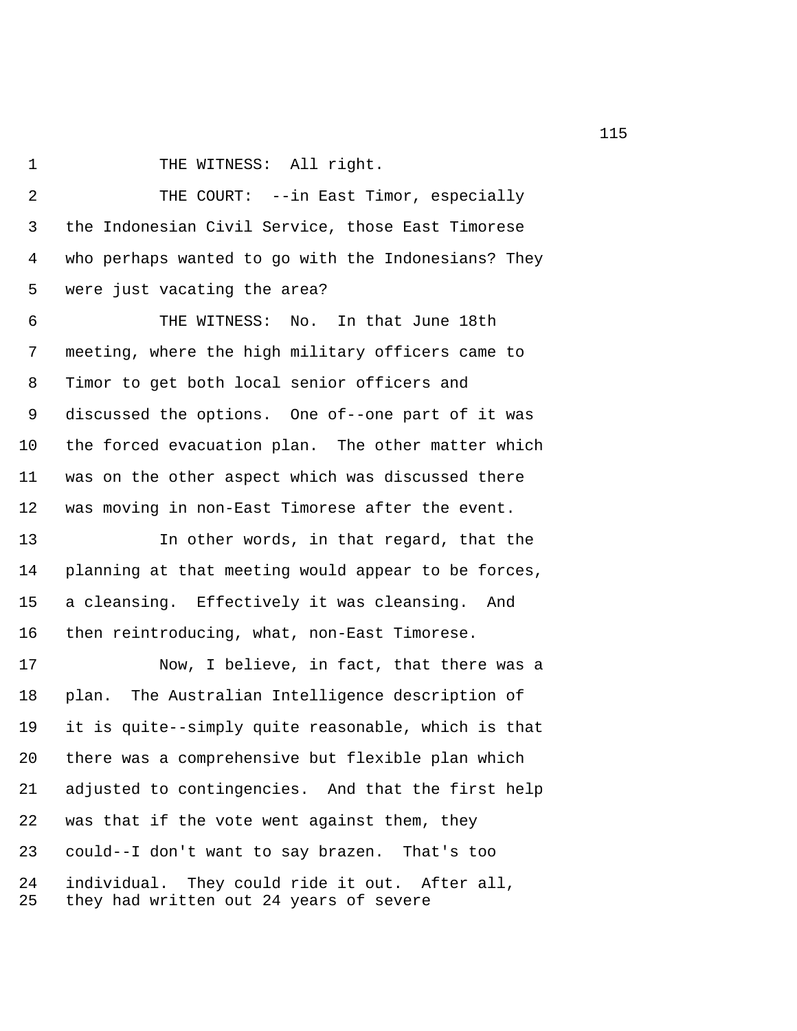THE WITNESS: All right.

THE COURT: --in East Timor, especially the Indonesian Civil Service, those East Timorese who perhaps wanted to go with the Indonesians? They were just vacating the area?

THE WITNESS: No. In that June 18th meeting, where the high military officers came to Timor to get both local senior officers and discussed the options. One of--one part of it was the forced evacuation plan. The other matter which was on the other aspect which was discussed there was moving in non-East Timorese after the event.

In other words, in that regard, that the planning at that meeting would appear to be forces, a cleansing. Effectively it was cleansing. And then reintroducing, what, non-East Timorese.

Now, I believe, in fact, that there was a plan. The Australian Intelligence description of it is quite--simply quite reasonable, which is that there was a comprehensive but flexible plan which adjusted to contingencies. And that the first help was that if the vote went against them, they could--I don't want to say brazen. That's too individual. They could ride it out. After all, they had written out 24 years of severe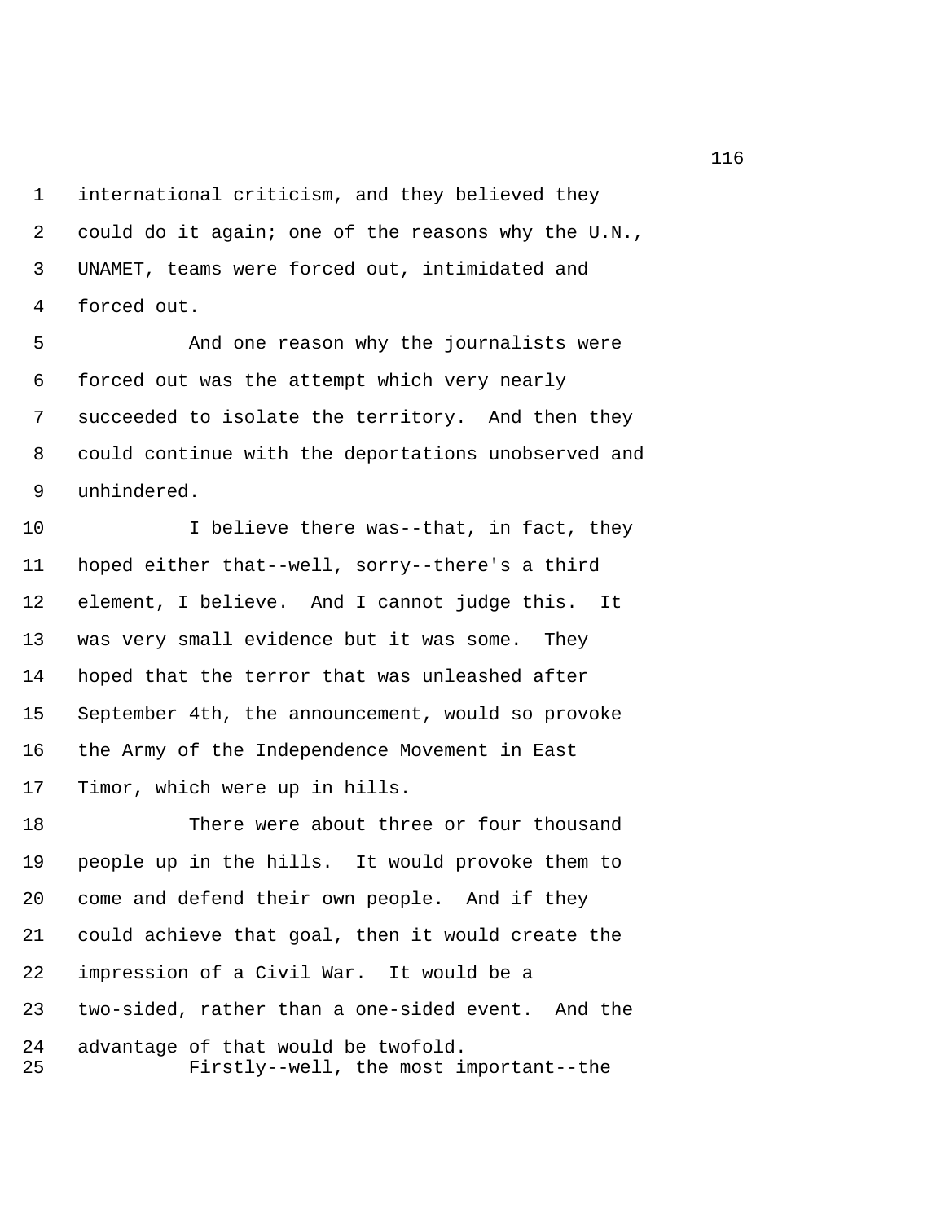international criticism, and they believed they could do it again; one of the reasons why the U.N., UNAMET, teams were forced out, intimidated and forced out.

And one reason why the journalists were forced out was the attempt which very nearly succeeded to isolate the territory. And then they could continue with the deportations unobserved and unhindered.

I believe there was--that, in fact, they hoped either that--well, sorry--there's a third element, I believe. And I cannot judge this. It was very small evidence but it was some. They hoped that the terror that was unleashed after September 4th, the announcement, would so provoke the Army of the Independence Movement in East Timor, which were up in hills.

There were about three or four thousand people up in the hills. It would provoke them to come and defend their own people. And if they could achieve that goal, then it would create the impression of a Civil War. It would be a two-sided, rather than a one-sided event. And the advantage of that would be twofold.

Firstly--well, the most important--the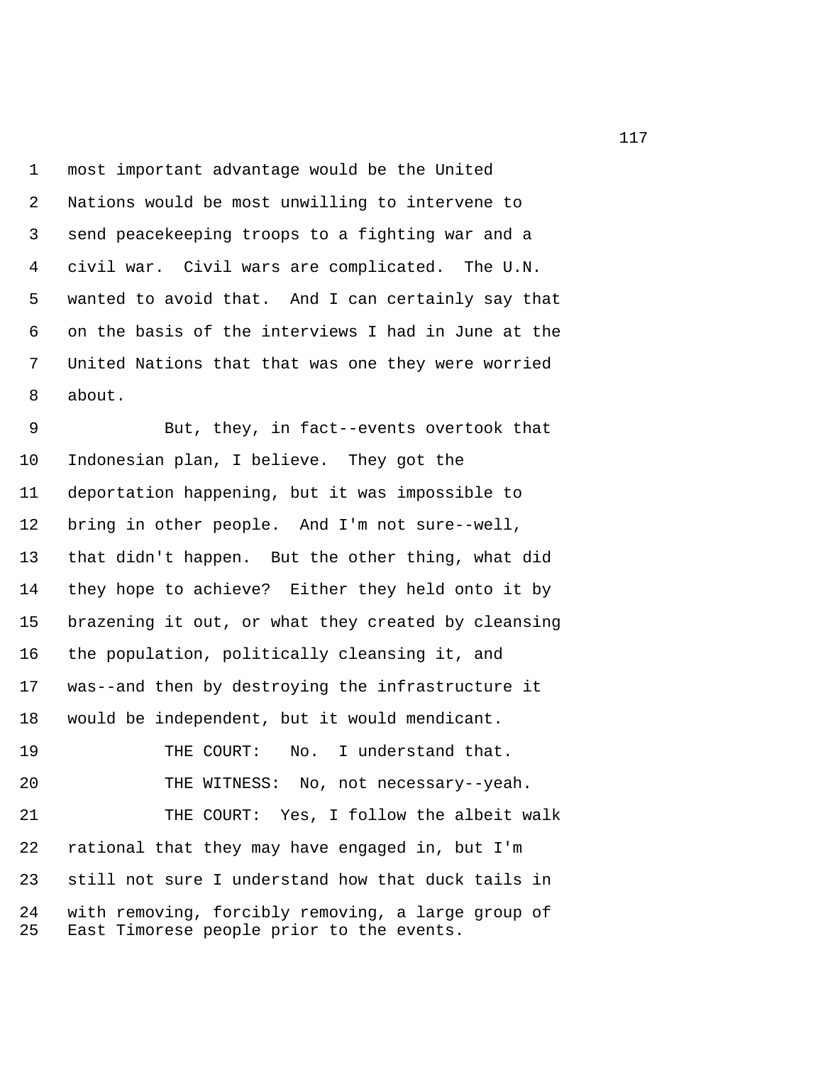most important advantage would be the United Nations would be most unwilling to intervene to send peacekeeping troops to a fighting war and a civil war. Civil wars are complicated. The U.N. wanted to avoid that. And I can certainly say that on the basis of the interviews I had in June at the United Nations that that was one they were worried about.

But, they, in fact--events overtook that Indonesian plan, I believe. They got the deportation happening, but it was impossible to bring in other people. And I'm not sure--well, that didn't happen. But the other thing, what did they hope to achieve? Either they held onto it by brazening it out, or what they created by cleansing the population, politically cleansing it, and was--and then by destroying the infrastructure it would be independent, but it would mendicant.

THE COURT: No. I understand that.

THE WITNESS: No, not necessary--yeah.

THE COURT: Yes, I follow the albeit walk rational that they may have engaged in, but I'm still not sure I understand how that duck tails in with removing, forcibly removing, a large group of East Timorese people prior to the events.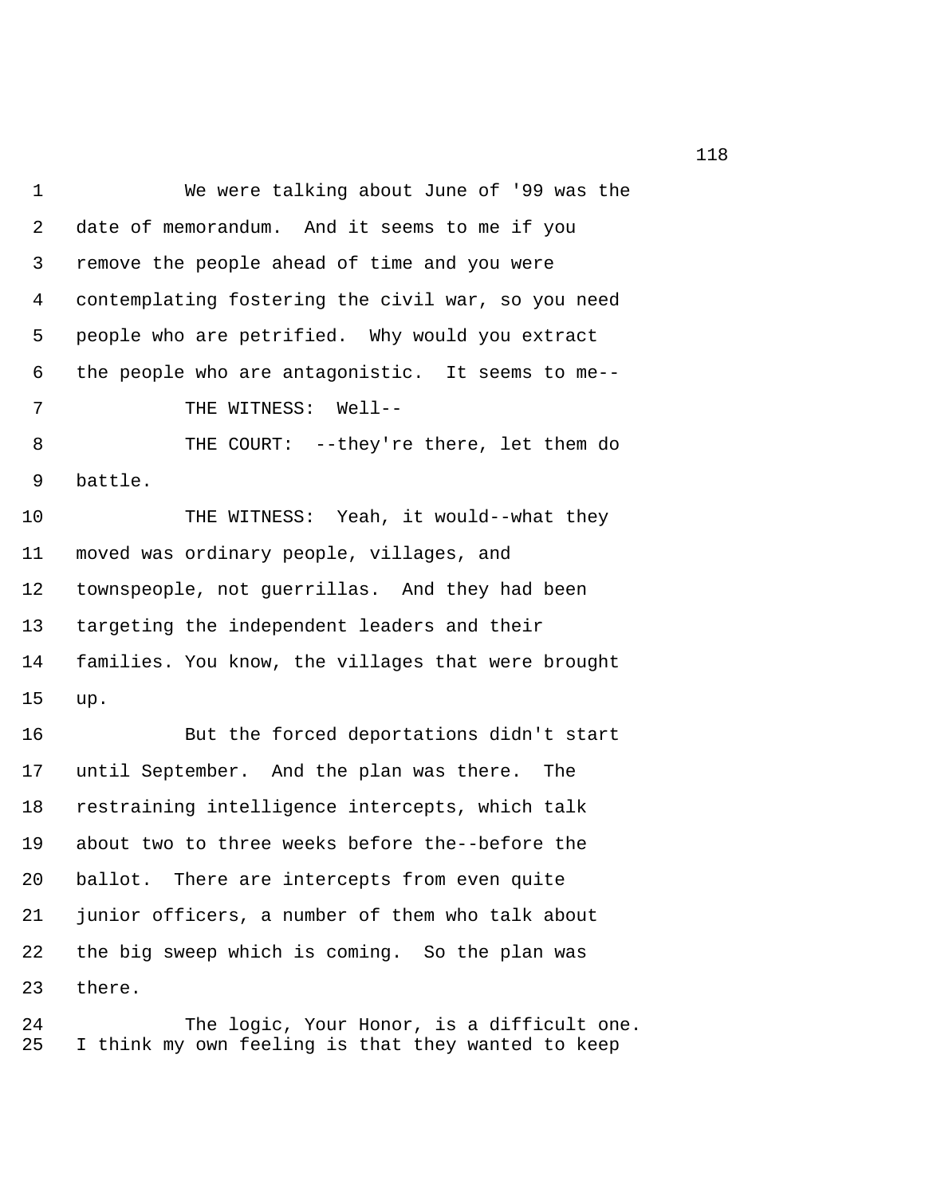We were talking about June of '99 was the date of memorandum. And it seems to me if you remove the people ahead of time and you were contemplating fostering the civil war, so you need people who are petrified. Why would you extract the people who are antagonistic. It seems to me--

THE WITNESS: Well--

THE COURT: --they're there, let them do battle.

THE WITNESS: Yeah, it would--what they moved was ordinary people, villages, and townspeople, not guerrillas. And they had been targeting the independent leaders and their families. You know, the villages that were brought up.

But the forced deportations didn't start until September. And the plan was there. The restraining intelligence intercepts, which talk about two to three weeks before the--before the ballot. There are intercepts from even quite junior officers, a number of them who talk about the big sweep which is coming. So the plan was there.

The logic, Your Honor, is a difficult one. I think my own feeling is that they wanted to keep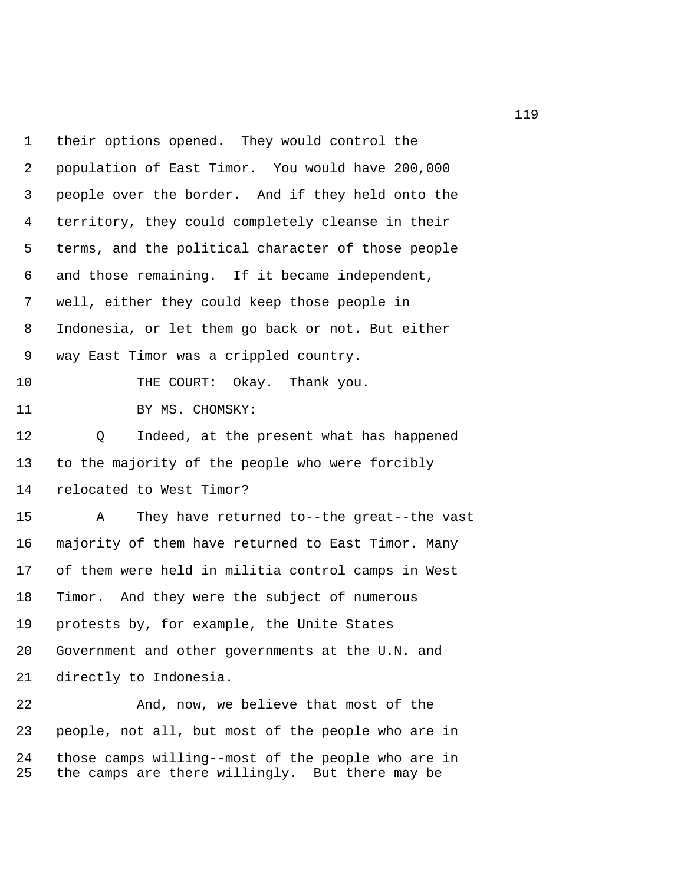their options opened. They would control the population of East Timor. You would have 200,000 people over the border. And if they held onto the territory, they could completely cleanse in their terms, and the political character of those people and those remaining. If it became independent, well, either they could keep those people in Indonesia, or let them go back or not. But either way East Timor was a crippled country.

THE COURT: Okay. Thank you.

BY MS. CHOMSKY:

Q Indeed, at the present what has happened to the majority of the people who were forcibly relocated to West Timor?

A They have returned to--the great--the vast majority of them have returned to East Timor. Many of them were held in militia control camps in West Timor. And they were the subject of numerous protests by, for example, the Unite States Government and other governments at the U.N. and directly to Indonesia.

And, now, we believe that most of the people, not all, but most of the people who are in those camps willing--most of the people who are in the camps are there willingly. But there may be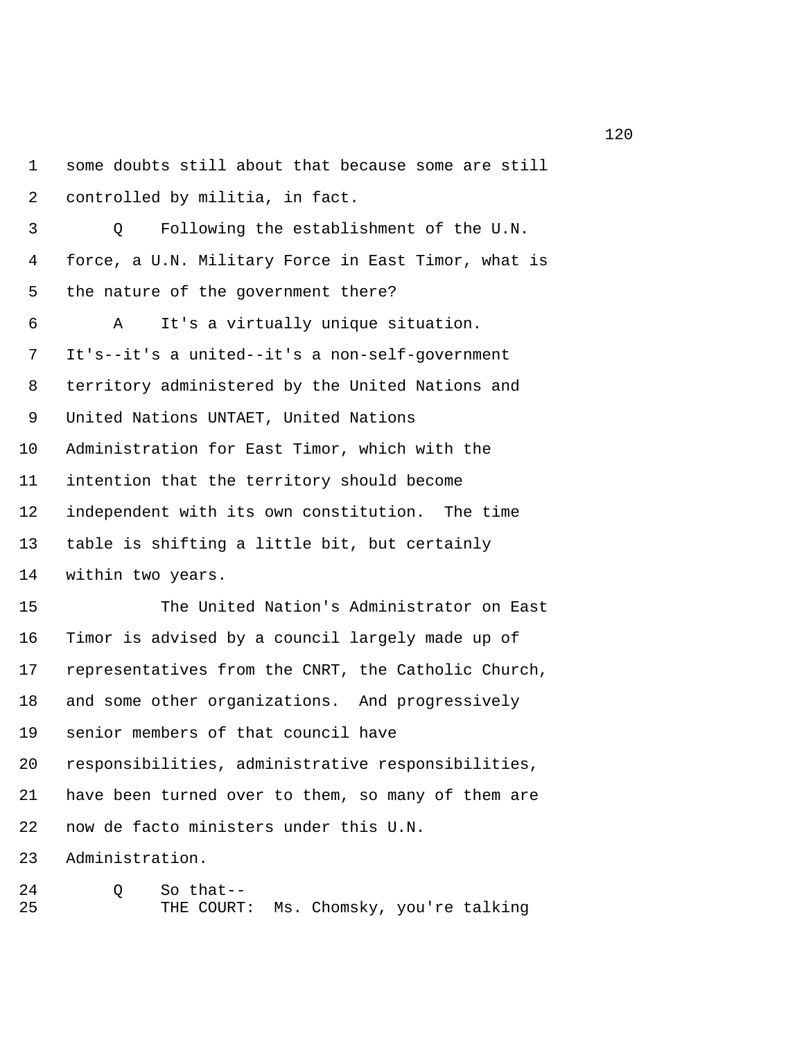1 some doubts still about that because some are still

2 controlled by militia, in fact.

3 Q Following the establishment of the U.N.

4 force, a U.N. Military Force in East Timor, what is

5 the nature of the government there?

6 A It's a virtually unique situation.

7 It's--it's a united--it's a non-self-government

8 territory administered by the United Nations and

9 United Nations UNTAET, United Nations

10 Administration for East Timor, which with the

11 intention that the territory should become

12 independent with its own constitution. The time

13 table is shifting a little bit, but certainly

14 within two years.

15 The United Nation's Administrator on East

16 Timor is advised by a council largely made up of

17 representatives from the CNRT, the Catholic Church,

18 and some other organizations. And progressively

19 senior members of that council have

20 responsibilities, administrative responsibilities,

21 have been turned over to them, so many of them are

22 now de facto ministers under this U.N.

23 Administration.

24 Q So that--

25 THE COURT: Ms. Chomsky, you're talking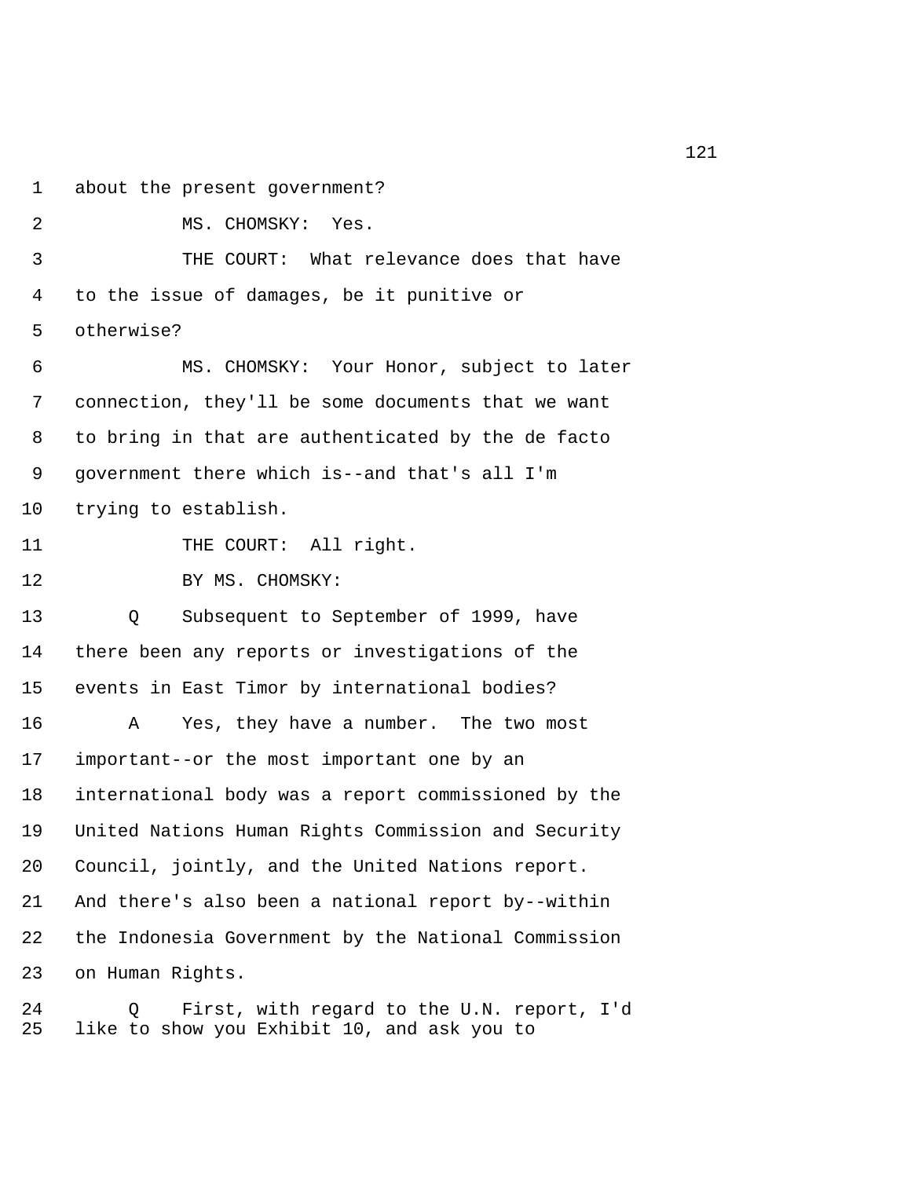1 about the present government?

2 MS. CHOMSKY: Yes.

3 THE COURT: What relevance does that have

4 to the issue of damages, be it punitive or

5 otherwise?

6 MS. CHOMSKY: Your Honor, subject to later

7 connection, they'll be some documents that we want

8 to bring in that are authenticated by the de facto

9 government there which is--and that's all I'm

10 trying to establish.

11 THE COURT: All right.

12 BY MS. CHOMSKY:

13 Q Subsequent to September of 1999, have

14 there been any reports or investigations of the

15 events in East Timor by international bodies?

16 A Yes, they have a number. The two most

17 important--or the most important one by an

18 international body was a report commissioned by the

19 United Nations Human Rights Commission and Security

20 Council, jointly, and the United Nations report.

21 And there's also been a national report by--within

22 the Indonesia Government by the National Commission

23 on Human Rights.

24 Q First, with regard to the U.N. report, I'd

25 like to show you Exhibit 10, and ask you to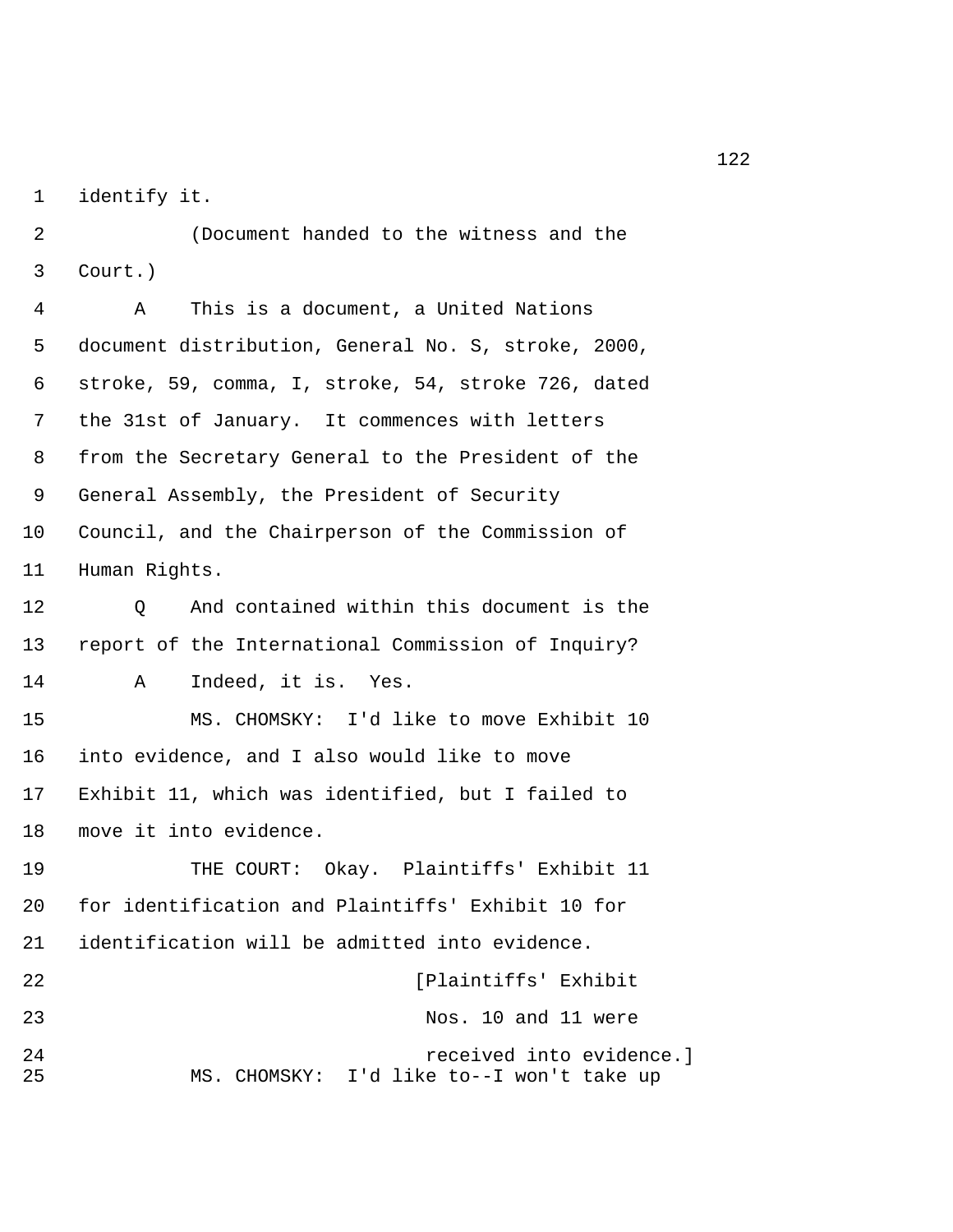1 identify it.

2 (Document handed to the witness and the

3 Court.)

4 A This is a document, a United Nations

5 document distribution, General No. S, stroke, 2000,

6 stroke, 59, comma, I, stroke, 54, stroke 726, dated

7 the 31st of January. It commences with letters

8 from the Secretary General to the President of the

9 General Assembly, the President of Security

10 Council, and the Chairperson of the Commission of

11 Human Rights.

12 Q And contained within this document is the

13 report of the International Commission of Inquiry?

14 A Indeed, it is. Yes.

15 MS. CHOMSKY: I'd like to move Exhibit 10

16 into evidence, and I also would like to move

17 Exhibit 11, which was identified, but I failed to

18 move it into evidence.

19 THE COURT: Okay. Plaintiffs' Exhibit 11

20 for identification and Plaintiffs' Exhibit 10 for

21 identification will be admitted into evidence.

22 [Plaintiffs' Exhibit

23 Nos. 10 and 11 were

24 received into evidence.]

25 MS. CHOMSKY: I'd like to--I won't take up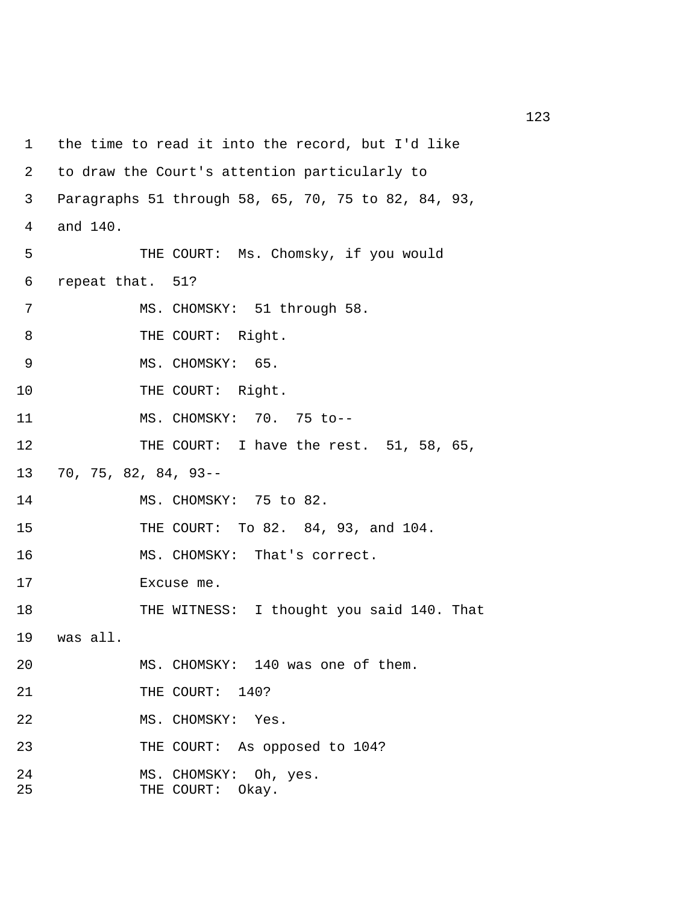the time to read it into the record, but I'd like to draw the Court's attention particularly to Paragraphs 51 through 58, 65, 70, 75 to 82, 84, 93, and 140.

THE COURT: Ms. Chomsky, if you would repeat that. 51?

MS. CHOMSKY: 51 through 58.

THE COURT: Right.

MS. CHOMSKY: 65.

THE COURT: Right.

MS. CHOMSKY: 70. 75 to--

THE COURT: I have the rest. 51, 58, 65, 70, 75, 82, 84, 93--

MS. CHOMSKY: 75 to 82.

THE COURT: To 82. 84, 93, and 104.

MS. CHOMSKY: That's correct.

Excuse me.

THE WITNESS: I thought you said 140. That was all.

MS. CHOMSKY: 140 was one of them.

THE COURT: 140?

MS. CHOMSKY: Yes.

THE COURT: As opposed to 104?

MS. CHOMSKY: Oh, yes.

THE COURT: Okay.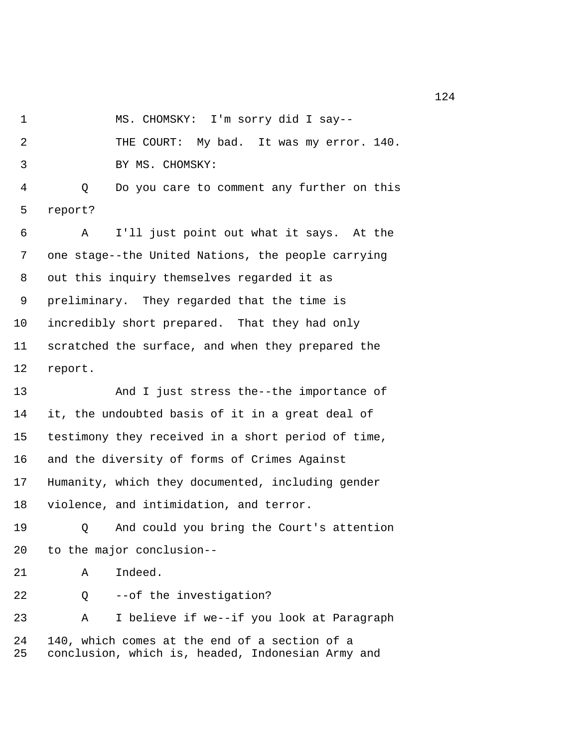MS. CHOMSKY: I'm sorry did I say--

THE COURT: My bad. It was my error. 140.

BY MS. CHOMSKY:

Q Do you care to comment any further on this report?

A I'll just point out what it says. At the one stage--the United Nations, the people carrying out this inquiry themselves regarded it as preliminary. They regarded that the time is incredibly short prepared. That they had only scratched the surface, and when they prepared the report.

And I just stress the--the importance of it, the undoubted basis of it in a great deal of testimony they received in a short period of time, and the diversity of forms of Crimes Against Humanity, which they documented, including gender violence, and intimidation, and terror.

Q And could you bring the Court's attention to the major conclusion--

A Indeed.

Q --of the investigation?

A I believe if we--if you look at Paragraph 140, which comes at the end of a section of a conclusion, which is, headed, Indonesian Army and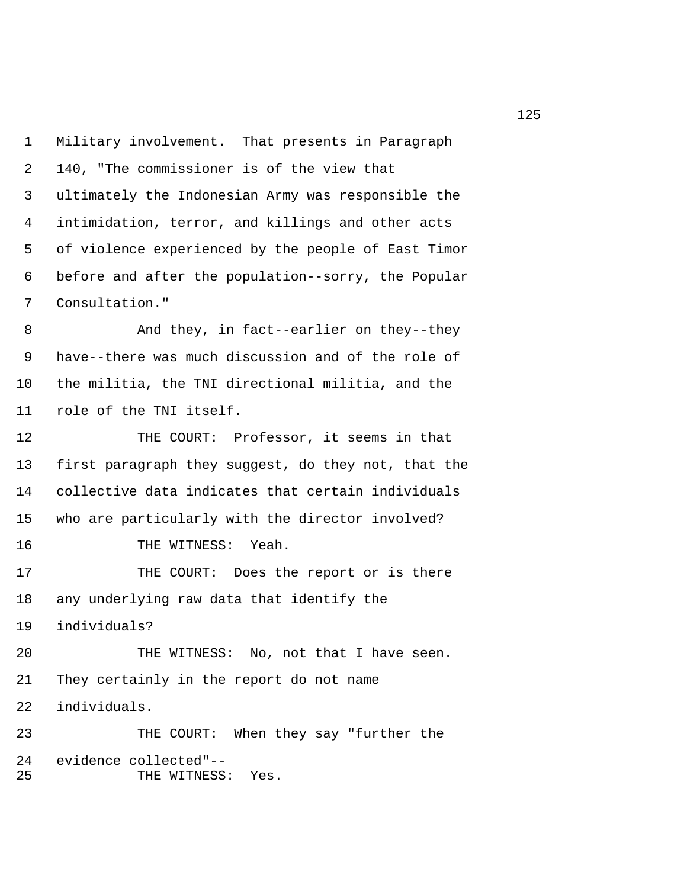1 Military involvement. That presents in Paragraph
2 140, "The commissioner is of the view that
3 ultimately the Indonesian Army was responsible the
4 intimidation, terror, and killings and other acts
5 of violence experienced by the people of East Timor
6 before and after the population--sorry, the Popular
7 Consultation."

8 And they, in fact--earlier on they--they
9 have--there was much discussion and of the role of
10 the militia, the TNI directional militia, and the
11 role of the TNI itself.

12 THE COURT: Professor, it seems in that
13 first paragraph they suggest, do they not, that the
14 collective data indicates that certain individuals
15 who are particularly with the director involved?

16 THE WITNESS: Yeah.

17 THE COURT: Does the report or is there
18 any underlying raw data that identify the
19 individuals?

20 THE WITNESS: No, not that I have seen.
21 They certainly in the report do not name
22 individuals.

23 THE COURT: When they say "further the
24 evidence collected"--

25 THE WITNESS: Yes.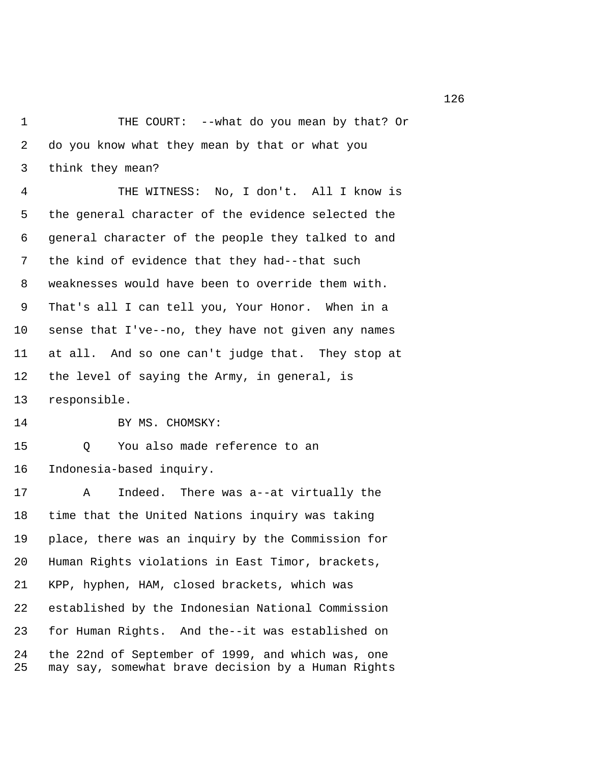THE COURT: --what do you mean by that? Or do you know what they mean by that or what you think they mean?

THE WITNESS: No, I don't. All I know is the general character of the evidence selected the general character of the people they talked to and the kind of evidence that they had--that such weaknesses would have been to override them with. That's all I can tell you, Your Honor. When in a sense that I've--no, they have not given any names at all. And so one can't judge that. They stop at the level of saying the Army, in general, is responsible.

BY MS. CHOMSKY:

Q You also made reference to an Indonesia-based inquiry.

A Indeed. There was a--at virtually the time that the United Nations inquiry was taking place, there was an inquiry by the Commission for Human Rights violations in East Timor, brackets, KPP, hyphen, HAM, closed brackets, which was established by the Indonesian National Commission for Human Rights. And the--it was established on the 22nd of September of 1999, and which was, one may say, somewhat brave decision by a Human Rights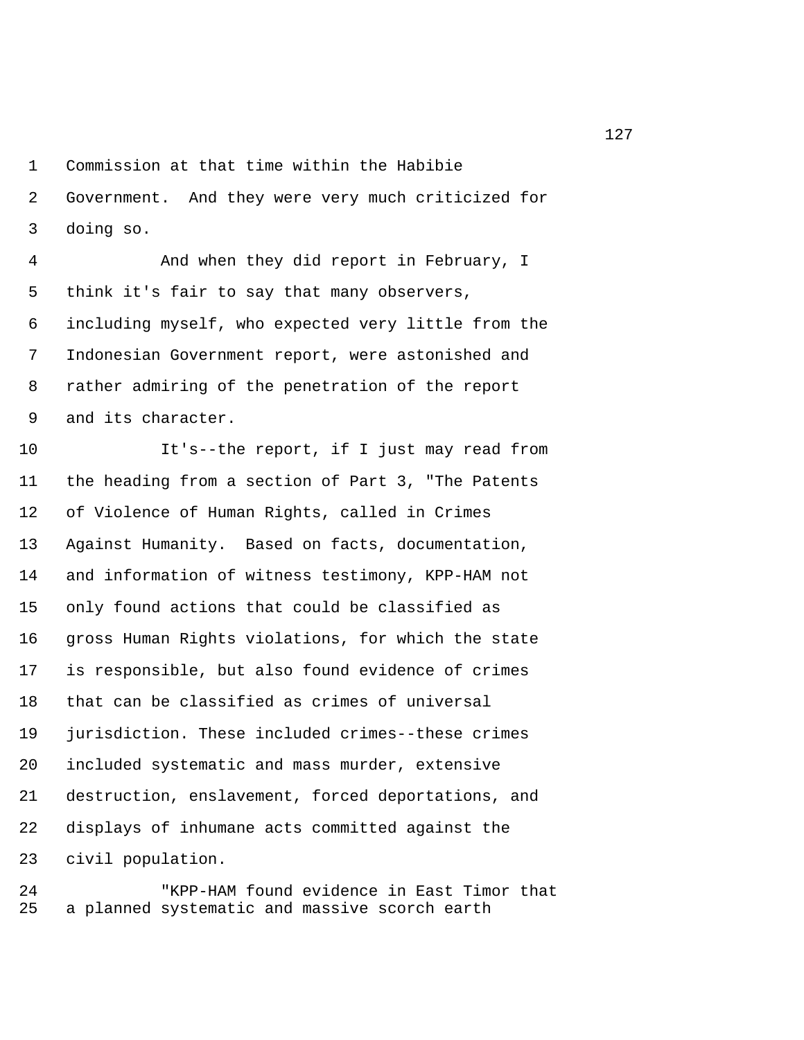Commission at that time within the Habibie Government. And they were very much criticized for doing so.

And when they did report in February, I think it's fair to say that many observers, including myself, who expected very little from the Indonesian Government report, were astonished and rather admiring of the penetration of the report and its character.

It's--the report, if I just may read from the heading from a section of Part 3, "The Patents of Violence of Human Rights, called in Crimes Against Humanity. Based on facts, documentation, and information of witness testimony, KPP-HAM not only found actions that could be classified as gross Human Rights violations, for which the state is responsible, but also found evidence of crimes that can be classified as crimes of universal jurisdiction. These included crimes--these crimes included systematic and mass murder, extensive destruction, enslavement, forced deportations, and displays of inhumane acts committed against the civil population.

"KPP-HAM found evidence in East Timor that a planned systematic and massive scorch earth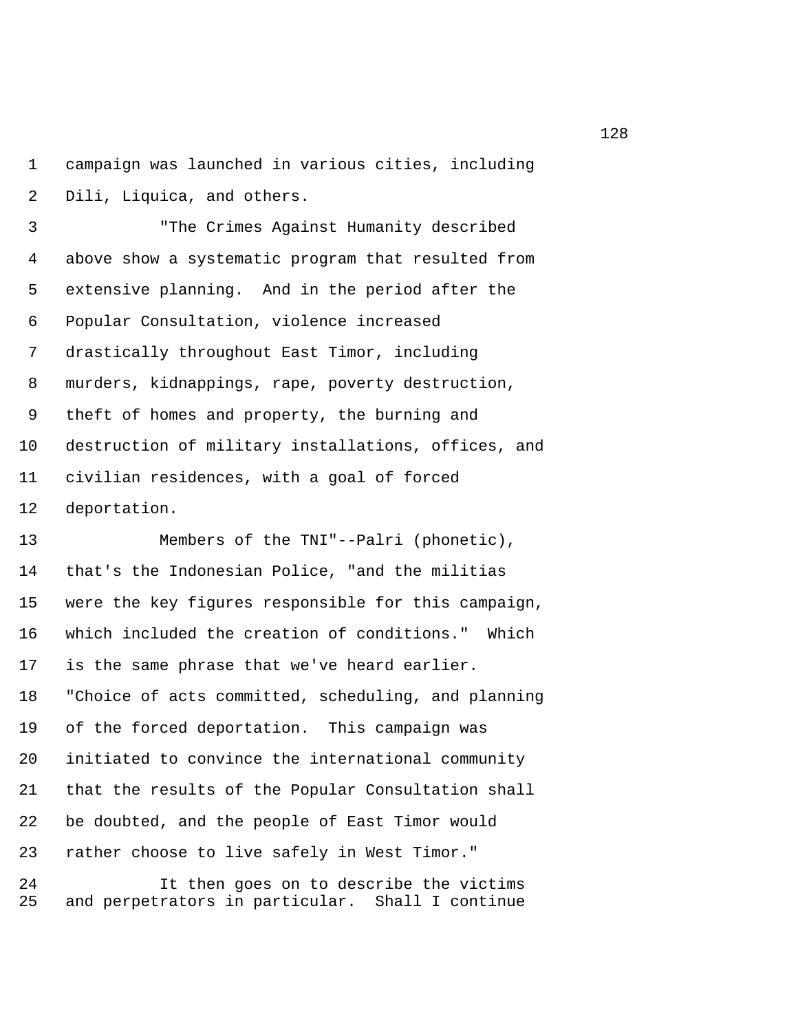campaign was launched in various cities, including Dili, Liquica, and others.

"The Crimes Against Humanity described above show a systematic program that resulted from extensive planning. And in the period after the Popular Consultation, violence increased drastically throughout East Timor, including murders, kidnappings, rape, poverty destruction, theft of homes and property, the burning and destruction of military installations, offices, and civilian residences, with a goal of forced deportation.

Members of the TNI"--Palri (phonetic), that's the Indonesian Police, "and the militias were the key figures responsible for this campaign, which included the creation of conditions." Which is the same phrase that we've heard earlier. "Choice of acts committed, scheduling, and planning of the forced deportation. This campaign was initiated to convince the international community that the results of the Popular Consultation shall be doubted, and the people of East Timor would rather choose to live safely in West Timor."

It then goes on to describe the victims and perpetrators in particular. Shall I continue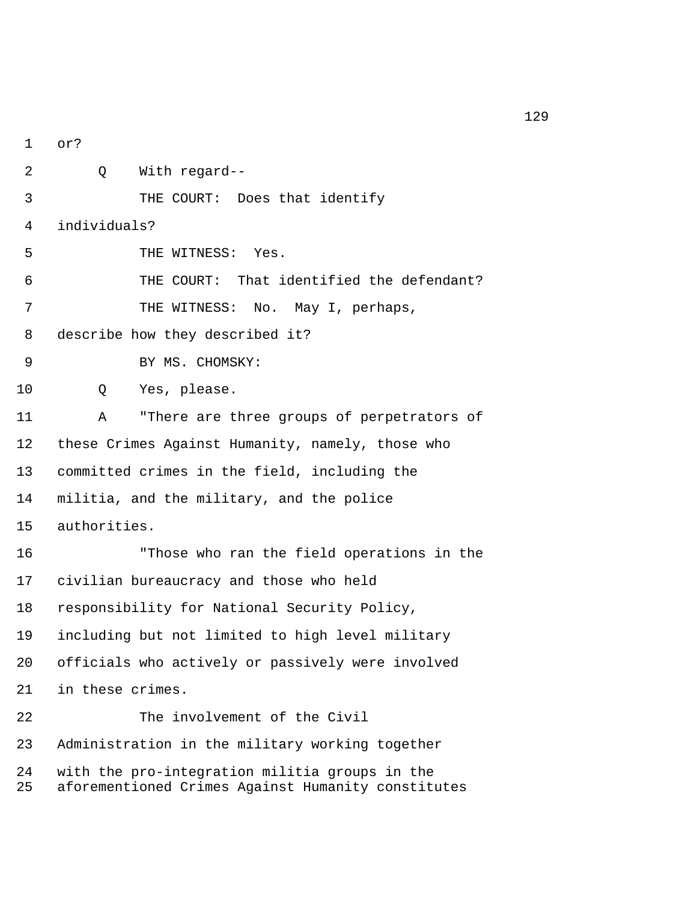1 or?

2 Q With regard--

3 THE COURT: Does that identify

4 individuals?

5 THE WITNESS: Yes.

6 THE COURT: That identified the defendant?

7 THE WITNESS: No. May I, perhaps,

8 describe how they described it?

9 BY MS. CHOMSKY:

10 Q Yes, please.

11 A "There are three groups of perpetrators of

12 these Crimes Against Humanity, namely, those who

13 committed crimes in the field, including the

14 militia, and the military, and the police

15 authorities.

16 "Those who ran the field operations in the

17 civilian bureaucracy and those who held

18 responsibility for National Security Policy,

19 including but not limited to high level military

20 officials who actively or passively were involved

21 in these crimes.

22 The involvement of the Civil

23 Administration in the military working together

24 with the pro-integration militia groups in the

25 aforementioned Crimes Against Humanity constitutes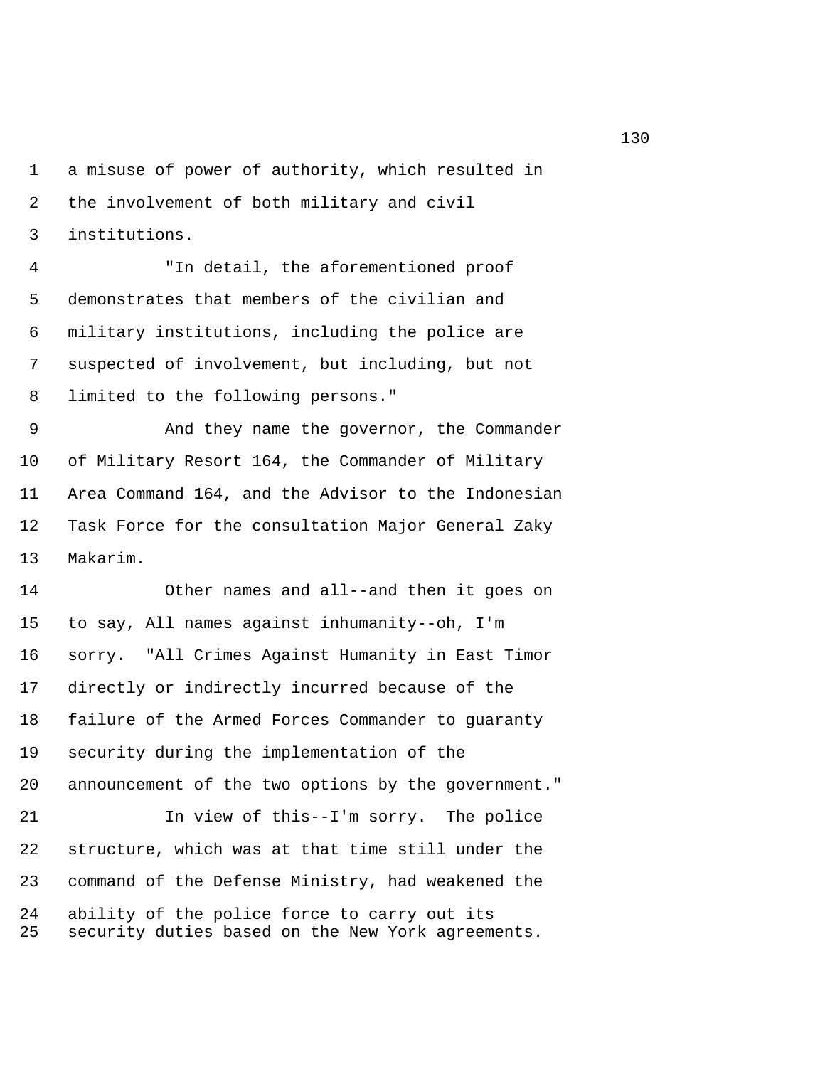a misuse of power of authority, which resulted in the involvement of both military and civil institutions.

"In detail, the aforementioned proof demonstrates that members of the civilian and military institutions, including the police are suspected of involvement, but including, but not limited to the following persons."

And they name the governor, the Commander of Military Resort 164, the Commander of Military Area Command 164, and the Advisor to the Indonesian Task Force for the consultation Major General Zaky Makarim.

Other names and all--and then it goes on to say, All names against inhumanity--oh, I'm sorry. "All Crimes Against Humanity in East Timor directly or indirectly incurred because of the failure of the Armed Forces Commander to guaranty security during the implementation of the announcement of the two options by the government."

In view of this--I'm sorry. The police structure, which was at that time still under the command of the Defense Ministry, had weakened the ability of the police force to carry out its security duties based on the New York agreements.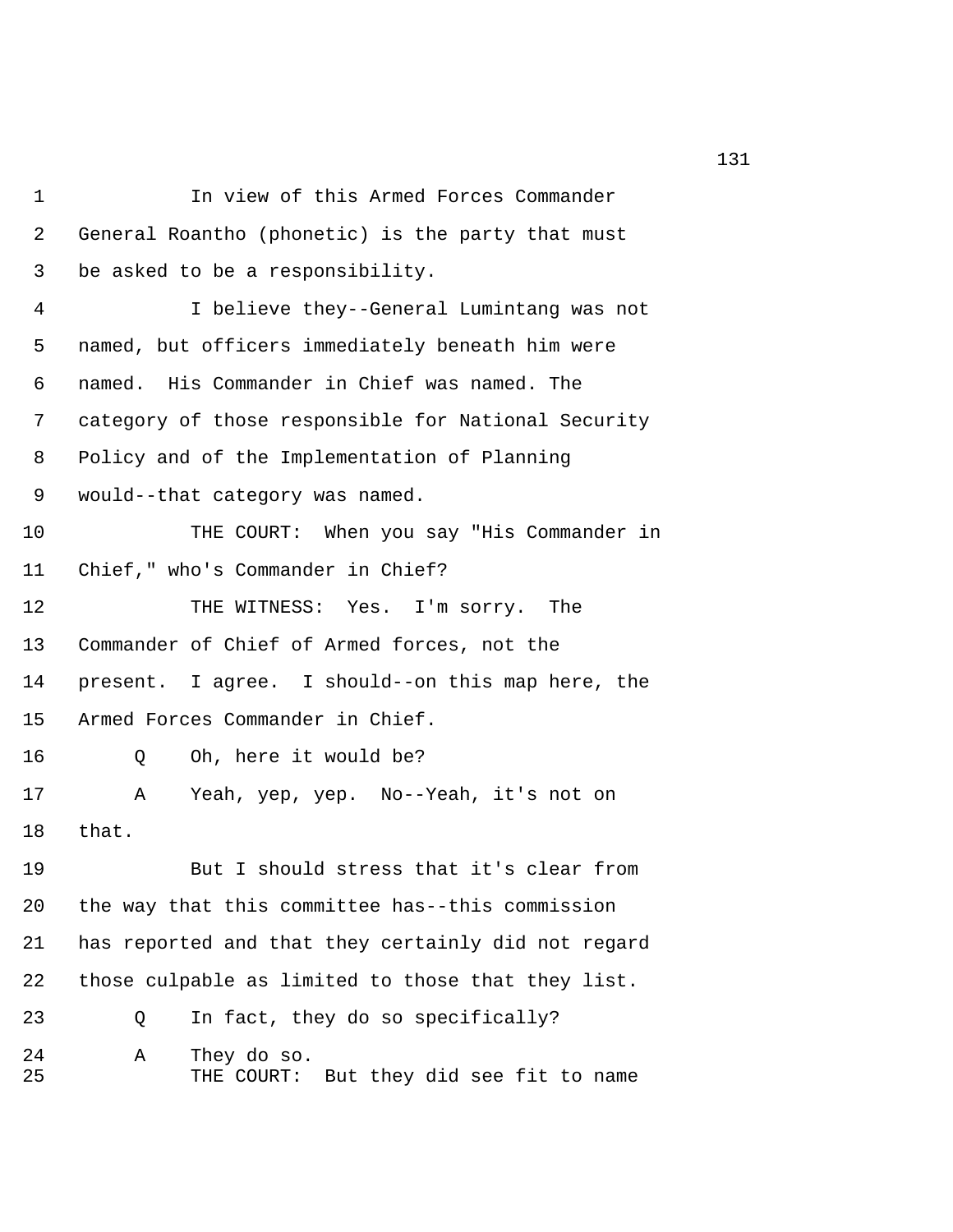1 In view of this Armed Forces Commander
2 General Roantho (phonetic) is the party that must
3 be asked to be a responsibility.
4 I believe they--General Lumintang was not
5 named, but officers immediately beneath him were
6 named. His Commander in Chief was named. The
7 category of those responsible for National Security
8 Policy and of the Implementation of Planning
9 would--that category was named.
10 THE COURT: When you say "His Commander in
11 Chief," who's Commander in Chief?
12 THE WITNESS: Yes. I'm sorry. The
13 Commander of Chief of Armed forces, not the
14 present. I agree. I should--on this map here, the
15 Armed Forces Commander in Chief.
16 Q Oh, here it would be?
17 A Yeah, yep, yep. No--Yeah, it's not on
18 that.
19 But I should stress that it's clear from
20 the way that this committee has--this commission
21 has reported and that they certainly did not regard
22 those culpable as limited to those that they list.
23 Q In fact, they do so specifically?
24 A They do so.
25 THE COURT: But they did see fit to name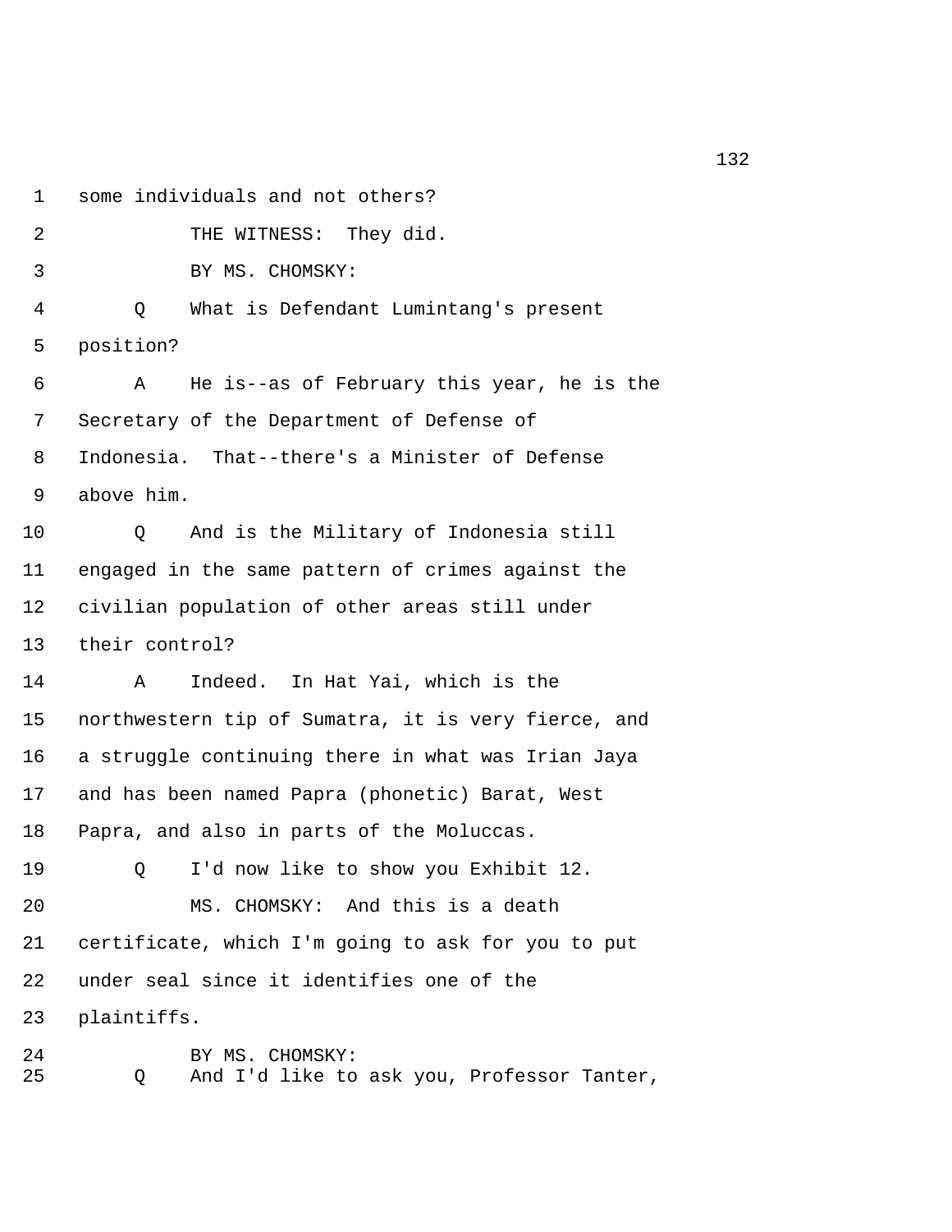1 some individuals and not others?

2 THE WITNESS: They did.

3 BY MS. CHOMSKY:

4 Q What is Defendant Lumintang's present

5 position?

6 A He is--as of February this year, he is the

7 Secretary of the Department of Defense of

8 Indonesia. That--there's a Minister of Defense

9 above him.

10 Q And is the Military of Indonesia still

11 engaged in the same pattern of crimes against the

12 civilian population of other areas still under

13 their control?

14 A Indeed. In Hat Yai, which is the

15 northwestern tip of Sumatra, it is very fierce, and

16 a struggle continuing there in what was Irian Jaya

17 and has been named Papra (phonetic) Barat, West

18 Papra, and also in parts of the Moluccas.

19 Q I'd now like to show you Exhibit 12.

20 MS. CHOMSKY: And this is a death

21 certificate, which I'm going to ask for you to put

22 under seal since it identifies one of the

23 plaintiffs.

24 BY MS. CHOMSKY:

25 Q And I'd like to ask you, Professor Tanter,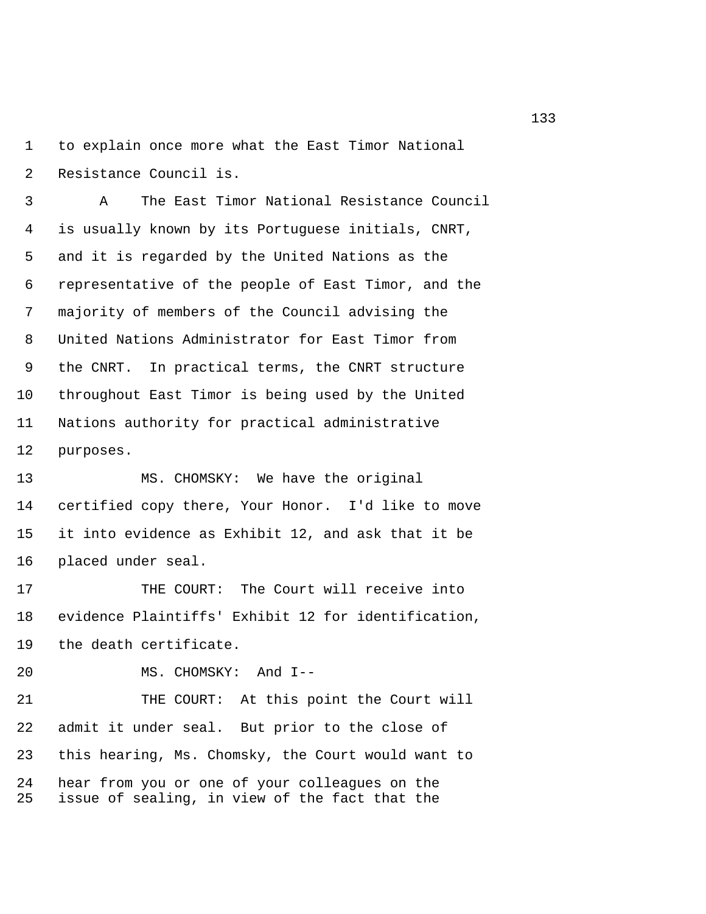to explain once more what the East Timor National Resistance Council is.

A The East Timor National Resistance Council is usually known by its Portuguese initials, CNRT, and it is regarded by the United Nations as the representative of the people of East Timor, and the majority of members of the Council advising the United Nations Administrator for East Timor from the CNRT. In practical terms, the CNRT structure throughout East Timor is being used by the United Nations authority for practical administrative purposes.

MS. CHOMSKY: We have the original certified copy there, Your Honor. I'd like to move it into evidence as Exhibit 12, and ask that it be placed under seal.

THE COURT: The Court will receive into evidence Plaintiffs' Exhibit 12 for identification, the death certificate.

MS. CHOMSKY: And I--

THE COURT: At this point the Court will admit it under seal. But prior to the close of this hearing, Ms. Chomsky, the Court would want to hear from you or one of your colleagues on the issue of sealing, in view of the fact that the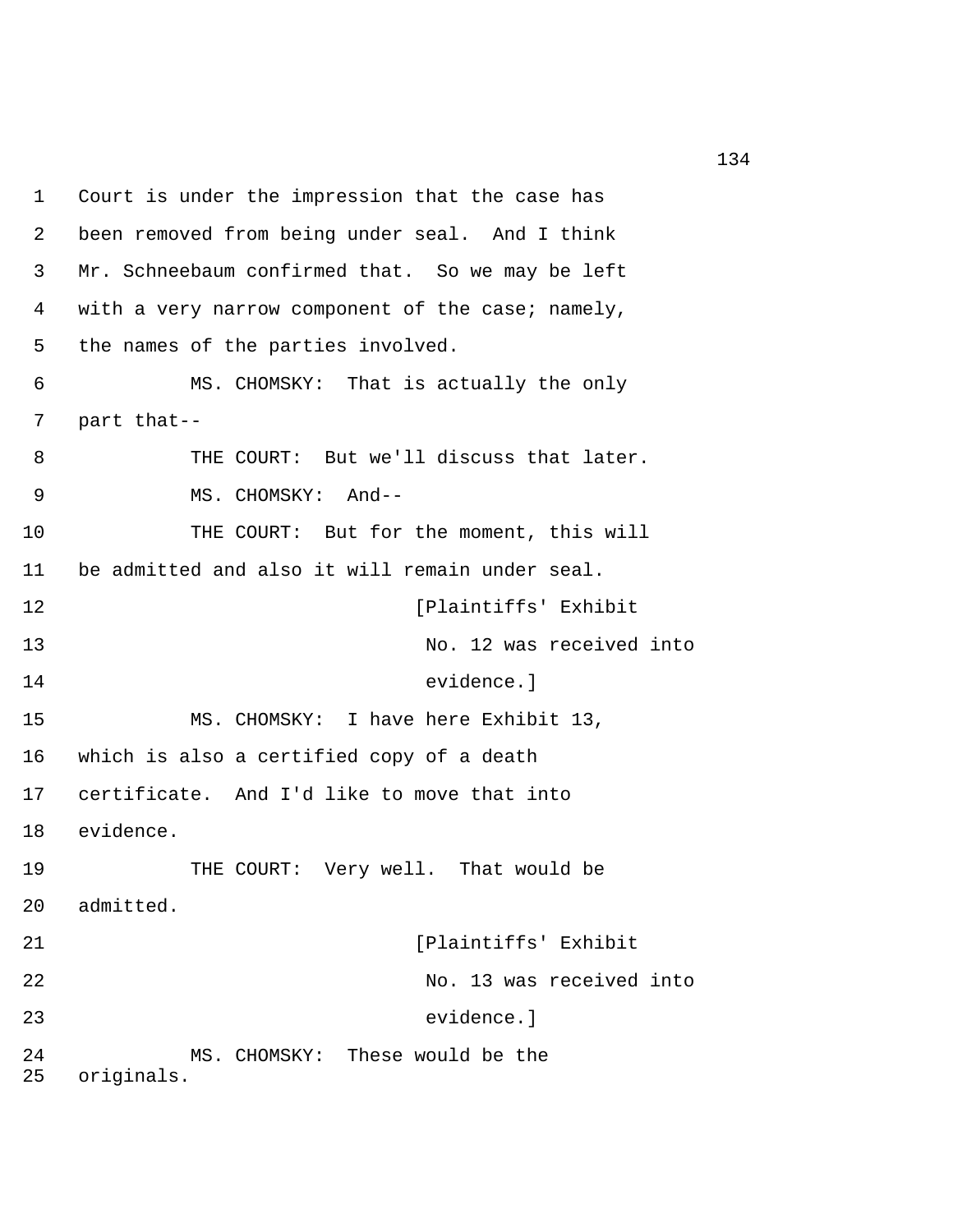Court is under the impression that the case has been removed from being under seal. And I think Mr. Schneebaum confirmed that. So we may be left with a very narrow component of the case; namely, the names of the parties involved.

MS. CHOMSKY: That is actually the only part that--

THE COURT: But we'll discuss that later.

MS. CHOMSKY: And--

THE COURT: But for the moment, this will be admitted and also it will remain under seal.

[Plaintiffs' Exhibit No. 12 was received into evidence.]

MS. CHOMSKY: I have here Exhibit 13, which is also a certified copy of a death certificate. And I'd like to move that into evidence.

THE COURT: Very well. That would be admitted.

[Plaintiffs' Exhibit No. 13 was received into evidence.]

MS. CHOMSKY: These would be the originals.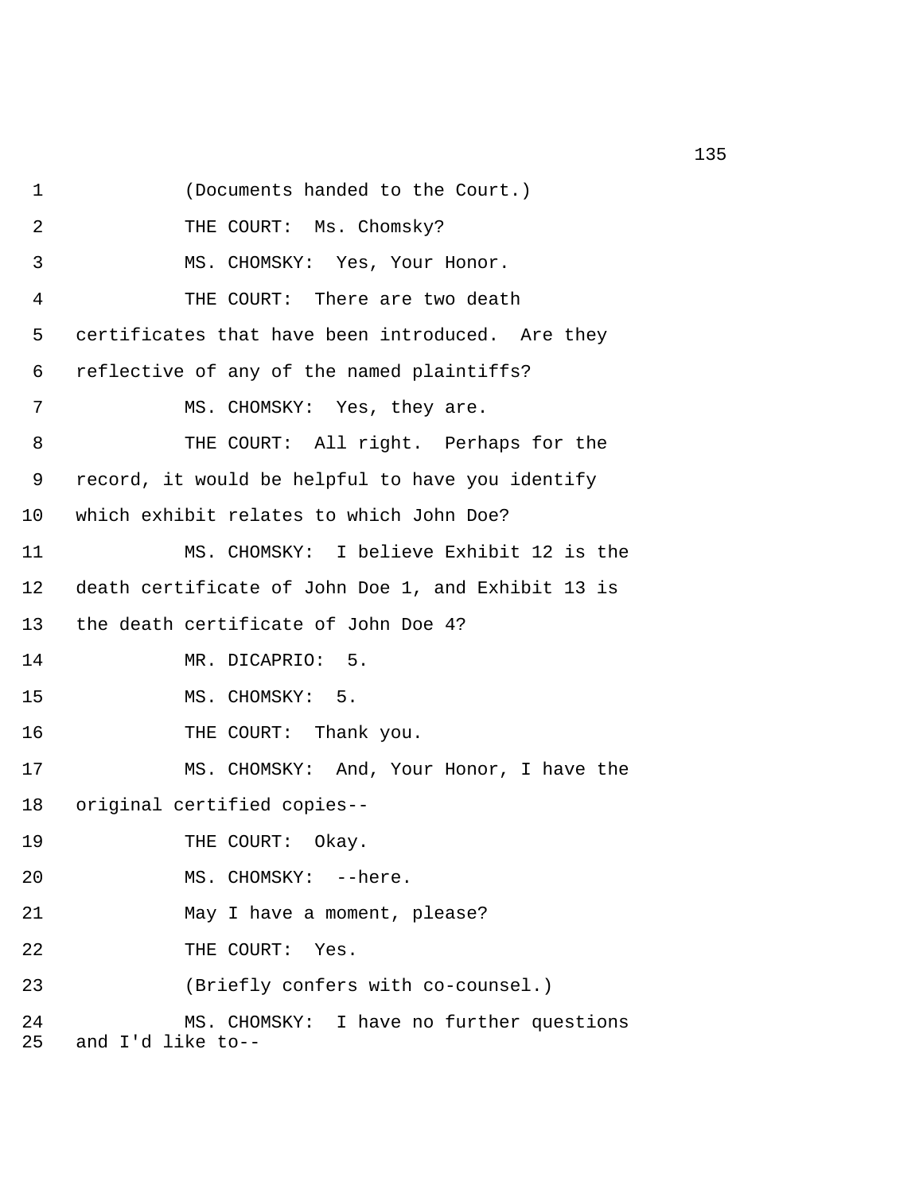1 (Documents handed to the Court.)

2 THE COURT: Ms. Chomsky?

3 MS. CHOMSKY: Yes, Your Honor.

4 THE COURT: There are two death

5 certificates that have been introduced. Are they

6 reflective of any of the named plaintiffs?

7 MS. CHOMSKY: Yes, they are.

8 THE COURT: All right. Perhaps for the

9 record, it would be helpful to have you identify

10 which exhibit relates to which John Doe?

11 MS. CHOMSKY: I believe Exhibit 12 is the

12 death certificate of John Doe 1, and Exhibit 13 is

13 the death certificate of John Doe 4?

14 MR. DICAPRIO: 5.

15 MS. CHOMSKY: 5.

16 THE COURT: Thank you.

17 MS. CHOMSKY: And, Your Honor, I have the

18 original certified copies--

19 THE COURT: Okay.

20 MS. CHOMSKY: --here.

21 May I have a moment, please?

22 THE COURT: Yes.

23 (Briefly confers with co-counsel.)

24 MS. CHOMSKY: I have no further questions

25 and I'd like to--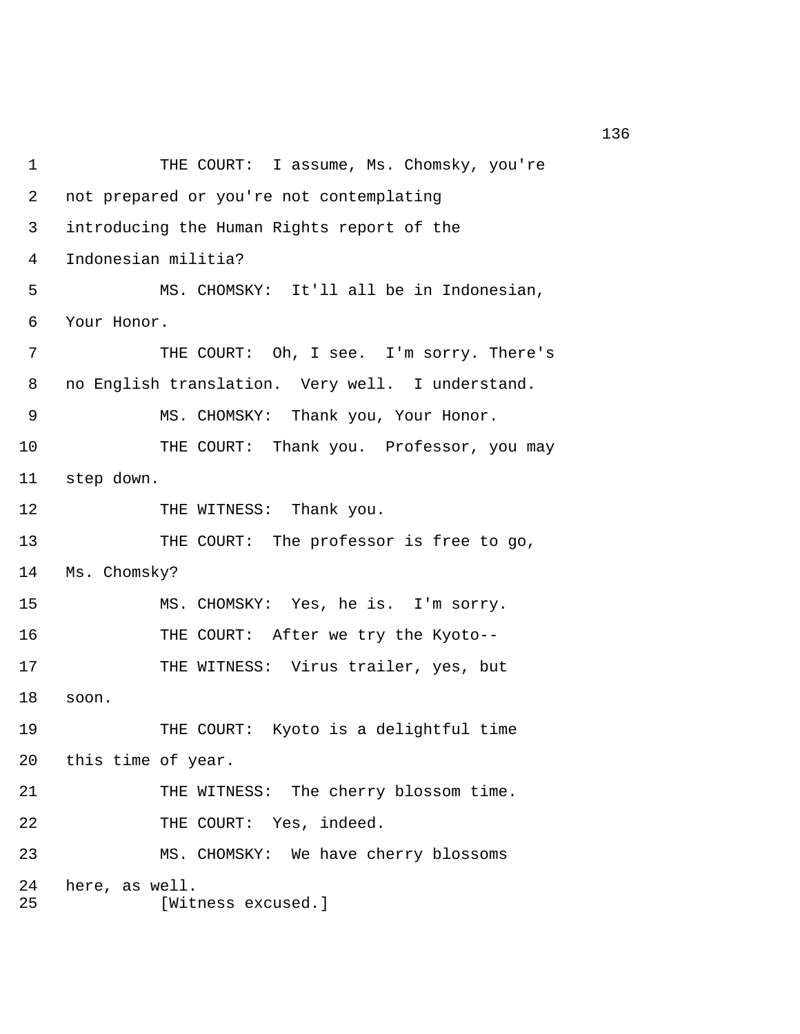THE COURT: I assume, Ms. Chomsky, you're not prepared or you're not contemplating introducing the Human Rights report of the Indonesian militia?

MS. CHOMSKY: It'll all be in Indonesian, Your Honor.

THE COURT: Oh, I see. I'm sorry. There's no English translation. Very well. I understand.

MS. CHOMSKY: Thank you, Your Honor.

THE COURT: Thank you. Professor, you may step down.

THE WITNESS: Thank you.

THE COURT: The professor is free to go, Ms. Chomsky?

MS. CHOMSKY: Yes, he is. I'm sorry.

THE COURT: After we try the Kyoto--

THE WITNESS: Virus trailer, yes, but soon.

THE COURT: Kyoto is a delightful time this time of year.

THE WITNESS: The cherry blossom time.

THE COURT: Yes, indeed.

MS. CHOMSKY: We have cherry blossoms here, as well.

[Witness excused.]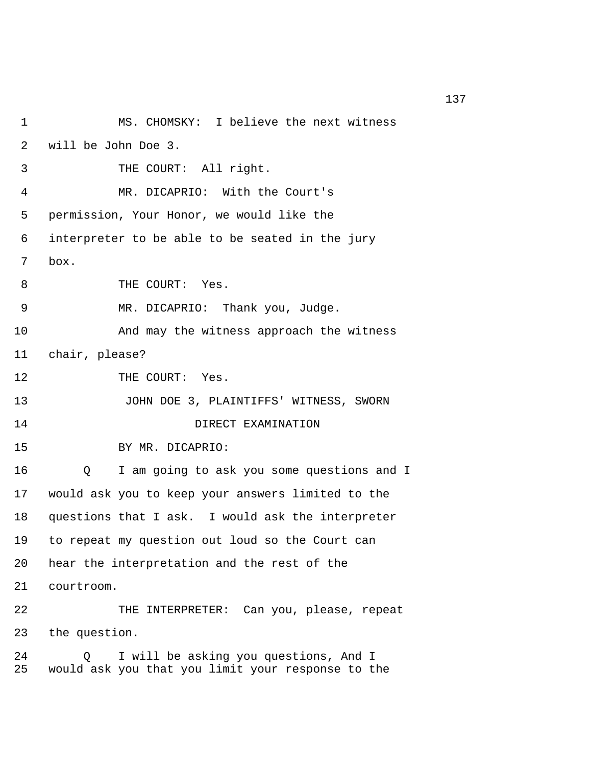MS. CHOMSKY: I believe the next witness will be John Doe 3.

THE COURT: All right.

MR. DICAPRIO: With the Court's permission, Your Honor, we would like the interpreter to be able to be seated in the jury box.

THE COURT: Yes.

MR. DICAPRIO: Thank you, Judge.

And may the witness approach the witness chair, please?

THE COURT: Yes.

JOHN DOE 3, PLAINTIFFS' WITNESS, SWORN

DIRECT EXAMINATION

BY MR. DICAPRIO:

Q I am going to ask you some questions and I would ask you to keep your answers limited to the questions that I ask. I would ask the interpreter to repeat my question out loud so the Court can hear the interpretation and the rest of the courtroom.

THE INTERPRETER: Can you, please, repeat the question.

Q I will be asking you questions, And I would ask you that you limit your response to the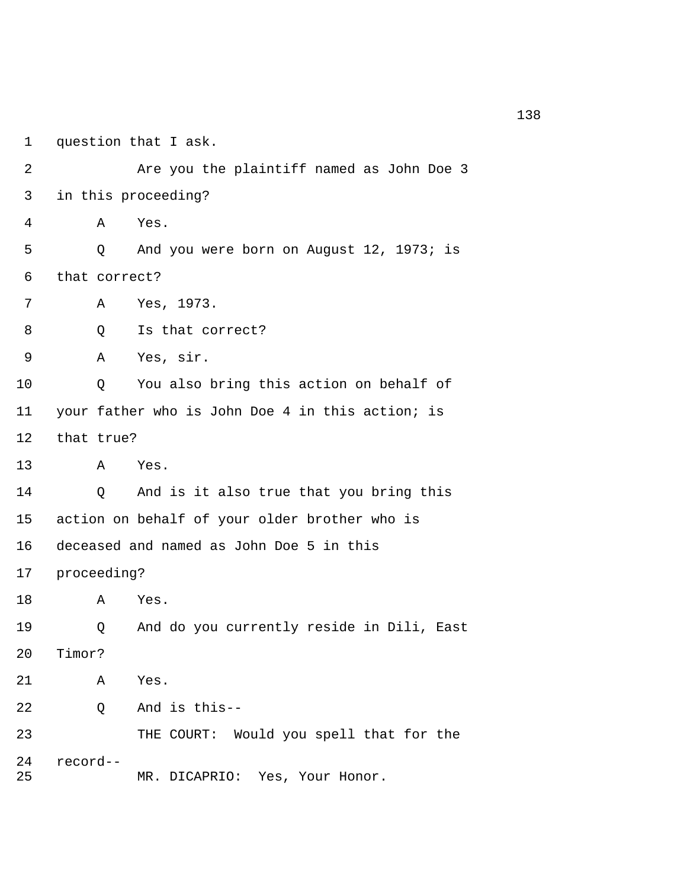1 question that I ask.

2 Are you the plaintiff named as John Doe 3

3 in this proceeding?

4 A Yes.

5 Q And you were born on August 12, 1973; is

6 that correct?

7 A Yes, 1973.

8 Q Is that correct?

9 A Yes, sir.

10 Q You also bring this action on behalf of

11 your father who is John Doe 4 in this action; is

12 that true?

13 A Yes.

14 Q And is it also true that you bring this

15 action on behalf of your older brother who is

16 deceased and named as John Doe 5 in this

17 proceeding?

18 A Yes.

19 Q And do you currently reside in Dili, East

20 Timor?

21 A Yes.

22 Q And is this--

23 THE COURT: Would you spell that for the

24 record--

25 MR. DICAPRIO: Yes, Your Honor.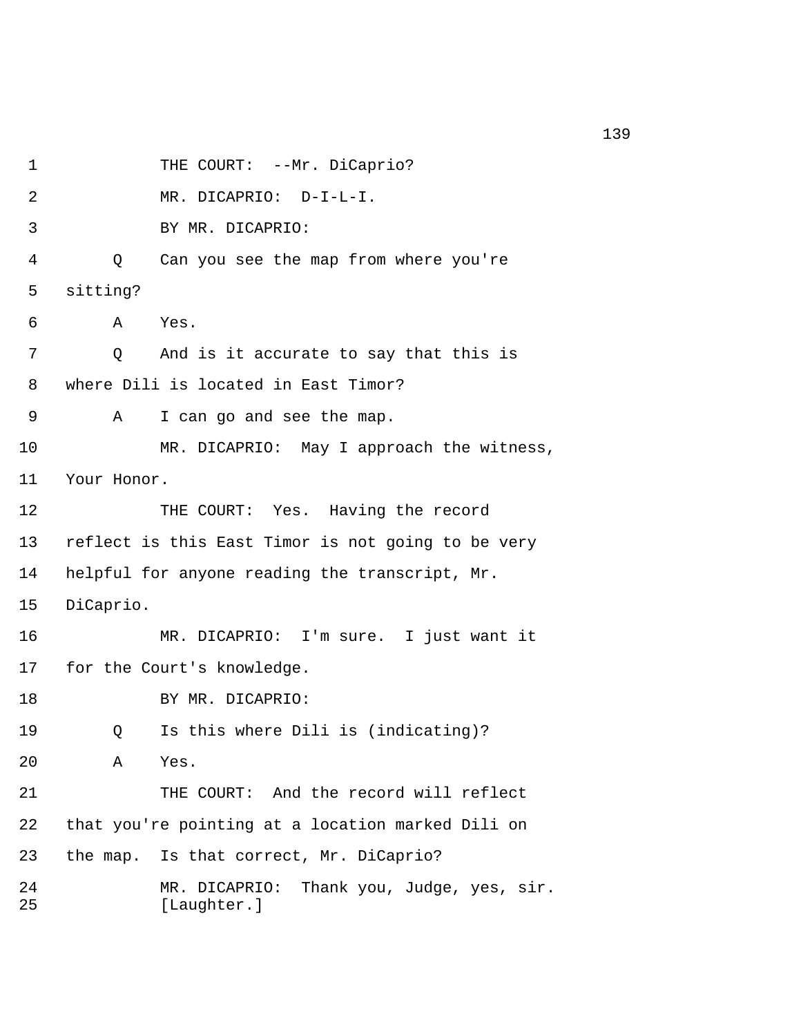1 THE COURT: --Mr. DiCaprio?

2 MR. DICAPRIO: D-I-L-I.

3 BY MR. DICAPRIO:

4 Q Can you see the map from where you're

5 sitting?

6 A Yes.

7 Q And is it accurate to say that this is

8 where Dili is located in East Timor?

9 A I can go and see the map.

10 MR. DICAPRIO: May I approach the witness,

11 Your Honor.

12 THE COURT: Yes. Having the record

13 reflect is this East Timor is not going to be very

14 helpful for anyone reading the transcript, Mr.

15 DiCaprio.

16 MR. DICAPRIO: I'm sure. I just want it

17 for the Court's knowledge.

18 BY MR. DICAPRIO:

19 Q Is this where Dili is (indicating)?

20 A Yes.

21 THE COURT: And the record will reflect

22 that you're pointing at a location marked Dili on

23 the map. Is that correct, Mr. DiCaprio?

24 MR. DICAPRIO: Thank you, Judge, yes, sir.

25 [Laughter.]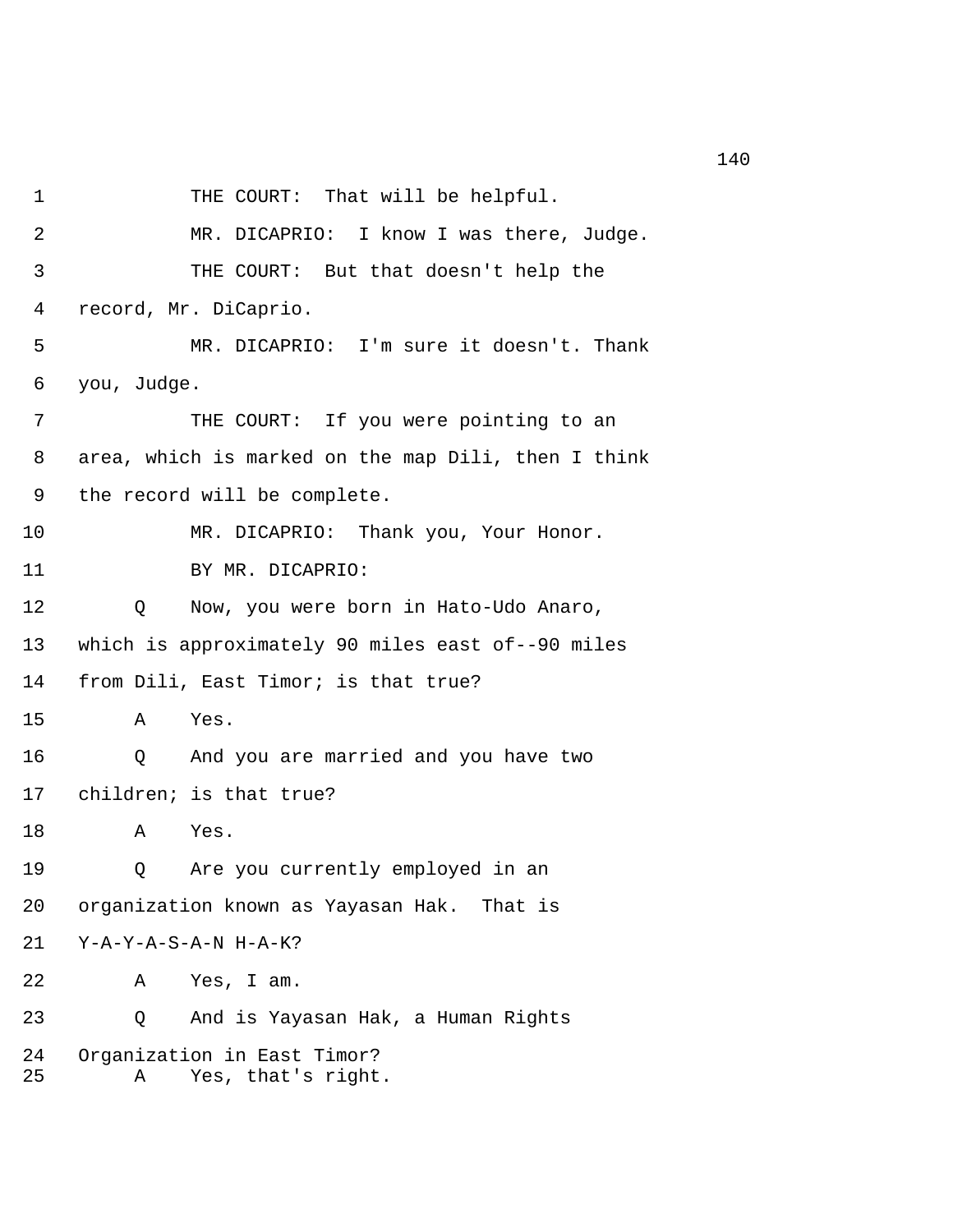1 THE COURT: That will be helpful.

2 MR. DICAPRIO: I know I was there, Judge.

3 THE COURT: But that doesn't help the

4 record, Mr. DiCaprio.

5 MR. DICAPRIO: I'm sure it doesn't. Thank

6 you, Judge.

7 THE COURT: If you were pointing to an

8 area, which is marked on the map Dili, then I think

9 the record will be complete.

10 MR. DICAPRIO: Thank you, Your Honor.

11 BY MR. DICAPRIO:

12 Q Now, you were born in Hato-Udo Anaro,

13 which is approximately 90 miles east of--90 miles

14 from Dili, East Timor; is that true?

15 A Yes.

16 Q And you are married and you have two

17 children; is that true?

18 A Yes.

19 Q Are you currently employed in an

20 organization known as Yayasan Hak. That is

21 Y-A-Y-A-S-A-N H-A-K?

22 A Yes, I am.

23 Q And is Yayasan Hak, a Human Rights

24 Organization in East Timor?

25 A Yes, that's right.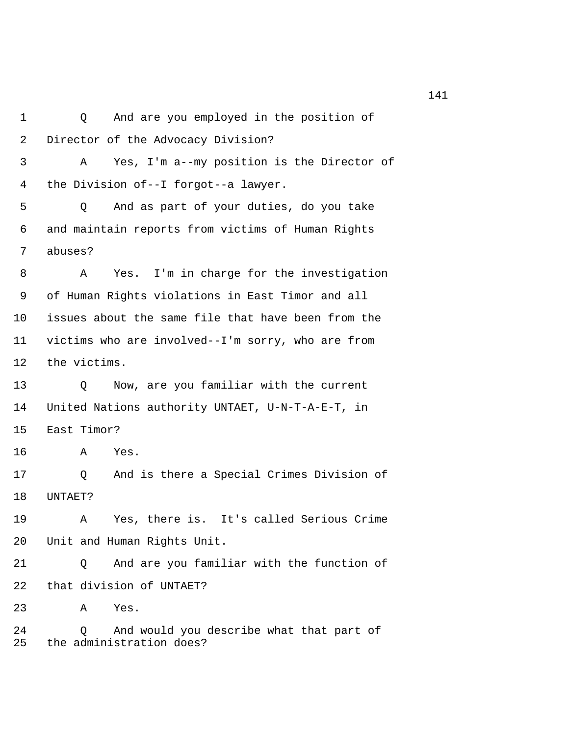1 Q And are you employed in the position of

2 Director of the Advocacy Division?

3 A Yes, I'm a--my position is the Director of

4 the Division of--I forgot--a lawyer.

5 Q And as part of your duties, do you take

6 and maintain reports from victims of Human Rights

7 abuses?

8 A Yes. I'm in charge for the investigation

9 of Human Rights violations in East Timor and all

10 issues about the same file that have been from the

11 victims who are involved--I'm sorry, who are from

12 the victims.

13 Q Now, are you familiar with the current

14 United Nations authority UNTAET, U-N-T-A-E-T, in

15 East Timor?

16 A Yes.

17 Q And is there a Special Crimes Division of

18 UNTAET?

19 A Yes, there is. It's called Serious Crime

20 Unit and Human Rights Unit.

21 Q And are you familiar with the function of

22 that division of UNTAET?

23 A Yes.

24 Q And would you describe what that part of

25 the administration does?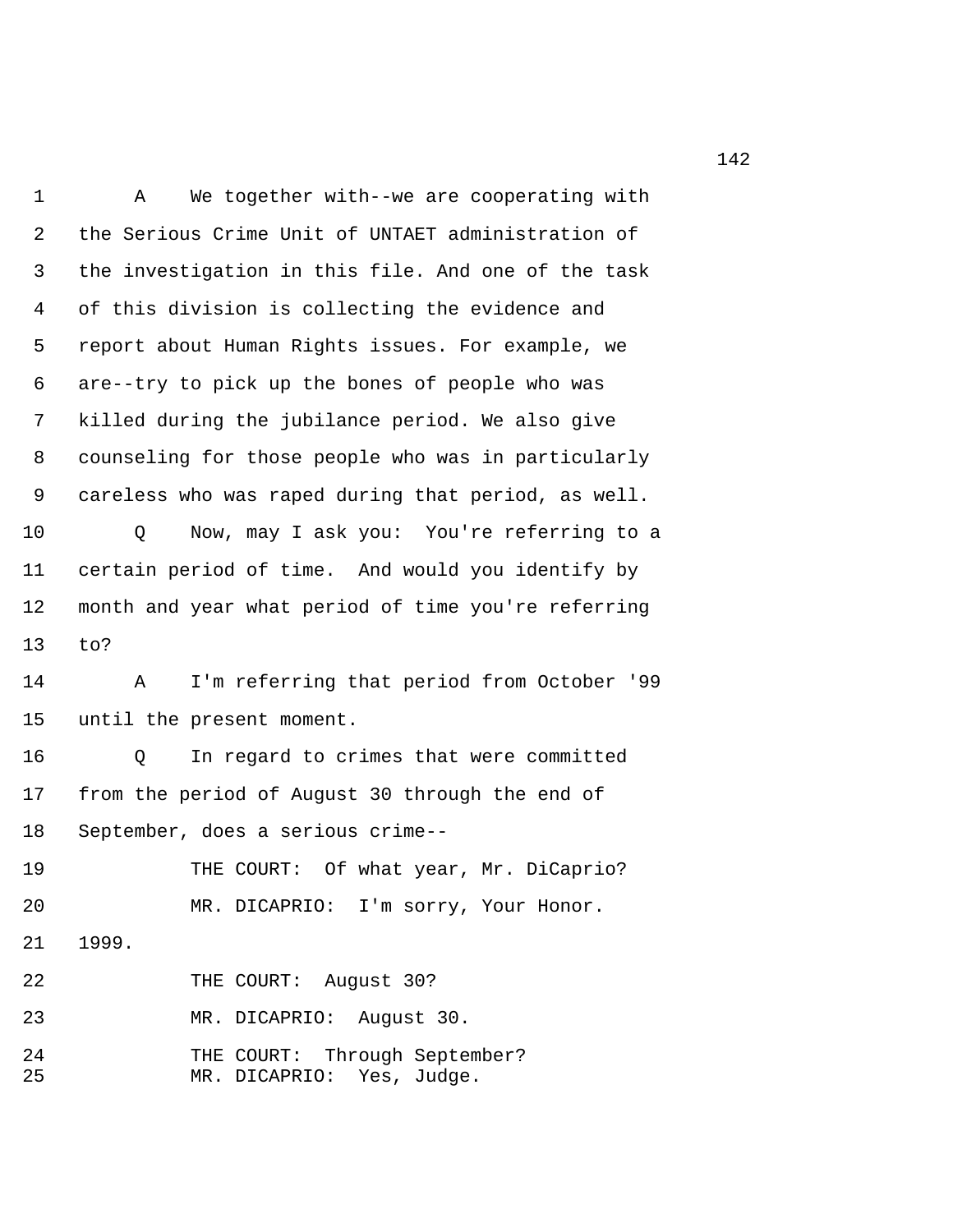A We together with--we are cooperating with the Serious Crime Unit of UNTAET administration of the investigation in this file. And one of the task of this division is collecting the evidence and report about Human Rights issues. For example, we are--try to pick up the bones of people who was killed during the jubilance period. We also give counseling for those people who was in particularly careless who was raped during that period, as well.

Q Now, may I ask you: You're referring to a certain period of time. And would you identify by month and year what period of time you're referring to?

A I'm referring that period from October '99 until the present moment.

Q In regard to crimes that were committed from the period of August 30 through the end of September, does a serious crime--

THE COURT: Of what year, Mr. DiCaprio?

MR. DICAPRIO: I'm sorry, Your Honor. 1999.

THE COURT: August 30?

MR. DICAPRIO: August 30.

THE COURT: Through September?

MR. DICAPRIO: Yes, Judge.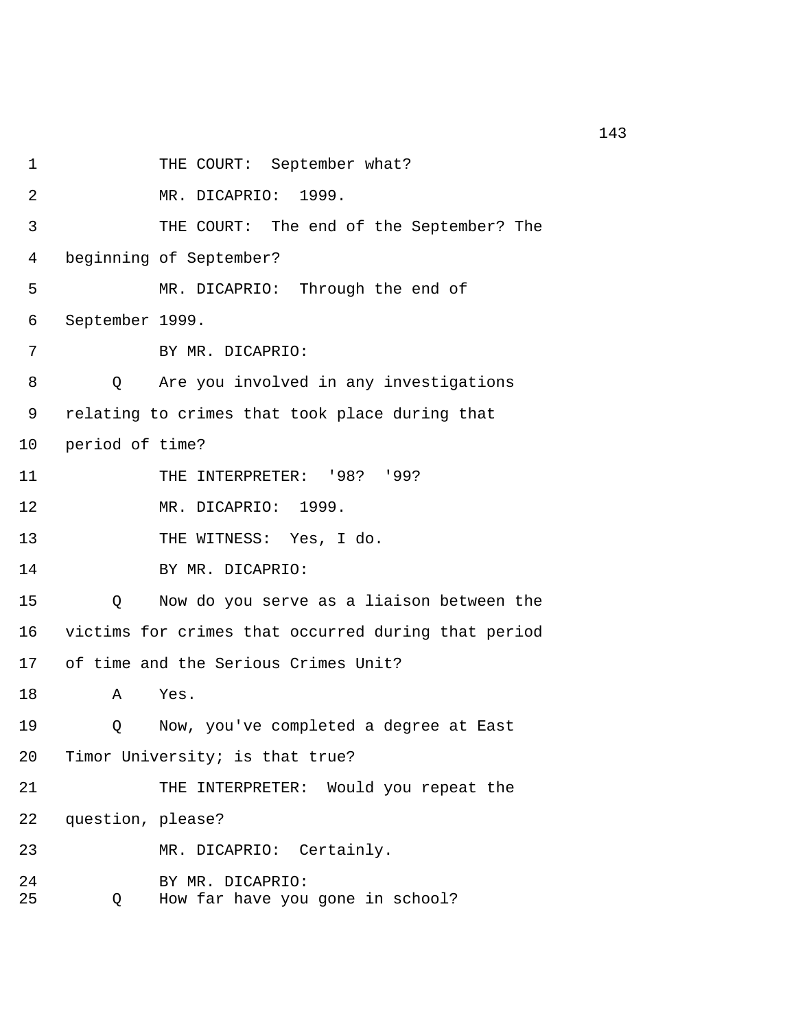1 THE COURT: September what?

2 MR. DICAPRIO: 1999.

3 THE COURT: The end of the September? The

4 beginning of September?

5 MR. DICAPRIO: Through the end of

6 September 1999.

7 BY MR. DICAPRIO:

8 Q Are you involved in any investigations

9 relating to crimes that took place during that

10 period of time?

11 THE INTERPRETER: '98? '99?

12 MR. DICAPRIO: 1999.

13 THE WITNESS: Yes, I do.

14 BY MR. DICAPRIO:

15 Q Now do you serve as a liaison between the

16 victims for crimes that occurred during that period

17 of time and the Serious Crimes Unit?

18 A Yes.

19 Q Now, you've completed a degree at East

20 Timor University; is that true?

21 THE INTERPRETER: Would you repeat the

22 question, please?

23 MR. DICAPRIO: Certainly.

24 BY MR. DICAPRIO:

25 Q How far have you gone in school?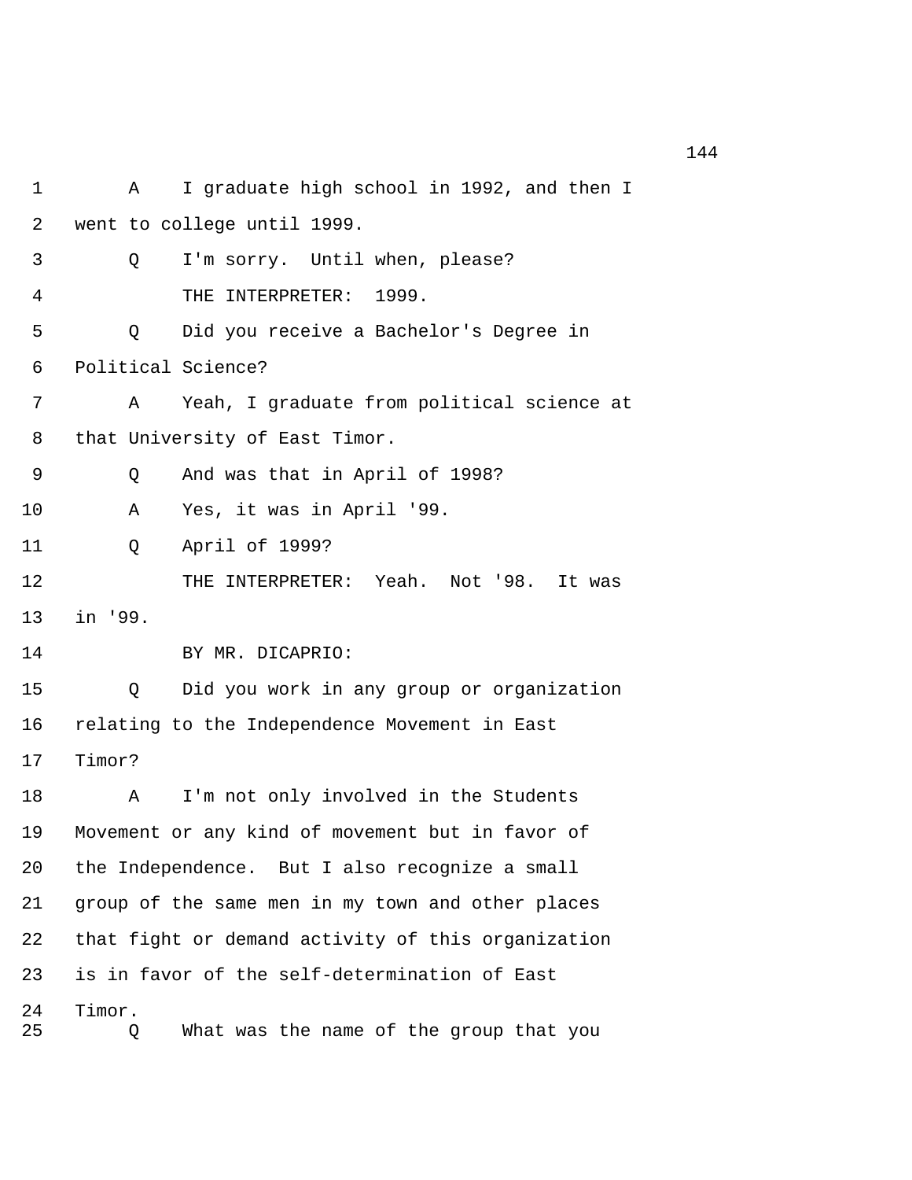A I graduate high school in 1992, and then I went to college until 1999.

Q I'm sorry. Until when, please?

THE INTERPRETER: 1999.

Q Did you receive a Bachelor's Degree in Political Science?

A Yeah, I graduate from political science at that University of East Timor.

Q And was that in April of 1998?

A Yes, it was in April '99.

Q April of 1999?

THE INTERPRETER: Yeah. Not '98. It was in '99.

BY MR. DICAPRIO:

Q Did you work in any group or organization relating to the Independence Movement in East Timor?

A I'm not only involved in the Students Movement or any kind of movement but in favor of the Independence. But I also recognize a small group of the same men in my town and other places that fight or demand activity of this organization is in favor of the self-determination of East Timor.

Q What was the name of the group that you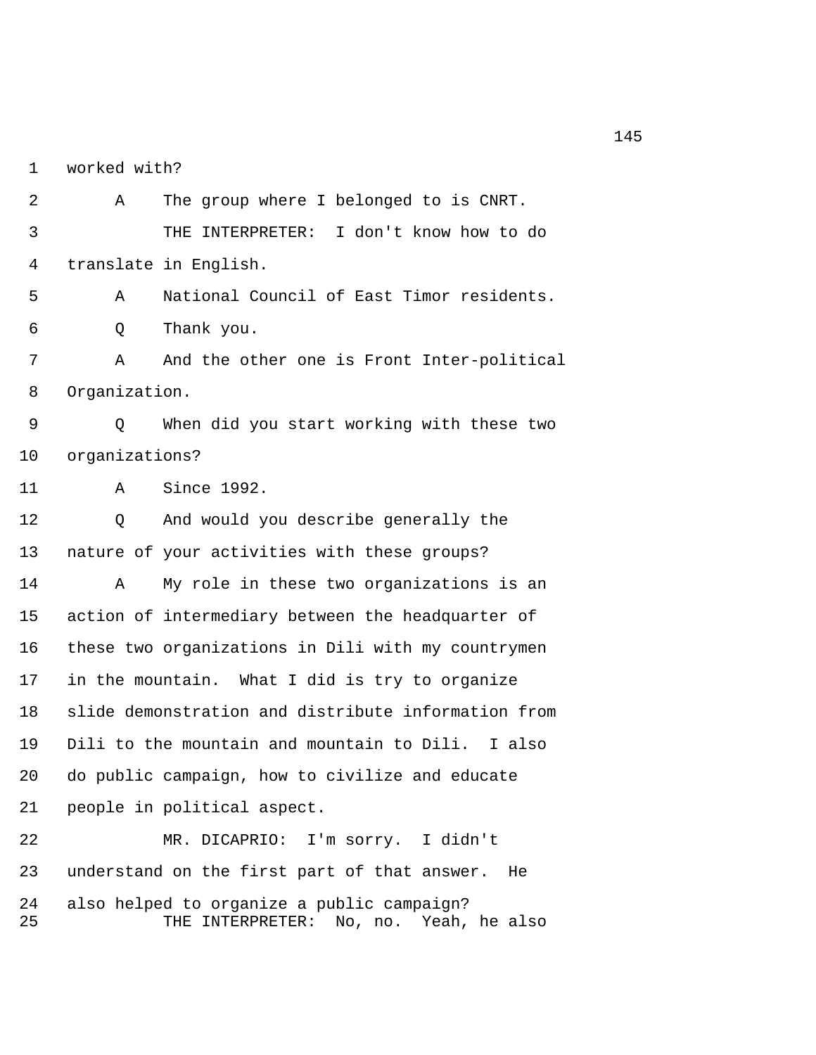1 worked with?

2 A The group where I belonged to is CNRT.

3 THE INTERPRETER: I don't know how to do

4 translate in English.

5 A National Council of East Timor residents.

6 Q Thank you.

7 A And the other one is Front Inter-political

8 Organization.

9 Q When did you start working with these two

10 organizations?

11 A Since 1992.

12 Q And would you describe generally the

13 nature of your activities with these groups?

14 A My role in these two organizations is an

15 action of intermediary between the headquarter of

16 these two organizations in Dili with my countrymen

17 in the mountain. What I did is try to organize

18 slide demonstration and distribute information from

19 Dili to the mountain and mountain to Dili. I also

20 do public campaign, how to civilize and educate

21 people in political aspect.

22 MR. DICAPRIO: I'm sorry. I didn't

23 understand on the first part of that answer. He

24 also helped to organize a public campaign?

25 THE INTERPRETER: No, no. Yeah, he also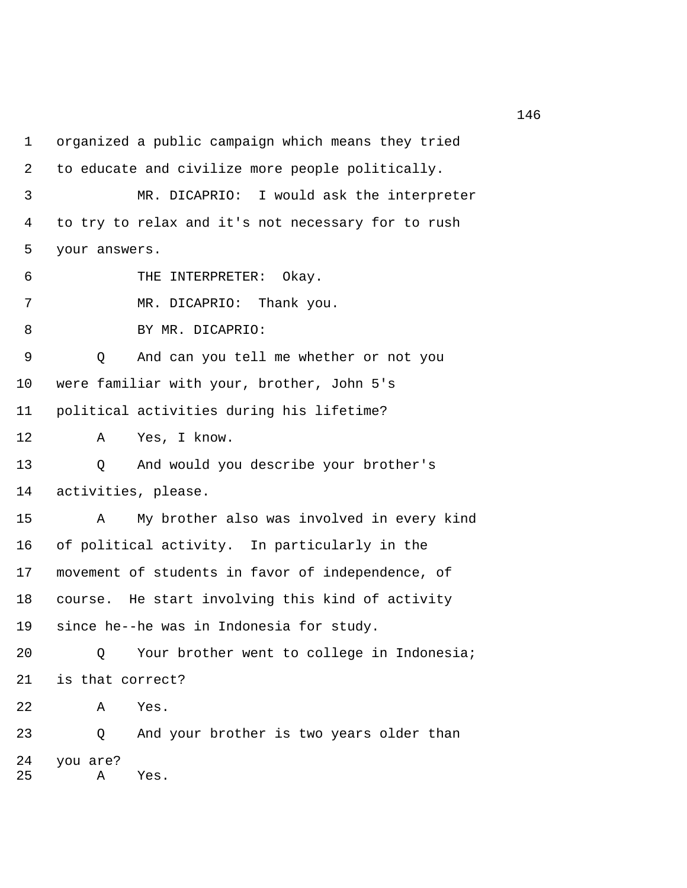1 organized a public campaign which means they tried
2 to educate and civilize more people politically.
3 MR. DICAPRIO: I would ask the interpreter
4 to try to relax and it's not necessary for to rush
5 your answers.
6 THE INTERPRETER: Okay.
7 MR. DICAPRIO: Thank you.
8 BY MR. DICAPRIO:
9 Q And can you tell me whether or not you
10 were familiar with your, brother, John 5's
11 political activities during his lifetime?
12 A Yes, I know.
13 Q And would you describe your brother's
14 activities, please.
15 A My brother also was involved in every kind
16 of political activity. In particularly in the
17 movement of students in favor of independence, of
18 course. He start involving this kind of activity
19 since he--he was in Indonesia for study.
20 Q Your brother went to college in Indonesia;
21 is that correct?
22 A Yes.
23 Q And your brother is two years older than
24 you are?
25 A Yes.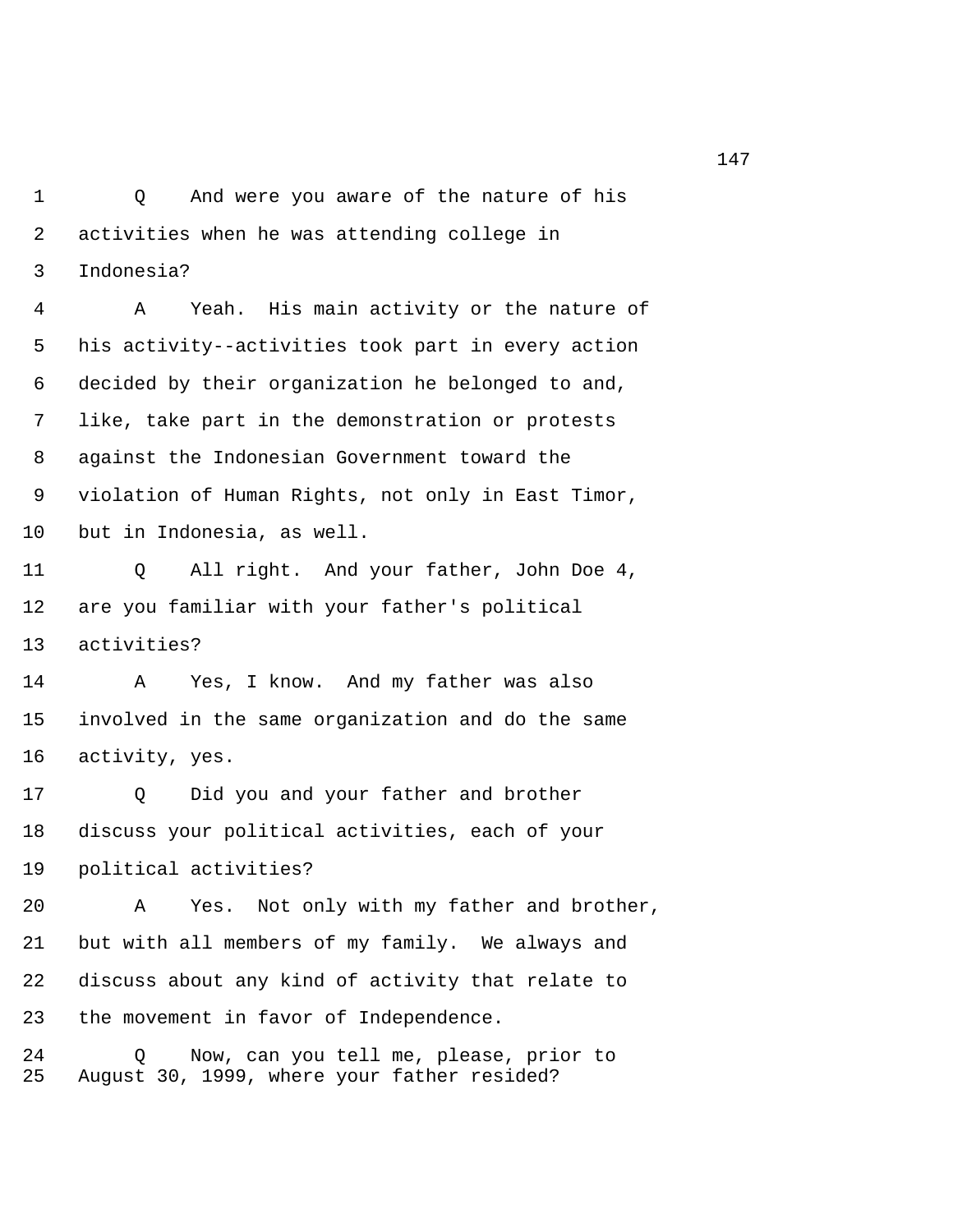Q And were you aware of the nature of his activities when he was attending college in Indonesia?

A Yeah. His main activity or the nature of his activity--activities took part in every action decided by their organization he belonged to and, like, take part in the demonstration or protests against the Indonesian Government toward the violation of Human Rights, not only in East Timor, but in Indonesia, as well.

Q All right. And your father, John Doe 4, are you familiar with your father's political activities?

A Yes, I know. And my father was also involved in the same organization and do the same activity, yes.

Q Did you and your father and brother discuss your political activities, each of your political activities?

A Yes. Not only with my father and brother, but with all members of my family. We always and discuss about any kind of activity that relate to the movement in favor of Independence.

Q Now, can you tell me, please, prior to August 30, 1999, where your father resided?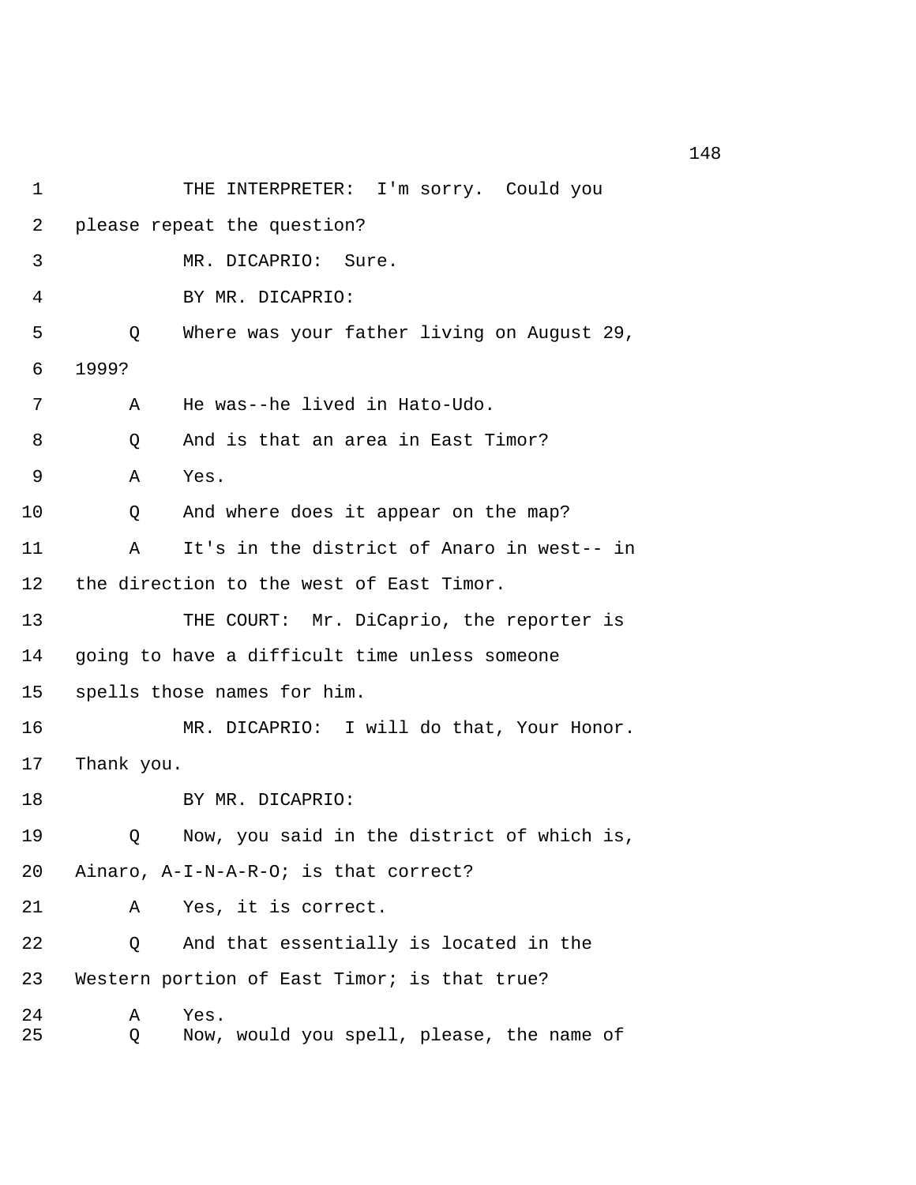1 THE INTERPRETER: I'm sorry. Could you
2 please repeat the question?
3 MR. DICAPRIO: Sure.
4 BY MR. DICAPRIO:
5 Q Where was your father living on August 29,
6 1999?
7 A He was--he lived in Hato-Udo.
8 Q And is that an area in East Timor?
9 A Yes.
10 Q And where does it appear on the map?
11 A It's in the district of Anaro in west-- in
12 the direction to the west of East Timor.
13 THE COURT: Mr. DiCaprio, the reporter is
14 going to have a difficult time unless someone
15 spells those names for him.
16 MR. DICAPRIO: I will do that, Your Honor.
17 Thank you.
18 BY MR. DICAPRIO:
19 Q Now, you said in the district of which is,
20 Ainaro, A-I-N-A-R-O; is that correct?
21 A Yes, it is correct.
22 Q And that essentially is located in the
23 Western portion of East Timor; is that true?
24 A Yes.
25 Q Now, would you spell, please, the name of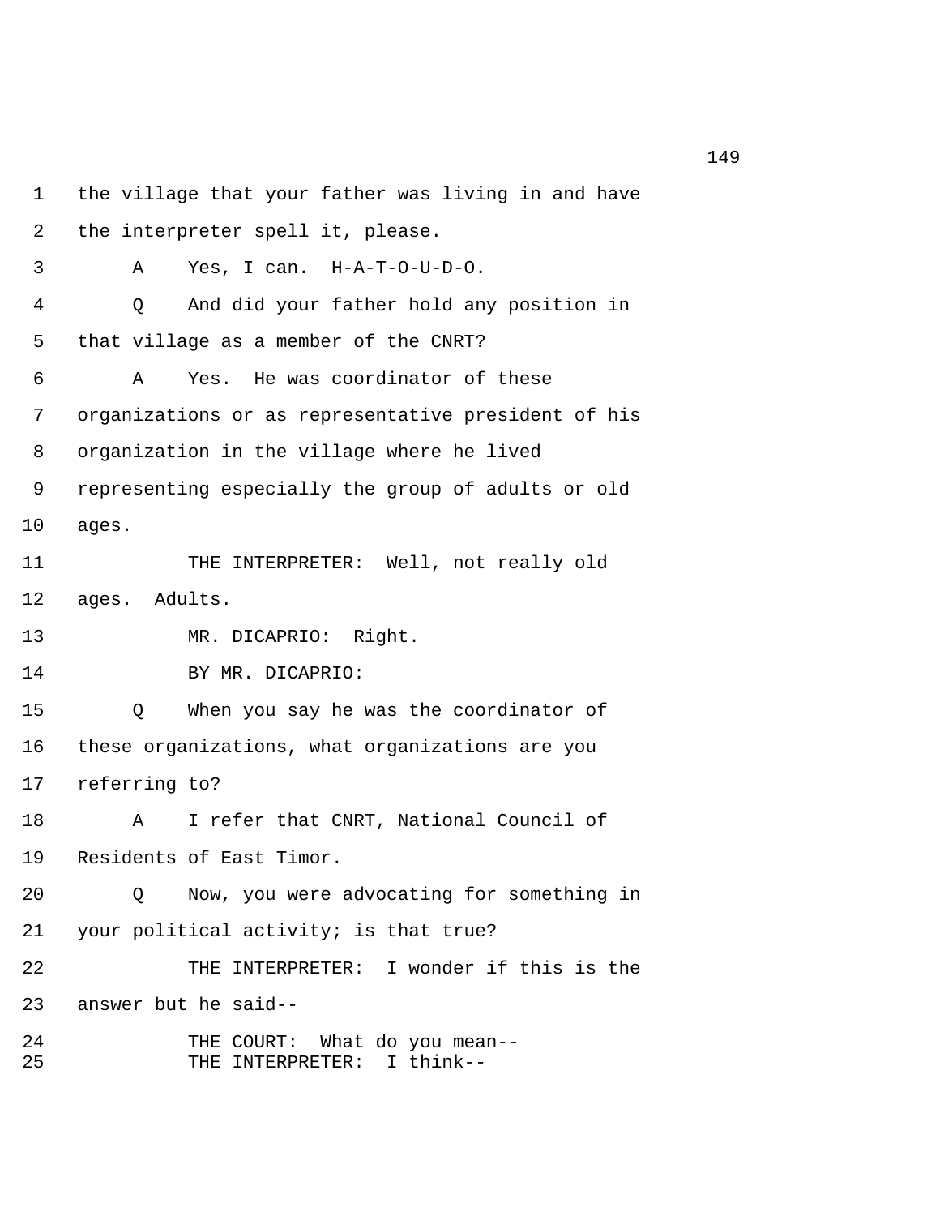the village that your father was living in and have the interpreter spell it, please.

A Yes, I can. H-A-T-O-U-D-O.

Q And did your father hold any position in that village as a member of the CNRT?

A Yes. He was coordinator of these organizations or as representative president of his organization in the village where he lived representing especially the group of adults or old ages.

THE INTERPRETER: Well, not really old ages. Adults.

MR. DICAPRIO: Right.

BY MR. DICAPRIO:

Q When you say he was the coordinator of these organizations, what organizations are you referring to?

A I refer that CNRT, National Council of Residents of East Timor.

Q Now, you were advocating for something in your political activity; is that true?

THE INTERPRETER: I wonder if this is the answer but he said--

THE COURT: What do you mean--

THE INTERPRETER: I think--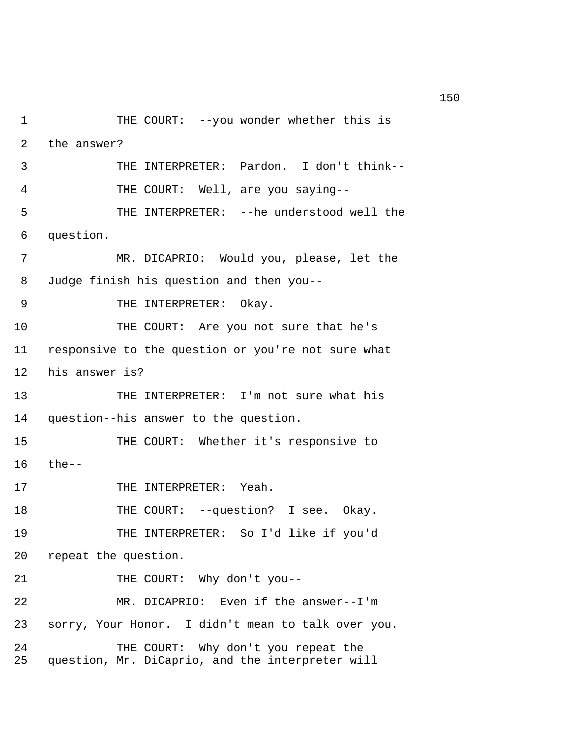1 THE COURT: --you wonder whether this is
2 the answer?
3 THE INTERPRETER: Pardon. I don't think--
4 THE COURT: Well, are you saying--
5 THE INTERPRETER: --he understood well the
6 question.
7 MR. DICAPRIO: Would you, please, let the
8 Judge finish his question and then you--
9 THE INTERPRETER: Okay.
10 THE COURT: Are you not sure that he's
11 responsive to the question or you're not sure what
12 his answer is?
13 THE INTERPRETER: I'm not sure what his
14 question--his answer to the question.
15 THE COURT: Whether it's responsive to
16 the--
17 THE INTERPRETER: Yeah.
18 THE COURT: --question? I see. Okay.
19 THE INTERPRETER: So I'd like if you'd
20 repeat the question.
21 THE COURT: Why don't you--
22 MR. DICAPRIO: Even if the answer--I'm
23 sorry, Your Honor. I didn't mean to talk over you.
24 THE COURT: Why don't you repeat the
25 question, Mr. DiCaprio, and the interpreter will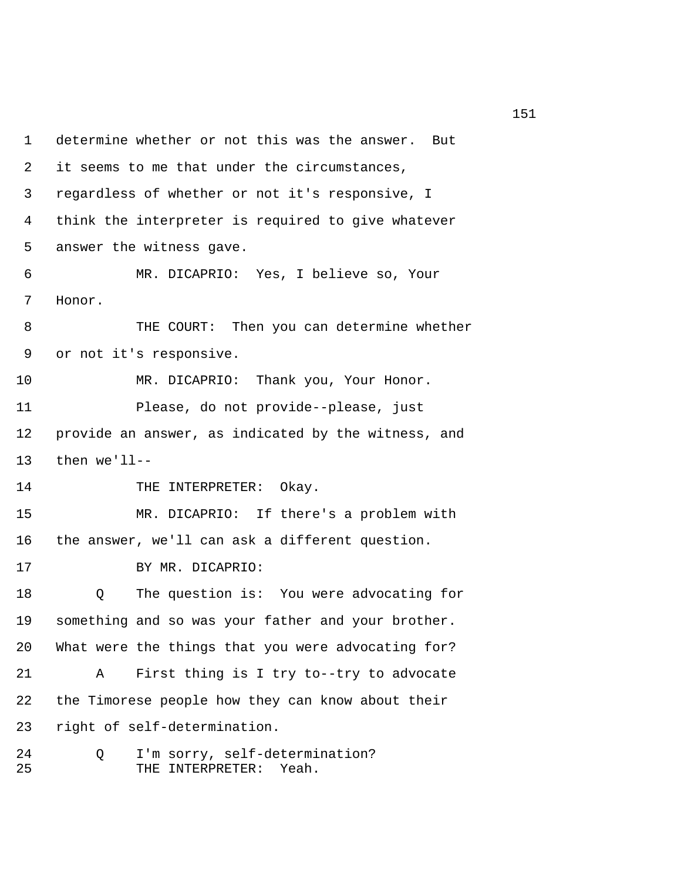determine whether or not this was the answer. But it seems to me that under the circumstances, regardless of whether or not it's responsive, I think the interpreter is required to give whatever answer the witness gave.

MR. DICAPRIO: Yes, I believe so, Your Honor.

THE COURT: Then you can determine whether or not it's responsive.

MR. DICAPRIO: Thank you, Your Honor.

Please, do not provide--please, just provide an answer, as indicated by the witness, and then we'll--

THE INTERPRETER: Okay.

MR. DICAPRIO: If there's a problem with the answer, we'll can ask a different question.

BY MR. DICAPRIO:

Q The question is: You were advocating for something and so was your father and your brother. What were the things that you were advocating for?

A First thing is I try to--try to advocate the Timorese people how they can know about their right of self-determination.

Q I'm sorry, self-determination?

THE INTERPRETER: Yeah.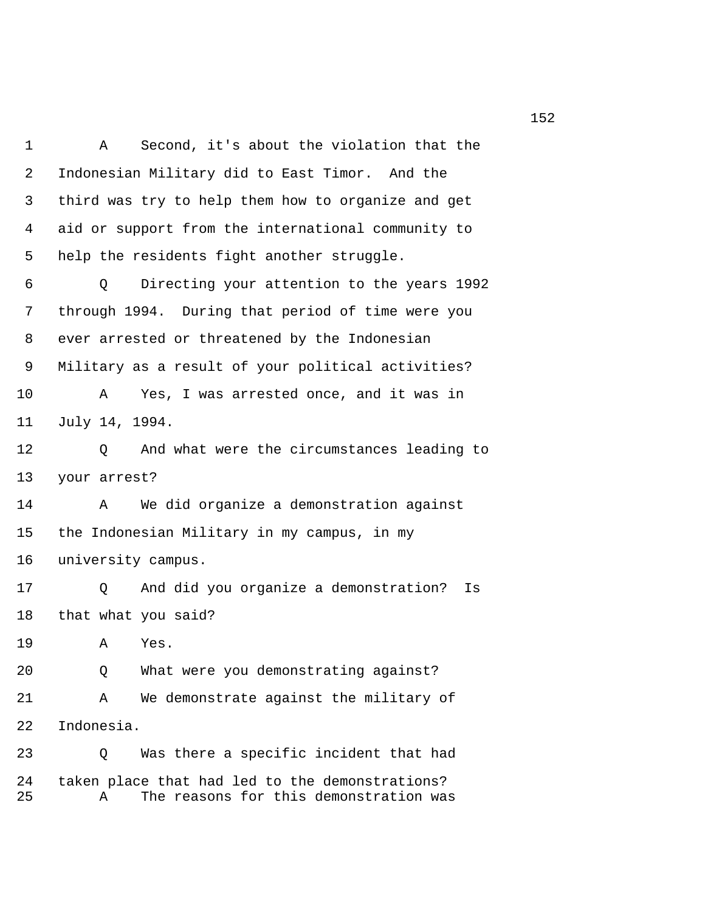A Second, it's about the violation that the Indonesian Military did to East Timor. And the third was try to help them how to organize and get aid or support from the international community to help the residents fight another struggle.

Q Directing your attention to the years 1992 through 1994. During that period of time were you ever arrested or threatened by the Indonesian Military as a result of your political activities?

A Yes, I was arrested once, and it was in July 14, 1994.

Q And what were the circumstances leading to your arrest?

A We did organize a demonstration against the Indonesian Military in my campus, in my university campus.

Q And did you organize a demonstration? Is that what you said?

A Yes.

Q What were you demonstrating against?

A We demonstrate against the military of Indonesia.

Q Was there a specific incident that had taken place that had led to the demonstrations?

A The reasons for this demonstration was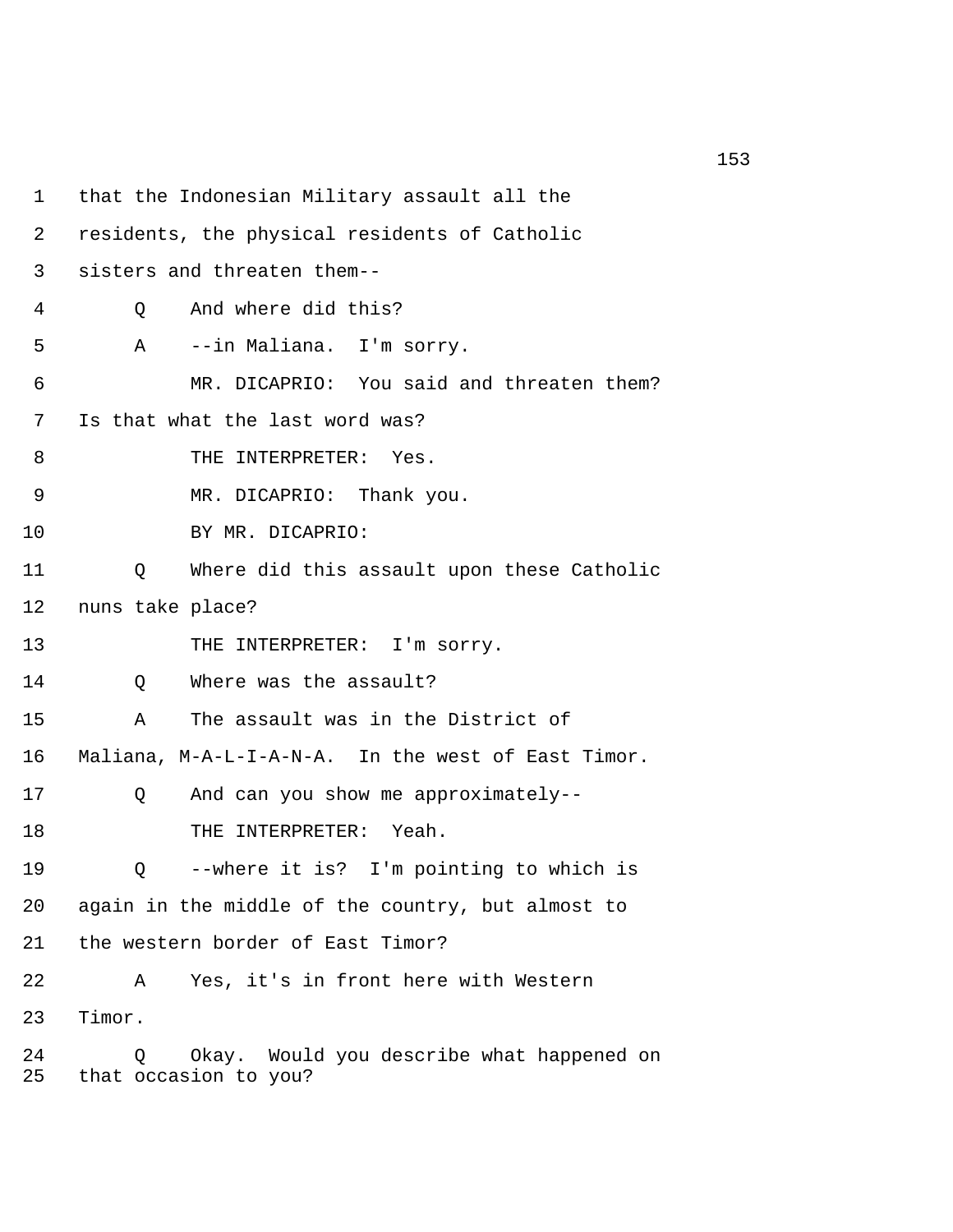1 that the Indonesian Military assault all the

2 residents, the physical residents of Catholic

3 sisters and threaten them--

4 Q And where did this?

5 A --in Maliana. I'm sorry.

6 MR. DICAPRIO: You said and threaten them?

7 Is that what the last word was?

8 THE INTERPRETER: Yes.

9 MR. DICAPRIO: Thank you.

10 BY MR. DICAPRIO:

11 Q Where did this assault upon these Catholic

12 nuns take place?

13 THE INTERPRETER: I'm sorry.

14 Q Where was the assault?

15 A The assault was in the District of

16 Maliana, M-A-L-I-A-N-A. In the west of East Timor.

17 Q And can you show me approximately--

18 THE INTERPRETER: Yeah.

19 Q --where it is? I'm pointing to which is

20 again in the middle of the country, but almost to

21 the western border of East Timor?

22 A Yes, it's in front here with Western

23 Timor.

24 Q Okay. Would you describe what happened on

25 that occasion to you?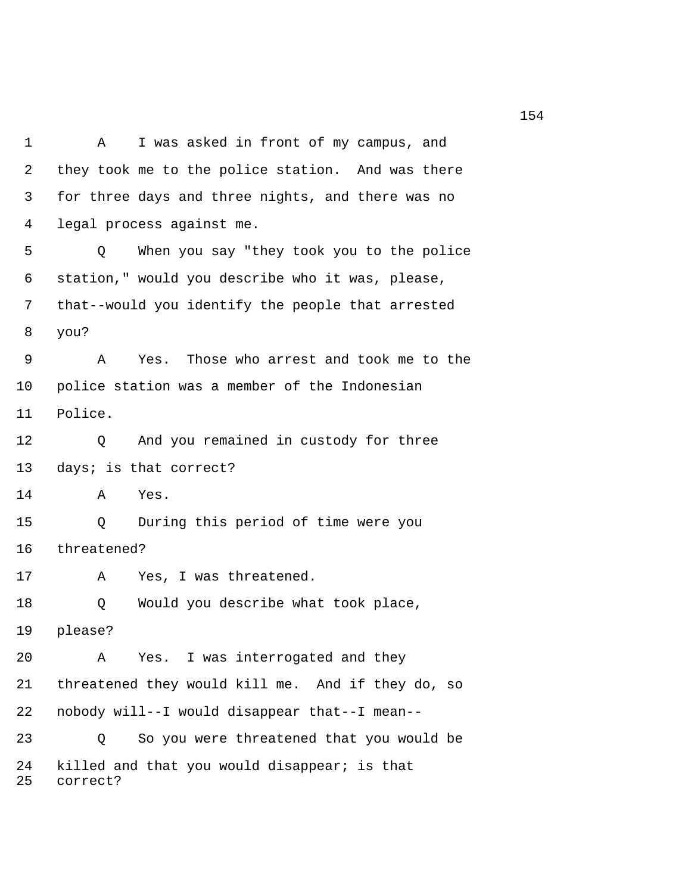A    I was asked in front of my campus, and they took me to the police station.  And was there for three days and three nights, and there was no legal process against me.

Q    When you say "they took you to the police station," would you describe who it was, please, that--would you identify the people that arrested you?

A    Yes.  Those who arrest and took me to the police station was a member of the Indonesian Police.

Q    And you remained in custody for three days; is that correct?

A    Yes.

Q    During this period of time were you threatened?

A    Yes, I was threatened.

Q    Would you describe what took place, please?

A    Yes.  I was interrogated and they threatened they would kill me.  And if they do, so nobody will--I would disappear that--I mean--

Q    So you were threatened that you would be killed and that you would disappear; is that correct?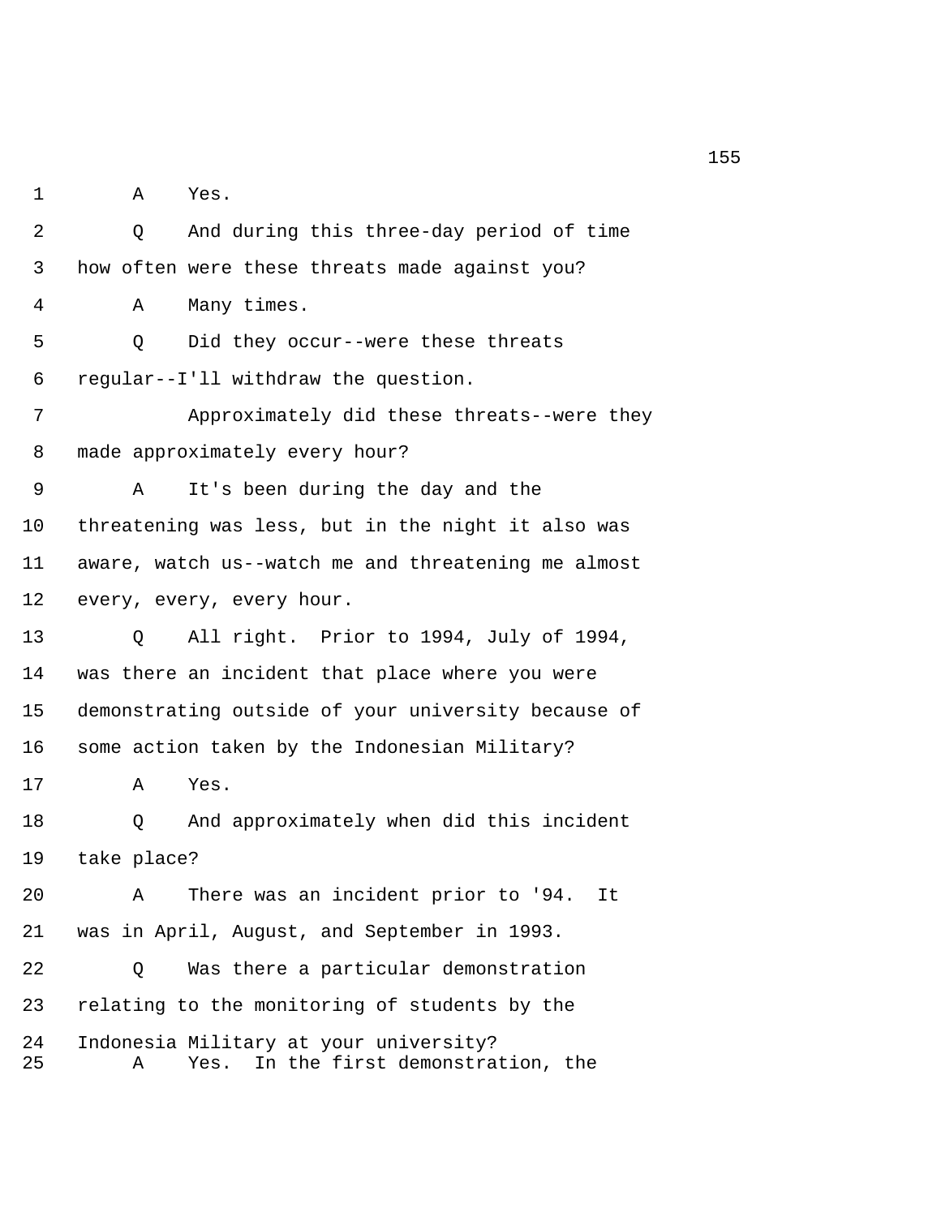1 A Yes.

2 Q And during this three-day period of time

3 how often were these threats made against you?

4 A Many times.

5 Q Did they occur--were these threats

6 regular--I'll withdraw the question.

7 Approximately did these threats--were they

8 made approximately every hour?

9 A It's been during the day and the

10 threatening was less, but in the night it also was

11 aware, watch us--watch me and threatening me almost

12 every, every, every hour.

13 Q All right. Prior to 1994, July of 1994,

14 was there an incident that place where you were

15 demonstrating outside of your university because of

16 some action taken by the Indonesian Military?

17 A Yes.

18 Q And approximately when did this incident

19 take place?

20 A There was an incident prior to '94. It

21 was in April, August, and September in 1993.

22 Q Was there a particular demonstration

23 relating to the monitoring of students by the

24 Indonesia Military at your university?

25 A Yes. In the first demonstration, the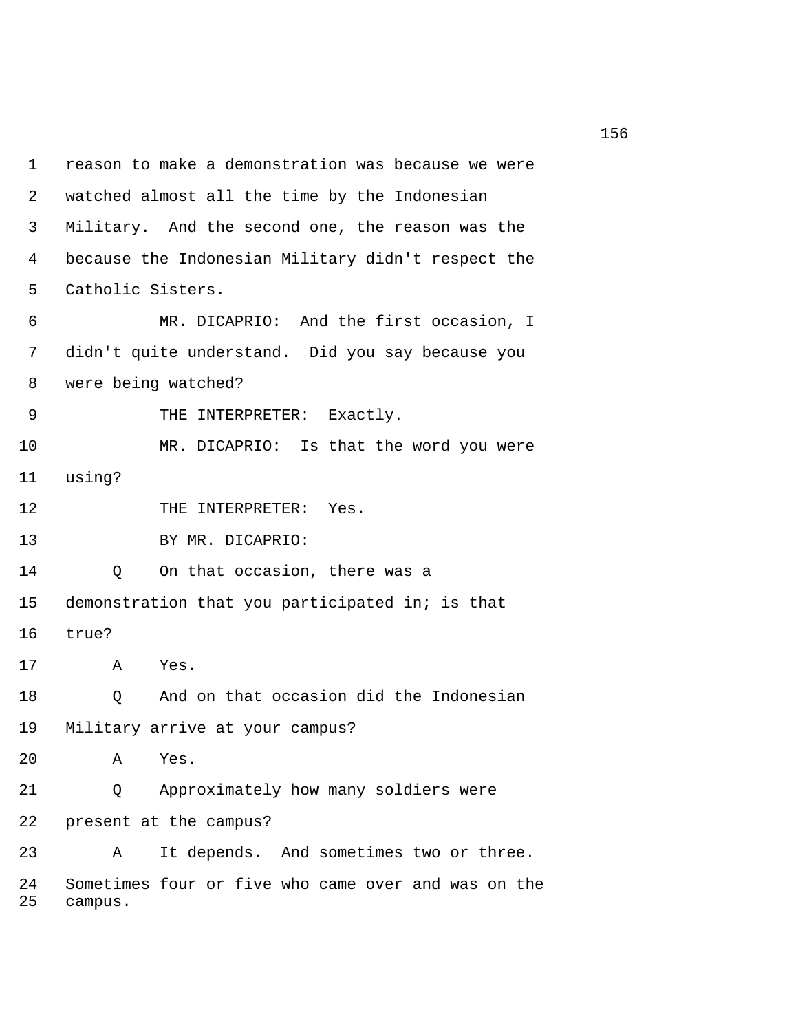reason to make a demonstration was because we were watched almost all the time by the Indonesian Military. And the second one, the reason was the because the Indonesian Military didn't respect the Catholic Sisters.

MR. DICAPRIO: And the first occasion, I didn't quite understand. Did you say because you were being watched?

THE INTERPRETER: Exactly.

MR. DICAPRIO: Is that the word you were using?

THE INTERPRETER: Yes.

BY MR. DICAPRIO:

Q On that occasion, there was a demonstration that you participated in; is that true?

A Yes.

Q And on that occasion did the Indonesian Military arrive at your campus?

A Yes.

Q Approximately how many soldiers were present at the campus?

A It depends. And sometimes two or three. Sometimes four or five who came over and was on the campus.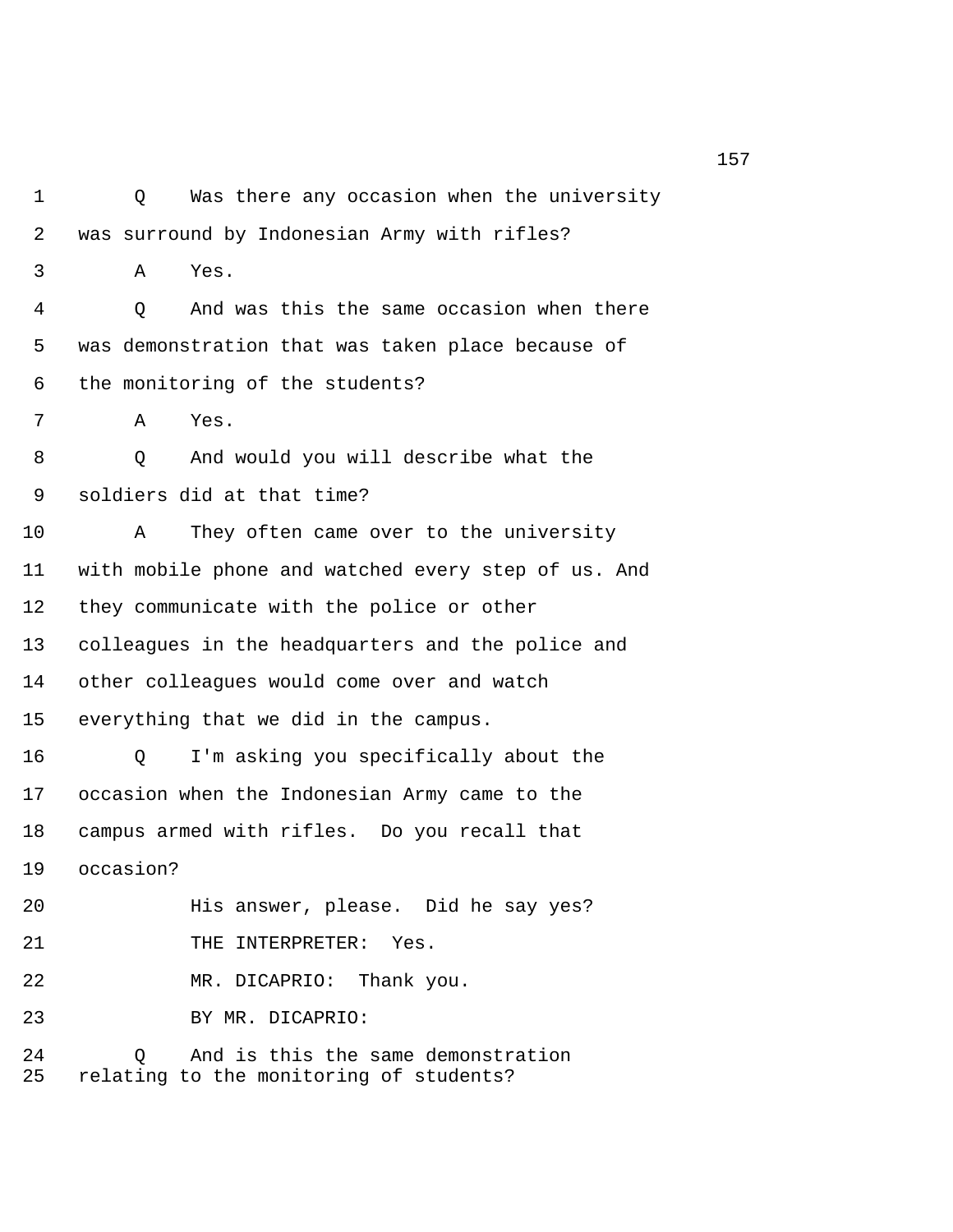Q Was there any occasion when the university was surround by Indonesian Army with rifles?

A Yes.

Q And was this the same occasion when there was demonstration that was taken place because of the monitoring of the students?

A Yes.

Q And would you will describe what the soldiers did at that time?

A They often came over to the university with mobile phone and watched every step of us. And they communicate with the police or other colleagues in the headquarters and the police and other colleagues would come over and watch everything that we did in the campus.

Q I'm asking you specifically about the occasion when the Indonesian Army came to the campus armed with rifles. Do you recall that occasion?

His answer, please. Did he say yes?

THE INTERPRETER: Yes.

MR. DICAPRIO: Thank you.

BY MR. DICAPRIO:

Q And is this the same demonstration relating to the monitoring of students?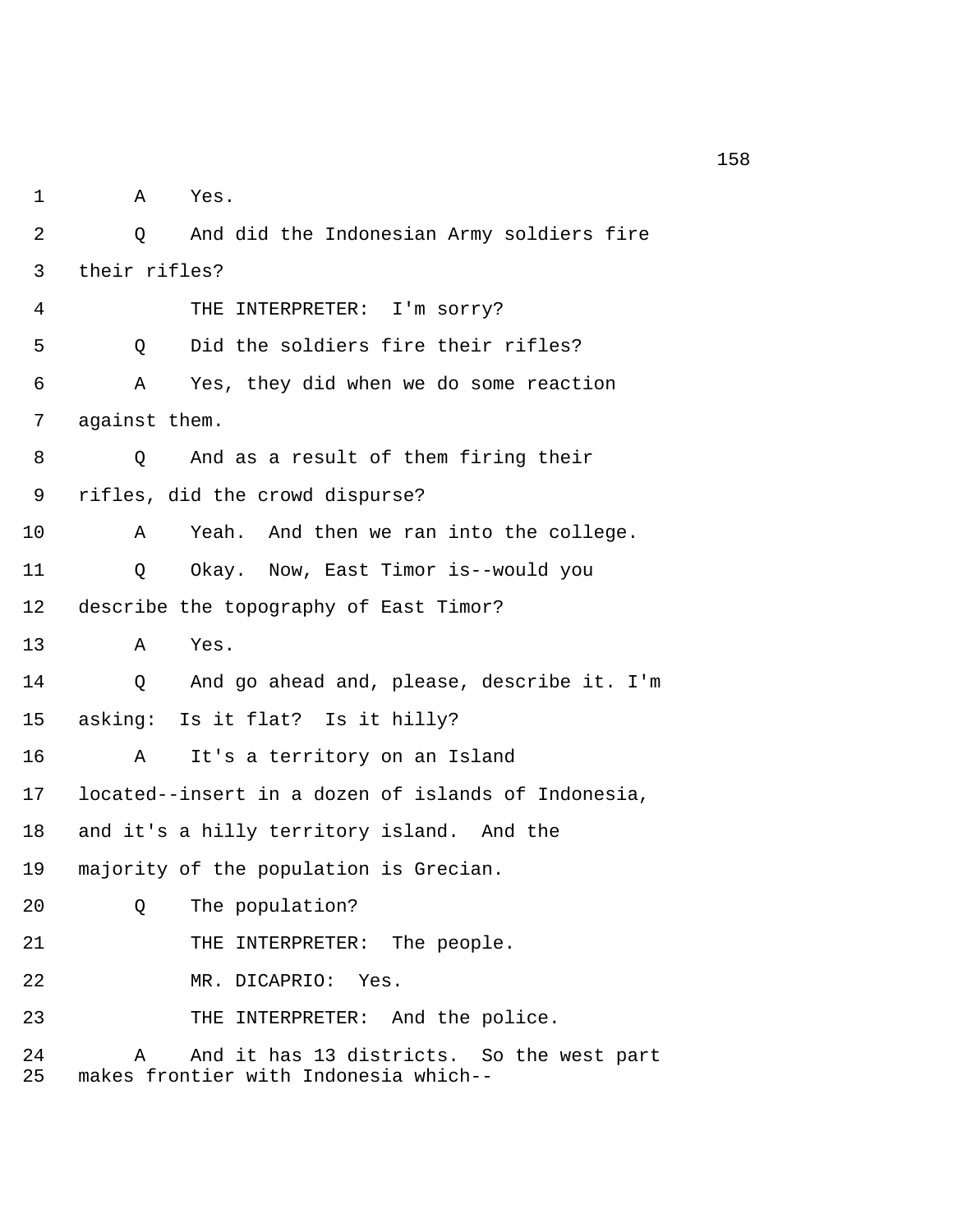1 A Yes.

2 Q And did the Indonesian Army soldiers fire

3 their rifles?

4 THE INTERPRETER: I'm sorry?

5 Q Did the soldiers fire their rifles?

6 A Yes, they did when we do some reaction

7 against them.

8 Q And as a result of them firing their

9 rifles, did the crowd dispurse?

10 A Yeah. And then we ran into the college.

11 Q Okay. Now, East Timor is--would you

12 describe the topography of East Timor?

13 A Yes.

14 Q And go ahead and, please, describe it. I'm

15 asking: Is it flat? Is it hilly?

16 A It's a territory on an Island

17 located--insert in a dozen of islands of Indonesia,

18 and it's a hilly territory island. And the

19 majority of the population is Grecian.

20 Q The population?

21 THE INTERPRETER: The people.

22 MR. DICAPRIO: Yes.

23 THE INTERPRETER: And the police.

24 A And it has 13 districts. So the west part

25 makes frontier with Indonesia which--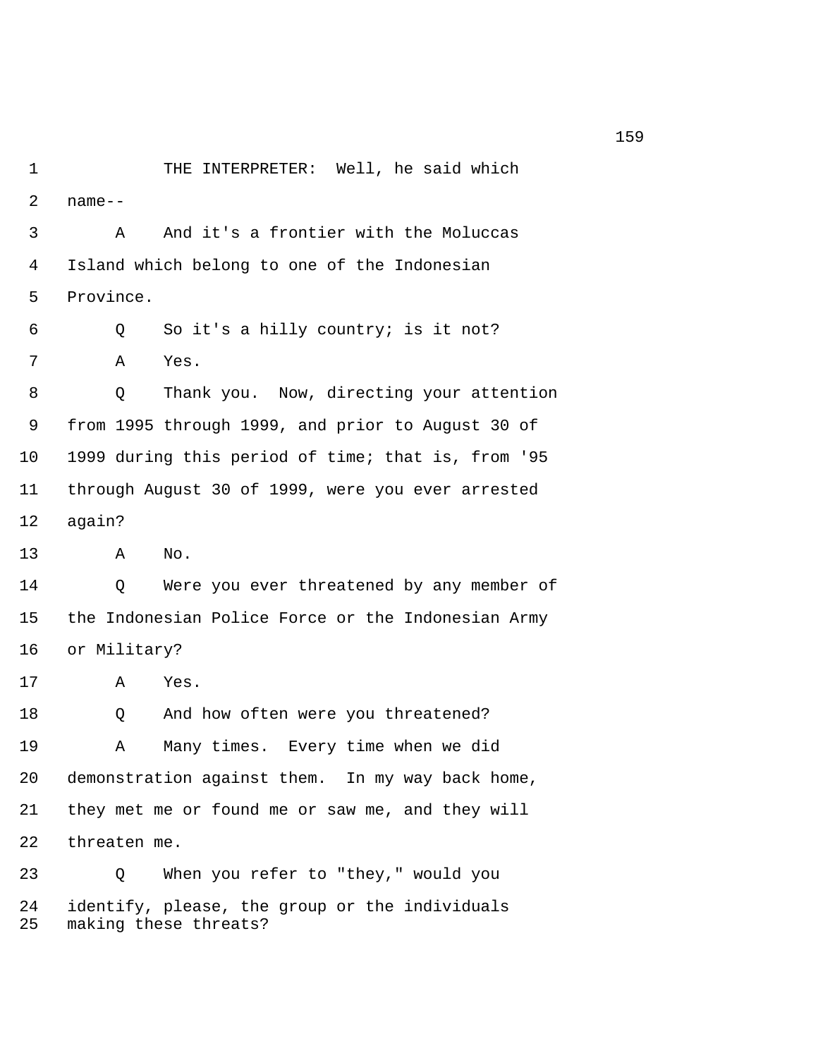THE INTERPRETER: Well, he said which name--

A And it's a frontier with the Moluccas Island which belong to one of the Indonesian Province.

Q So it's a hilly country; is it not?

A Yes.

Q Thank you. Now, directing your attention from 1995 through 1999, and prior to August 30 of 1999 during this period of time; that is, from '95 through August 30 of 1999, were you ever arrested again?

A No.

Q Were you ever threatened by any member of the Indonesian Police Force or the Indonesian Army or Military?

A Yes.

Q And how often were you threatened?

A Many times. Every time when we did demonstration against them. In my way back home, they met me or found me or saw me, and they will threaten me.

Q When you refer to "they," would you identify, please, the group or the individuals making these threats?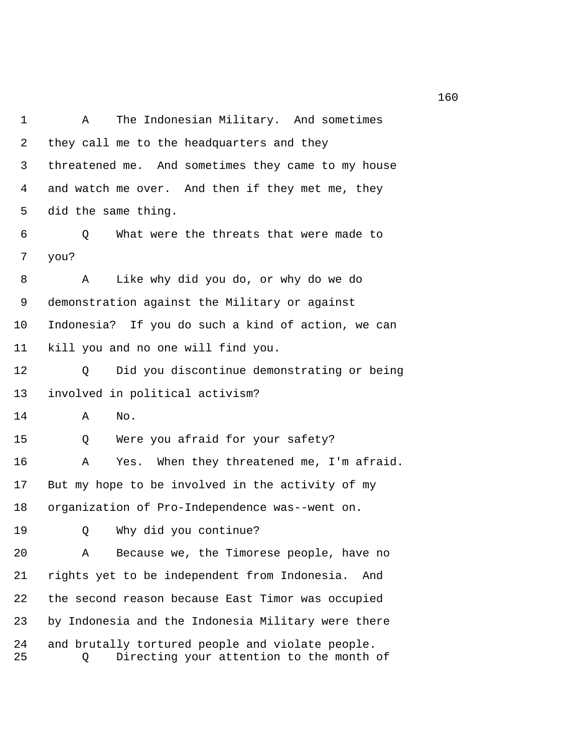A The Indonesian Military. And sometimes they call me to the headquarters and they threatened me. And sometimes they came to my house and watch me over. And then if they met me, they did the same thing.

Q What were the threats that were made to you?

A Like why did you do, or why do we do demonstration against the Military or against Indonesia? If you do such a kind of action, we can kill you and no one will find you.

Q Did you discontinue demonstrating or being involved in political activism?

A No.

Q Were you afraid for your safety?

A Yes. When they threatened me, I'm afraid. But my hope to be involved in the activity of my organization of Pro-Independence was--went on.

Q Why did you continue?

A Because we, the Timorese people, have no rights yet to be independent from Indonesia. And the second reason because East Timor was occupied by Indonesia and the Indonesia Military were there and brutally tortured people and violate people.

Q Directing your attention to the month of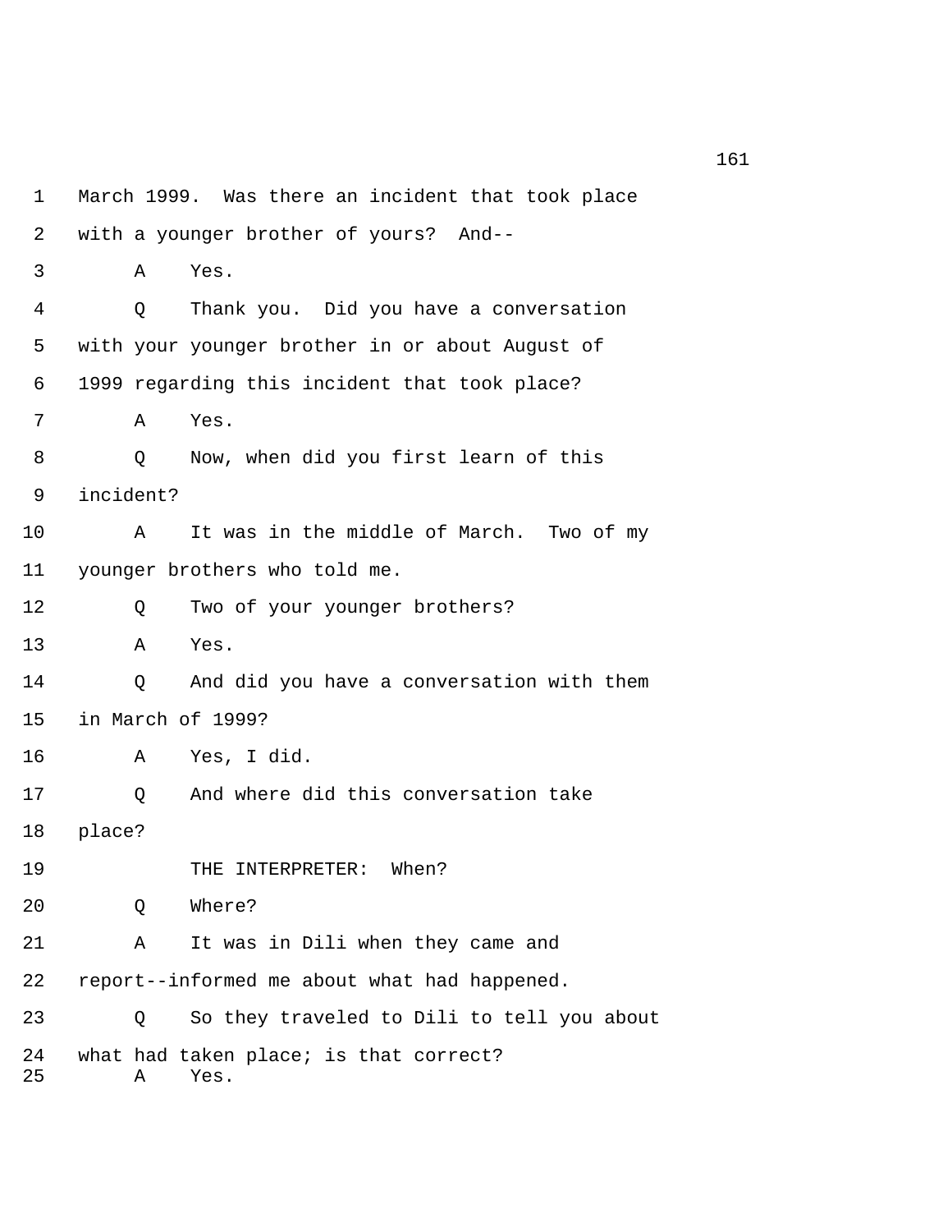1 March 1999. Was there an incident that took place

2 with a younger brother of yours? And--

3 A Yes.

4 Q Thank you. Did you have a conversation

5 with your younger brother in or about August of

6 1999 regarding this incident that took place?

7 A Yes.

8 Q Now, when did you first learn of this

9 incident?

10 A It was in the middle of March. Two of my

11 younger brothers who told me.

12 Q Two of your younger brothers?

13 A Yes.

14 Q And did you have a conversation with them

15 in March of 1999?

16 A Yes, I did.

17 Q And where did this conversation take

18 place?

19 THE INTERPRETER: When?

20 Q Where?

21 A It was in Dili when they came and

22 report--informed me about what had happened.

23 Q So they traveled to Dili to tell you about

24 what had taken place; is that correct?

25 A Yes.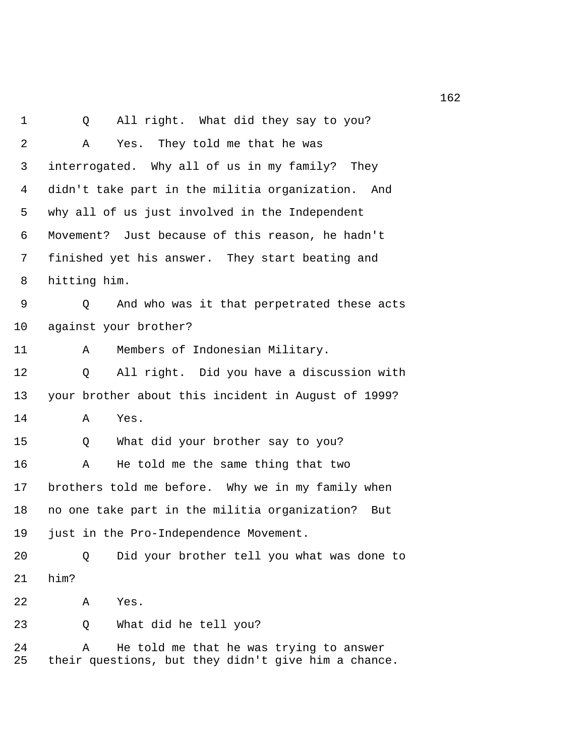1 Q All right. What did they say to you?

2 A Yes. They told me that he was

3 interrogated. Why all of us in my family? They

4 didn't take part in the militia organization. And

5 why all of us just involved in the Independent

6 Movement? Just because of this reason, he hadn't

7 finished yet his answer. They start beating and

8 hitting him.

9 Q And who was it that perpetrated these acts

10 against your brother?

11 A Members of Indonesian Military.

12 Q All right. Did you have a discussion with

13 your brother about this incident in August of 1999?

14 A Yes.

15 Q What did your brother say to you?

16 A He told me the same thing that two

17 brothers told me before. Why we in my family when

18 no one take part in the militia organization? But

19 just in the Pro-Independence Movement.

20 Q Did your brother tell you what was done to

21 him?

22 A Yes.

23 Q What did he tell you?

24 A He told me that he was trying to answer

25 their questions, but they didn't give him a chance.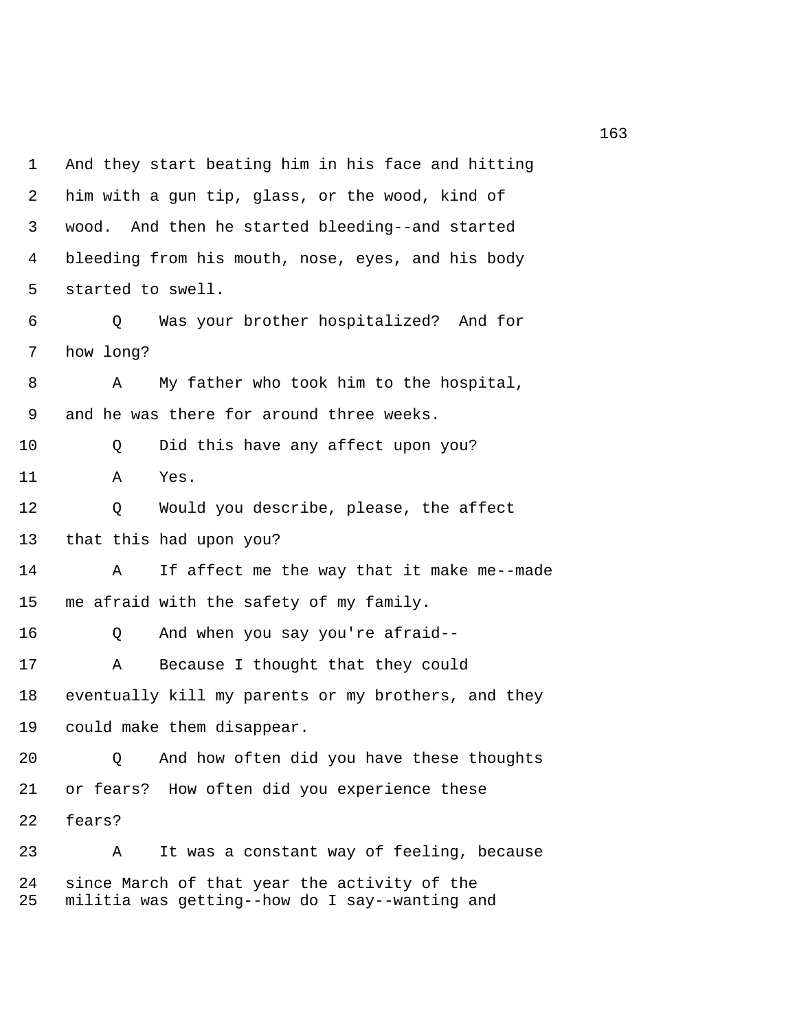1 And they start beating him in his face and hitting
2 him with a gun tip, glass, or the wood, kind of
3 wood. And then he started bleeding--and started
4 bleeding from his mouth, nose, eyes, and his body
5 started to swell.

6 Q Was your brother hospitalized? And for
7 how long?

8 A My father who took him to the hospital,
9 and he was there for around three weeks.

10 Q Did this have any affect upon you?

11 A Yes.

12 Q Would you describe, please, the affect
13 that this had upon you?

14 A If affect me the way that it make me--made
15 me afraid with the safety of my family.

16 Q And when you say you're afraid--

17 A Because I thought that they could
18 eventually kill my parents or my brothers, and they
19 could make them disappear.

20 Q And how often did you have these thoughts
21 or fears? How often did you experience these
22 fears?

23 A It was a constant way of feeling, because
24 since March of that year the activity of the
25 militia was getting--how do I say--wanting and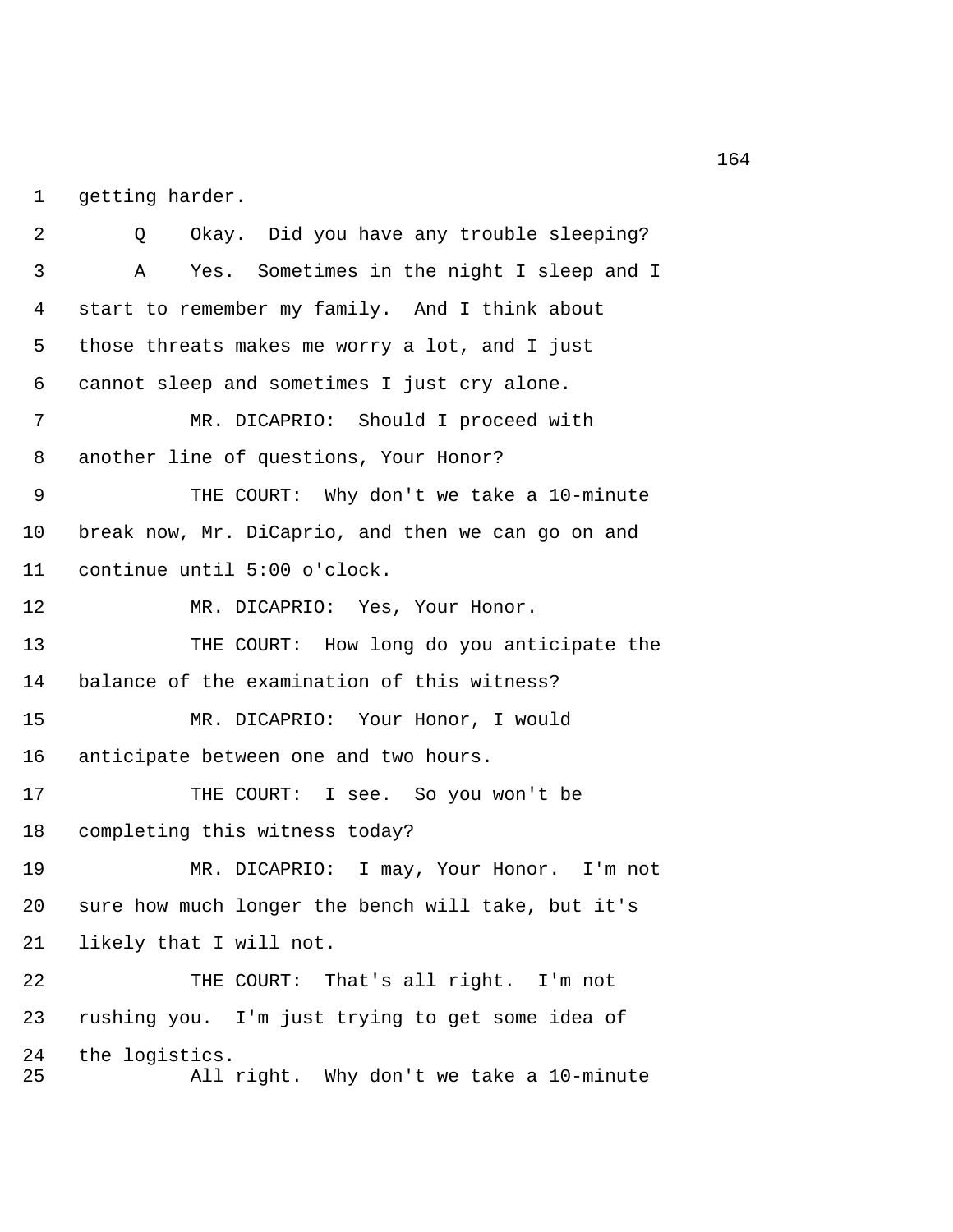getting harder.

Q Okay. Did you have any trouble sleeping?

A Yes. Sometimes in the night I sleep and I start to remember my family. And I think about those threats makes me worry a lot, and I just cannot sleep and sometimes I just cry alone.

MR. DICAPRIO: Should I proceed with another line of questions, Your Honor?

THE COURT: Why don't we take a 10-minute break now, Mr. DiCaprio, and then we can go on and continue until 5:00 o'clock.

MR. DICAPRIO: Yes, Your Honor.

THE COURT: How long do you anticipate the balance of the examination of this witness?

MR. DICAPRIO: Your Honor, I would anticipate between one and two hours.

THE COURT: I see. So you won't be completing this witness today?

MR. DICAPRIO: I may, Your Honor. I'm not sure how much longer the bench will take, but it's likely that I will not.

THE COURT: That's all right. I'm not rushing you. I'm just trying to get some idea of the logistics.

All right. Why don't we take a 10-minute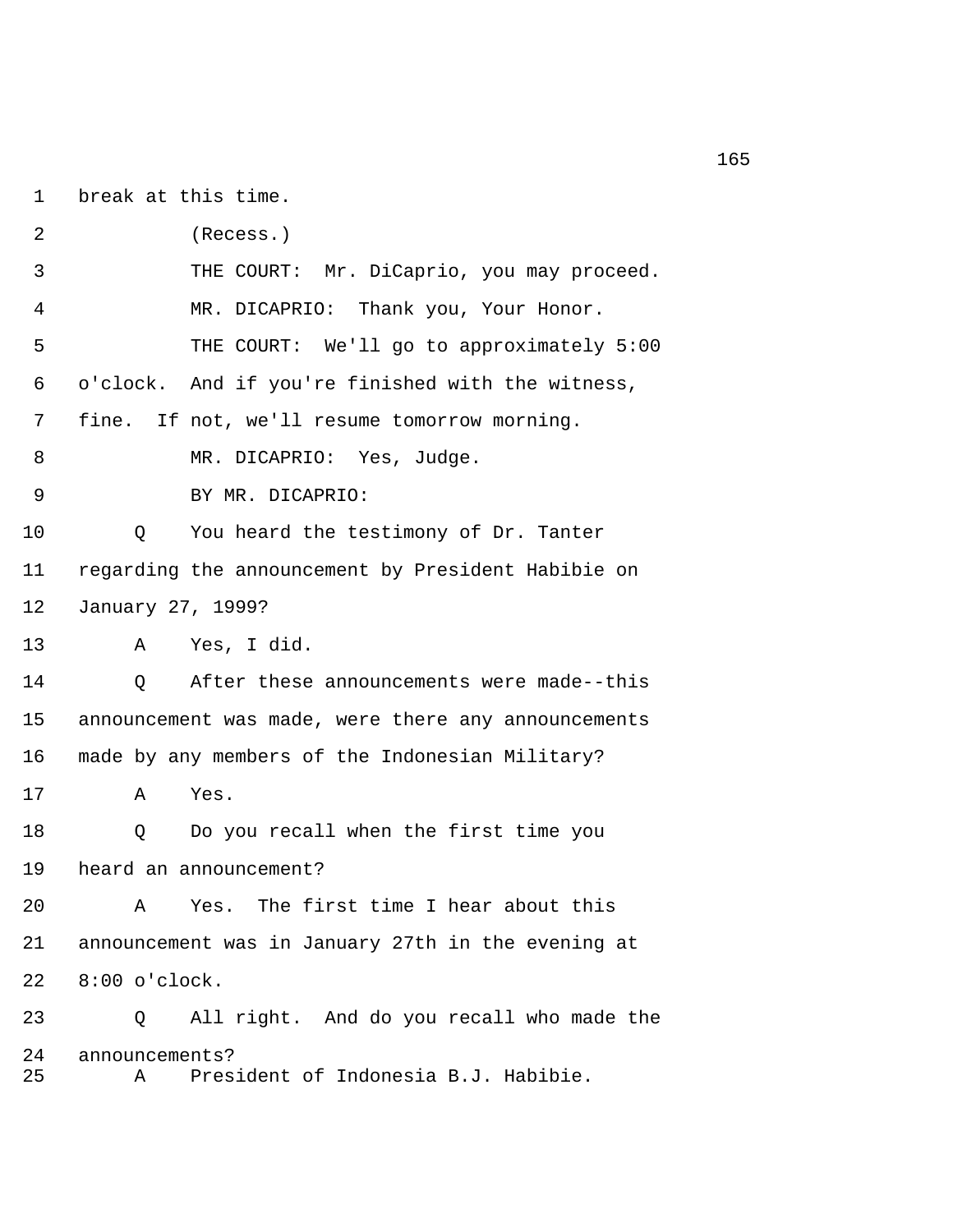break at this time.

(Recess.)

THE COURT: Mr. DiCaprio, you may proceed.

MR. DICAPRIO: Thank you, Your Honor.

THE COURT: We'll go to approximately 5:00 o'clock. And if you're finished with the witness, fine. If not, we'll resume tomorrow morning.

MR. DICAPRIO: Yes, Judge.

BY MR. DICAPRIO:

Q You heard the testimony of Dr. Tanter regarding the announcement by President Habibie on January 27, 1999?

A Yes, I did.

Q After these announcements were made--this announcement was made, were there any announcements made by any members of the Indonesian Military?

A Yes.

Q Do you recall when the first time you heard an announcement?

A Yes. The first time I hear about this announcement was in January 27th in the evening at 8:00 o'clock.

Q All right. And do you recall who made the announcements?

A President of Indonesia B.J. Habibie.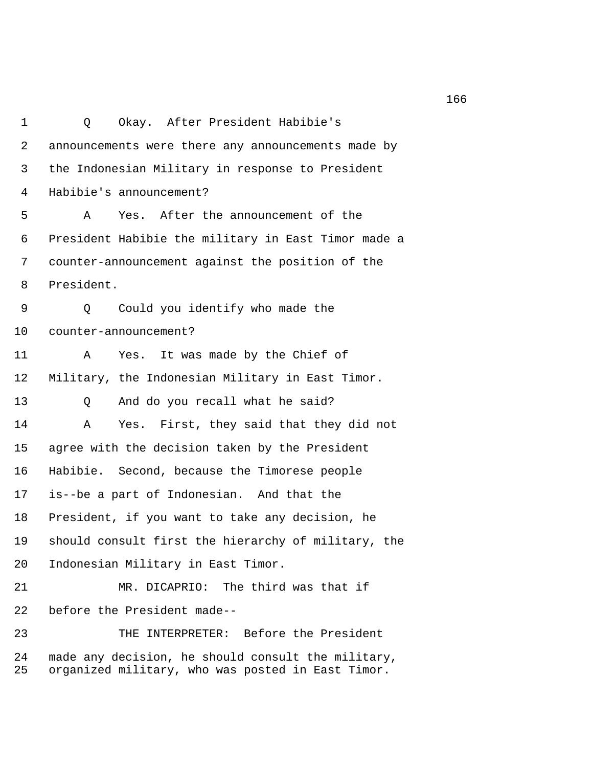1 Q Okay. After President Habibie's
2 announcements were there any announcements made by
3 the Indonesian Military in response to President
4 Habibie's announcement?
5 A Yes. After the announcement of the
6 President Habibie the military in East Timor made a
7 counter-announcement against the position of the
8 President.
9 Q Could you identify who made the
10 counter-announcement?
11 A Yes. It was made by the Chief of
12 Military, the Indonesian Military in East Timor.
13 Q And do you recall what he said?
14 A Yes. First, they said that they did not
15 agree with the decision taken by the President
16 Habibie. Second, because the Timorese people
17 is--be a part of Indonesian. And that the
18 President, if you want to take any decision, he
19 should consult first the hierarchy of military, the
20 Indonesian Military in East Timor.
21 MR. DICAPRIO: The third was that if
22 before the President made--
23 THE INTERPRETER: Before the President
24 made any decision, he should consult the military,
25 organized military, who was posted in East Timor.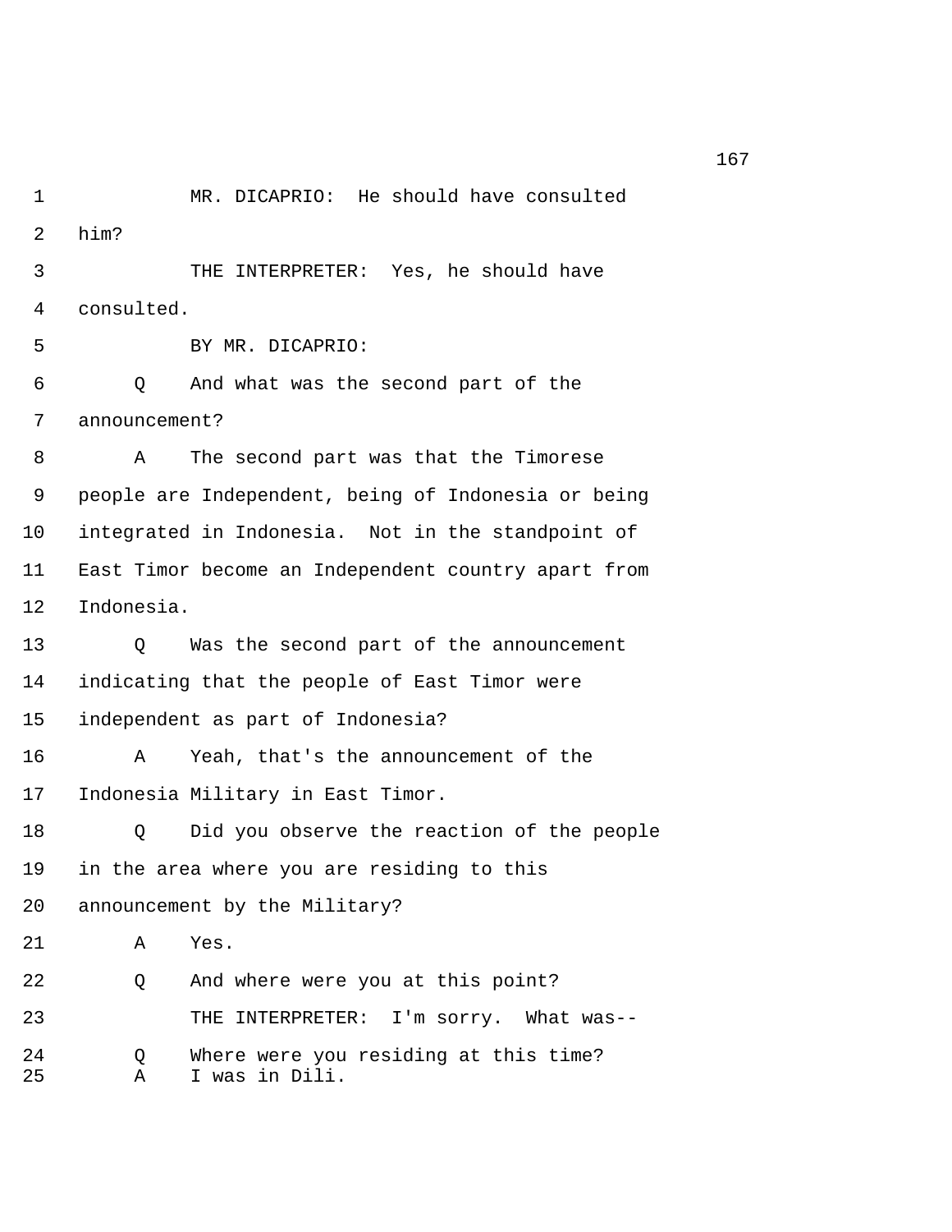MR. DICAPRIO: He should have consulted him?

THE INTERPRETER: Yes, he should have consulted.

BY MR. DICAPRIO:

Q And what was the second part of the announcement?

A The second part was that the Timorese people are Independent, being of Indonesia or being integrated in Indonesia. Not in the standpoint of East Timor become an Independent country apart from Indonesia.

Q Was the second part of the announcement indicating that the people of East Timor were independent as part of Indonesia?

A Yeah, that's the announcement of the Indonesia Military in East Timor.

Q Did you observe the reaction of the people in the area where you are residing to this announcement by the Military?

A Yes.

Q And where were you at this point?

THE INTERPRETER: I'm sorry. What was--

Q Where were you residing at this time?

A I was in Dili.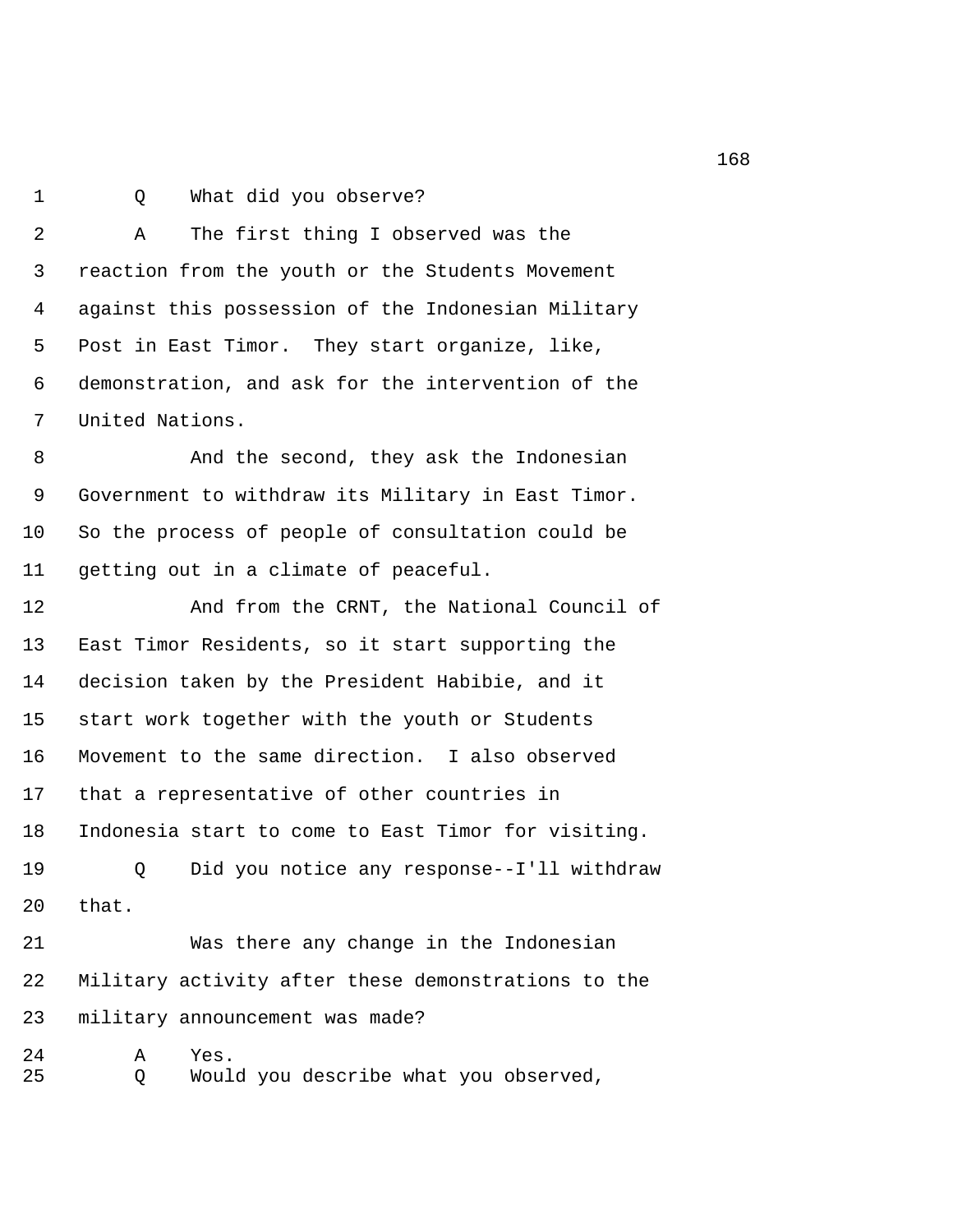1 Q What did you observe?

2 A The first thing I observed was the
3 reaction from the youth or the Students Movement
4 against this possession of the Indonesian Military
5 Post in East Timor. They start organize, like,
6 demonstration, and ask for the intervention of the
7 United Nations.

8 And the second, they ask the Indonesian
9 Government to withdraw its Military in East Timor.
10 So the process of people of consultation could be
11 getting out in a climate of peaceful.

12 And from the CRNT, the National Council of
13 East Timor Residents, so it start supporting the
14 decision taken by the President Habibie, and it
15 start work together with the youth or Students
16 Movement to the same direction. I also observed
17 that a representative of other countries in
18 Indonesia start to come to East Timor for visiting.

19 Q Did you notice any response--I'll withdraw
20 that.

21 Was there any change in the Indonesian
22 Military activity after these demonstrations to the
23 military announcement was made?

24 A Yes.

25 Q Would you describe what you observed,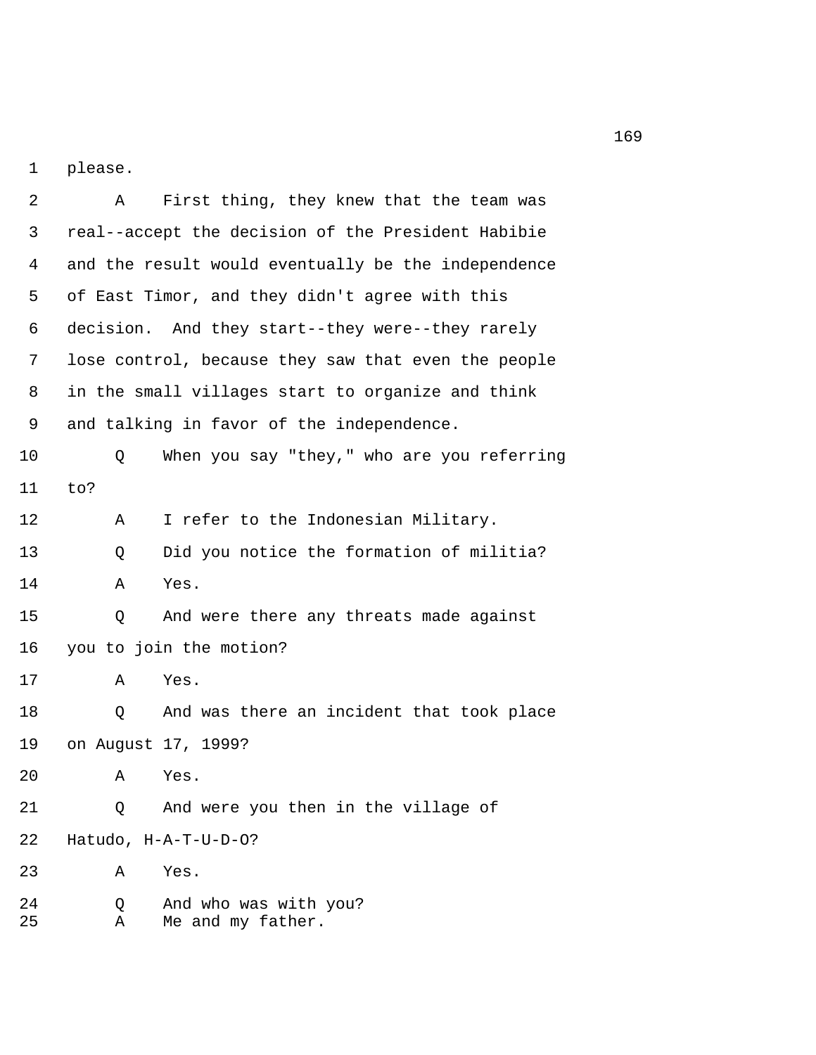please.

A First thing, they knew that the team was real--accept the decision of the President Habibie and the result would eventually be the independence of East Timor, and they didn't agree with this decision. And they start--they were--they rarely lose control, because they saw that even the people in the small villages start to organize and think and talking in favor of the independence.

Q When you say "they," who are you referring to?

A I refer to the Indonesian Military.

Q Did you notice the formation of militia?

A Yes.

Q And were there any threats made against you to join the motion?

A Yes.

Q And was there an incident that took place on August 17, 1999?

A Yes.

Q And were you then in the village of Hatudo, H-A-T-U-D-O?

A Yes.

Q And who was with you?

A Me and my father.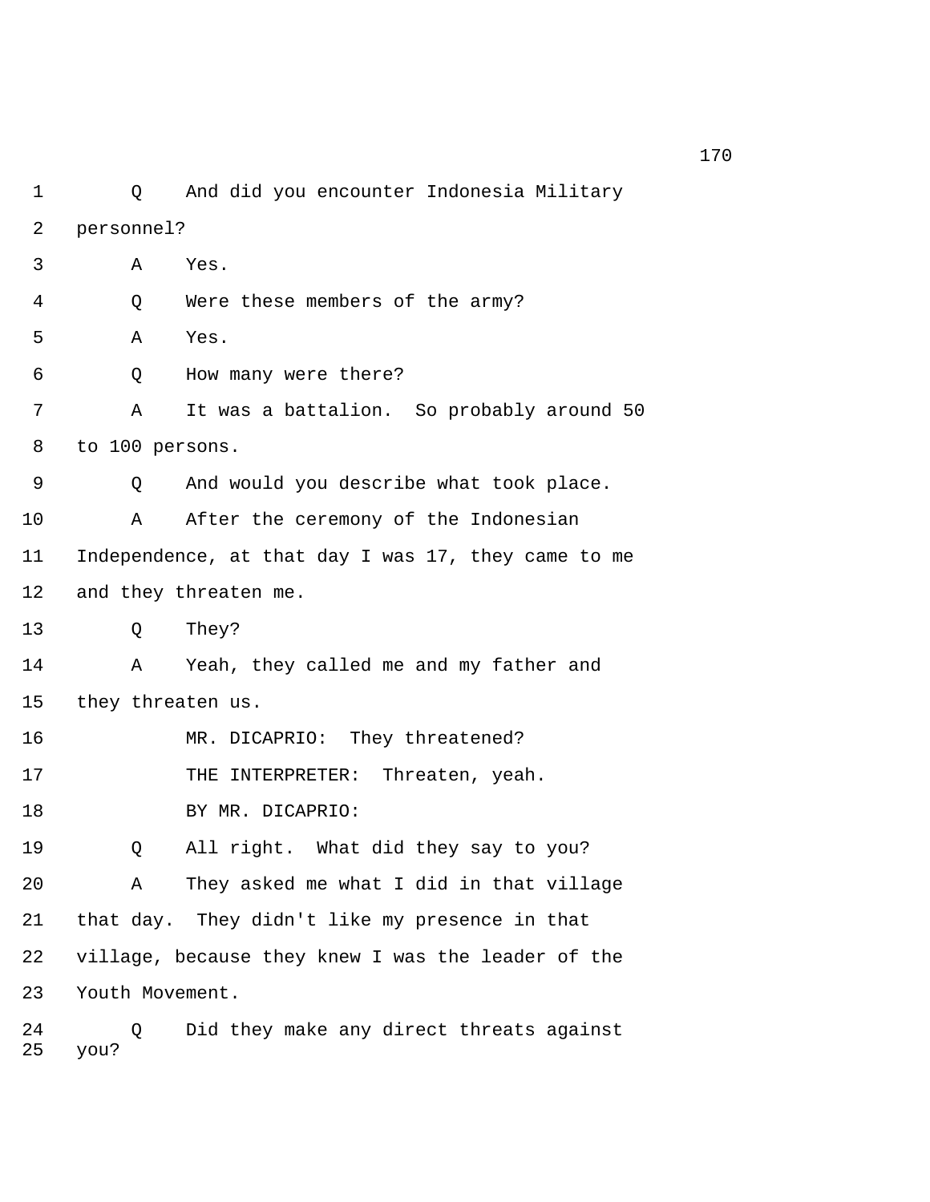Q And did you encounter Indonesia Military personnel?

A Yes.

Q Were these members of the army?

A Yes.

Q How many were there?

A It was a battalion. So probably around 50 to 100 persons.

Q And would you describe what took place.

A After the ceremony of the Indonesian Independence, at that day I was 17, they came to me and they threaten me.

Q They?

A Yeah, they called me and my father and they threaten us.

MR. DICAPRIO: They threatened?

THE INTERPRETER: Threaten, yeah.

BY MR. DICAPRIO:

Q All right. What did they say to you?

A They asked me what I did in that village that day. They didn't like my presence in that village, because they knew I was the leader of the Youth Movement.

Q Did they make any direct threats against you?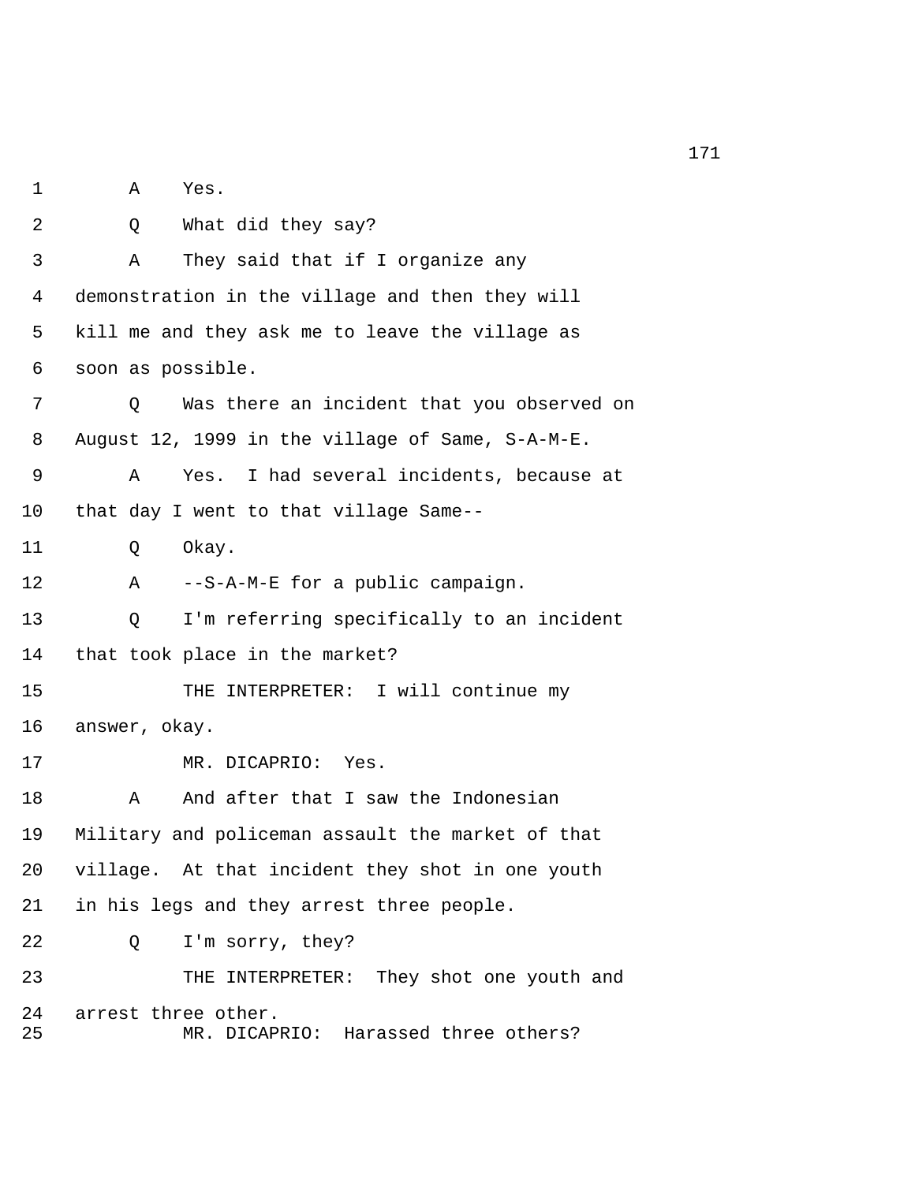1 A Yes.

2 Q What did they say?

3 A They said that if I organize any

4 demonstration in the village and then they will

5 kill me and they ask me to leave the village as

6 soon as possible.

7 Q Was there an incident that you observed on

8 August 12, 1999 in the village of Same, S-A-M-E.

9 A Yes. I had several incidents, because at

10 that day I went to that village Same--

11 Q Okay.

12 A --S-A-M-E for a public campaign.

13 Q I'm referring specifically to an incident

14 that took place in the market?

15 THE INTERPRETER: I will continue my

16 answer, okay.

17 MR. DICAPRIO: Yes.

18 A And after that I saw the Indonesian

19 Military and policeman assault the market of that

20 village. At that incident they shot in one youth

21 in his legs and they arrest three people.

22 Q I'm sorry, they?

23 THE INTERPRETER: They shot one youth and

24 arrest three other.

25 MR. DICAPRIO: Harassed three others?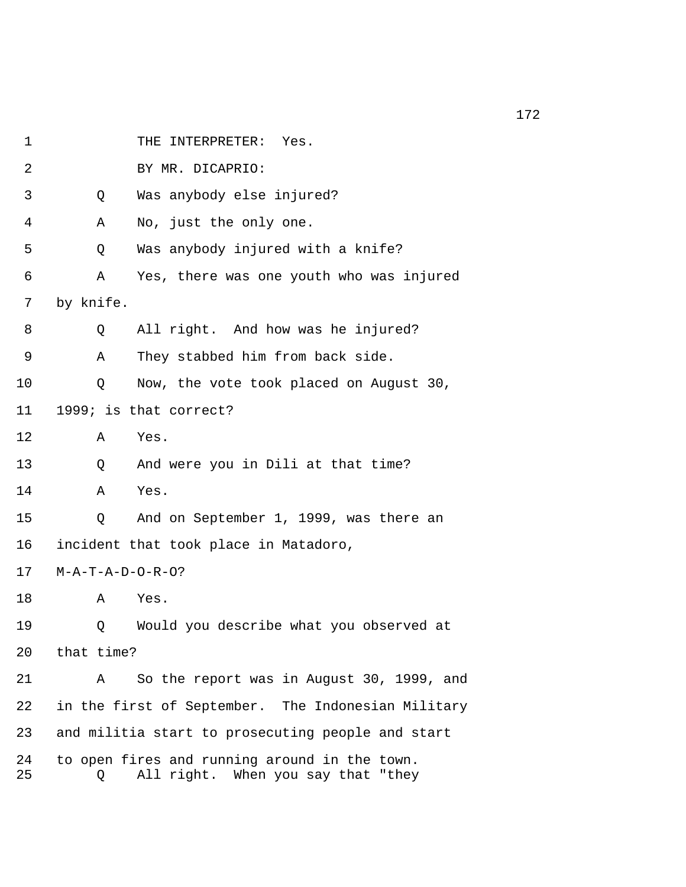THE INTERPRETER: Yes.

BY MR. DICAPRIO:

Q Was anybody else injured?

A No, just the only one.

Q Was anybody injured with a knife?

A Yes, there was one youth who was injured by knife.

Q All right. And how was he injured?

A They stabbed him from back side.

Q Now, the vote took placed on August 30, 1999; is that correct?

A Yes.

Q And were you in Dili at that time?

A Yes.

Q And on September 1, 1999, was there an incident that took place in Matadoro, M-A-T-A-D-O-R-O?

A Yes.

Q Would you describe what you observed at that time?

A So the report was in August 30, 1999, and in the first of September. The Indonesian Military and militia start to prosecuting people and start to open fires and running around in the town.

Q All right. When you say that "they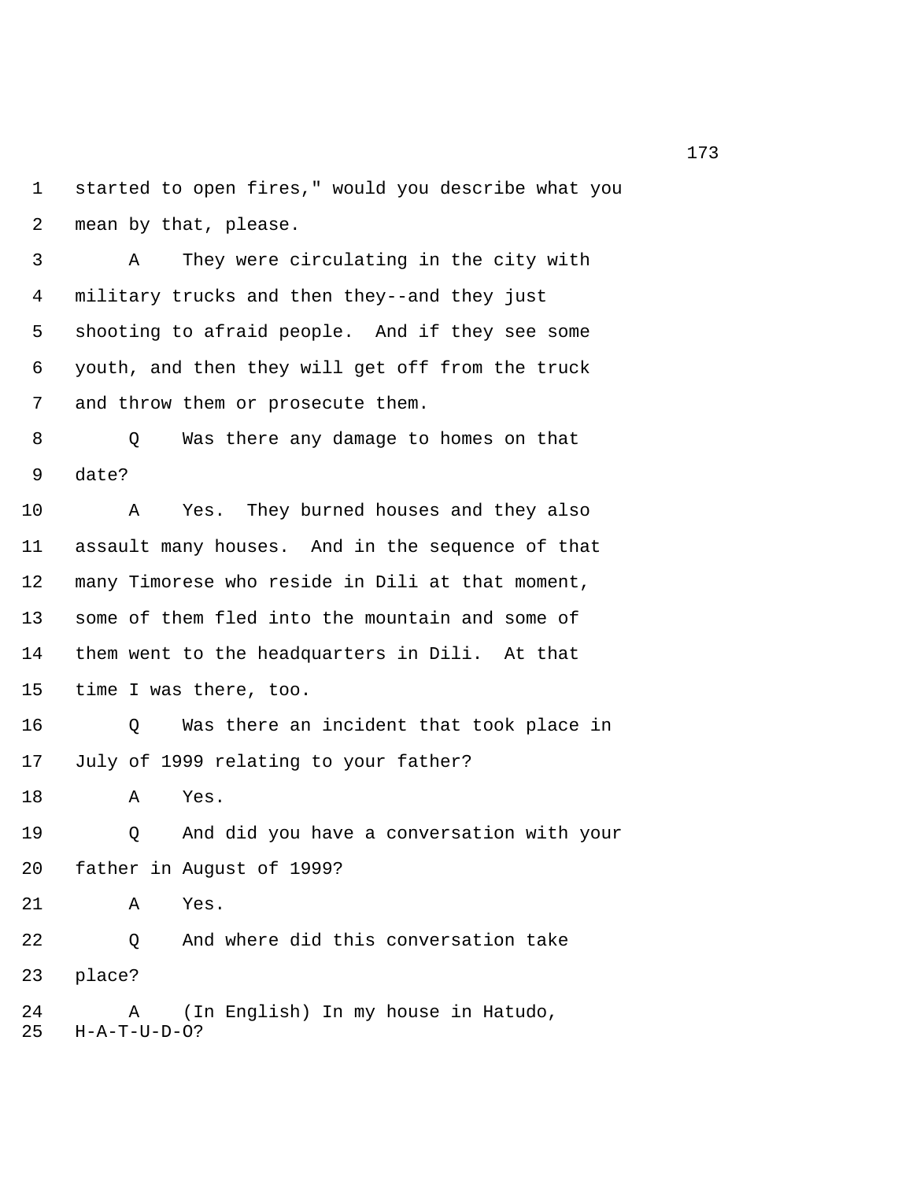started to open fires," would you describe what you mean by that, please.

A They were circulating in the city with military trucks and then they--and they just shooting to afraid people. And if they see some youth, and then they will get off from the truck and throw them or prosecute them.

Q Was there any damage to homes on that date?

A Yes. They burned houses and they also assault many houses. And in the sequence of that many Timorese who reside in Dili at that moment, some of them fled into the mountain and some of them went to the headquarters in Dili. At that time I was there, too.

Q Was there an incident that took place in July of 1999 relating to your father?

A Yes.

Q And did you have a conversation with your father in August of 1999?

A Yes.

Q And where did this conversation take place?

A (In English) In my house in Hatudo, H-A-T-U-D-O?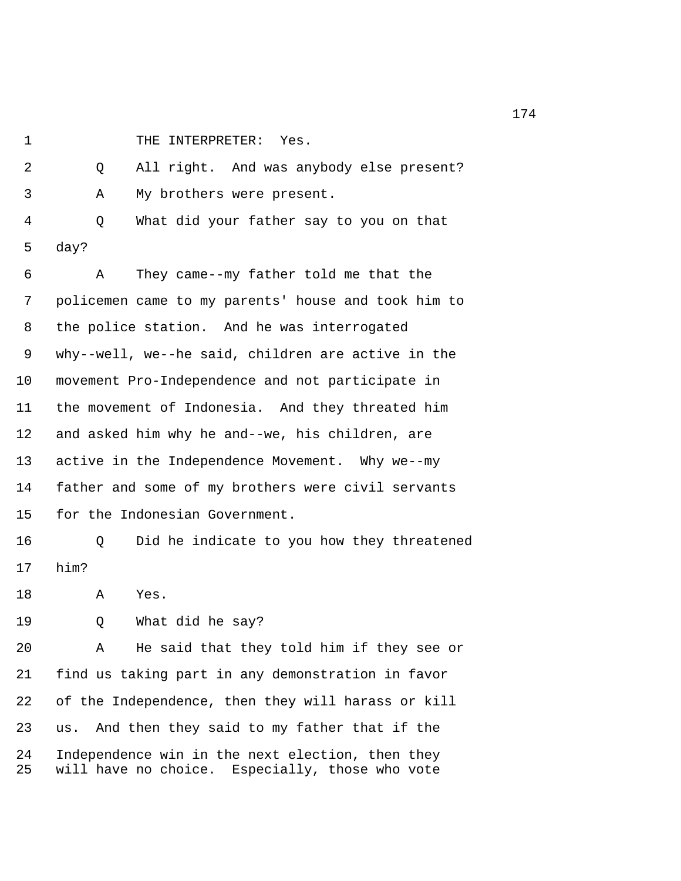THE INTERPRETER: Yes.

Q All right. And was anybody else present?

A My brothers were present.

Q What did your father say to you on that day?

A They came--my father told me that the policemen came to my parents' house and took him to the police station. And he was interrogated why--well, we--he said, children are active in the movement Pro-Independence and not participate in the movement of Indonesia. And they threated him and asked him why he and--we, his children, are active in the Independence Movement. Why we--my father and some of my brothers were civil servants for the Indonesian Government.

Q Did he indicate to you how they threatened him?

A Yes.

Q What did he say?

A He said that they told him if they see or find us taking part in any demonstration in favor of the Independence, then they will harass or kill us. And then they said to my father that if the Independence win in the next election, then they will have no choice. Especially, those who vote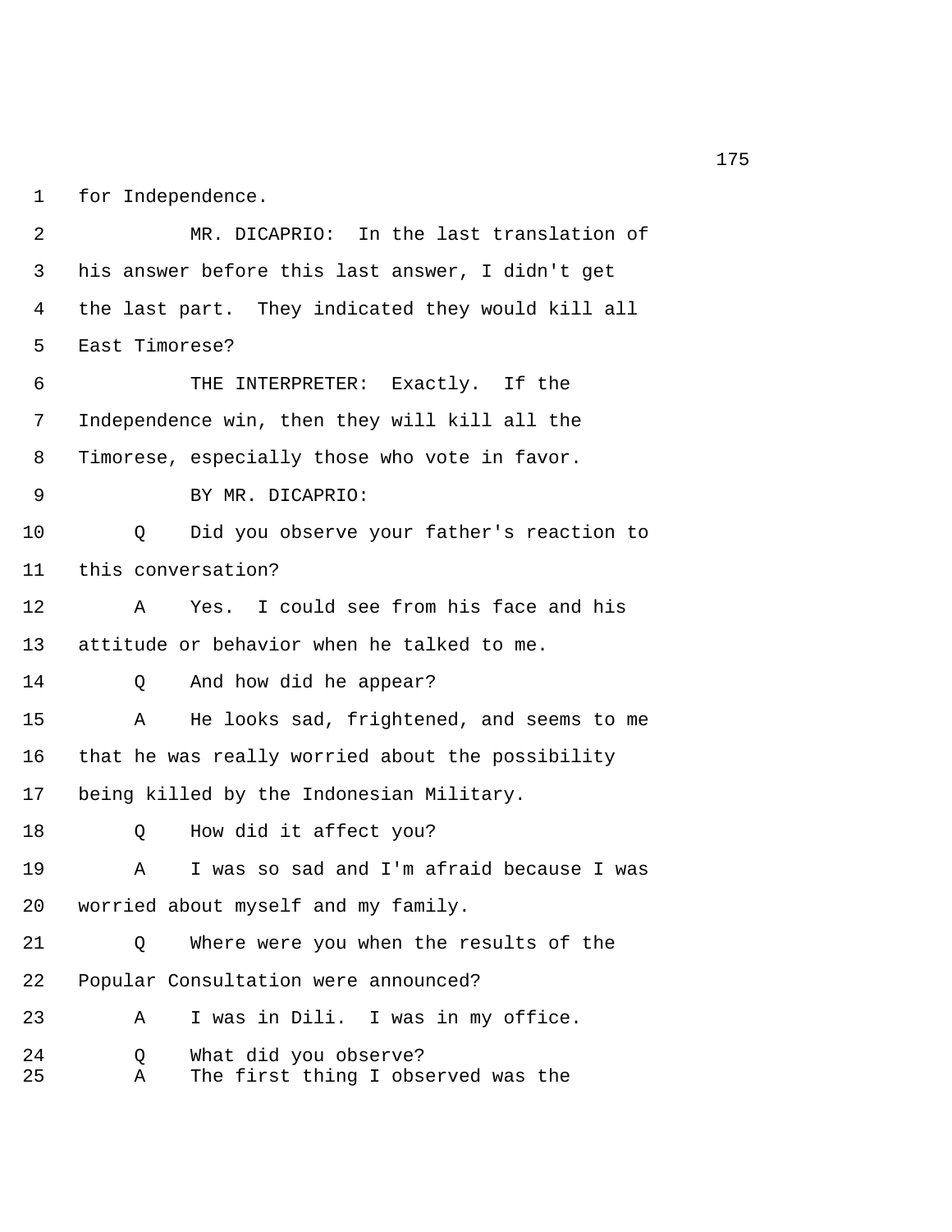for Independence.

MR. DICAPRIO: In the last translation of his answer before this last answer, I didn't get the last part. They indicated they would kill all East Timorese?

THE INTERPRETER: Exactly. If the Independence win, then they will kill all the Timorese, especially those who vote in favor.

BY MR. DICAPRIO:

Q Did you observe your father's reaction to this conversation?

A Yes. I could see from his face and his attitude or behavior when he talked to me.

Q And how did he appear?

A He looks sad, frightened, and seems to me that he was really worried about the possibility being killed by the Indonesian Military.

Q How did it affect you?

A I was so sad and I'm afraid because I was worried about myself and my family.

Q Where were you when the results of the Popular Consultation were announced?

A I was in Dili. I was in my office.

Q What did you observe?

A The first thing I observed was the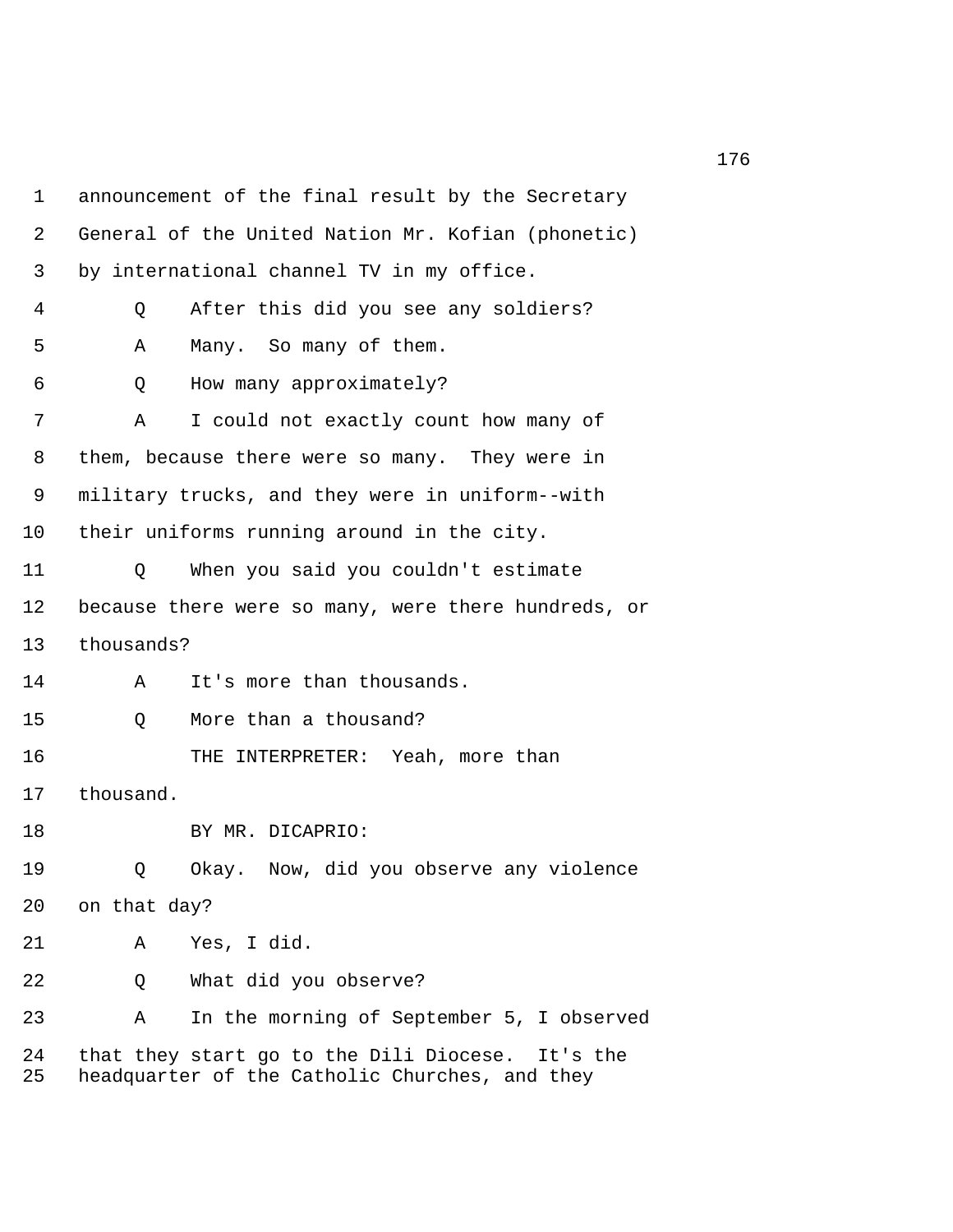1 announcement of the final result by the Secretary

2 General of the United Nation Mr. Kofian (phonetic)

3 by international channel TV in my office.

4 Q After this did you see any soldiers?

5 A Many. So many of them.

6 Q How many approximately?

7 A I could not exactly count how many of

8 them, because there were so many. They were in

9 military trucks, and they were in uniform--with

10 their uniforms running around in the city.

11 Q When you said you couldn't estimate

12 because there were so many, were there hundreds, or

13 thousands?

14 A It's more than thousands.

15 Q More than a thousand?

16 THE INTERPRETER: Yeah, more than

17 thousand.

18 BY MR. DICAPRIO:

19 Q Okay. Now, did you observe any violence

20 on that day?

21 A Yes, I did.

22 Q What did you observe?

23 A In the morning of September 5, I observed

24 that they start go to the Dili Diocese. It's the

25 headquarter of the Catholic Churches, and they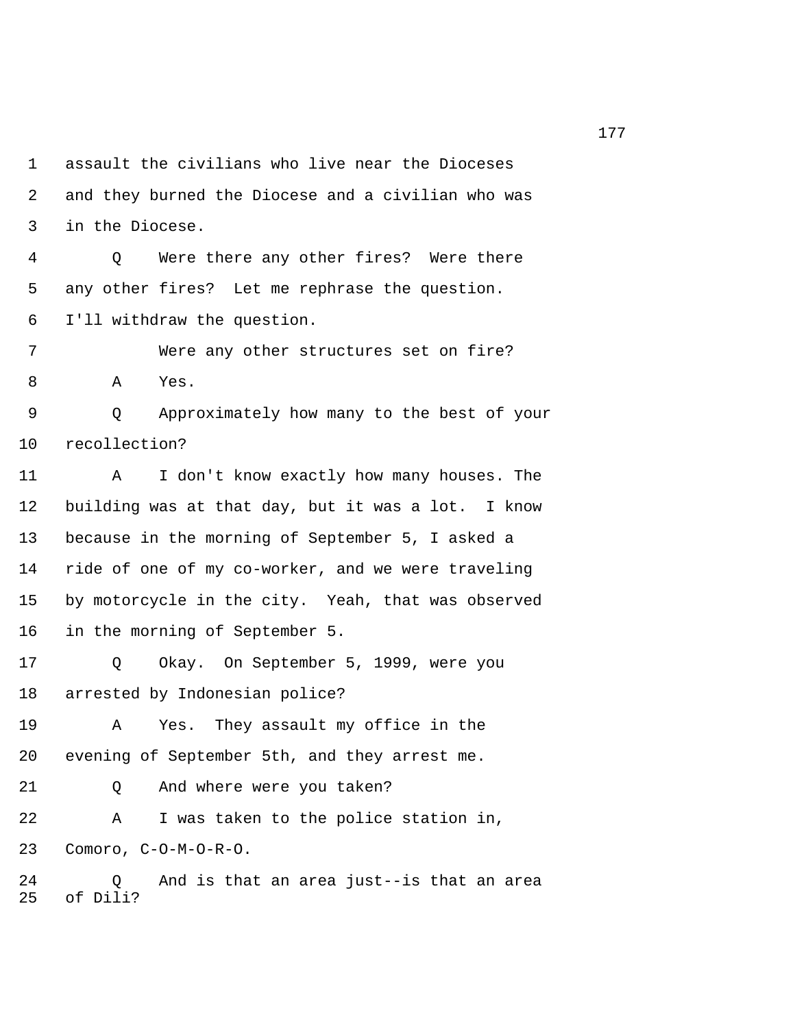1 assault the civilians who live near the Dioceses
2 and they burned the Diocese and a civilian who was
3 in the Diocese.
4 Q Were there any other fires? Were there
5 any other fires? Let me rephrase the question.
6 I'll withdraw the question.
7 Were any other structures set on fire?
8 A Yes.
9 Q Approximately how many to the best of your
10 recollection?
11 A I don't know exactly how many houses. The
12 building was at that day, but it was a lot. I know
13 because in the morning of September 5, I asked a
14 ride of one of my co-worker, and we were traveling
15 by motorcycle in the city. Yeah, that was observed
16 in the morning of September 5.
17 Q Okay. On September 5, 1999, were you
18 arrested by Indonesian police?
19 A Yes. They assault my office in the
20 evening of September 5th, and they arrest me.
21 Q And where were you taken?
22 A I was taken to the police station in,
23 Comoro, C-O-M-O-R-O.
24 Q And is that an area just--is that an area
25 of Dili?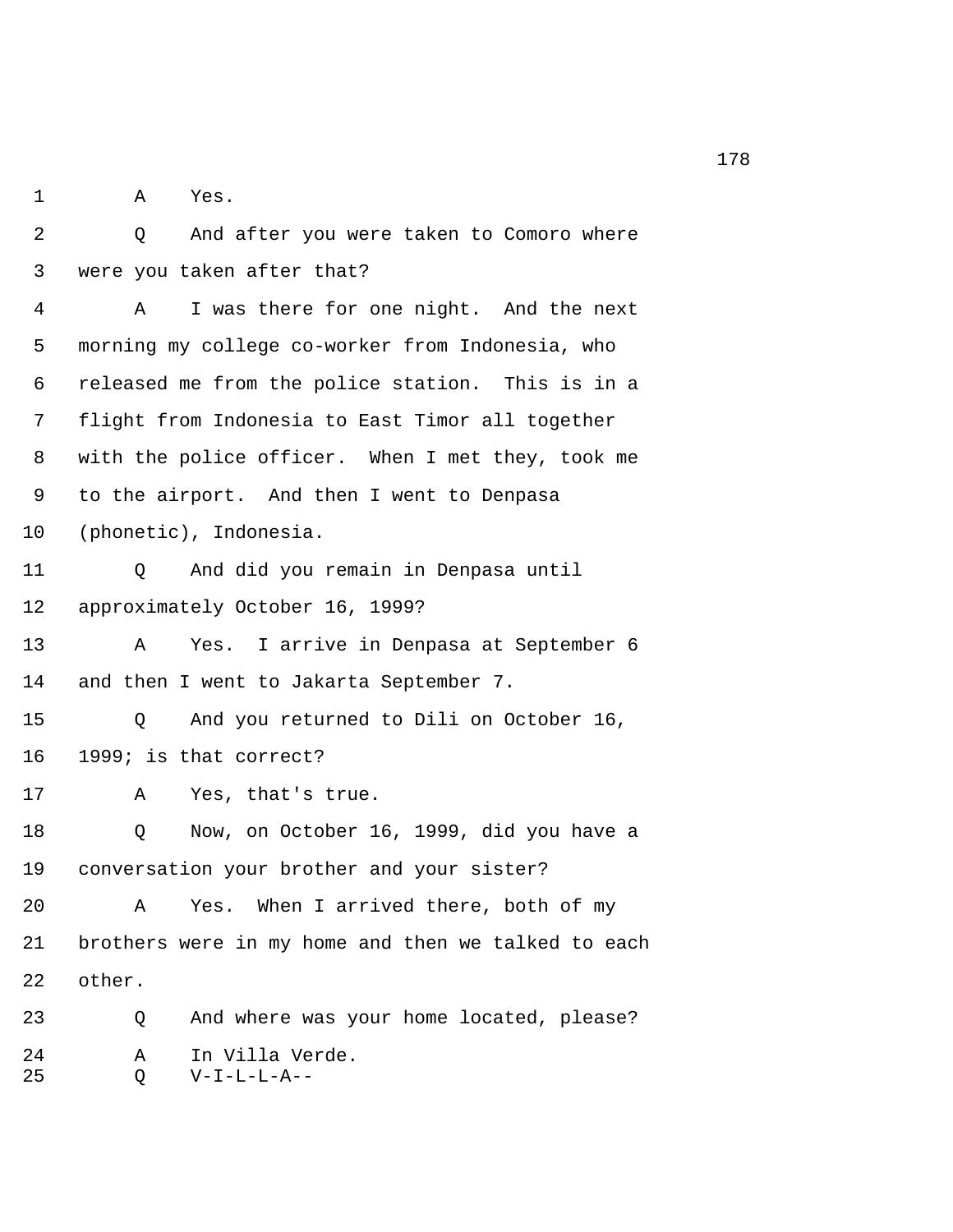1 A Yes.

2 Q And after you were taken to Comoro where

3 were you taken after that?

4 A I was there for one night. And the next

5 morning my college co-worker from Indonesia, who

6 released me from the police station. This is in a

7 flight from Indonesia to East Timor all together

8 with the police officer. When I met they, took me

9 to the airport. And then I went to Denpasa

10 (phonetic), Indonesia.

11 Q And did you remain in Denpasa until

12 approximately October 16, 1999?

13 A Yes. I arrive in Denpasa at September 6

14 and then I went to Jakarta September 7.

15 Q And you returned to Dili on October 16,

16 1999; is that correct?

17 A Yes, that's true.

18 Q Now, on October 16, 1999, did you have a

19 conversation your brother and your sister?

20 A Yes. When I arrived there, both of my

21 brothers were in my home and then we talked to each

22 other.

23 Q And where was your home located, please?

24 A In Villa Verde.

25 Q V-I-L-L-A--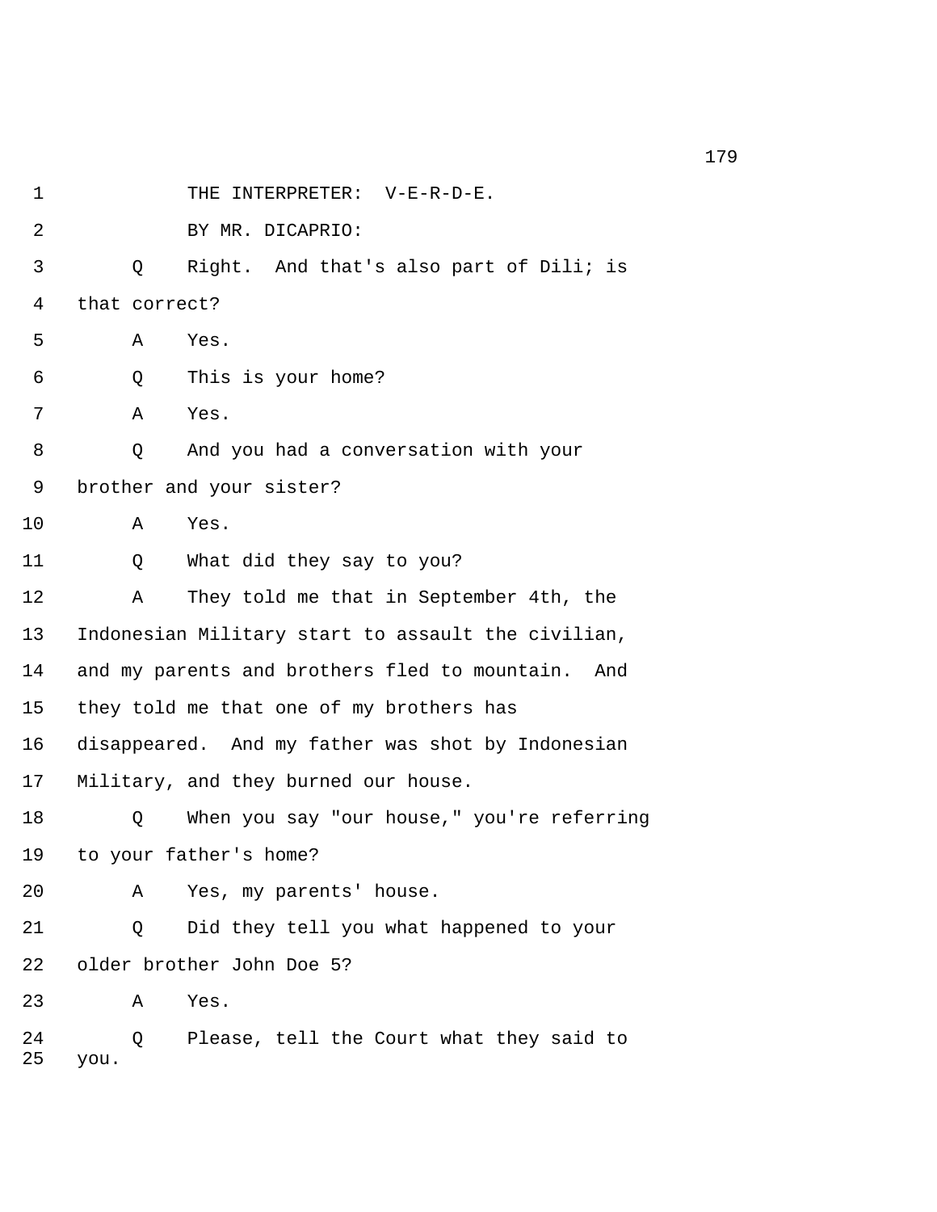THE INTERPRETER: V-E-R-D-E.

BY MR. DICAPRIO:

Q Right. And that's also part of Dili; is that correct?

A Yes.

Q This is your home?

A Yes.

Q And you had a conversation with your brother and your sister?

A Yes.

Q What did they say to you?

A They told me that in September 4th, the Indonesian Military start to assault the civilian, and my parents and brothers fled to mountain. And they told me that one of my brothers has disappeared. And my father was shot by Indonesian Military, and they burned our house.

Q When you say "our house," you're referring to your father's home?

A Yes, my parents' house.

Q Did they tell you what happened to your older brother John Doe 5?

A Yes.

Q Please, tell the Court what they said to you.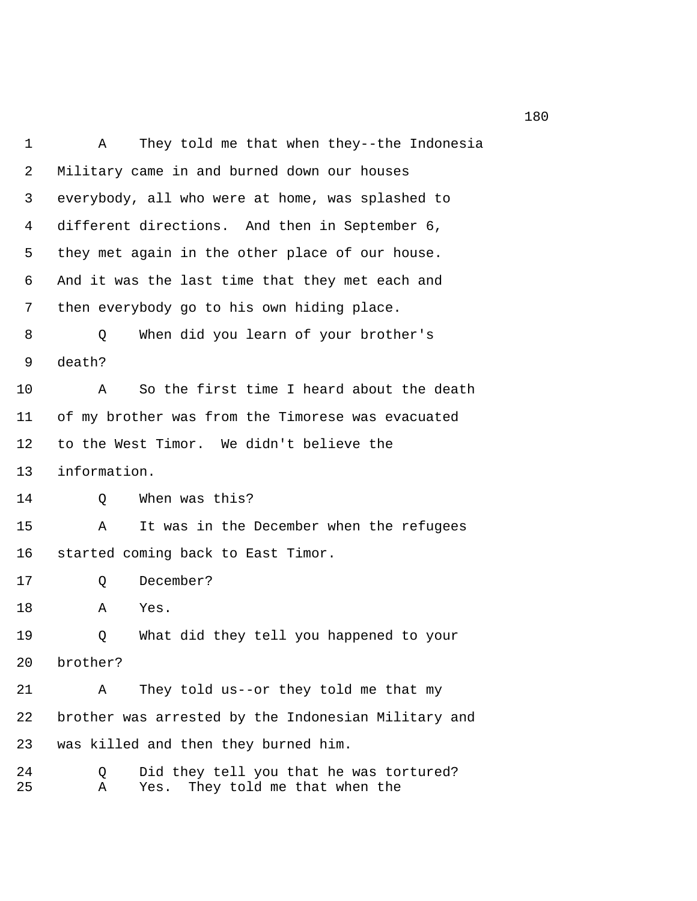A They told me that when they--the Indonesia Military came in and burned down our houses everybody, all who were at home, was splashed to different directions. And then in September 6, they met again in the other place of our house. And it was the last time that they met each and then everybody go to his own hiding place.

Q When did you learn of your brother's death?

A So the first time I heard about the death of my brother was from the Timorese was evacuated to the West Timor. We didn't believe the information.

Q When was this?

A It was in the December when the refugees started coming back to East Timor.

Q December?

A Yes.

Q What did they tell you happened to your brother?

A They told us--or they told me that my brother was arrested by the Indonesian Military and was killed and then they burned him.

Q Did they tell you that he was tortured?

A Yes. They told me that when the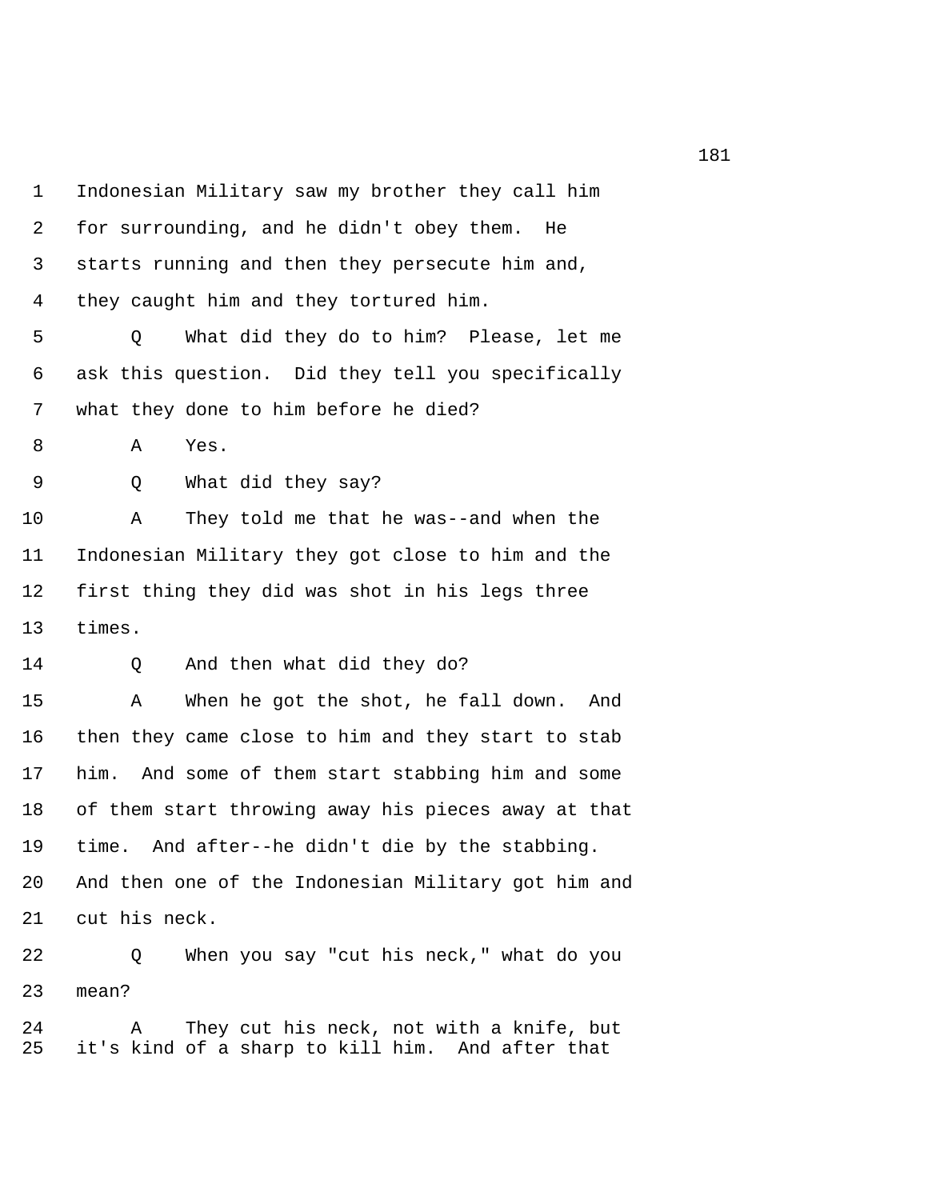1 Indonesian Military saw my brother they call him
2 for surrounding, and he didn't obey them. He
3 starts running and then they persecute him and,
4 they caught him and they tortured him.
5 Q What did they do to him? Please, let me
6 ask this question. Did they tell you specifically
7 what they done to him before he died?
8 A Yes.
9 Q What did they say?
10 A They told me that he was--and when the
11 Indonesian Military they got close to him and the
12 first thing they did was shot in his legs three
13 times.
14 Q And then what did they do?
15 A When he got the shot, he fall down. And
16 then they came close to him and they start to stab
17 him. And some of them start stabbing him and some
18 of them start throwing away his pieces away at that
19 time. And after--he didn't die by the stabbing.
20 And then one of the Indonesian Military got him and
21 cut his neck.
22 Q When you say "cut his neck," what do you
23 mean?
24 A They cut his neck, not with a knife, but
25 it's kind of a sharp to kill him. And after that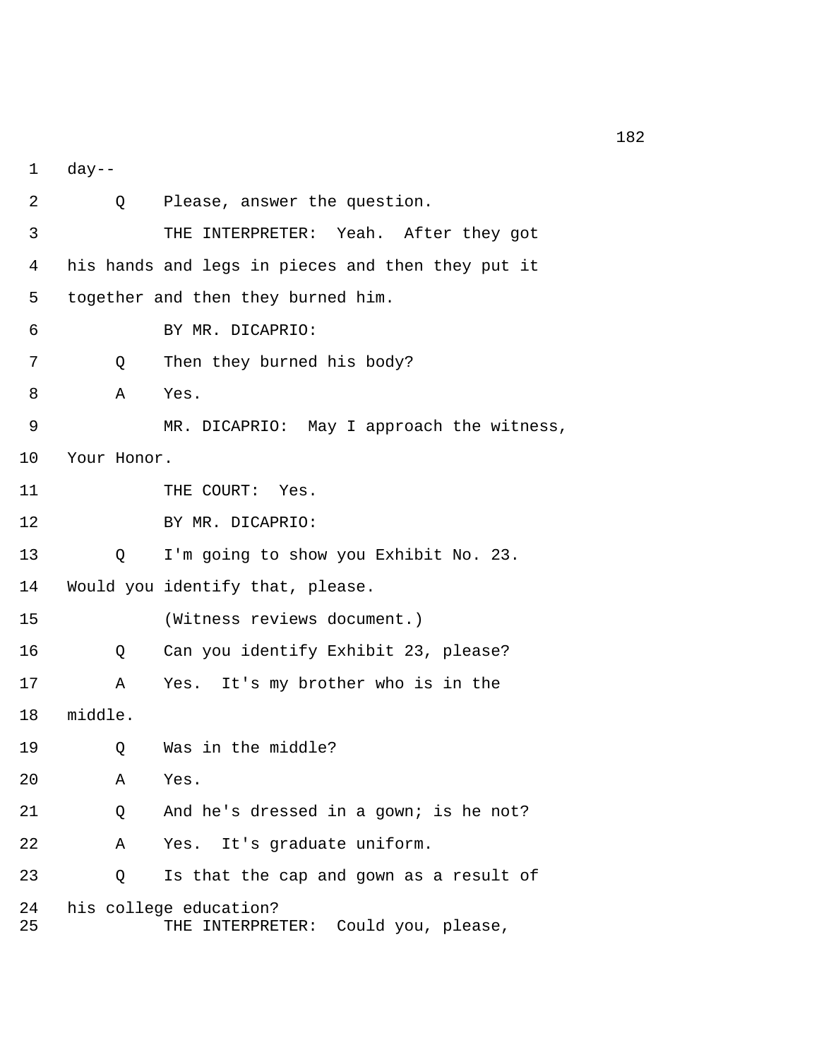1 day--

2 Q Please, answer the question.

3 THE INTERPRETER: Yeah. After they got

4 his hands and legs in pieces and then they put it

5 together and then they burned him.

6 BY MR. DICAPRIO:

7 Q Then they burned his body?

8 A Yes.

9 MR. DICAPRIO: May I approach the witness,

10 Your Honor.

11 THE COURT: Yes.

12 BY MR. DICAPRIO:

13 Q I'm going to show you Exhibit No. 23.

14 Would you identify that, please.

15 (Witness reviews document.)

16 Q Can you identify Exhibit 23, please?

17 A Yes. It's my brother who is in the

18 middle.

19 Q Was in the middle?

20 A Yes.

21 Q And he's dressed in a gown; is he not?

22 A Yes. It's graduate uniform.

23 Q Is that the cap and gown as a result of

24 his college education?

25 THE INTERPRETER: Could you, please,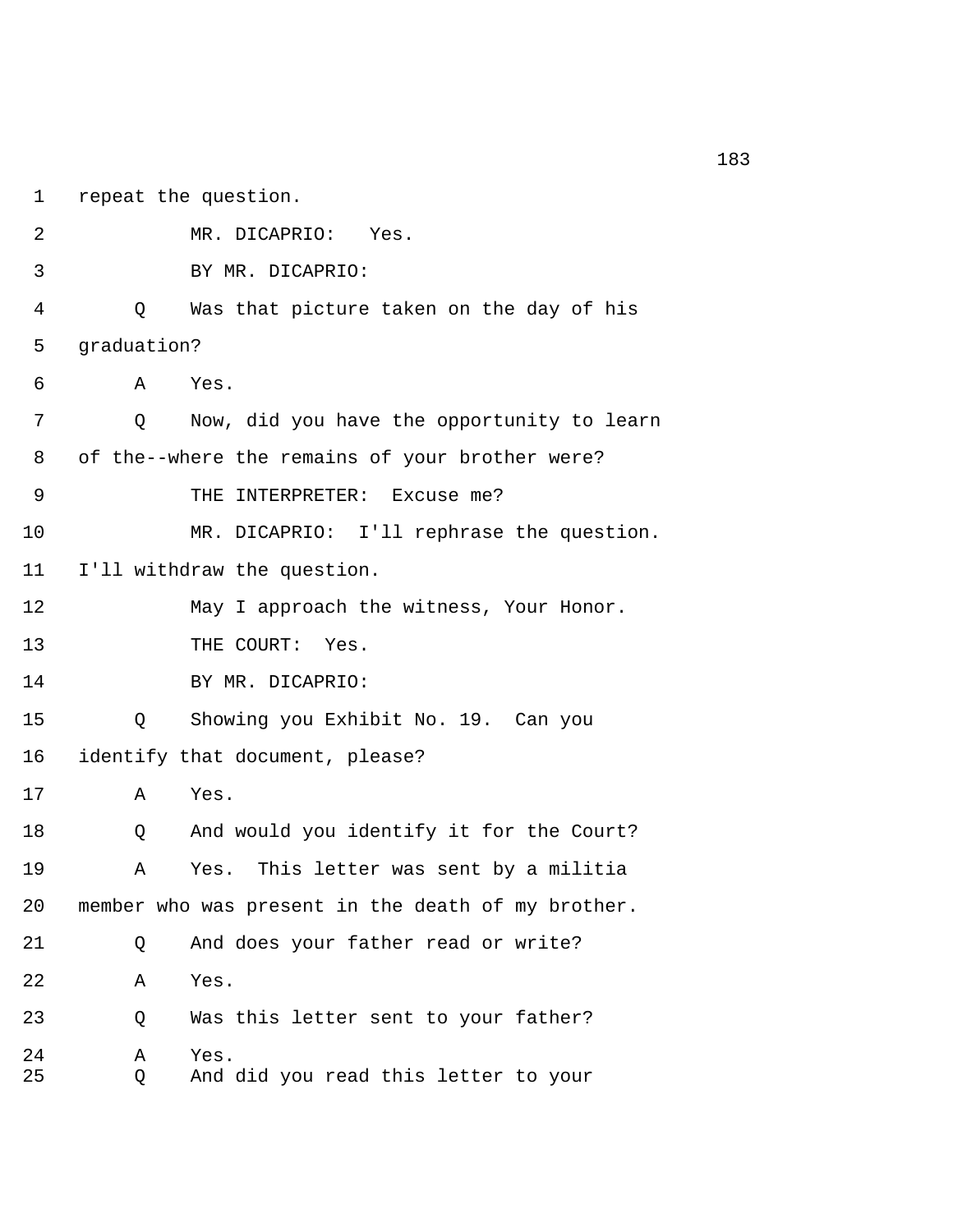1 repeat the question.

2 MR. DICAPRIO: Yes.

3 BY MR. DICAPRIO:

4 Q Was that picture taken on the day of his

5 graduation?

6 A Yes.

7 Q Now, did you have the opportunity to learn

8 of the--where the remains of your brother were?

9 THE INTERPRETER: Excuse me?

10 MR. DICAPRIO: I'll rephrase the question.

11 I'll withdraw the question.

12 May I approach the witness, Your Honor.

13 THE COURT: Yes.

14 BY MR. DICAPRIO:

15 Q Showing you Exhibit No. 19. Can you

16 identify that document, please?

17 A Yes.

18 Q And would you identify it for the Court?

19 A Yes. This letter was sent by a militia

20 member who was present in the death of my brother.

21 Q And does your father read or write?

22 A Yes.

23 Q Was this letter sent to your father?

24 A Yes.

25 Q And did you read this letter to your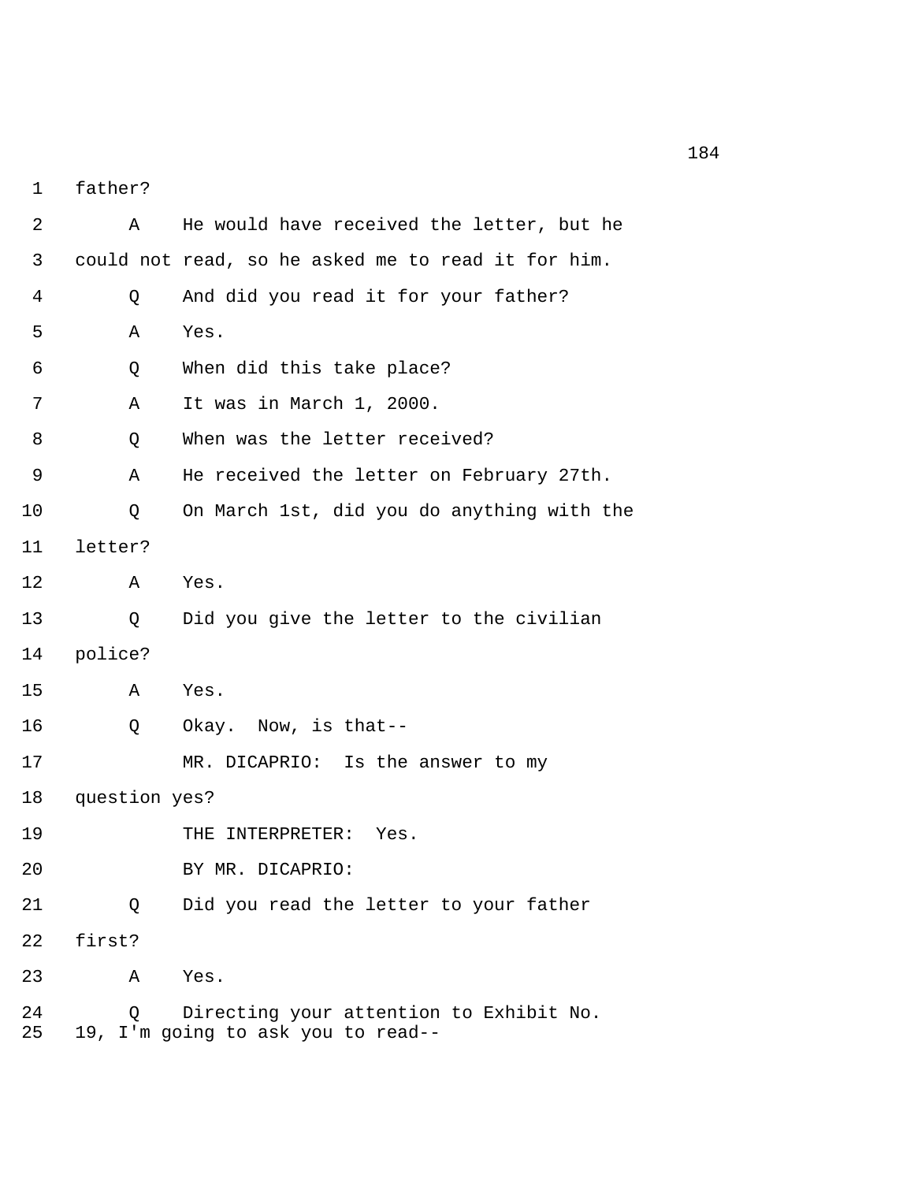father?

A He would have received the letter, but he could not read, so he asked me to read it for him.

Q And did you read it for your father?

A Yes.

Q When did this take place?

A It was in March 1, 2000.

Q When was the letter received?

A He received the letter on February 27th.

Q On March 1st, did you do anything with the letter?

A Yes.

Q Did you give the letter to the civilian police?

A Yes.

Q Okay. Now, is that--

MR. DICAPRIO: Is the answer to my question yes?

THE INTERPRETER: Yes.

BY MR. DICAPRIO:

Q Did you read the letter to your father first?

A Yes.

Q Directing your attention to Exhibit No. 19, I'm going to ask you to read--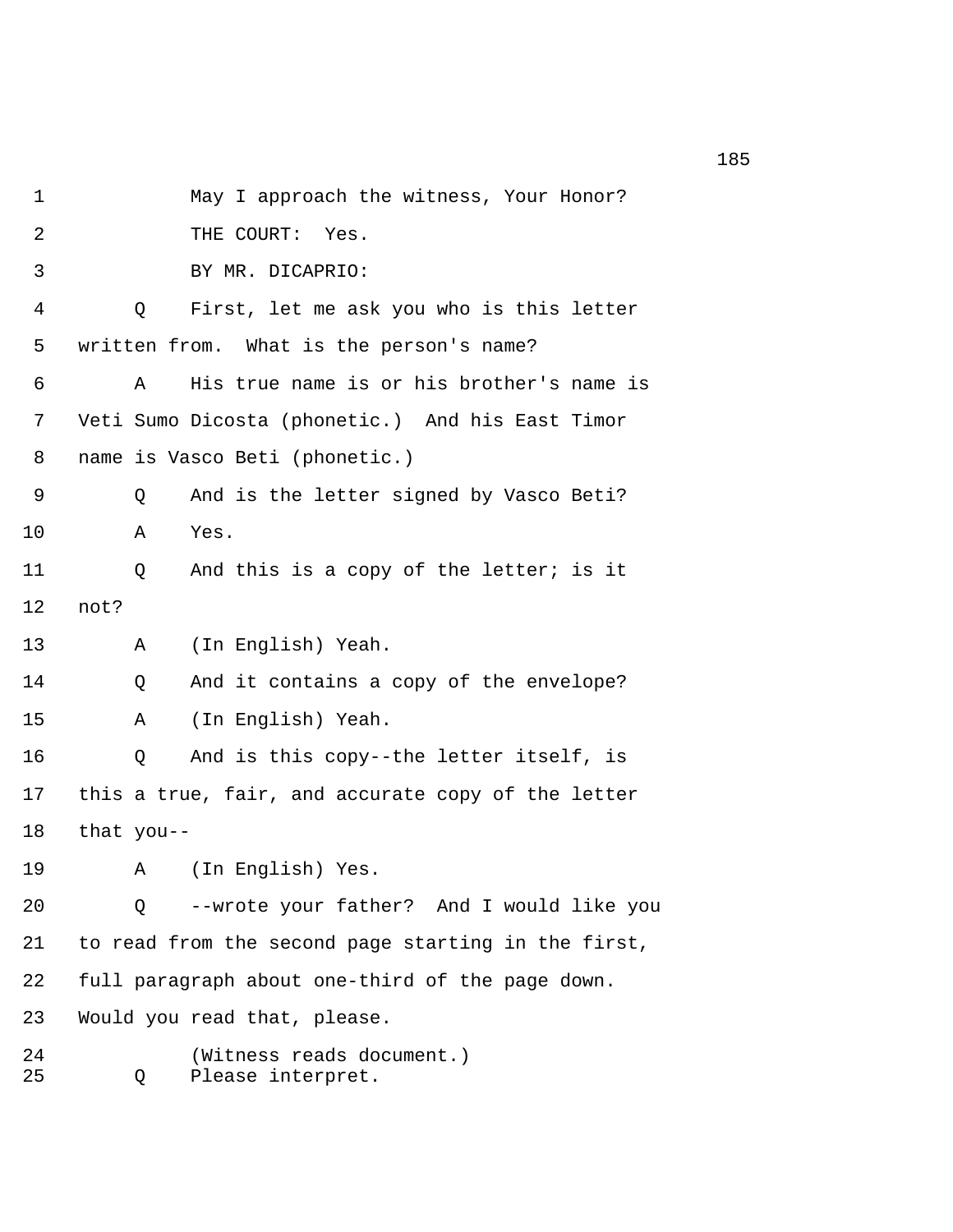1 May I approach the witness, Your Honor?

2 THE COURT: Yes.

3 BY MR. DICAPRIO:

4 Q First, let me ask you who is this letter

5 written from. What is the person's name?

6 A His true name is or his brother's name is

7 Veti Sumo Dicosta (phonetic.) And his East Timor

8 name is Vasco Beti (phonetic.)

9 Q And is the letter signed by Vasco Beti?

10 A Yes.

11 Q And this is a copy of the letter; is it

12 not?

13 A (In English) Yeah.

14 Q And it contains a copy of the envelope?

15 A (In English) Yeah.

16 Q And is this copy--the letter itself, is

17 this a true, fair, and accurate copy of the letter

18 that you--

19 A (In English) Yes.

20 Q --wrote your father? And I would like you

21 to read from the second page starting in the first,

22 full paragraph about one-third of the page down.

23 Would you read that, please.

24 (Witness reads document.)

25 Q Please interpret.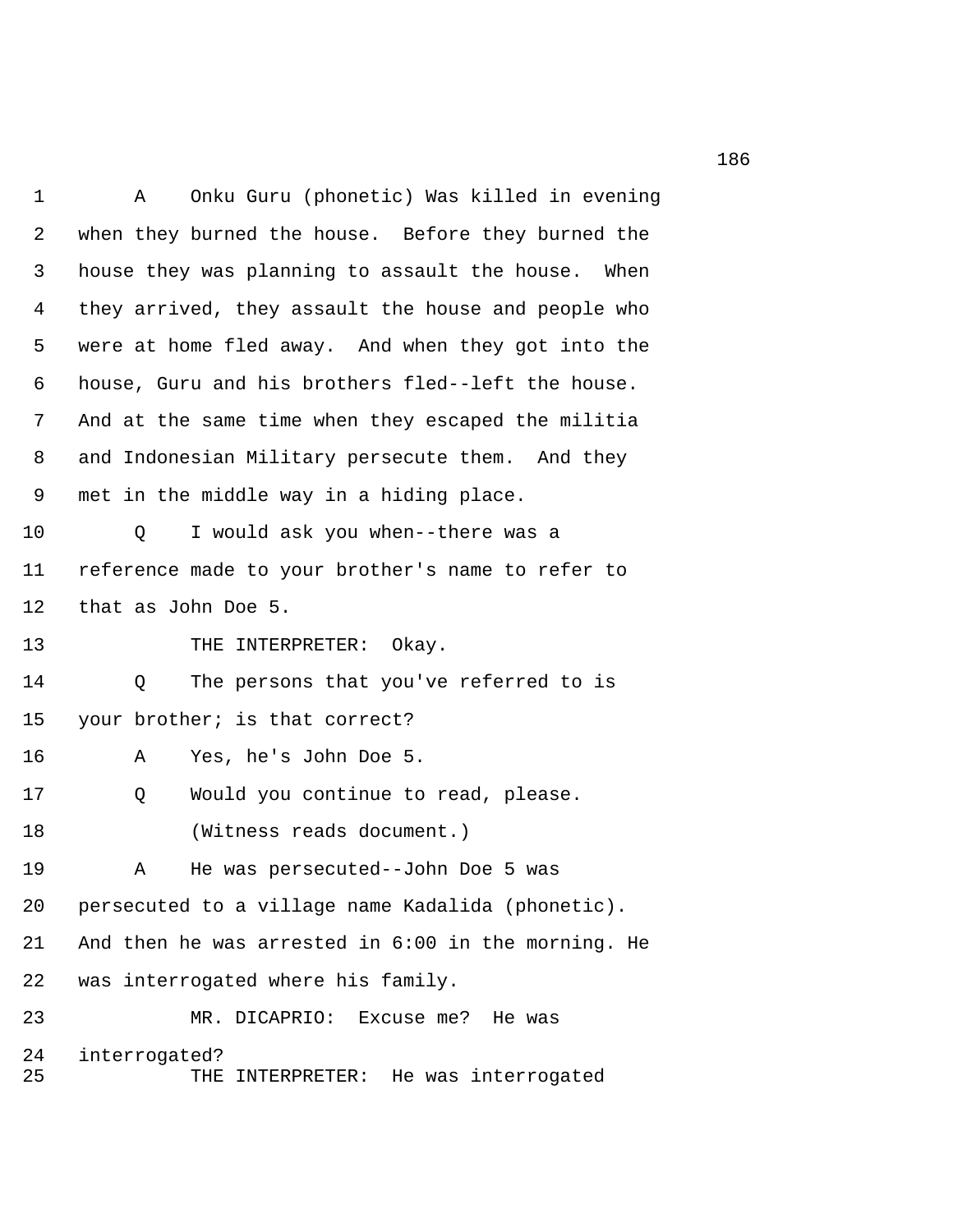1 A Onku Guru (phonetic) Was killed in evening
2 when they burned the house. Before they burned the
3 house they was planning to assault the house. When
4 they arrived, they assault the house and people who
5 were at home fled away. And when they got into the
6 house, Guru and his brothers fled--left the house.
7 And at the same time when they escaped the militia
8 and Indonesian Military persecute them. And they
9 met in the middle way in a hiding place.
10 Q I would ask you when--there was a
11 reference made to your brother's name to refer to
12 that as John Doe 5.
13 THE INTERPRETER: Okay.
14 Q The persons that you've referred to is
15 your brother; is that correct?
16 A Yes, he's John Doe 5.
17 Q Would you continue to read, please.
18 (Witness reads document.)
19 A He was persecuted--John Doe 5 was
20 persecuted to a village name Kadalida (phonetic).
21 And then he was arrested in 6:00 in the morning. He
22 was interrogated where his family.
23 MR. DICAPRIO: Excuse me? He was
24 interrogated?
25 THE INTERPRETER: He was interrogated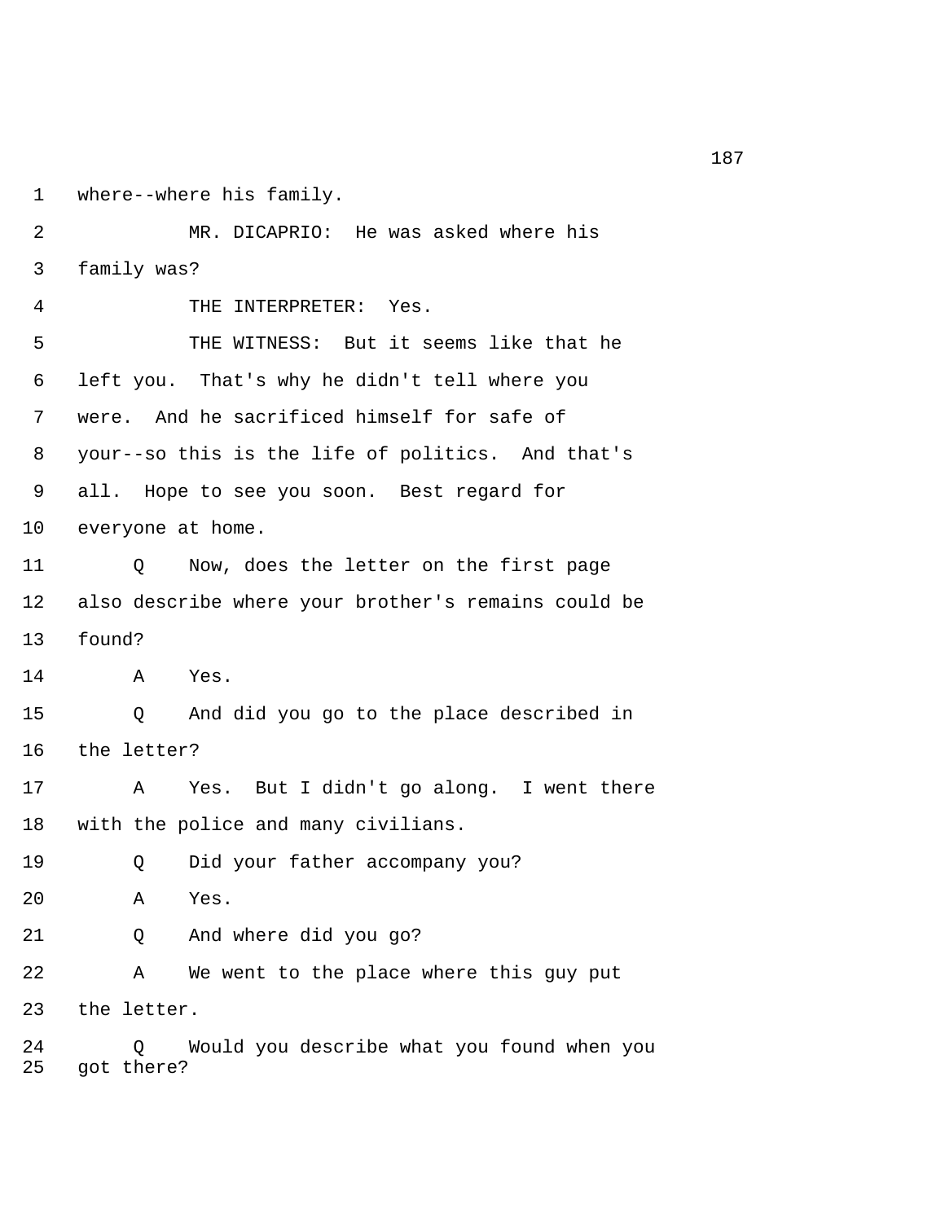where--where his family.

MR. DICAPRIO: He was asked where his family was?

THE INTERPRETER: Yes.

THE WITNESS: But it seems like that he left you. That's why he didn't tell where you were. And he sacrificed himself for safe of your--so this is the life of politics. And that's all. Hope to see you soon. Best regard for everyone at home.

Q Now, does the letter on the first page also describe where your brother's remains could be found?

A Yes.

Q And did you go to the place described in the letter?

A Yes. But I didn't go along. I went there with the police and many civilians.

Q Did your father accompany you?

A Yes.

Q And where did you go?

A We went to the place where this guy put the letter.

Q Would you describe what you found when you got there?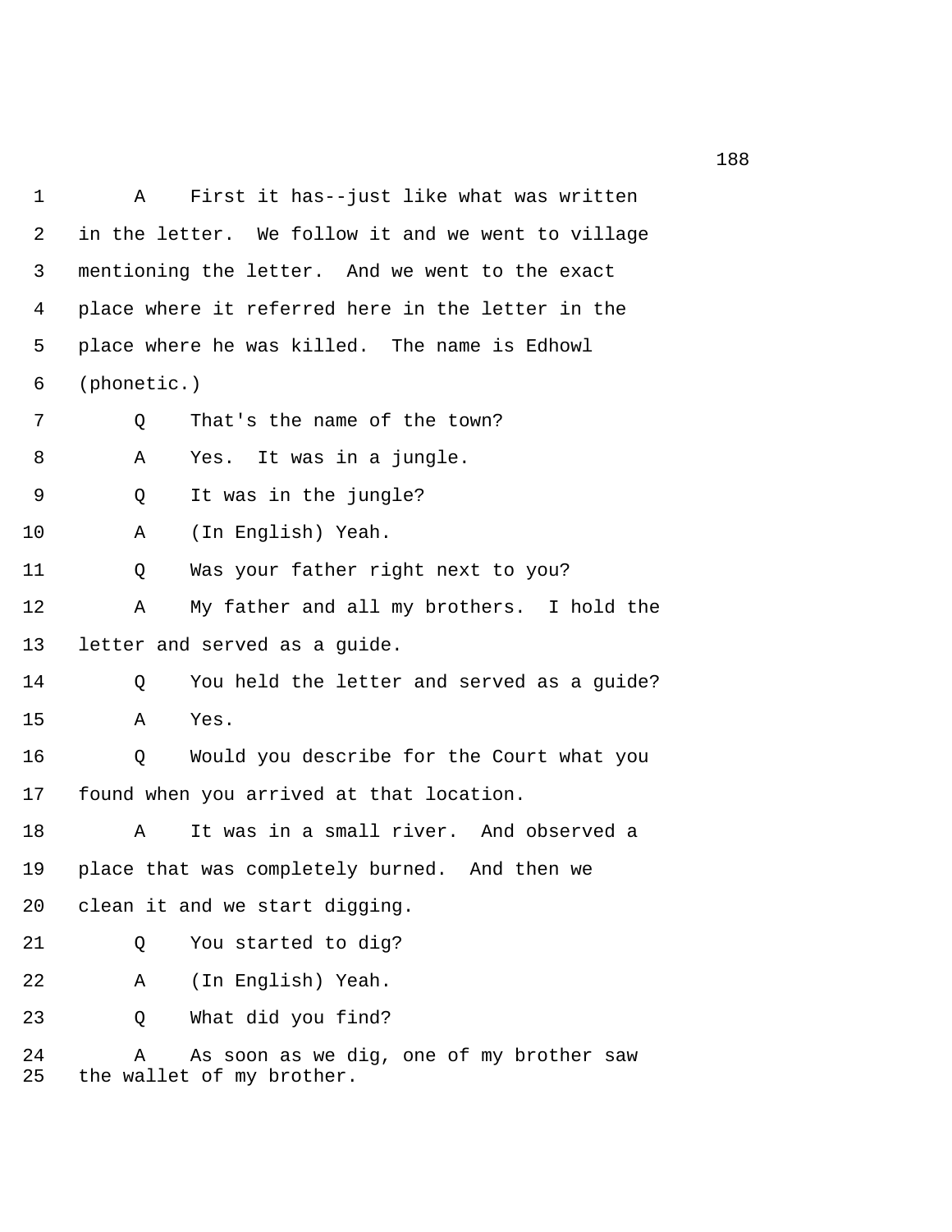A First it has--just like what was written in the letter. We follow it and we went to village mentioning the letter. And we went to the exact place where it referred here in the letter in the place where he was killed. The name is Edhowl (phonetic.)

Q That's the name of the town?

A Yes. It was in a jungle.

Q It was in the jungle?

A (In English) Yeah.

Q Was your father right next to you?

A My father and all my brothers. I hold the letter and served as a guide.

Q You held the letter and served as a guide?

A Yes.

Q Would you describe for the Court what you found when you arrived at that location.

A It was in a small river. And observed a place that was completely burned. And then we clean it and we start digging.

Q You started to dig?

A (In English) Yeah.

Q What did you find?

A As soon as we dig, one of my brother saw the wallet of my brother.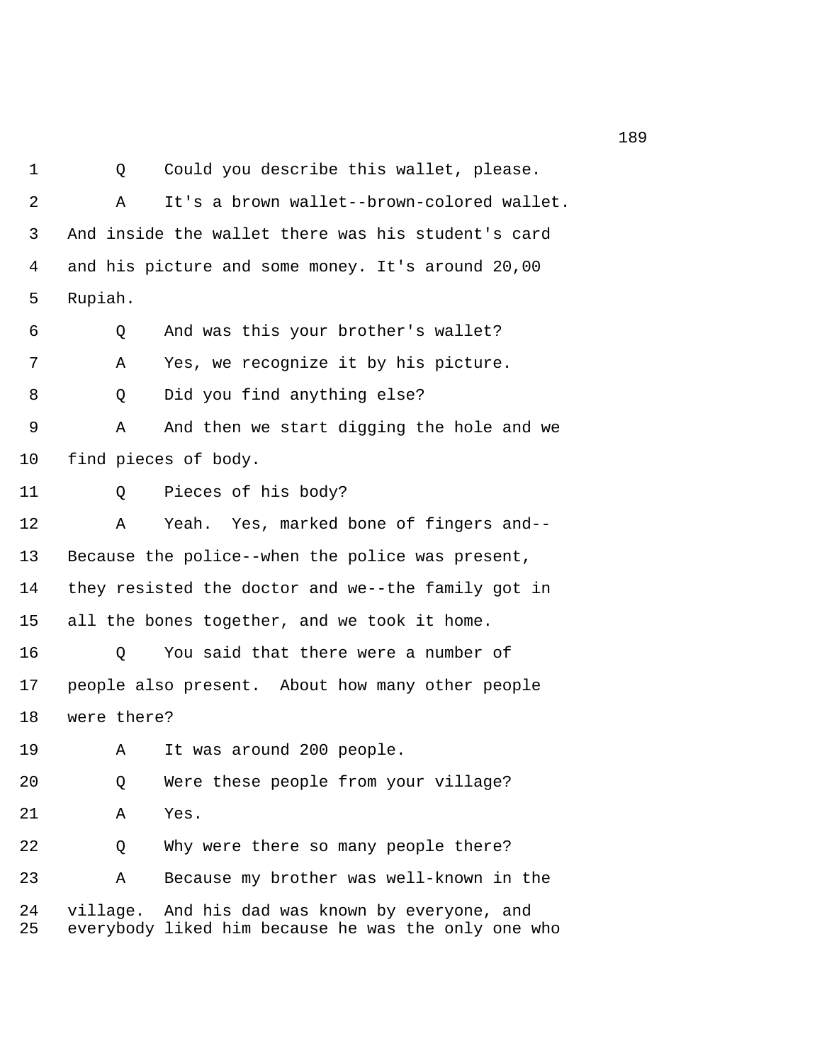Q Could you describe this wallet, please.

A It's a brown wallet--brown-colored wallet. And inside the wallet there was his student's card and his picture and some money. It's around 20,00 Rupiah.

Q And was this your brother's wallet?

A Yes, we recognize it by his picture.

Q Did you find anything else?

A And then we start digging the hole and we find pieces of body.

Q Pieces of his body?

A Yeah. Yes, marked bone of fingers and-- Because the police--when the police was present, they resisted the doctor and we--the family got in all the bones together, and we took it home.

Q You said that there were a number of people also present. About how many other people were there?

A It was around 200 people.

Q Were these people from your village?

A Yes.

Q Why were there so many people there?

A Because my brother was well-known in the village. And his dad was known by everyone, and everybody liked him because he was the only one who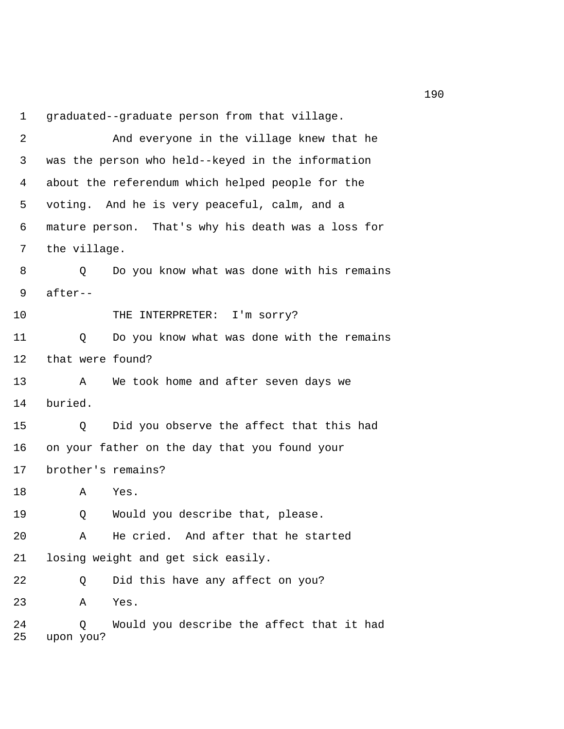1 graduated--graduate person from that village.

2 And everyone in the village knew that he

3 was the person who held--keyed in the information

4 about the referendum which helped people for the

5 voting. And he is very peaceful, calm, and a

6 mature person. That's why his death was a loss for

7 the village.

8 Q Do you know what was done with his remains

9 after--

10 THE INTERPRETER: I'm sorry?

11 Q Do you know what was done with the remains

12 that were found?

13 A We took home and after seven days we

14 buried.

15 Q Did you observe the affect that this had

16 on your father on the day that you found your

17 brother's remains?

18 A Yes.

19 Q Would you describe that, please.

20 A He cried. And after that he started

21 losing weight and get sick easily.

22 Q Did this have any affect on you?

23 A Yes.

24 Q Would you describe the affect that it had

25 upon you?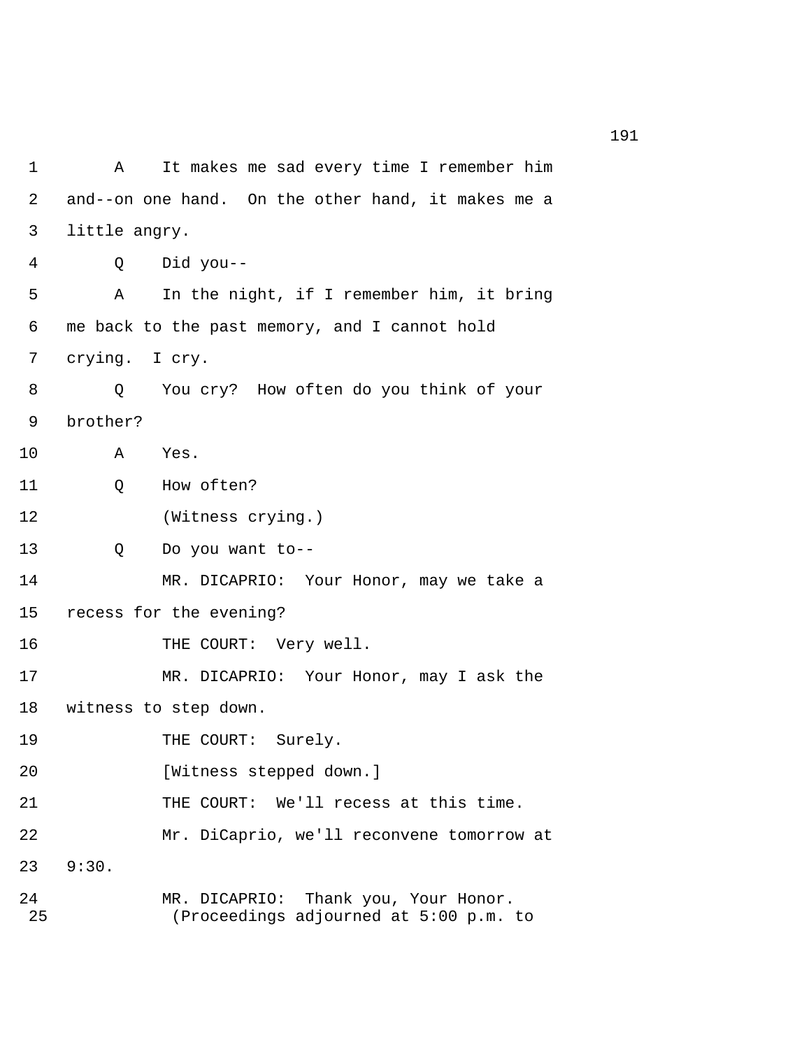1 A It makes me sad every time I remember him
2 and--on one hand. On the other hand, it makes me a
3 little angry.
4 Q Did you--
5 A In the night, if I remember him, it bring
6 me back to the past memory, and I cannot hold
7 crying. I cry.
8 Q You cry? How often do you think of your
9 brother?
10 A Yes.
11 Q How often?
12 (Witness crying.)
13 Q Do you want to--
14 MR. DICAPRIO: Your Honor, may we take a
15 recess for the evening?
16 THE COURT: Very well.
17 MR. DICAPRIO: Your Honor, may I ask the
18 witness to step down.
19 THE COURT: Surely.
20 [Witness stepped down.]
21 THE COURT: We'll recess at this time.
22 Mr. DiCaprio, we'll reconvene tomorrow at
23 9:30.
24 MR. DICAPRIO: Thank you, Your Honor.
25 (Proceedings adjourned at 5:00 p.m. to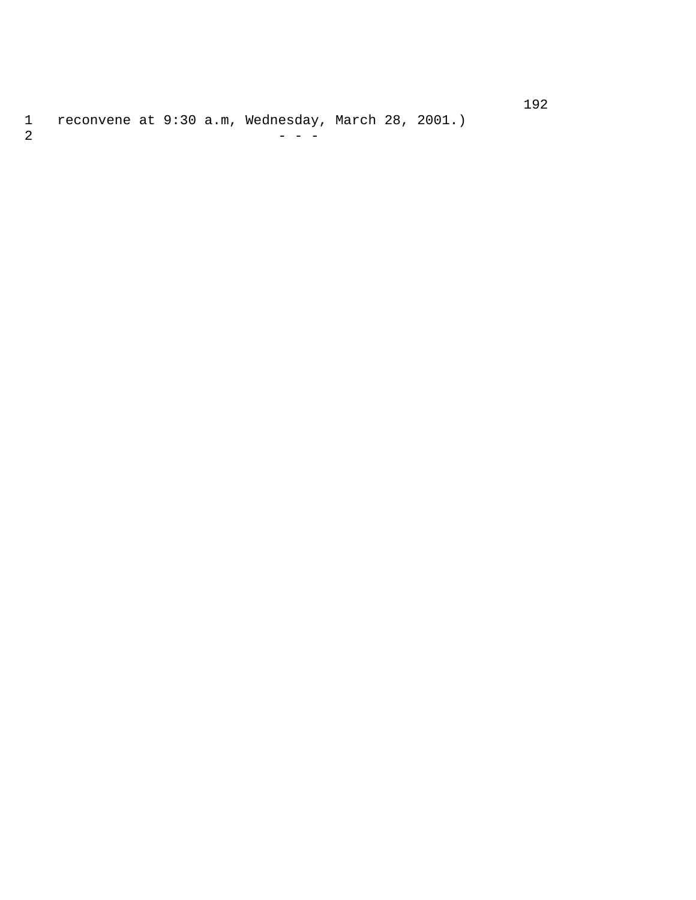reconvene at 9:30 a.m, Wednesday, March 28, 2001.)

- - -